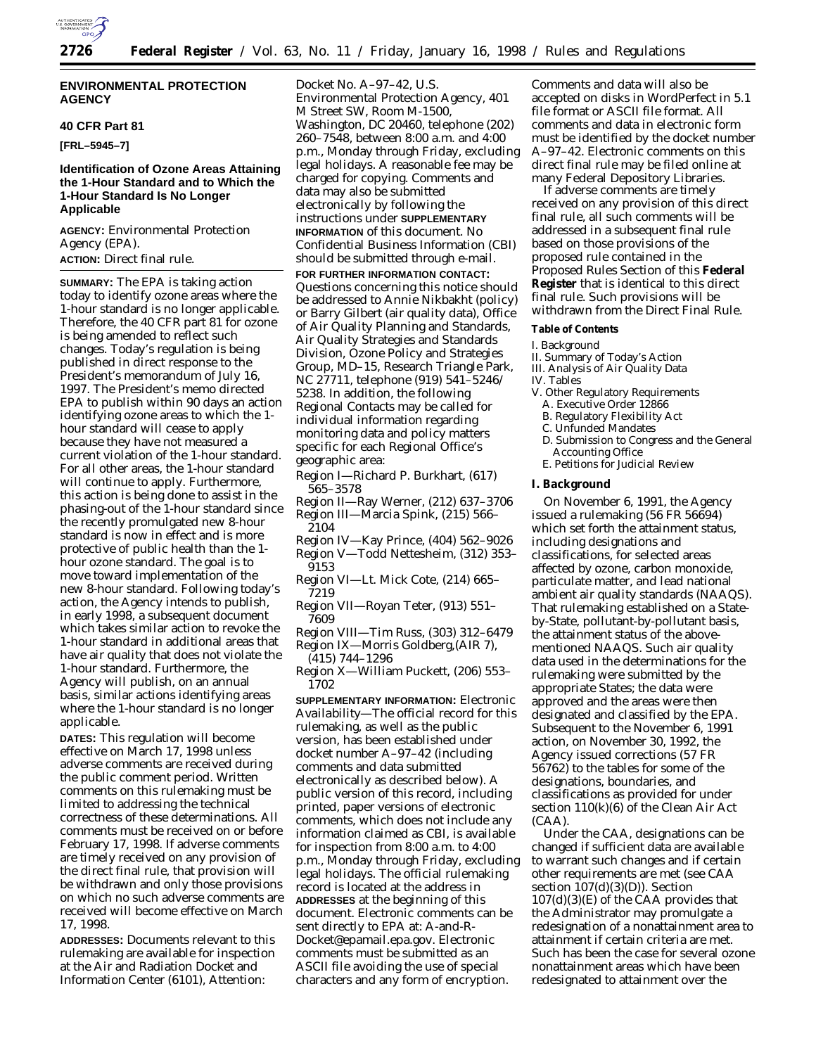**ENVIRONMENTAL PROTECTION AGENCY**

**40 CFR Part 81**

**[FRL–5945–7]**

## Identification of Ozone Areas Attaining the 1-Hour Standard and to Which the 1-Hour Standard Is No Longer Applicable

**AGENCY:** Environmental Protection Agency (EPA).

**ACTION:** Direct final rule.

**SUMMARY:** The EPA is taking action today to identify ozone areas where the 1-hour standard is no longer applicable. Therefore, the 40 CFR part 81 for ozone is being amended to reflect such changes. Today's regulation is being published in direct response to the President's memorandum of July 16, 1997. The President's memo directed EPA to publish within 90 days an action identifying ozone areas to which the 1-hour standard will cease to apply because they have not measured a current violation of the 1-hour standard. For all other areas, the 1-hour standard will continue to apply. Furthermore, this action is being done to assist in the phasing-out of the 1-hour standard since the recently promulgated new 8-hour standard is now in effect and is more protective of public health than the 1-hour ozone standard. The goal is to move toward implementation of the new 8-hour standard. Following today's action, the Agency intends to publish, in early 1998, a subsequent document which takes similar action to revoke the 1-hour standard in additional areas that have air quality that does not violate the 1-hour standard. Furthermore, the Agency will publish, on an annual basis, similar actions identifying areas where the 1-hour standard is no longer applicable.

**DATES:** This regulation will become effective on March 17, 1998 unless adverse comments are received during the public comment period. Written comments on this rulemaking must be limited to addressing the technical correctness of these determinations. All comments must be received on or before February 17, 1998. If adverse comments are timely received on any provision of the direct final rule, that provision will be withdrawn and only those provisions on which no such adverse comments are received will become effective on March 17, 1998.

**ADDRESSES:** Documents relevant to this rulemaking are available for inspection at the Air and Radiation Docket and Information Center (6101), Attention: Docket No. A–97–42, U.S. Environmental Protection Agency, 401 M Street SW, Room M-1500, Washington, DC 20460, telephone (202) 260–7548, between 8:00 a.m. and 4:00 p.m., Monday through Friday, excluding legal holidays. A reasonable fee may be charged for copying. Comments and data may also be submitted electronically by following the instructions under **SUPPLEMENTARY INFORMATION** of this document. No Confidential Business Information (CBI) should be submitted through e-mail.

**FOR FURTHER INFORMATION CONTACT:** Questions concerning this notice should be addressed to Annie Nikbakht (policy) or Barry Gilbert (air quality data), Office of Air Quality Planning and Standards, Air Quality Strategies and Standards Division, Ozone Policy and Strategies Group, MD–15, Research Triangle Park, NC 27711, telephone (919) 541–5246/5238. In addition, the following Regional Contacts may be called for individual information regarding monitoring data and policy matters specific for each Regional Office's geographic area:

Region I—Richard P. Burkhart, (617) 565–3578
Region II—Ray Werner, (212) 637–3706
Region III—Marcia Spink, (215) 566–2104
Region IV—Kay Prince, (404) 562–9026
Region V—Todd Nettesheim, (312) 353–9153
Region VI—Lt. Mick Cote, (214) 665–7219
Region VII—Royan Teter, (913) 551–7609
Region VIII—Tim Russ, (303) 312–6479
Region IX—Morris Goldberg,(AIR 7), (415) 744–1296
Region X—William Puckett, (206) 553–1702

**SUPPLEMENTARY INFORMATION:** Electronic Availability—The official record for this rulemaking, as well as the public version, has been established under docket number A–97–42 (including comments and data submitted electronically as described below). A public version of this record, including printed, paper versions of electronic comments, which does not include any information claimed as CBI, is available for inspection from 8:00 a.m. to 4:00 p.m., Monday through Friday, excluding legal holidays. The official rulemaking record is located at the address in **ADDRESSES** at the beginning of this document. Electronic comments can be sent directly to EPA at: A-and-R-Docket@epamail.epa.gov. Electronic comments must be submitted as an ASCII file avoiding the use of special characters and any form of encryption. Comments and data will also be accepted on disks in WordPerfect in 5.1 file format or ASCII file format. All comments and data in electronic form must be identified by the docket number A–97–42. Electronic comments on this direct final rule may be filed online at many Federal Depository Libraries.

If adverse comments are timely received on any provision of this direct final rule, all such comments will be addressed in a subsequent final rule based on those provisions of the proposed rule contained in the Proposed Rules Section of this **Federal Register** that is identical to this direct final rule. Such provisions will be withdrawn from the Direct Final Rule.

**Table of Contents**

I. Background
II. Summary of Today's Action
III. Analysis of Air Quality Data
IV. Tables
V. Other Regulatory Requirements
  A. Executive Order 12866
  B. Regulatory Flexibility Act
  C. Unfunded Mandates
  D. Submission to Congress and the General Accounting Office
  E. Petitions for Judicial Review

### I. Background

On November 6, 1991, the Agency issued a rulemaking (56 FR 56694) which set forth the attainment status, including designations and classifications, for selected areas affected by ozone, carbon monoxide, particulate matter, and lead national ambient air quality standards (NAAQS). That rulemaking established on a State-by-State, pollutant-by-pollutant basis, the attainment status of the above-mentioned NAAQS. Such air quality data used in the determinations for the rulemaking were submitted by the appropriate States; the data were approved and the areas were then designated and classified by the EPA. Subsequent to the November 6, 1991 action, on November 30, 1992, the Agency issued corrections (57 FR 56762) to the tables for some of the designations, boundaries, and classifications as provided for under section 110(k)(6) of the Clean Air Act (CAA).

Under the CAA, designations can be changed if sufficient data are available to warrant such changes and if certain other requirements are met (see CAA section 107(d)(3)(D)). Section 107(d)(3)(E) of the CAA provides that the Administrator may promulgate a redesignation of a nonattainment area to attainment if certain criteria are met. Such has been the case for several ozone nonattainment areas which have been redesignated to attainment over the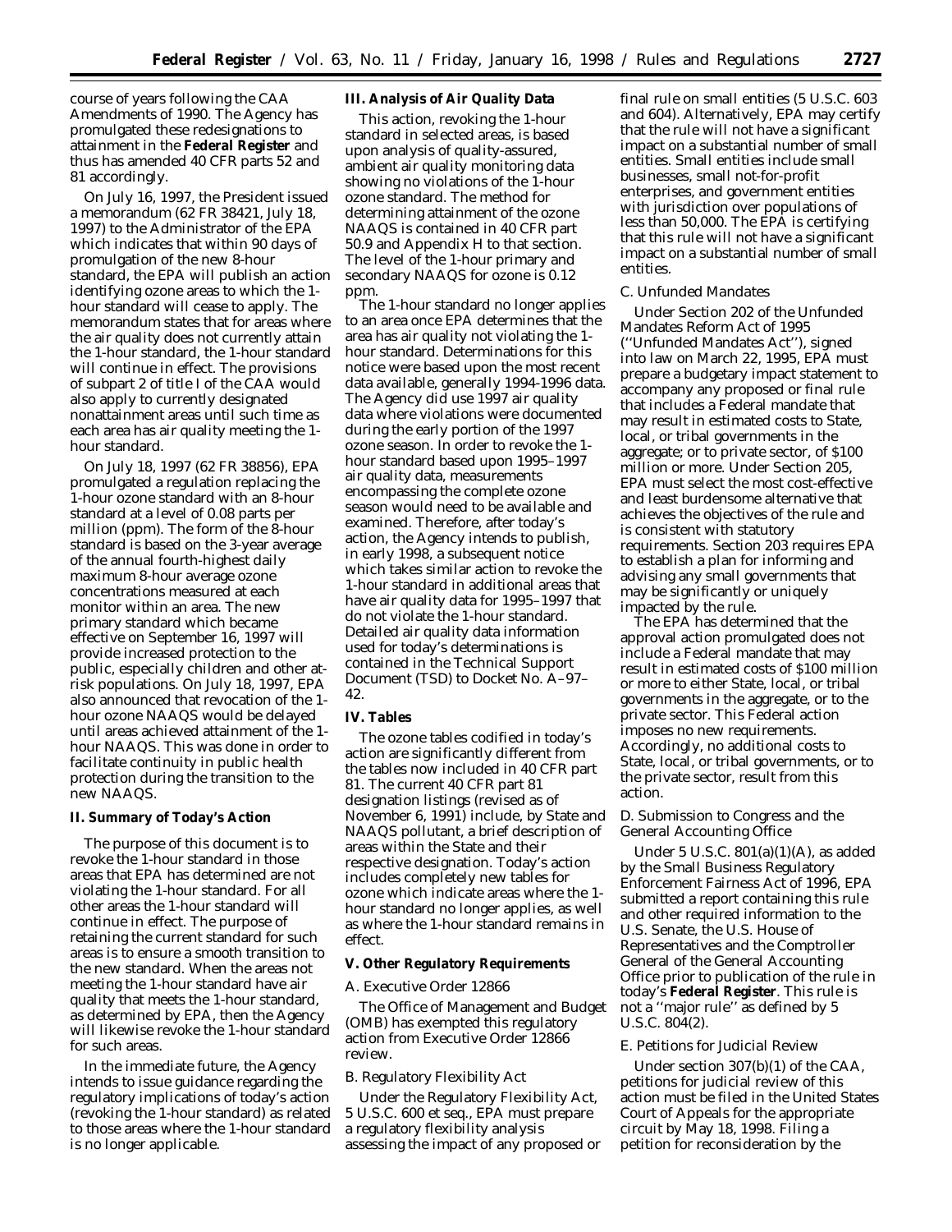course of years following the CAA Amendments of 1990. The Agency has promulgated these redesignations to attainment in the **Federal Register** and thus has amended 40 CFR parts 52 and 81 accordingly.

On July 16, 1997, the President issued a memorandum (62 FR 38421, July 18, 1997) to the Administrator of the EPA which indicates that within 90 days of promulgation of the new 8-hour standard, the EPA will publish an action identifying ozone areas to which the 1-hour standard will cease to apply. The memorandum states that for areas where the air quality does not currently attain the 1-hour standard, the 1-hour standard will continue in effect. The provisions of subpart 2 of title I of the CAA would also apply to currently designated nonattainment areas until such time as each area has air quality meeting the 1-hour standard.

On July 18, 1997 (62 FR 38856), EPA promulgated a regulation replacing the 1-hour ozone standard with an 8-hour standard at a level of 0.08 parts per million (ppm). The form of the 8-hour standard is based on the 3-year average of the annual fourth-highest daily maximum 8-hour average ozone concentrations measured at each monitor within an area. The new primary standard which became effective on September 16, 1997 will provide increased protection to the public, especially children and other at-risk populations. On July 18, 1997, EPA also announced that revocation of the 1-hour ozone NAAQS would be delayed until areas achieved attainment of the 1-hour NAAQS. This was done in order to facilitate continuity in public health protection during the transition to the new NAAQS.

## II. Summary of Today's Action

The purpose of this document is to revoke the 1-hour standard in those areas that EPA has determined are not violating the 1-hour standard. For all other areas the 1-hour standard will continue in effect. The purpose of retaining the current standard for such areas is to ensure a smooth transition to the new standard. When the areas not meeting the 1-hour standard have air quality that meets the 1-hour standard, as determined by EPA, then the Agency will likewise revoke the 1-hour standard for such areas.

In the immediate future, the Agency intends to issue guidance regarding the regulatory implications of today's action (revoking the 1-hour standard) as related to those areas where the 1-hour standard is no longer applicable.

## III. Analysis of Air Quality Data

This action, revoking the 1-hour standard in selected areas, is based upon analysis of quality-assured, ambient air quality monitoring data showing no violations of the 1-hour ozone standard. The method for determining attainment of the ozone NAAQS is contained in 40 CFR part 50.9 and Appendix H to that section. The level of the 1-hour primary and secondary NAAQS for ozone is 0.12 ppm.

The 1-hour standard no longer applies to an area once EPA determines that the area has air quality not violating the 1-hour standard. Determinations for this notice were based upon the most recent data available, generally 1994-1996 data. The Agency did use 1997 air quality data where violations were documented during the early portion of the 1997 ozone season. In order to revoke the 1-hour standard based upon 1995–1997 air quality data, measurements encompassing the complete ozone season would need to be available and examined. Therefore, after today's action, the Agency intends to publish, in early 1998, a subsequent notice which takes similar action to revoke the 1-hour standard in additional areas that have air quality data for 1995–1997 that do not violate the 1-hour standard. Detailed air quality data information used for today's determinations is contained in the Technical Support Document (TSD) to Docket No. A–97–42.

## IV. Tables

The ozone tables codified in today's action are significantly different from the tables now included in 40 CFR part 81. The current 40 CFR part 81 designation listings (revised as of November 6, 1991) include, by State and NAAQS pollutant, a brief description of areas within the State and their respective designation. Today's action includes completely new tables for ozone which indicate areas where the 1-hour standard no longer applies, as well as where the 1-hour standard remains in effect.

## V. Other Regulatory Requirements

### A. Executive Order 12866

The Office of Management and Budget (OMB) has exempted this regulatory action from Executive Order 12866 review.

### B. Regulatory Flexibility Act

Under the Regulatory Flexibility Act, 5 U.S.C. 600 et seq., EPA must prepare a regulatory flexibility analysis assessing the impact of any proposed or final rule on small entities (5 U.S.C. 603 and 604). Alternatively, EPA may certify that the rule will not have a significant impact on a substantial number of small entities. Small entities include small businesses, small not-for-profit enterprises, and government entities with jurisdiction over populations of less than 50,000. The EPA is certifying that this rule will not have a significant impact on a substantial number of small entities.

### C. Unfunded Mandates

Under Section 202 of the Unfunded Mandates Reform Act of 1995 (''Unfunded Mandates Act''), signed into law on March 22, 1995, EPA must prepare a budgetary impact statement to accompany any proposed or final rule that includes a Federal mandate that may result in estimated costs to State, local, or tribal governments in the aggregate; or to private sector, of $100 million or more. Under Section 205, EPA must select the most cost-effective and least burdensome alternative that achieves the objectives of the rule and is consistent with statutory requirements. Section 203 requires EPA to establish a plan for informing and advising any small governments that may be significantly or uniquely impacted by the rule.

The EPA has determined that the approval action promulgated does not include a Federal mandate that may result in estimated costs of $100 million or more to either State, local, or tribal governments in the aggregate, or to the private sector. This Federal action imposes no new requirements. Accordingly, no additional costs to State, local, or tribal governments, or to the private sector, result from this action.

### D. Submission to Congress and the General Accounting Office

Under 5 U.S.C. 801(a)(1)(A), as added by the Small Business Regulatory Enforcement Fairness Act of 1996, EPA submitted a report containing this rule and other required information to the U.S. Senate, the U.S. House of Representatives and the Comptroller General of the General Accounting Office prior to publication of the rule in today's **Federal Register**. This rule is not a ''major rule'' as defined by 5 U.S.C. 804(2).

### E. Petitions for Judicial Review

Under section 307(b)(1) of the CAA, petitions for judicial review of this action must be filed in the United States Court of Appeals for the appropriate circuit by May 18, 1998. Filing a petition for reconsideration by the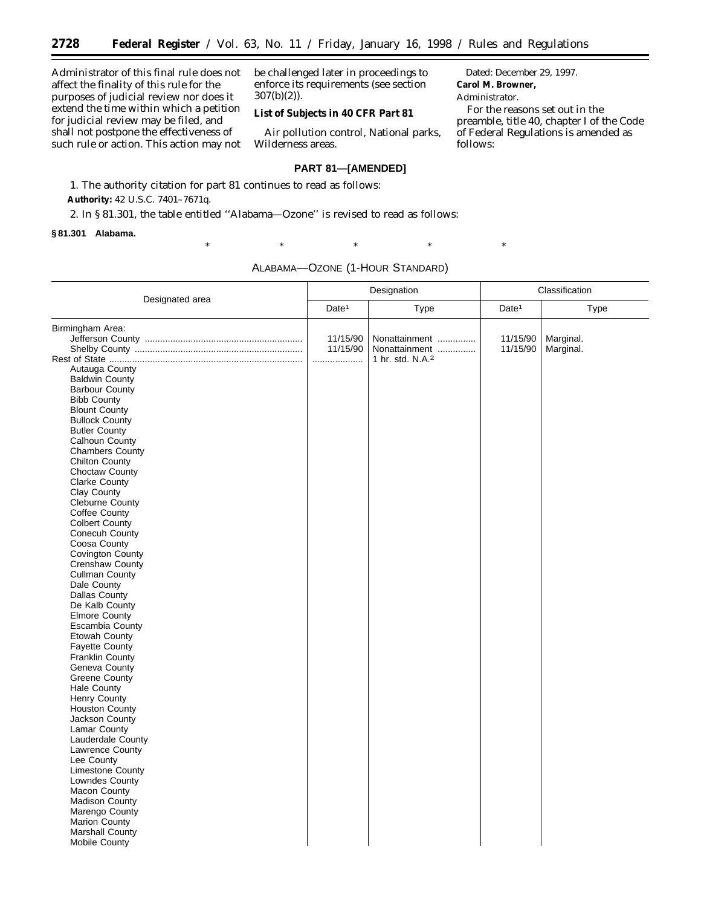Administrator of this final rule does not affect the finality of this rule for the purposes of judicial review nor does it extend the time within which a petition for judicial review may be filed, and shall not postpone the effectiveness of such rule or action. This action may not be challenged later in proceedings to enforce its requirements (see section 307(b)(2)).

**List of Subjects in 40 CFR Part 81**

Air pollution control, National parks, Wilderness areas.

Dated: December 29, 1997.

**Carol M. Browner,**

*Administrator.*

For the reasons set out in the preamble, title 40, chapter I of the Code of Federal Regulations is amended as follows:

**PART 81—[AMENDED]**

1. The authority citation for part 81 continues to read as follows:

**Authority:** 42 U.S.C. 7401–7671q.

2. In § 81.301, the table entitled ''Alabama—Ozone'' is revised to read as follows:

**§ 81.301 Alabama.**

\* \* \* \* \*

ALABAMA—OZONE (1-HOUR STANDARD)

| Designated area | Designation | | Classification | |
|---|---|---|---|---|
| | Date[1] | Type | Date[1] | Type |
| Birmingham Area: | | | | |
| Jefferson County | 11/15/90 | Nonattainment | 11/15/90 | Marginal. |
| Shelby County | 11/15/90 | Nonattainment | 11/15/90 | Marginal. |
| Rest of State | .................... | 1 hr. std. N.A.[2] | | |
| Autauga County | | | | |
| Baldwin County | | | | |
| Barbour County | | | | |
| Bibb County | | | | |
| Blount County | | | | |
| Bullock County | | | | |
| Butler County | | | | |
| Calhoun County | | | | |
| Chambers County | | | | |
| Chilton County | | | | |
| Choctaw County | | | | |
| Clarke County | | | | |
| Clay County | | | | |
| Cleburne County | | | | |
| Coffee County | | | | |
| Colbert County | | | | |
| Conecuh County | | | | |
| Coosa County | | | | |
| Covington County | | | | |
| Crenshaw County | | | | |
| Cullman County | | | | |
| Dale County | | | | |
| Dallas County | | | | |
| De Kalb County | | | | |
| Elmore County | | | | |
| Escambia County | | | | |
| Etowah County | | | | |
| Fayette County | | | | |
| Franklin County | | | | |
| Geneva County | | | | |
| Greene County | | | | |
| Hale County | | | | |
| Henry County | | | | |
| Houston County | | | | |
| Jackson County | | | | |
| Lamar County | | | | |
| Lauderdale County | | | | |
| Lawrence County | | | | |
| Lee County | | | | |
| Limestone County | | | | |
| Lowndes County | | | | |
| Macon County | | | | |
| Madison County | | | | |
| Marengo County | | | | |
| Marion County | | | | |
| Marshall County | | | | |
| Mobile County | | | | |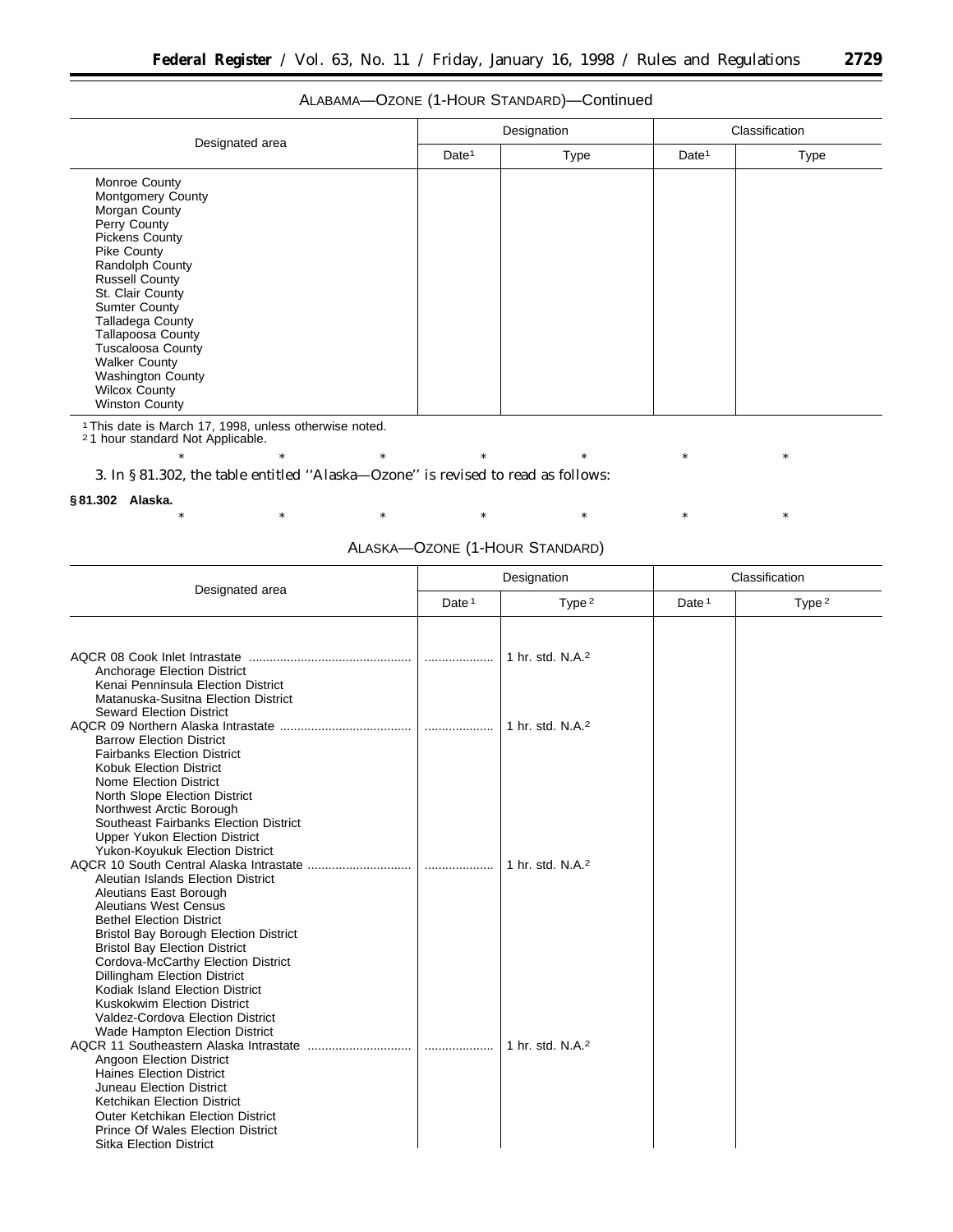ALABAMA—OZONE (1-HOUR STANDARD)—Continued

| Designated area | Designation | | Classification | |
|---|---|---|---|---|
| | Date[1] | Type | Date[1] | Type |
| Monroe County | | | | |
| Montgomery County | | | | |
| Morgan County | | | | |
| Perry County | | | | |
| Pickens County | | | | |
| Pike County | | | | |
| Randolph County | | | | |
| Russell County | | | | |
| St. Clair County | | | | |
| Sumter County | | | | |
| Talladega County | | | | |
| Tallapoosa County | | | | |
| Tuscaloosa County | | | | |
| Walker County | | | | |
| Washington County | | | | |
| Wilcox County | | | | |
| Winston County | | | | |

[1] This date is March 17, 1998, unless otherwise noted.
[2] 1 hour standard Not Applicable.

\* \* \* \* \* \* \*

3. In § 81.302, the table entitled ''Alaska—Ozone'' is revised to read as follows:

**§ 81.302 Alaska.**

\* \* \* \* \* \* \*

ALASKA—OZONE (1-HOUR STANDARD)

| Designated area | Designation | | Classification | |
|---|---|---|---|---|
| | Date[1] | Type[2] | Date[1] | Type[2] |
| AQCR 08 Cook Inlet Intrastate | .................... | 1 hr. std. N.A.[2] | | |
| Anchorage Election District | | | | |
| Kenai Penninsula Election District | | | | |
| Matanuska-Susitna Election District | | | | |
| Seward Election District | | | | |
| AQCR 09 Northern Alaska Intrastate | .................... | 1 hr. std. N.A.[2] | | |
| Barrow Election District | | | | |
| Fairbanks Election District | | | | |
| Kobuk Election District | | | | |
| Nome Election District | | | | |
| North Slope Election District | | | | |
| Northwest Arctic Borough | | | | |
| Southeast Fairbanks Election District | | | | |
| Upper Yukon Election District | | | | |
| Yukon-Koyukuk Election District | | | | |
| AQCR 10 South Central Alaska Intrastate | .................... | 1 hr. std. N.A.[2] | | |
| Aleutian Islands Election District | | | | |
| Aleutians East Borough | | | | |
| Aleutians West Census | | | | |
| Bethel Election District | | | | |
| Bristol Bay Borough Election District | | | | |
| Bristol Bay Election District | | | | |
| Cordova-McCarthy Election District | | | | |
| Dillingham Election District | | | | |
| Kodiak Island Election District | | | | |
| Kuskokwim Election District | | | | |
| Valdez-Cordova Election District | | | | |
| Wade Hampton Election District | | | | |
| AQCR 11 Southeastern Alaska Intrastate | .................... | 1 hr. std. N.A.[2] | | |
| Angoon Election District | | | | |
| Haines Election District | | | | |
| Juneau Election District | | | | |
| Ketchikan Election District | | | | |
| Outer Ketchikan Election District | | | | |
| Prince Of Wales Election District | | | | |
| Sitka Election District | | | | |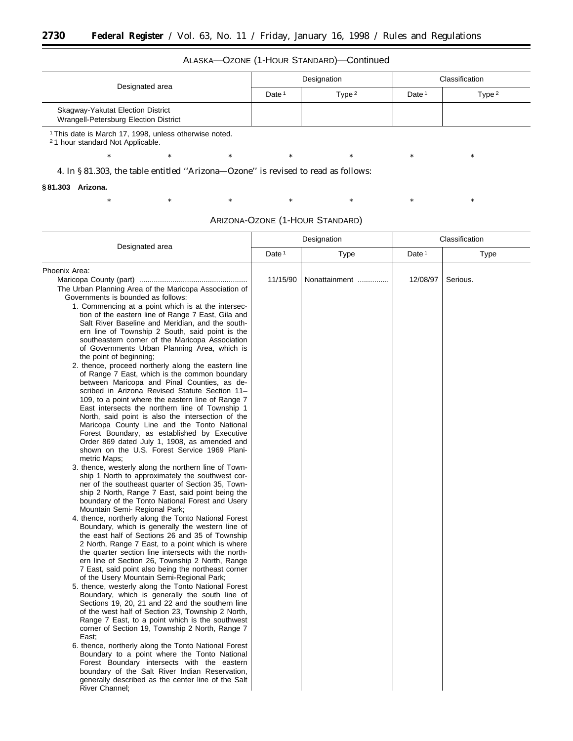ALASKA—OZONE (1-HOUR STANDARD)—Continued

| Designated area | Designation | | Classification | |
|---|---|---|---|---|
| | Date [1] | Type [2] | Date [1] | Type [2] |
| Skagway-Yakutat Election District<br>Wrangell-Petersburg Election District | | | | |

[1] This date is March 17, 1998, unless otherwise noted.
[2] 1 hour standard Not Applicable.

\* \* \* \* \* \* \*

4. In § 81.303, the table entitled ''Arizona—Ozone'' is revised to read as follows:

**§ 81.303 Arizona.**

\* \* \* \* \* \* \*

ARIZONA-OZONE (1-HOUR STANDARD)

| Designated area | Designation | | Classification | |
|---|---|---|---|---|
| | Date [1] | Type | Date [1] | Type |
| Phoenix Area: | | | | |
| Maricopa County (part) .................................................... | 11/15/90 | Nonattainment .............. | 12/08/97 | Serious. |
| The Urban Planning Area of the Maricopa Association of Governments is bounded as follows: | | | | |
| 1. Commencing at a point which is at the intersection of the eastern line of Range 7 East, Gila and Salt River Baseline and Meridian, and the southern line of Township 2 South, said point is the southeastern corner of the Maricopa Association of Governments Urban Planning Area, which is the point of beginning; | | | | |
| 2. thence, proceed northerly along the eastern line of Range 7 East, which is the common boundary between Maricopa and Pinal Counties, as described in Arizona Revised Statute Section 11–109, to a point where the eastern line of Range 7 East intersects the northern line of Township 1 North, said point is also the intersection of the Maricopa County Line and the Tonto National Forest Boundary, as established by Executive Order 869 dated July 1, 1908, as amended and shown on the U.S. Forest Service 1969 Planimetric Maps; | | | | |
| 3. thence, westerly along the northern line of Township 1 North to approximately the southwest corner of the southeast quarter of Section 35, Township 2 North, Range 7 East, said point being the boundary of the Tonto National Forest and Usery Mountain Semi- Regional Park; | | | | |
| 4. thence, northerly along the Tonto National Forest Boundary, which is generally the western line of the east half of Sections 26 and 35 of Township 2 North, Range 7 East, to a point which is where the quarter section line intersects with the northern line of Section 26, Township 2 North, Range 7 East, said point also being the northeast corner of the Usery Mountain Semi-Regional Park; | | | | |
| 5. thence, westerly along the Tonto National Forest Boundary, which is generally the south line of Sections 19, 20, 21 and 22 and the southern line of the west half of Section 23, Township 2 North, Range 7 East, to a point which is the southwest corner of Section 19, Township 2 North, Range 7 East; | | | | |
| 6. thence, northerly along the Tonto National Forest Boundary to a point where the Tonto National Forest Boundary intersects with the eastern boundary of the Salt River Indian Reservation, generally described as the center line of the Salt River Channel; | | | | |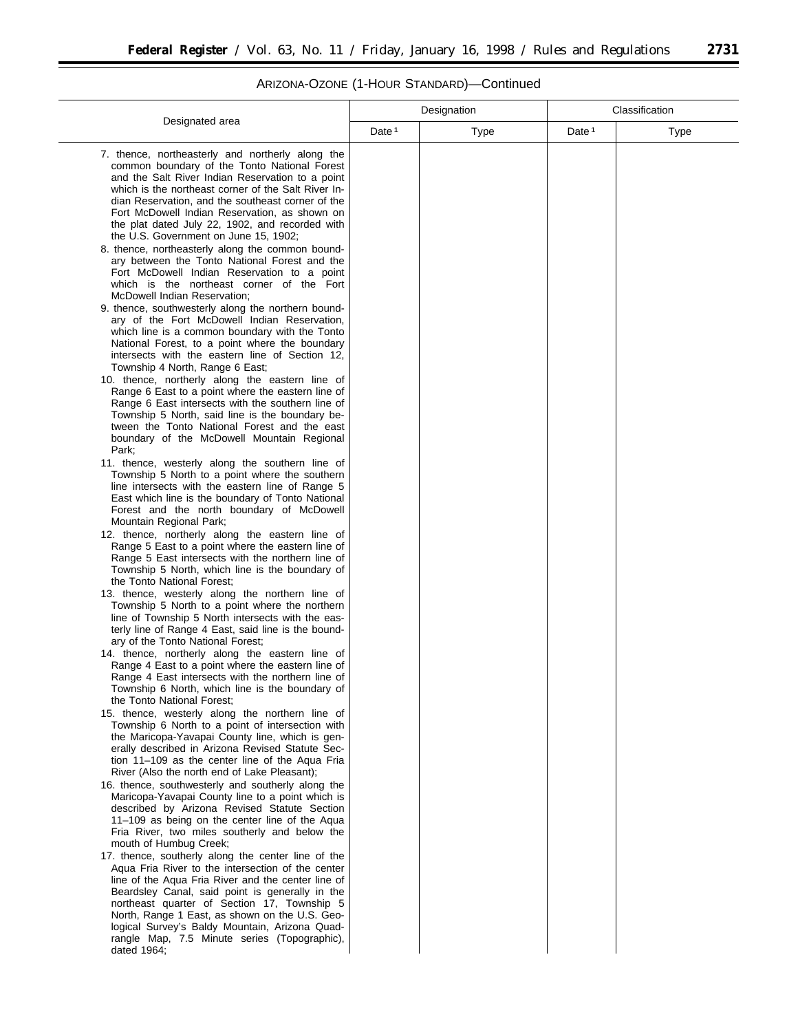ARIZONA-OZONE (1-HOUR STANDARD)—Continued

| Designated area | Designation | | Classification | |
|---|---|---|---|---|
| | Date [1] | Type | Date [1] | Type |
| 7. thence, northeasterly and northerly along the common boundary of the Tonto National Forest and the Salt River Indian Reservation to a point which is the northeast corner of the Salt River Indian Reservation, and the southeast corner of the Fort McDowell Indian Reservation, as shown on the plat dated July 22, 1902, and recorded with the U.S. Government on June 15, 1902; | | | | |
| 8. thence, northeasterly along the common boundary between the Tonto National Forest and the Fort McDowell Indian Reservation to a point which is the northeast corner of the Fort McDowell Indian Reservation; | | | | |
| 9. thence, southwesterly along the northern boundary of the Fort McDowell Indian Reservation, which line is a common boundary with the Tonto National Forest, to a point where the boundary intersects with the eastern line of Section 12, Township 4 North, Range 6 East; | | | | |
| 10. thence, northerly along the eastern line of Range 6 East to a point where the eastern line of Range 6 East intersects with the southern line of Township 5 North, said line is the boundary between the Tonto National Forest and the east boundary of the McDowell Mountain Regional Park; | | | | |
| 11. thence, westerly along the southern line of Township 5 North to a point where the southern line intersects with the eastern line of Range 5 East which line is the boundary of Tonto National Forest and the north boundary of McDowell Mountain Regional Park; | | | | |
| 12. thence, northerly along the eastern line of Range 5 East to a point where the eastern line of Range 5 East intersects with the northern line of Township 5 North, which line is the boundary of the Tonto National Forest; | | | | |
| 13. thence, westerly along the northern line of Township 5 North to a point where the northern line of Township 5 North intersects with the easterly line of Range 4 East, said line is the boundary of the Tonto National Forest; | | | | |
| 14. thence, northerly along the eastern line of Range 4 East to a point where the eastern line of Range 4 East intersects with the northern line of Township 6 North, which line is the boundary of the Tonto National Forest; | | | | |
| 15. thence, westerly along the northern line of Township 6 North to a point of intersection with the Maricopa-Yavapai County line, which is generally described in Arizona Revised Statute Section 11–109 as the center line of the Aqua Fria River (Also the north end of Lake Pleasant); | | | | |
| 16. thence, southwesterly and southerly along the Maricopa-Yavapai County line to a point which is described by Arizona Revised Statute Section 11–109 as being on the center line of the Aqua Fria River, two miles southerly and below the mouth of Humbug Creek; | | | | |
| 17. thence, southerly along the center line of the Aqua Fria River to the intersection of the center line of the Aqua Fria River and the center line of Beardsley Canal, said point is generally in the northeast quarter of Section 17, Township 5 North, Range 1 East, as shown on the U.S. Geological Survey's Baldy Mountain, Arizona Quadrangle Map, 7.5 Minute series (Topographic), dated 1964; | | | | |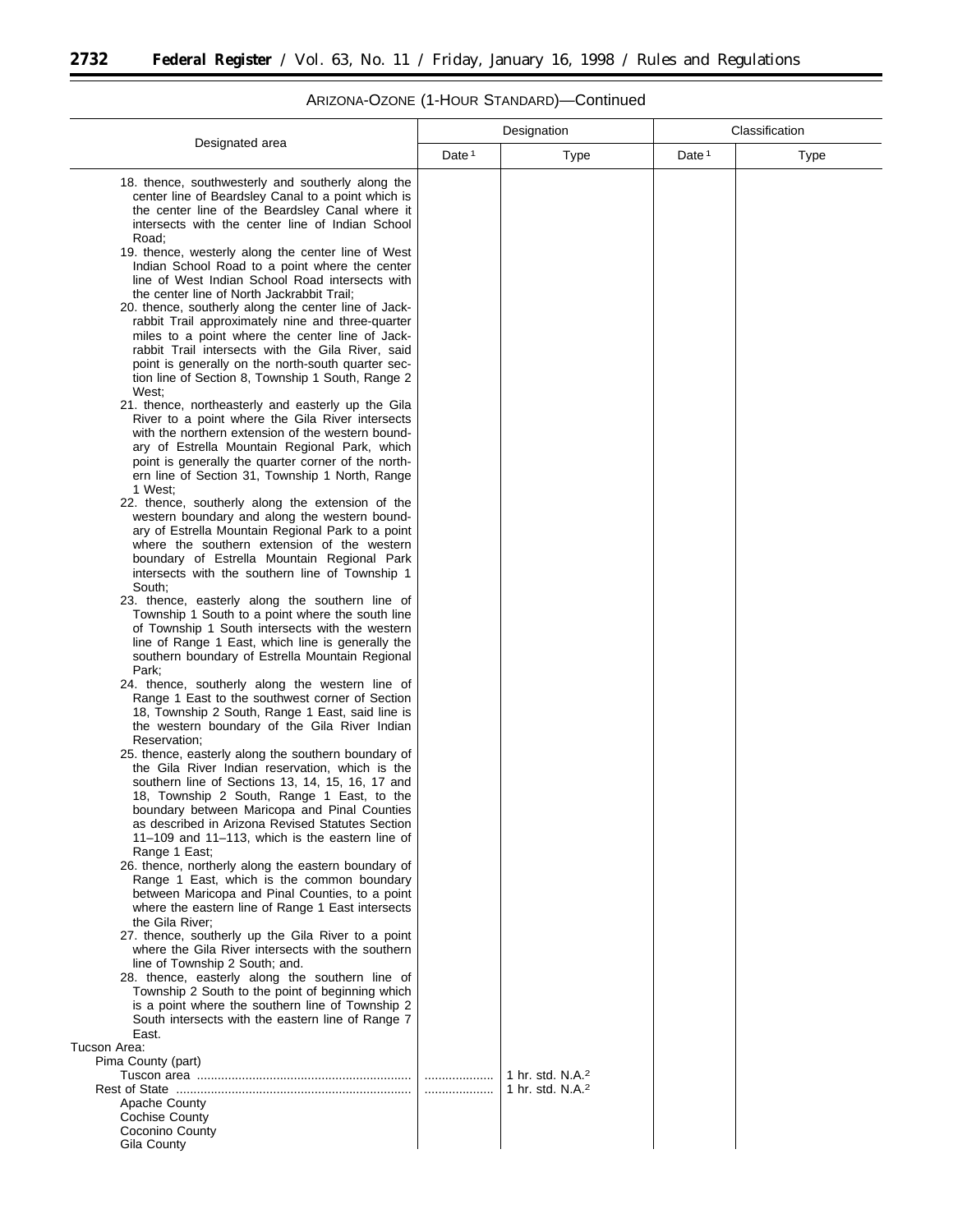ARIZONA-OZONE (1-HOUR STANDARD)—Continued

| Designated area | Designation | | Classification | |
|---|---|---|---|---|
| | Date [1] | Type | Date [1] | Type |
| 18. thence, southwesterly and southerly along the center line of Beardsley Canal to a point which is the center line of the Beardsley Canal where it intersects with the center line of Indian School Road; | | | | |
| 19. thence, westerly along the center line of West Indian School Road to a point where the center line of West Indian School Road intersects with the center line of North Jackrabbit Trail; | | | | |
| 20. thence, southerly along the center line of Jackrabbit Trail approximately nine and three-quarter miles to a point where the center line of Jackrabbit Trail intersects with the Gila River, said point is generally on the north-south quarter section line of Section 8, Township 1 South, Range 2 West; | | | | |
| 21. thence, northeasterly and easterly up the Gila River to a point where the Gila River intersects with the northern extension of the western boundary of Estrella Mountain Regional Park, which point is generally the quarter corner of the northern line of Section 31, Township 1 North, Range 1 West; | | | | |
| 22. thence, southerly along the extension of the western boundary and along the western boundary of Estrella Mountain Regional Park to a point where the southern extension of the western boundary of Estrella Mountain Regional Park intersects with the southern line of Township 1 South; | | | | |
| 23. thence, easterly along the southern line of Township 1 South to a point where the south line of Township 1 South intersects with the western line of Range 1 East, which line is generally the southern boundary of Estrella Mountain Regional Park; | | | | |
| 24. thence, southerly along the western line of Range 1 East to the southwest corner of Section 18, Township 2 South, Range 1 East, said line is the western boundary of the Gila River Indian Reservation; | | | | |
| 25. thence, easterly along the southern boundary of the Gila River Indian reservation, which is the southern line of Sections 13, 14, 15, 16, 17 and 18, Township 2 South, Range 1 East, to the boundary between Maricopa and Pinal Counties as described in Arizona Revised Statutes Section 11–109 and 11–113, which is the eastern line of Range 1 East; | | | | |
| 26. thence, northerly along the eastern boundary of Range 1 East, which is the common boundary between Maricopa and Pinal Counties, to a point where the eastern line of Range 1 East intersects the Gila River; | | | | |
| 27. thence, southerly up the Gila River to a point where the Gila River intersects with the southern line of Township 2 South; and. | | | | |
| 28. thence, easterly along the southern line of Township 2 South to the point of beginning which is a point where the southern line of Township 2 South intersects with the eastern line of Range 7 East. | | | | |
| Tucson Area: | | | | |
| Pima County (part) | | | | |
| Tuscon area | .................... | 1 hr. std. N.A.[2] | | |
| Rest of State | .................... | 1 hr. std. N.A.[2] | | |
| Apache County | | | | |
| Cochise County | | | | |
| Coconino County | | | | |
| Gila County | | | | |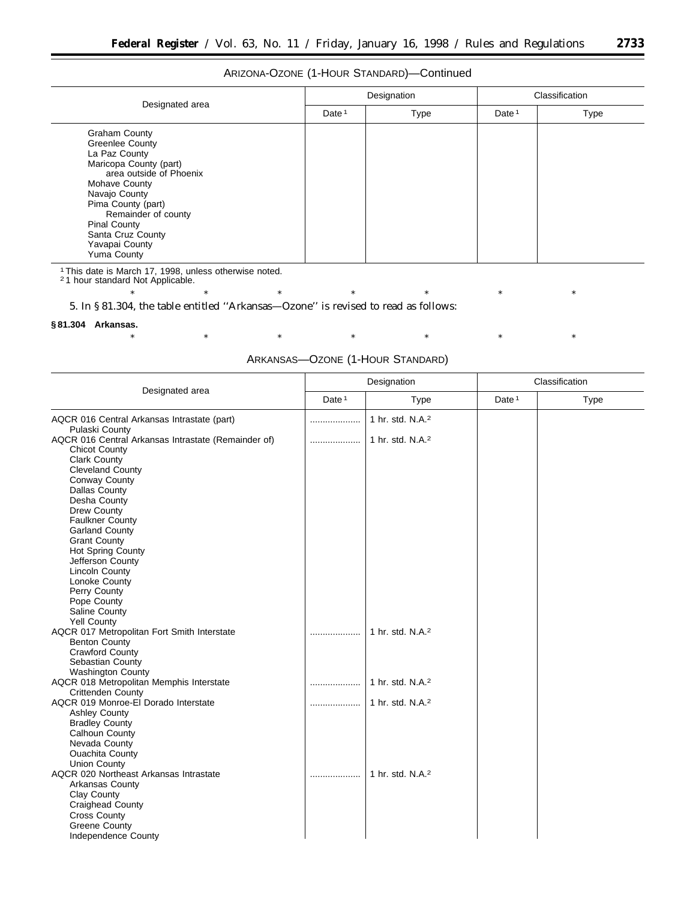ARIZONA-OZONE (1-HOUR STANDARD)—Continued

| Designated area | Designation | | Classification | |
|---|---|---|---|---|
| | Date [1] | Type | Date [1] | Type |
| Graham County | | | | |
| Greenlee County | | | | |
| La Paz County | | | | |
| Maricopa County (part) | | | | |
| area outside of Phoenix | | | | |
| Mohave County | | | | |
| Navajo County | | | | |
| Pima County (part) | | | | |
| Remainder of county | | | | |
| Pinal County | | | | |
| Santa Cruz County | | | | |
| Yavapai County | | | | |
| Yuma County | | | | |

[1] This date is March 17, 1998, unless otherwise noted.
[2] 1 hour standard Not Applicable.

\* \* \* \* \* \* \*

5. In § 81.304, the table entitled "Arkansas—Ozone" is revised to read as follows:

**§ 81.304 Arkansas.**

\* \* \* \* \* \* \*

ARKANSAS—OZONE (1-HOUR STANDARD)

| Designated area | Designation | | Classification | |
|---|---|---|---|---|
| | Date [1] | Type | Date [1] | Type |
| AQCR 016 Central Arkansas Intrastate (part) | .................... | 1 hr. std. N.A.[2] | | |
| Pulaski County | | | | |
| AQCR 016 Central Arkansas Intrastate (Remainder of) | .................... | 1 hr. std. N.A.[2] | | |
| Chicot County | | | | |
| Clark County | | | | |
| Cleveland County | | | | |
| Conway County | | | | |
| Dallas County | | | | |
| Desha County | | | | |
| Drew County | | | | |
| Faulkner County | | | | |
| Garland County | | | | |
| Grant County | | | | |
| Hot Spring County | | | | |
| Jefferson County | | | | |
| Lincoln County | | | | |
| Lonoke County | | | | |
| Perry County | | | | |
| Pope County | | | | |
| Saline County | | | | |
| Yell County | | | | |
| AQCR 017 Metropolitan Fort Smith Interstate | .................... | 1 hr. std. N.A.[2] | | |
| Benton County | | | | |
| Crawford County | | | | |
| Sebastian County | | | | |
| Washington County | | | | |
| AQCR 018 Metropolitan Memphis Interstate | .................... | 1 hr. std. N.A.[2] | | |
| Crittenden County | | | | |
| AQCR 019 Monroe-El Dorado Interstate | .................... | 1 hr. std. N.A.[2] | | |
| Ashley County | | | | |
| Bradley County | | | | |
| Calhoun County | | | | |
| Nevada County | | | | |
| Ouachita County | | | | |
| Union County | | | | |
| AQCR 020 Northeast Arkansas Intrastate | .................... | 1 hr. std. N.A.[2] | | |
| Arkansas County | | | | |
| Clay County | | | | |
| Craighead County | | | | |
| Cross County | | | | |
| Greene County | | | | |
| Independence County | | | | |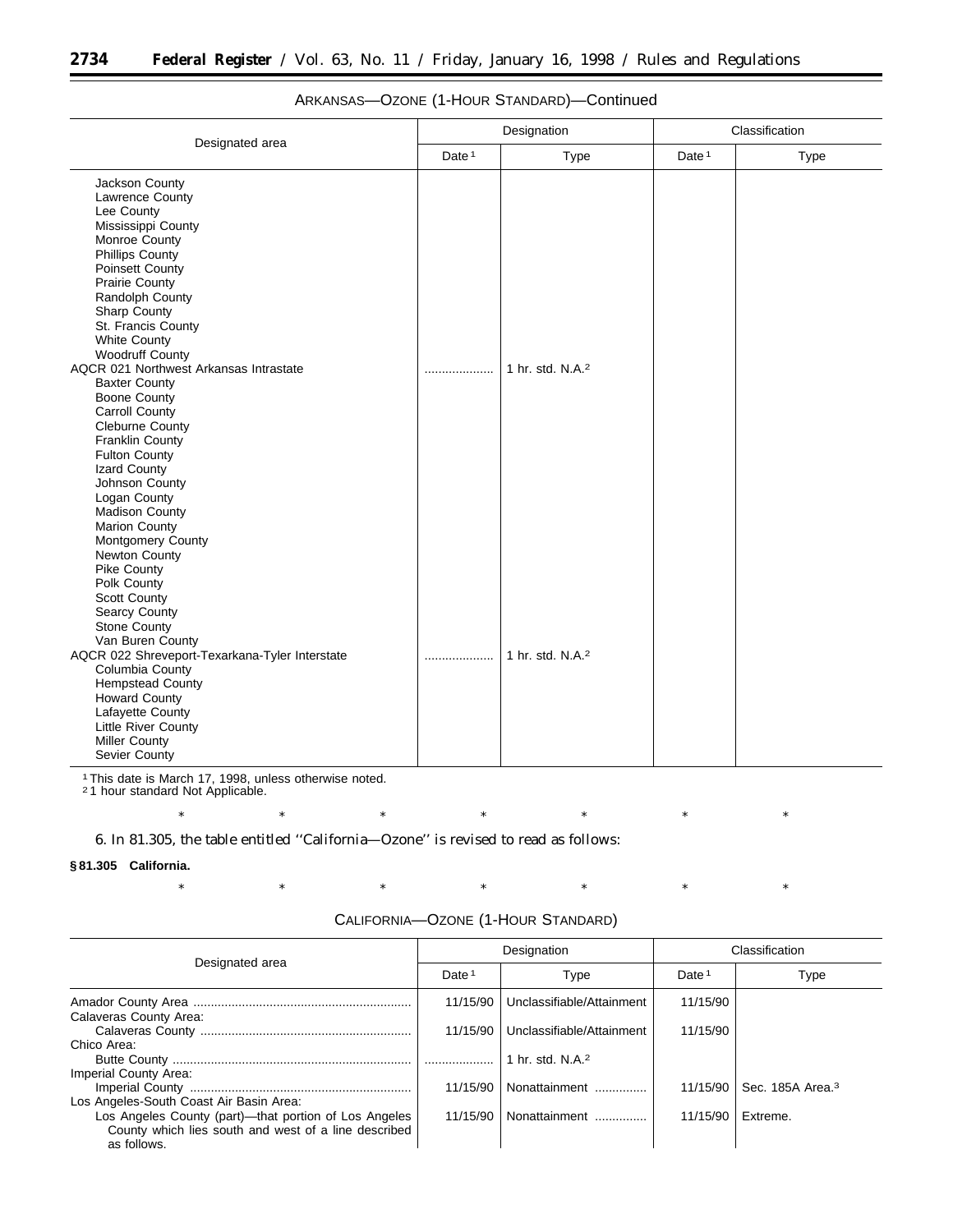ARKANSAS—OZONE (1-HOUR STANDARD)—Continued

| Designated area | Designation | | Classification | |
|---|---|---|---|---|
| | Date[1] | Type | Date[1] | Type |
| Jackson County | | | | |
| Lawrence County | | | | |
| Lee County | | | | |
| Mississippi County | | | | |
| Monroe County | | | | |
| Phillips County | | | | |
| Poinsett County | | | | |
| Prairie County | | | | |
| Randolph County | | | | |
| Sharp County | | | | |
| St. Francis County | | | | |
| White County | | | | |
| Woodruff County | | | | |
| AQCR 021 Northwest Arkansas Intrastate | .................... | 1 hr. std. N.A.[2] | | |
| Baxter County | | | | |
| Boone County | | | | |
| Carroll County | | | | |
| Cleburne County | | | | |
| Franklin County | | | | |
| Fulton County | | | | |
| Izard County | | | | |
| Johnson County | | | | |
| Logan County | | | | |
| Madison County | | | | |
| Marion County | | | | |
| Montgomery County | | | | |
| Newton County | | | | |
| Pike County | | | | |
| Polk County | | | | |
| Scott County | | | | |
| Searcy County | | | | |
| Stone County | | | | |
| Van Buren County | | | | |
| AQCR 022 Shreveport-Texarkana-Tyler Interstate | .................... | 1 hr. std. N.A.[2] | | |
| Columbia County | | | | |
| Hempstead County | | | | |
| Howard County | | | | |
| Lafayette County | | | | |
| Little River County | | | | |
| Miller County | | | | |
| Sevier County | | | | |

[1] This date is March 17, 1998, unless otherwise noted.
[2] 1 hour standard Not Applicable.

\* \* \* \* \* \* \*

6. In 81.305, the table entitled ''California—Ozone'' is revised to read as follows:

**§ 81.305 California.**

\* \* \* \* \* \* \*

CALIFORNIA—OZONE (1-HOUR STANDARD)

| Designated area | Designation | | Classification | |
|---|---|---|---|---|
| | Date[1] | Type | Date[1] | Type |
| Amador County Area ............................................................... | 11/15/90 | Unclassifiable/Attainment | 11/15/90 | |
| Calaveras County Area: | | | | |
| Calaveras County ............................................................ | 11/15/90 | Unclassifiable/Attainment | 11/15/90 | |
| Chico Area: | | | | |
| Butte County ..................................................................... | .................... | 1 hr. std. N.A.[2] | | |
| Imperial County Area: | | | | |
| Imperial County ................................................................ | 11/15/90 | Nonattainment ............... | 11/15/90 | Sec. 185A Area.[3] |
| Los Angeles-South Coast Air Basin Area: | | | | |
| Los Angeles County (part)—that portion of Los Angeles County which lies south and west of a line described as follows. | 11/15/90 | Nonattainment ............... | 11/15/90 | Extreme. |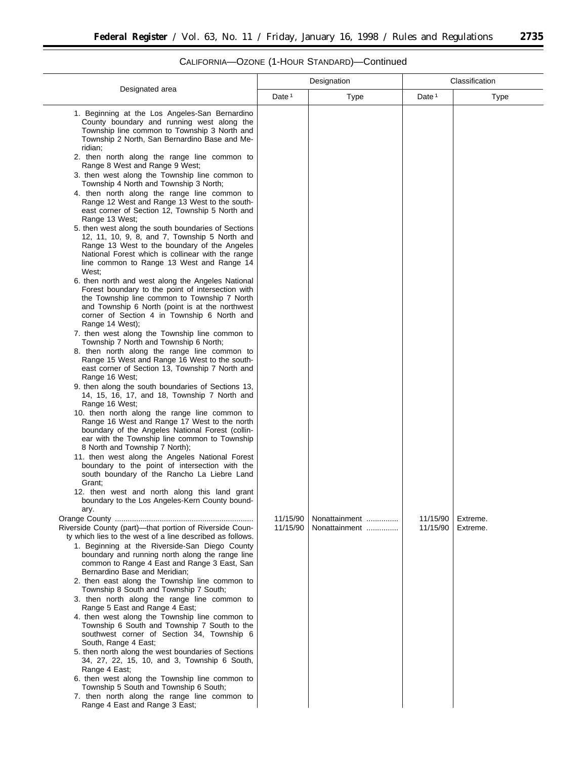CALIFORNIA—OZONE (1-HOUR STANDARD)—Continued

| Designated area | Designation | | Classification | |
|---|---|---|---|---|
| | Date [1] | Type | Date [1] | Type |
| 1. Beginning at the Los Angeles-San Bernardino County boundary and running west along the Township line common to Township 3 North and Township 2 North, San Bernardino Base and Meridian;<br>2. then north along the range line common to Range 8 West and Range 9 West;<br>3. then west along the Township line common to Township 4 North and Township 3 North;<br>4. then north along the range line common to Range 12 West and Range 13 West to the southeast corner of Section 12, Township 5 North and Range 13 West;<br>5. then west along the south boundaries of Sections 12, 11, 10, 9, 8, and 7, Township 5 North and Range 13 West to the boundary of the Angeles National Forest which is collinear with the range line common to Range 13 West and Range 14 West;<br>6. then north and west along the Angeles National Forest boundary to the point of intersection with the Township line common to Township 7 North and Township 6 North (point is at the northwest corner of Section 4 in Township 6 North and Range 14 West);<br>7. then west along the Township line common to Township 7 North and Township 6 North;<br>8. then north along the range line common to Range 15 West and Range 16 West to the southeast corner of Section 13, Township 7 North and Range 16 West;<br>9. then along the south boundaries of Sections 13, 14, 15, 16, 17, and 18, Township 7 North and Range 16 West;<br>10. then north along the range line common to Range 16 West and Range 17 West to the north boundary of the Angeles National Forest (collinear with the Township line common to Township 8 North and Township 7 North);<br>11. then west along the Angeles National Forest boundary to the point of intersection with the south boundary of the Rancho La Liebre Land Grant;<br>12. then west and north along this land grant boundary to the Los Angeles-Kern County boundary. | | | | |
| Orange County | 11/15/90 | Nonattainment | 11/15/90 | Extreme. |
| Riverside County (part)—that portion of Riverside County which lies to the west of a line described as follows.<br>1. Beginning at the Riverside-San Diego County boundary and running north along the range line common to Range 4 East and Range 3 East, San Bernardino Base and Meridian;<br>2. then east along the Township line common to Township 8 South and Township 7 South;<br>3. then north along the range line common to Range 5 East and Range 4 East;<br>4. then west along the Township line common to Township 6 South and Township 7 South to the southwest corner of Section 34, Township 6 South, Range 4 East;<br>5. then north along the west boundaries of Sections 34, 27, 22, 15, 10, and 3, Township 6 South, Range 4 East;<br>6. then west along the Township line common to Township 5 South and Township 6 South;<br>7. then north along the range line common to Range 4 East and Range 3 East; | 11/15/90 | Nonattainment | 11/15/90 | Extreme. |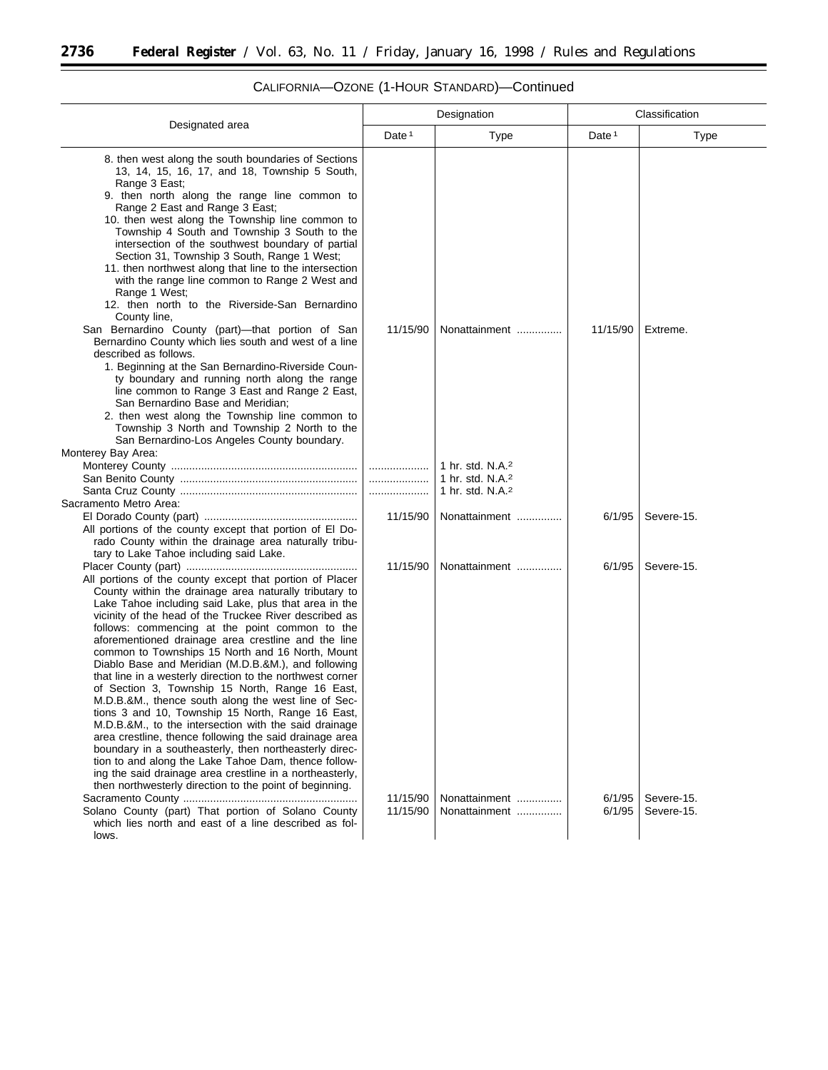CALIFORNIA—OZONE (1-HOUR STANDARD)—Continued

| Designated area | Designation | | Classification | |
|---|---|---|---|---|
| | Date [1] | Type | Date [1] | Type |
| 8. then west along the south boundaries of Sections 13, 14, 15, 16, 17, and 18, Township 5 South, Range 3 East; 9. then north along the range line common to Range 2 East and Range 3 East; 10. then west along the Township line common to Township 4 South and Township 3 South to the intersection of the southwest boundary of partial Section 31, Township 3 South, Range 1 West; 11. then northwest along that line to the intersection with the range line common to Range 2 West and Range 1 West; 12. then north to the Riverside-San Bernardino County line, | | | | |
| San Bernardino County (part)—that portion of San Bernardino County which lies south and west of a line described as follows. 1. Beginning at the San Bernardino-Riverside County boundary and running north along the range line common to Range 3 East and Range 2 East, San Bernardino Base and Meridian; 2. then west along the Township line common to Township 3 North and Township 2 North to the San Bernardino-Los Angeles County boundary. | 11/15/90 | Nonattainment | 11/15/90 | Extreme. |
| Monterey Bay Area: | | | | |
| Monterey County | | 1 hr. std. N.A.[2] | | |
| San Benito County | | 1 hr. std. N.A.[2] | | |
| Santa Cruz County | | 1 hr. std. N.A.[2] | | |
| Sacramento Metro Area: | | | | |
| El Dorado County (part) All portions of the county except that portion of El Dorado County within the drainage area naturally tributary to Lake Tahoe including said Lake. | 11/15/90 | Nonattainment | 6/1/95 | Severe-15. |
| Placer County (part) All portions of the county except that portion of Placer County within the drainage area naturally tributary to Lake Tahoe including said Lake, plus that area in the vicinity of the head of the Truckee River described as follows: commencing at the point common to the aforementioned drainage area crestline and the line common to Townships 15 North and 16 North, Mount Diablo Base and Meridian (M.D.B.&M.), and following that line in a westerly direction to the northwest corner of Section 3, Township 15 North, Range 16 East, M.D.B.&M., thence south along the west line of Sections 3 and 10, Township 15 North, Range 16 East, M.D.B.&M., to the intersection with the said drainage area crestline, thence following the said drainage area boundary in a southeasterly, then northeasterly direction to and along the Lake Tahoe Dam, thence following the said drainage area crestline in a northeasterly, then northwesterly direction to the point of beginning. | 11/15/90 | Nonattainment | 6/1/95 | Severe-15. |
| Sacramento County | 11/15/90 | Nonattainment | 6/1/95 | Severe-15. |
| Solano County (part) That portion of Solano County which lies north and east of a line described as follows. | 11/15/90 | Nonattainment | 6/1/95 | Severe-15. |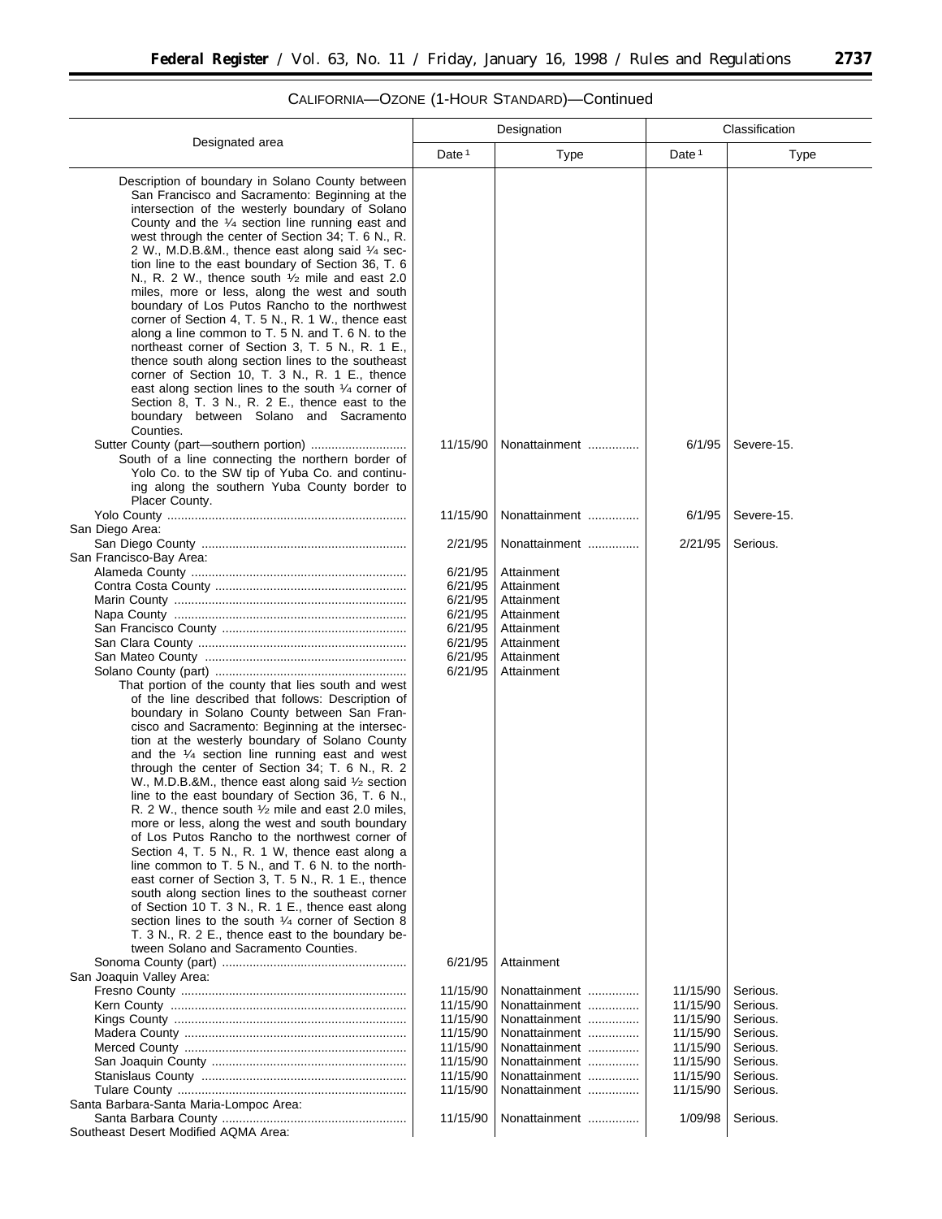## CALIFORNIA—OZONE (1-HOUR STANDARD)—Continued

| Designated area | Designation | | Classification | |
|---|---|---|---|---|
| | Date [1] | Type | Date [1] | Type |
| Description of boundary in Solano County between San Francisco and Sacramento: Beginning at the intersection of the westerly boundary of Solano County and the ¼ section line running east and west through the center of Section 34; T. 6 N., R. 2 W., M.D.B.&M., thence east along said ¼ section line to the east boundary of Section 36, T. 6 N., R. 2 W., thence south ½ mile and east 2.0 miles, more or less, along the west and south boundary of Los Putos Rancho to the northwest corner of Section 4, T. 5 N., R. 1 W., thence east along a line common to T. 5 N. and T. 6 N. to the northeast corner of Section 3, T. 5 N., R. 1 E., thence south along section lines to the southeast corner of Section 10, T. 3 N., R. 1 E., thence east along section lines to the south ¼ corner of Section 8, T. 3 N., R. 2 E., thence east to the boundary between Solano and Sacramento Counties. | | | | |
| Sutter County (part—southern portion) | 11/15/90 | Nonattainment | 6/1/95 | Severe-15. |
| South of a line connecting the northern border of Yolo Co. to the SW tip of Yuba Co. and continuing along the southern Yuba County border to Placer County. | | | | |
| Yolo County | 11/15/90 | Nonattainment | 6/1/95 | Severe-15. |
| San Diego Area: | | | | |
| San Diego County | 2/21/95 | Nonattainment | 2/21/95 | Serious. |
| San Francisco-Bay Area: | | | | |
| Alameda County | 6/21/95 | Attainment | | |
| Contra Costa County | 6/21/95 | Attainment | | |
| Marin County | 6/21/95 | Attainment | | |
| Napa County | 6/21/95 | Attainment | | |
| San Francisco County | 6/21/95 | Attainment | | |
| San Clara County | 6/21/95 | Attainment | | |
| San Mateo County | 6/21/95 | Attainment | | |
| Solano County (part) | 6/21/95 | Attainment | | |
| That portion of the county that lies south and west of the line described that follows: Description of boundary in Solano County between San Francisco and Sacramento: Beginning at the intersection at the westerly boundary of Solano County and the ¼ section line running east and west through the center of Section 34; T. 6 N., R. 2 W., M.D.B.&M., thence east along said ½ section line to the east boundary of Section 36, T. 6 N., R. 2 W., thence south ½ mile and east 2.0 miles, more or less, along the west and south boundary of Los Putos Rancho to the northwest corner of Section 4, T. 5 N., R. 1 W, thence east along a line common to T. 5 N., and T. 6 N. to the northeast corner of Section 3, T. 5 N., R. 1 E., thence south along section lines to the southeast corner of Section 10 T. 3 N., R. 1 E., thence east along section lines to the south ¼ corner of Section 8 T. 3 N., R. 2 E., thence east to the boundary between Solano and Sacramento Counties. | | | | |
| Sonoma County (part) | 6/21/95 | Attainment | | |
| San Joaquin Valley Area: | | | | |
| Fresno County | 11/15/90 | Nonattainment | 11/15/90 | Serious. |
| Kern County | 11/15/90 | Nonattainment | 11/15/90 | Serious. |
| Kings County | 11/15/90 | Nonattainment | 11/15/90 | Serious. |
| Madera County | 11/15/90 | Nonattainment | 11/15/90 | Serious. |
| Merced County | 11/15/90 | Nonattainment | 11/15/90 | Serious. |
| San Joaquin County | 11/15/90 | Nonattainment | 11/15/90 | Serious. |
| Stanislaus County | 11/15/90 | Nonattainment | 11/15/90 | Serious. |
| Tulare County | 11/15/90 | Nonattainment | 11/15/90 | Serious. |
| Santa Barbara-Santa Maria-Lompoc Area: | | | | |
| Santa Barbara County | 11/15/90 | Nonattainment | 1/09/98 | Serious. |
| Southeast Desert Modified AQMA Area: | | | | |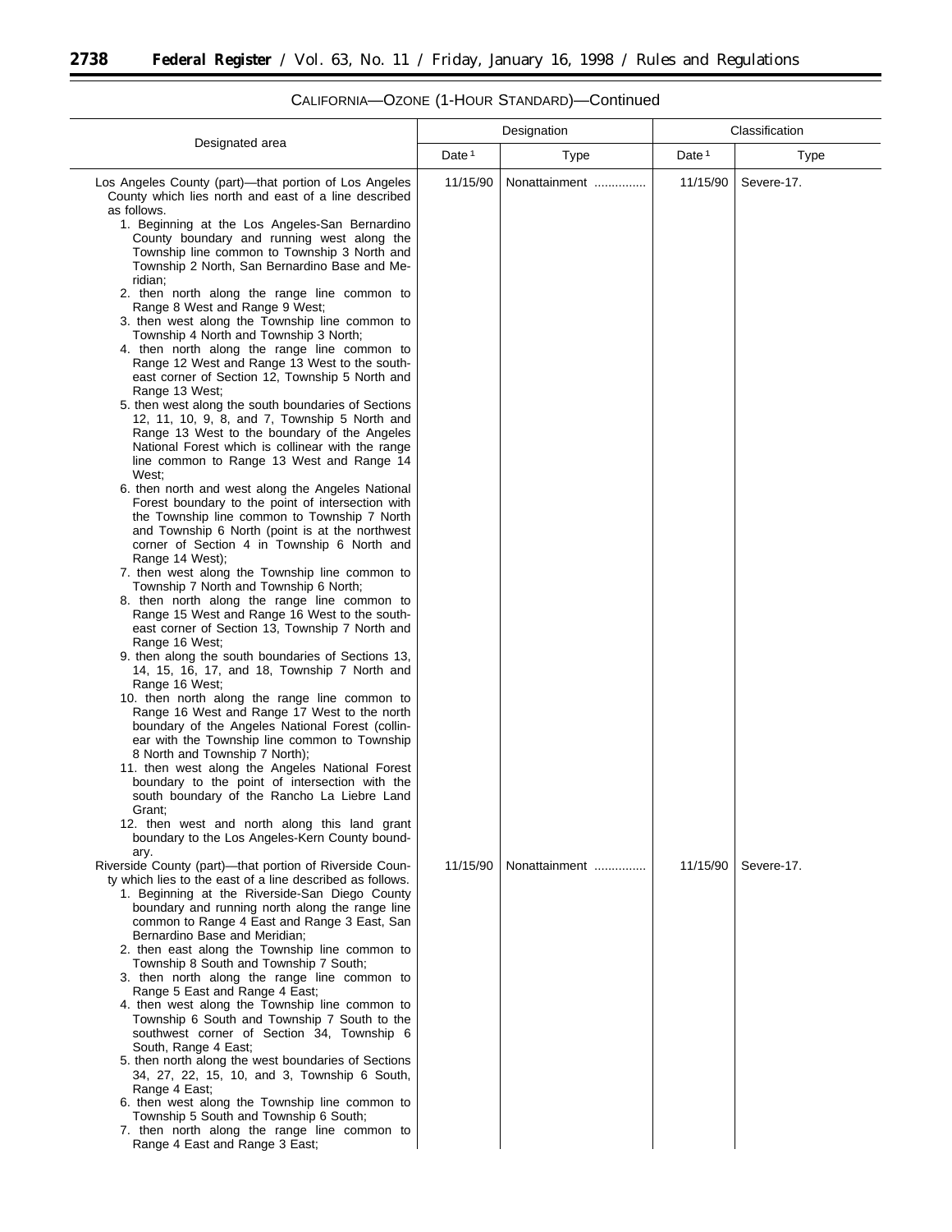CALIFORNIA—OZONE (1-HOUR STANDARD)—Continued

| Designated area | Designation | | Classification | |
|---|---|---|---|---|
| | Date [1] | Type | Date [1] | Type |
| Los Angeles County (part)—that portion of Los Angeles County which lies north and east of a line described as follows.<br>1. Beginning at the Los Angeles-San Bernardino County boundary and running west along the Township line common to Township 3 North and Township 2 North, San Bernardino Base and Meridian;<br>2. then north along the range line common to Range 8 West and Range 9 West;<br>3. then west along the Township line common to Township 4 North and Township 3 North;<br>4. then north along the range line common to Range 12 West and Range 13 West to the southeast corner of Section 12, Township 5 North and Range 13 West;<br>5. then west along the south boundaries of Sections 12, 11, 10, 9, 8, and 7, Township 5 North and Range 13 West to the boundary of the Angeles National Forest which is collinear with the range line common to Range 13 West and Range 14 West;<br>6. then north and west along the Angeles National Forest boundary to the point of intersection with the Township line common to Township 7 North and Township 6 North (point is at the northwest corner of Section 4 in Township 6 North and Range 14 West);<br>7. then west along the Township line common to Township 7 North and Township 6 North;<br>8. then north along the range line common to Range 15 West and Range 16 West to the southeast corner of Section 13, Township 7 North and Range 16 West;<br>9. then along the south boundaries of Sections 13, 14, 15, 16, 17, and 18, Township 7 North and Range 16 West;<br>10. then north along the range line common to Range 16 West and Range 17 West to the north boundary of the Angeles National Forest (collinear with the Township line common to Township 8 North and Township 7 North);<br>11. then west along the Angeles National Forest boundary to the point of intersection with the south boundary of the Rancho La Liebre Land Grant;<br>12. then west and north along this land grant boundary to the Los Angeles-Kern County boundary. | 11/15/90 | Nonattainment | 11/15/90 | Severe-17. |
| Riverside County (part)—that portion of Riverside County which lies to the east of a line described as follows.<br>1. Beginning at the Riverside-San Diego County boundary and running north along the range line common to Range 4 East and Range 3 East, San Bernardino Base and Meridian;<br>2. then east along the Township line common to Township 8 South and Township 7 South;<br>3. then north along the range line common to Range 5 East and Range 4 East;<br>4. then west along the Township line common to Township 6 South and Township 7 South to the southwest corner of Section 34, Township 6 South, Range 4 East;<br>5. then north along the west boundaries of Sections 34, 27, 22, 15, 10, and 3, Township 6 South, Range 4 East;<br>6. then west along the Township line common to Township 5 South and Township 6 South;<br>7. then north along the range line common to Range 4 East and Range 3 East; | 11/15/90 | Nonattainment | 11/15/90 | Severe-17. |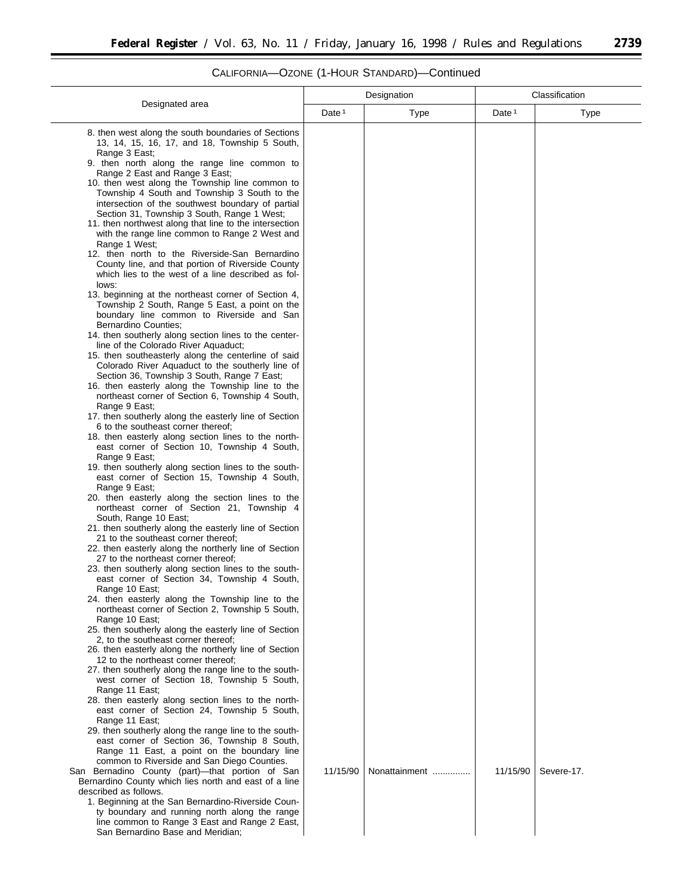CALIFORNIA—OZONE (1-HOUR STANDARD)—Continued

| Designated area | Designation | | Classification | |
|---|---|---|---|---|
| | Date [1] | Type | Date [1] | Type |
| 8. then west along the south boundaries of Sections 13, 14, 15, 16, 17, and 18, Township 5 South, Range 3 East; 9. then north along the range line common to Range 2 East and Range 3 East; 10. then west along the Township line common to Township 4 South and Township 3 South to the intersection of the southwest boundary of partial Section 31, Township 3 South, Range 1 West; 11. then northwest along that line to the intersection with the range line common to Range 2 West and Range 1 West; 12. then north to the Riverside-San Bernardino County line, and that portion of Riverside County which lies to the west of a line described as follows: 13. beginning at the northeast corner of Section 4, Township 2 South, Range 5 East, a point on the boundary line common to Riverside and San Bernardino Counties; 14. then southerly along section lines to the centerline of the Colorado River Aquaduct; 15. then southeasterly along the centerline of said Colorado River Aquaduct to the southerly line of Section 36, Township 3 South, Range 7 East; 16. then easterly along the Township line to the northeast corner of Section 6, Township 4 South, Range 9 East; 17. then southerly along the easterly line of Section 6 to the southeast corner thereof; 18. then easterly along section lines to the northeast corner of Section 10, Township 4 South, Range 9 East; 19. then southerly along section lines to the southeast corner of Section 15, Township 4 South, Range 9 East; 20. then easterly along the section lines to the northeast corner of Section 21, Township 4 South, Range 10 East; 21. then southerly along the easterly line of Section 21 to the southeast corner thereof; 22. then easterly along the northerly line of Section 27 to the northeast corner thereof; 23. then southerly along section lines to the southeast corner of Section 34, Township 4 South, Range 10 East; 24. then easterly along the Township line to the northeast corner of Section 2, Township 5 South, Range 10 East; 25. then southerly along the easterly line of Section 2, to the southeast corner thereof; 26. then easterly along the northerly line of Section 12 to the northeast corner thereof; 27. then southerly along the range line to the southwest corner of Section 18, Township 5 South, Range 11 East; 28. then easterly along section lines to the northeast corner of Section 24, Township 5 South, Range 11 East; 29. then southerly along the range line to the southeast corner of Section 36, Township 8 South, Range 11 East, a point on the boundary line common to Riverside and San Diego Counties. | | | | |
| San Bernardino County (part)—that portion of San Bernardino County which lies north and east of a line described as follows. 1. Beginning at the San Bernardino-Riverside County boundary and running north along the range line common to Range 3 East and Range 2 East, San Bernardino Base and Meridian; | 11/15/90 | Nonattainment | 11/15/90 | Severe-17. |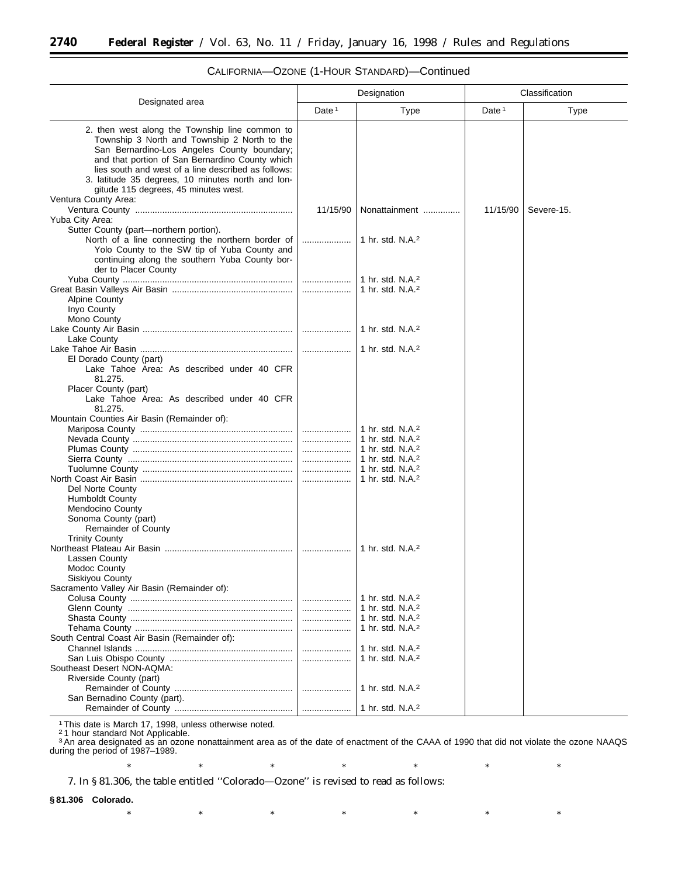CALIFORNIA—OZONE (1-HOUR STANDARD)—Continued

| Designated area | Designation | | Classification | |
|---|---|---|---|---|
| | Date [1] | Type | Date [1] | Type |
| 2. then west along the Township line common to Township 3 North and Township 2 North to the San Bernardino-Los Angeles County boundary; and that portion of San Bernardino County which lies south and west of a line described as follows: | | | | |
| 3. latitude 35 degrees, 10 minutes north and longitude 115 degrees, 45 minutes west. | | | | |
| Ventura County Area: | | | | |
| Ventura County | 11/15/90 | Nonattainment | 11/15/90 | Severe-15. |
| Yuba City Area: | | | | |
| Sutter County (part—northern portion). | | | | |
| North of a line connecting the northern border of Yolo County to the SW tip of Yuba County and continuing along the southern Yuba County border to Placer County | | 1 hr. std. N.A.[2] | | |
| Yuba County | | 1 hr. std. N.A.[2] | | |
| Great Basin Valleys Air Basin | | 1 hr. std. N.A.[2] | | |
| Alpine County | | | | |
| Inyo County | | | | |
| Mono County | | | | |
| Lake County Air Basin | | 1 hr. std. N.A.[2] | | |
| Lake County | | | | |
| Lake Tahoe Air Basin | | 1 hr. std. N.A.[2] | | |
| El Dorado County (part) | | | | |
| Lake Tahoe Area: As described under 40 CFR 81.275. | | | | |
| Placer County (part) | | | | |
| Lake Tahoe Area: As described under 40 CFR 81.275. | | | | |
| Mountain Counties Air Basin (Remainder of): | | | | |
| Mariposa County | | 1 hr. std. N.A.[2] | | |
| Nevada County | | 1 hr. std. N.A.[2] | | |
| Plumas County | | 1 hr. std. N.A.[2] | | |
| Sierra County | | 1 hr. std. N.A.[2] | | |
| Tuolumne County | | 1 hr. std. N.A.[2] | | |
| North Coast Air Basin | | 1 hr. std. N.A.[2] | | |
| Del Norte County | | | | |
| Humboldt County | | | | |
| Mendocino County | | | | |
| Sonoma County (part) | | | | |
| Remainder of County | | | | |
| Trinity County | | | | |
| Northeast Plateau Air Basin | | 1 hr. std. N.A.[2] | | |
| Lassen County | | | | |
| Modoc County | | | | |
| Siskiyou County | | | | |
| Sacramento Valley Air Basin (Remainder of): | | | | |
| Colusa County | | 1 hr. std. N.A.[2] | | |
| Glenn County | | 1 hr. std. N.A.[2] | | |
| Shasta County | | 1 hr. std. N.A.[2] | | |
| Tehama County | | 1 hr. std. N.A.[2] | | |
| South Central Coast Air Basin (Remainder of): | | | | |
| Channel Islands | | 1 hr. std. N.A.[2] | | |
| San Luis Obispo County | | 1 hr. std. N.A.[2] | | |
| Southeast Desert NON-AQMA: | | | | |
| Riverside County (part) | | | | |
| Remainder of County | | 1 hr. std. N.A.[2] | | |
| San Bernadino County (part). | | | | |
| Remainder of County | | 1 hr. std. N.A.[2] | | |

[1] This date is March 17, 1998, unless otherwise noted.

[2] 1 hour standard Not Applicable.

[3] An area designated as an ozone nonattainment area as of the date of enactment of the CAAA of 1990 that did not violate the ozone NAAQS during the period of 1987–1989.

\* \* \* \* \* \* \*

7. In § 81.306, the table entitled ''Colorado—Ozone'' is revised to read as follows:

**§ 81.306 Colorado.**

\* \* \* \* \* \* \*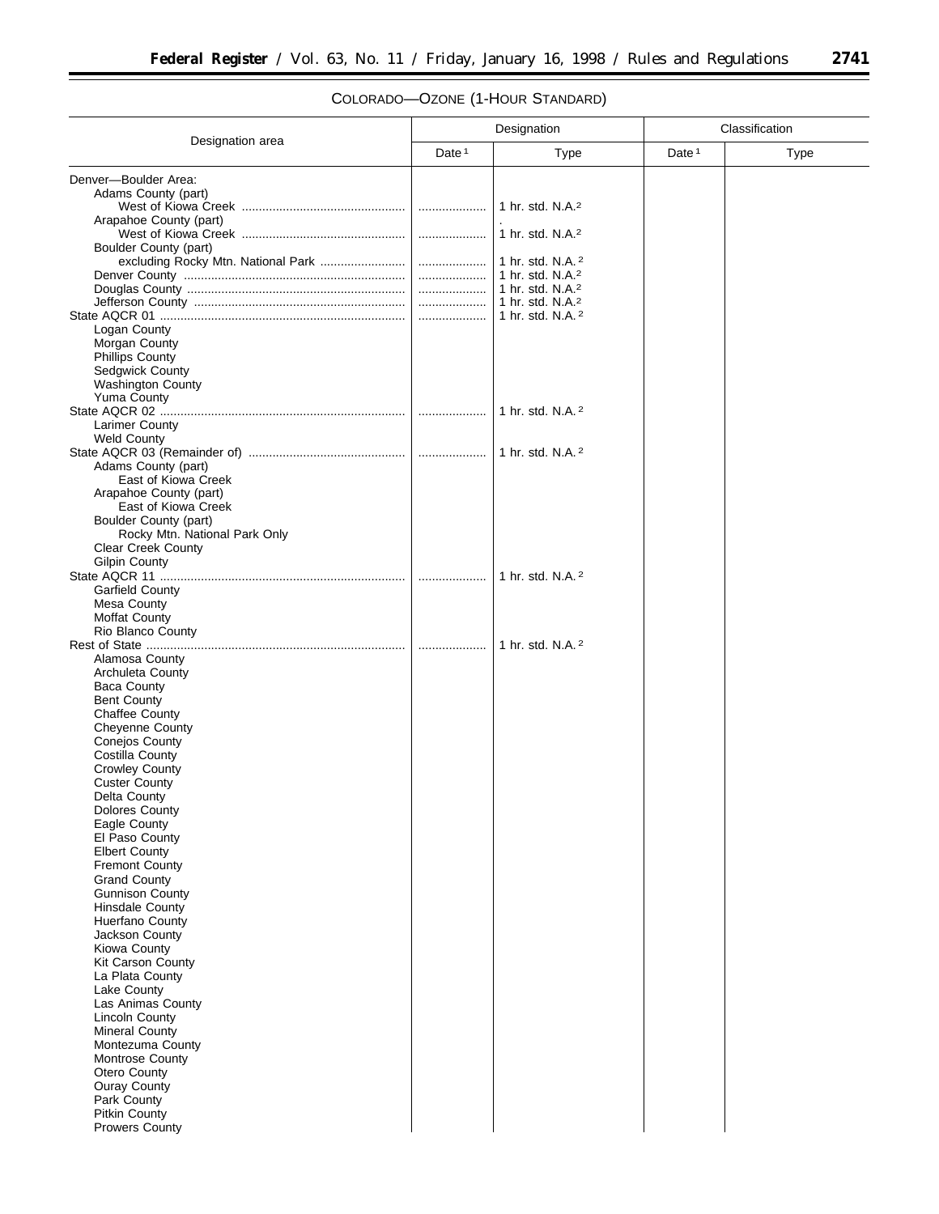COLORADO—OZONE (1-HOUR STANDARD)

| Designation area | Designation | | Classification | |
|---|---|---|---|---|
| | Date [1] | Type | Date [1] | Type |
| Denver—Boulder Area: | | | | |
| Adams County (part) | | | | |
| West of Kiowa Creek | ................... | 1 hr. std. N.A. [2] | | |
| Arapahoe County (part) | | | | |
| West of Kiowa Creek | ................... | 1 hr. std. N.A. [2] | | |
| Boulder County (part) | | | | |
| excluding Rocky Mtn. National Park | ................... | 1 hr. std. N.A. [2] | | |
| Denver County | ................... | 1 hr. std. N.A. [2] | | |
| Douglas County | ................... | 1 hr. std. N.A. [2] | | |
| Jefferson County | ................... | 1 hr. std. N.A. [2] | | |
| State AQCR 01 | ................... | 1 hr. std. N.A. [2] | | |
| Logan County | | | | |
| Morgan County | | | | |
| Phillips County | | | | |
| Sedgwick County | | | | |
| Washington County | | | | |
| Yuma County | | | | |
| State AQCR 02 | ................... | 1 hr. std. N.A. [2] | | |
| Larimer County | | | | |
| Weld County | | | | |
| State AQCR 03 (Remainder of) | ................... | 1 hr. std. N.A. [2] | | |
| Adams County (part) | | | | |
| East of Kiowa Creek | | | | |
| Arapahoe County (part) | | | | |
| East of Kiowa Creek | | | | |
| Boulder County (part) | | | | |
| Rocky Mtn. National Park Only | | | | |
| Clear Creek County | | | | |
| Gilpin County | | | | |
| State AQCR 11 | ................... | 1 hr. std. N.A. [2] | | |
| Garfield County | | | | |
| Mesa County | | | | |
| Moffat County | | | | |
| Rio Blanco County | | | | |
| Rest of State | ................... | 1 hr. std. N.A. [2] | | |
| Alamosa County | | | | |
| Archuleta County | | | | |
| Baca County | | | | |
| Bent County | | | | |
| Chaffee County | | | | |
| Cheyenne County | | | | |
| Conejos County | | | | |
| Costilla County | | | | |
| Crowley County | | | | |
| Custer County | | | | |
| Delta County | | | | |
| Dolores County | | | | |
| Eagle County | | | | |
| El Paso County | | | | |
| Elbert County | | | | |
| Fremont County | | | | |
| Grand County | | | | |
| Gunnison County | | | | |
| Hinsdale County | | | | |
| Huerfano County | | | | |
| Jackson County | | | | |
| Kiowa County | | | | |
| Kit Carson County | | | | |
| La Plata County | | | | |
| Lake County | | | | |
| Las Animas County | | | | |
| Lincoln County | | | | |
| Mineral County | | | | |
| Montezuma County | | | | |
| Montrose County | | | | |
| Otero County | | | | |
| Ouray County | | | | |
| Park County | | | | |
| Pitkin County | | | | |
| Prowers County | | | | |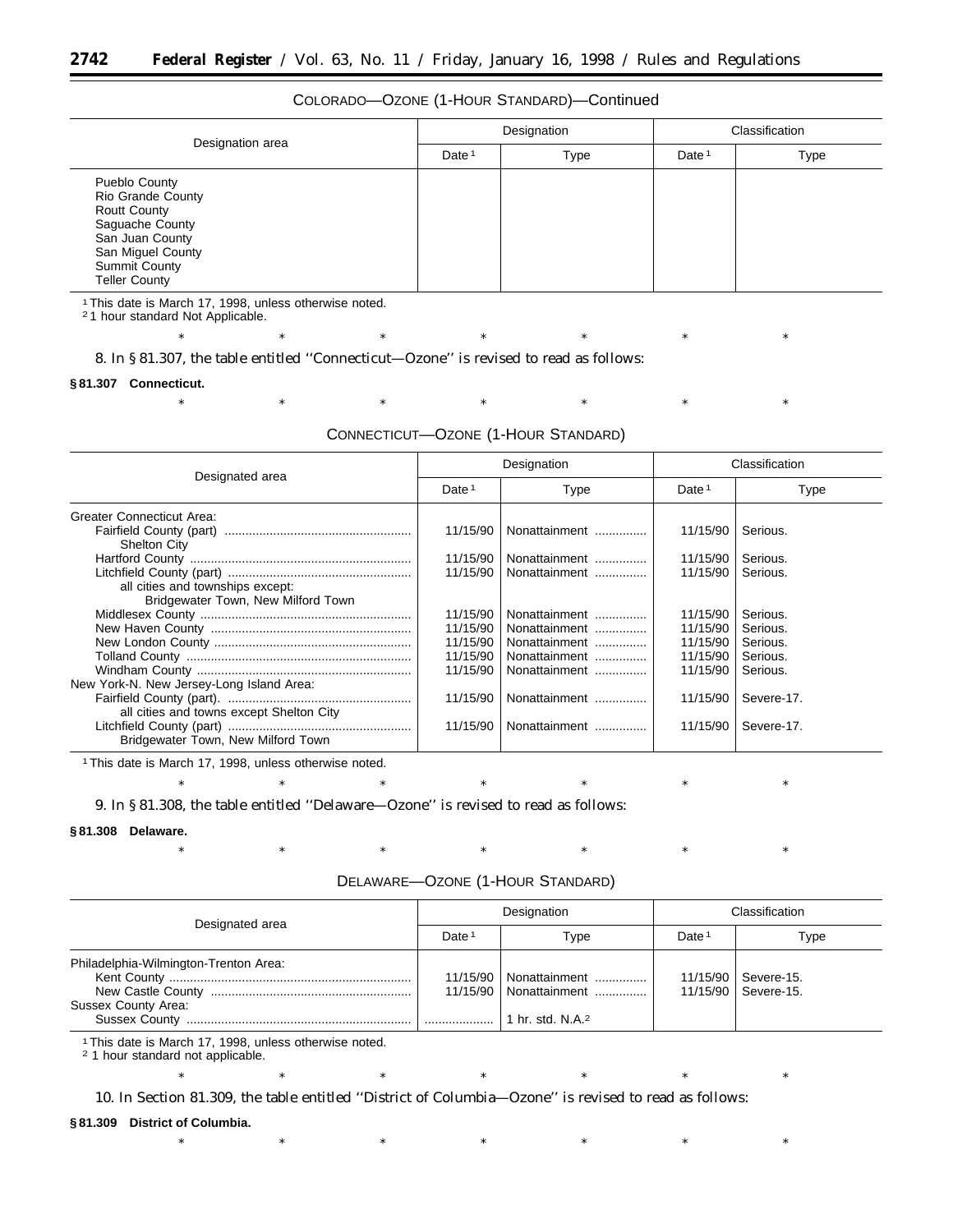COLORADO—OZONE (1-HOUR STANDARD)—Continued

| Designation area | Designation | | Classification | |
|---|---|---|---|---|
| | Date [1] | Type | Date [1] | Type |
| Pueblo County<br>Rio Grande County<br>Routt County<br>Saguache County<br>San Juan County<br>San Miguel County<br>Summit County<br>Teller County | | | | |

[1] This date is March 17, 1998, unless otherwise noted.
[2] 1 hour standard Not Applicable.

\* \* \* \* \* \* \*

8. In § 81.307, the table entitled ''Connecticut—Ozone'' is revised to read as follows:

**§ 81.307 Connecticut.**

\* \* \* \* \* \* \*

CONNECTICUT—OZONE (1-HOUR STANDARD)

| Designated area | Designation | | Classification | |
|---|---|---|---|---|
| | Date [1] | Type | Date [1] | Type |
| Greater Connecticut Area: | | | | |
| Fairfield County (part) | 11/15/90 | Nonattainment | 11/15/90 | Serious. |
| Shelton City | | | | |
| Hartford County | 11/15/90 | Nonattainment | 11/15/90 | Serious. |
| Litchfield County (part) | 11/15/90 | Nonattainment | 11/15/90 | Serious. |
| all cities and townships except: | | | | |
| Bridgewater Town, New Milford Town | | | | |
| Middlesex County | 11/15/90 | Nonattainment | 11/15/90 | Serious. |
| New Haven County | 11/15/90 | Nonattainment | 11/15/90 | Serious. |
| New London County | 11/15/90 | Nonattainment | 11/15/90 | Serious. |
| Tolland County | 11/15/90 | Nonattainment | 11/15/90 | Serious. |
| Windham County | 11/15/90 | Nonattainment | 11/15/90 | Serious. |
| New York-N. New Jersey-Long Island Area: | | | | |
| Fairfield County (part). | 11/15/90 | Nonattainment | 11/15/90 | Severe-17. |
| all cities and towns except Shelton City | | | | |
| Litchfield County (part) | 11/15/90 | Nonattainment | 11/15/90 | Severe-17. |
| Bridgewater Town, New Milford Town | | | | |

[1] This date is March 17, 1998, unless otherwise noted.

\* \* \* \* \* \* \*

9. In § 81.308, the table entitled ''Delaware—Ozone'' is revised to read as follows:

**§ 81.308 Delaware.**

\* \* \* \* \* \* \*

DELAWARE—OZONE (1-HOUR STANDARD)

| Designated area | Designation | | Classification | |
|---|---|---|---|---|
| | Date [1] | Type | Date [1] | Type |
| Philadelphia-Wilmington-Trenton Area: | | | | |
| Kent County | 11/15/90 | Nonattainment | 11/15/90 | Severe-15. |
| New Castle County | 11/15/90 | Nonattainment | 11/15/90 | Severe-15. |
| Sussex County Area: | | | | |
| Sussex County | .................... | 1 hr. std. N.A.[2] | | |

[1] This date is March 17, 1998, unless otherwise noted.
[2] 1 hour standard not applicable.

\* \* \* \* \* \* \*

10. In Section 81.309, the table entitled ''District of Columbia—Ozone'' is revised to read as follows:

**§ 81.309 District of Columbia.**

\* \* \* \* \* \* \*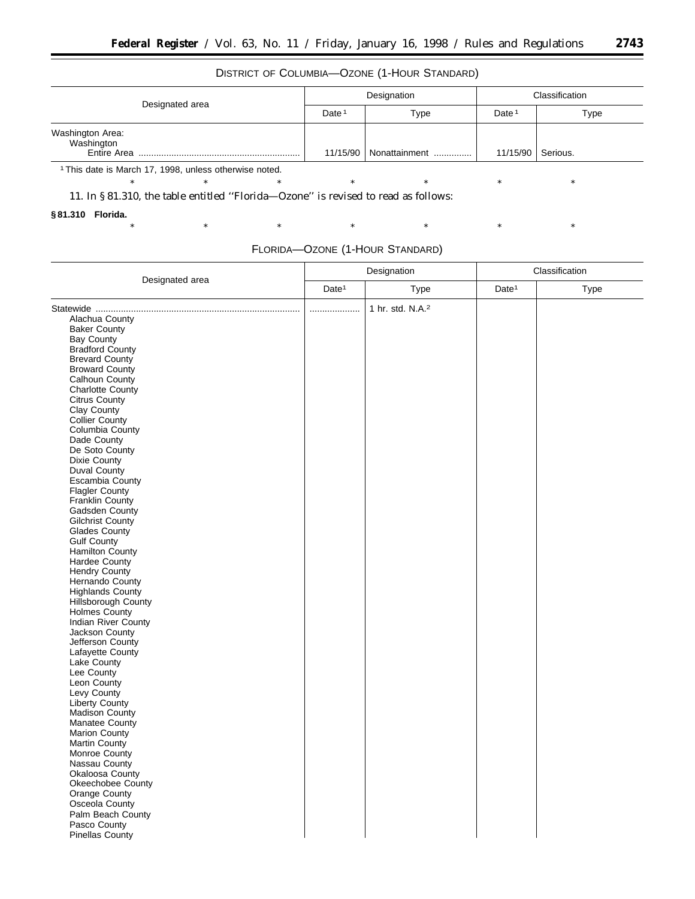DISTRICT OF COLUMBIA—OZONE (1-HOUR STANDARD)

| Designated area | Designation | | Classification | |
|---|---|---|---|---|
| | Date [1] | Type | Date [1] | Type |
| Washington Area: | | | | |
| Washington | | | | |
| Entire Area ............................................................... | 11/15/90 | Nonattainment .............. | 11/15/90 | Serious. |

[1] This date is March 17, 1998, unless otherwise noted.

\* \* \* \* \* \* \*

11. In § 81.310, the table entitled ''Florida—Ozone'' is revised to read as follows:

**§ 81.310 Florida.**

\* \* \* \* \* \* \*

FLORIDA—OZONE (1-HOUR STANDARD)

| Designated area | Designation | | Classification | |
|---|---|---|---|---|
| | Date[1] | Type | Date[1] | Type |
| Statewide ................................................................................. | .................... | 1 hr. std. N.A.[2] | | |
| Alachua County | | | | |
| Baker County | | | | |
| Bay County | | | | |
| Bradford County | | | | |
| Brevard County | | | | |
| Broward County | | | | |
| Calhoun County | | | | |
| Charlotte County | | | | |
| Citrus County | | | | |
| Clay County | | | | |
| Collier County | | | | |
| Columbia County | | | | |
| Dade County | | | | |
| De Soto County | | | | |
| Dixie County | | | | |
| Duval County | | | | |
| Escambia County | | | | |
| Flagler County | | | | |
| Franklin County | | | | |
| Gadsden County | | | | |
| Gilchrist County | | | | |
| Glades County | | | | |
| Gulf County | | | | |
| Hamilton County | | | | |
| Hardee County | | | | |
| Hendry County | | | | |
| Hernando County | | | | |
| Highlands County | | | | |
| Hillsborough County | | | | |
| Holmes County | | | | |
| Indian River County | | | | |
| Jackson County | | | | |
| Jefferson County | | | | |
| Lafayette County | | | | |
| Lake County | | | | |
| Lee County | | | | |
| Leon County | | | | |
| Levy County | | | | |
| Liberty County | | | | |
| Madison County | | | | |
| Manatee County | | | | |
| Marion County | | | | |
| Martin County | | | | |
| Monroe County | | | | |
| Nassau County | | | | |
| Okaloosa County | | | | |
| Okeechobee County | | | | |
| Orange County | | | | |
| Osceola County | | | | |
| Palm Beach County | | | | |
| Pasco County | | | | |
| Pinellas County | | | | |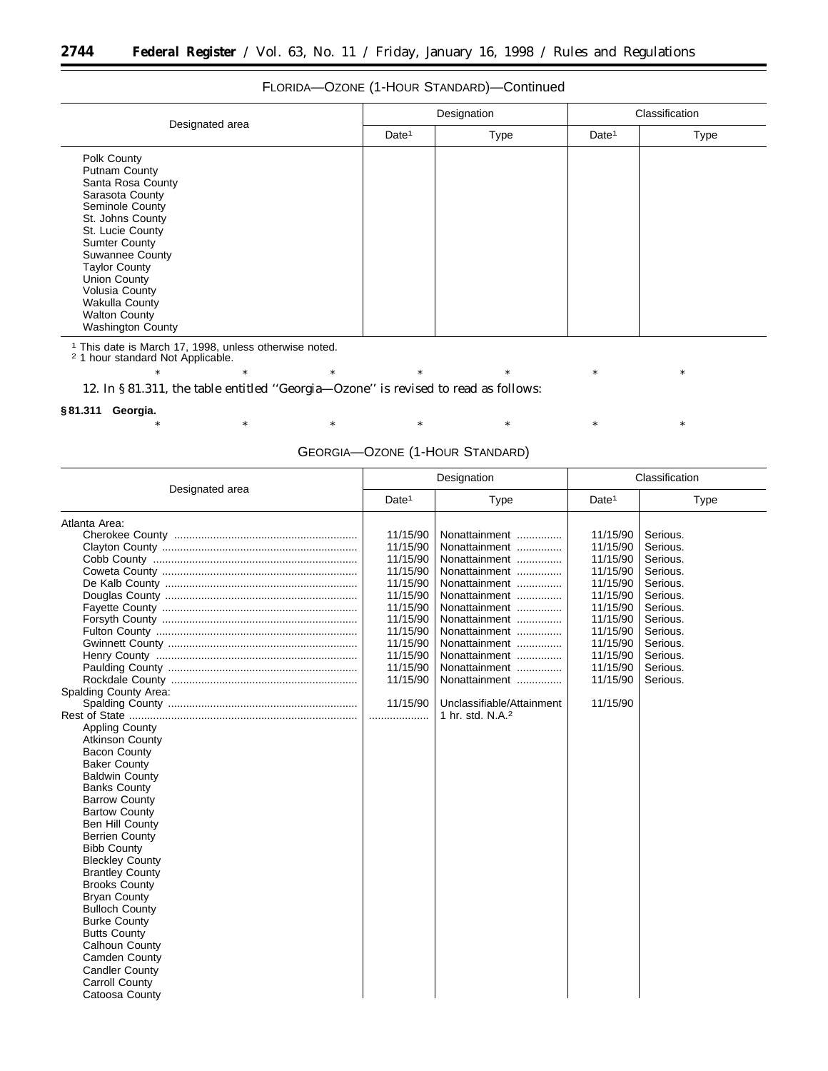FLORIDA—OZONE (1-HOUR STANDARD)—Continued

| Designated area | Designation | | Classification | |
|---|---|---|---|---|
| | Date[1] | Type | Date[1] | Type |
| Polk County | | | | |
| Putnam County | | | | |
| Santa Rosa County | | | | |
| Sarasota County | | | | |
| Seminole County | | | | |
| St. Johns County | | | | |
| St. Lucie County | | | | |
| Sumter County | | | | |
| Suwannee County | | | | |
| Taylor County | | | | |
| Union County | | | | |
| Volusia County | | | | |
| Wakulla County | | | | |
| Walton County | | | | |
| Washington County | | | | |

[1] This date is March 17, 1998, unless otherwise noted.
[2] 1 hour standard Not Applicable.

\* \* \* \* \* \* \*

12. In § 81.311, the table entitled ''Georgia—Ozone'' is revised to read as follows:

**§ 81.311 Georgia.**

\* \* \* \* \* \* \*

GEORGIA—OZONE (1-HOUR STANDARD)

| Designated area | Designation | | Classification | |
|---|---|---|---|---|
| | Date[1] | Type | Date[1] | Type |
| Atlanta Area: | | | | |
| Cherokee County | 11/15/90 | Nonattainment | 11/15/90 | Serious. |
| Clayton County | 11/15/90 | Nonattainment | 11/15/90 | Serious. |
| Cobb County | 11/15/90 | Nonattainment | 11/15/90 | Serious. |
| Coweta County | 11/15/90 | Nonattainment | 11/15/90 | Serious. |
| De Kalb County | 11/15/90 | Nonattainment | 11/15/90 | Serious. |
| Douglas County | 11/15/90 | Nonattainment | 11/15/90 | Serious. |
| Fayette County | 11/15/90 | Nonattainment | 11/15/90 | Serious. |
| Forsyth County | 11/15/90 | Nonattainment | 11/15/90 | Serious. |
| Fulton County | 11/15/90 | Nonattainment | 11/15/90 | Serious. |
| Gwinnett County | 11/15/90 | Nonattainment | 11/15/90 | Serious. |
| Henry County | 11/15/90 | Nonattainment | 11/15/90 | Serious. |
| Paulding County | 11/15/90 | Nonattainment | 11/15/90 | Serious. |
| Rockdale County | 11/15/90 | Nonattainment | 11/15/90 | Serious. |
| Spalding County Area: | | | | |
| Spalding County | 11/15/90 | Unclassifiable/Attainment | 11/15/90 | |
| Rest of State | | 1 hr. std. N.A.[2] | | |
| Appling County | | | | |
| Atkinson County | | | | |
| Bacon County | | | | |
| Baker County | | | | |
| Baldwin County | | | | |
| Banks County | | | | |
| Barrow County | | | | |
| Bartow County | | | | |
| Ben Hill County | | | | |
| Berrien County | | | | |
| Bibb County | | | | |
| Bleckley County | | | | |
| Brantley County | | | | |
| Brooks County | | | | |
| Bryan County | | | | |
| Bulloch County | | | | |
| Burke County | | | | |
| Butts County | | | | |
| Calhoun County | | | | |
| Camden County | | | | |
| Candler County | | | | |
| Carroll County | | | | |
| Catoosa County | | | | |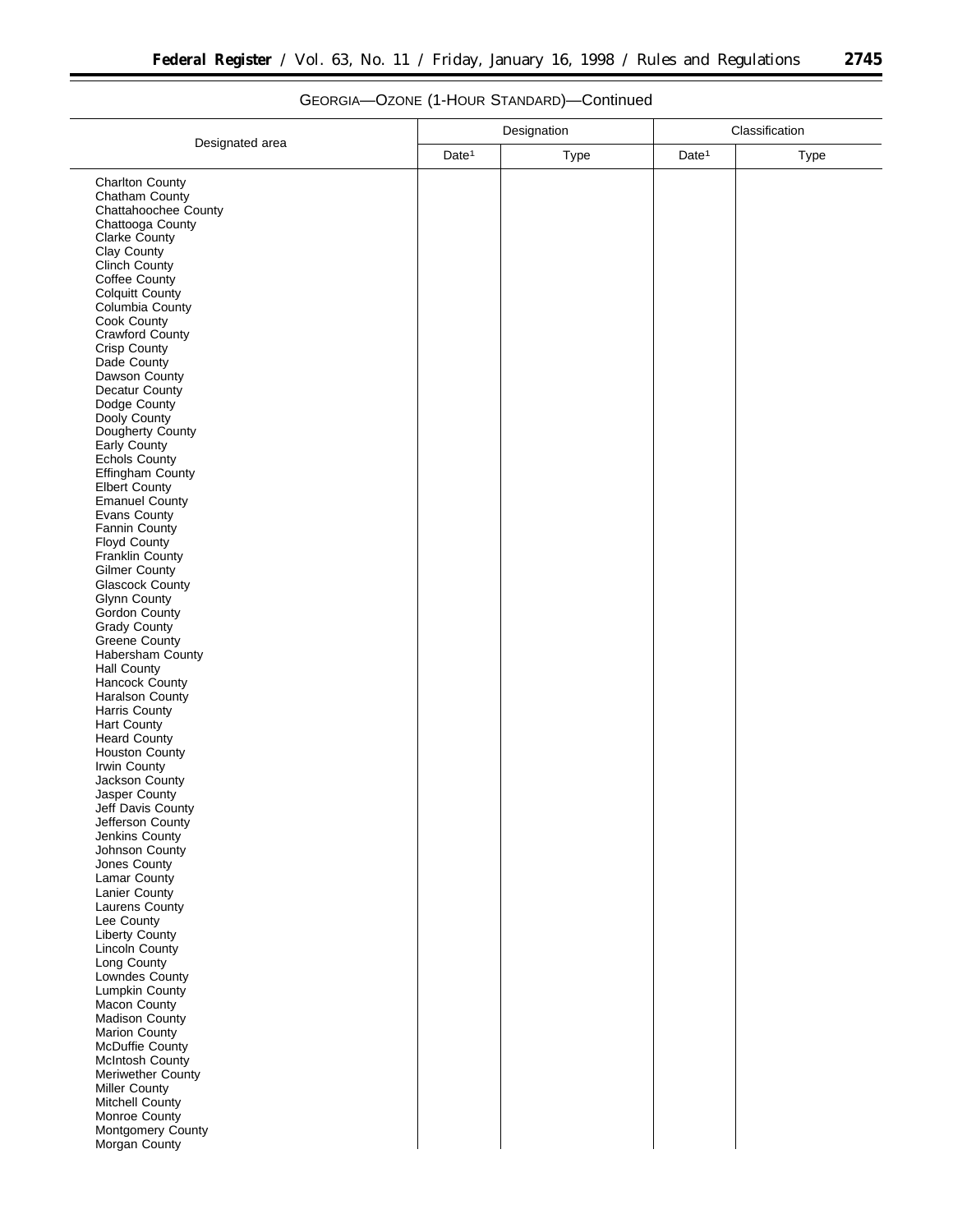GEORGIA—OZONE (1-HOUR STANDARD)—Continued

| Designated area | Designation | | Classification | |
|---|---|---|---|---|
| | Date[1] | Type | Date[1] | Type |
| Charlton County | | | | |
| Chatham County | | | | |
| Chattahoochee County | | | | |
| Chattooga County | | | | |
| Clarke County | | | | |
| Clay County | | | | |
| Clinch County | | | | |
| Coffee County | | | | |
| Colquitt County | | | | |
| Columbia County | | | | |
| Cook County | | | | |
| Crawford County | | | | |
| Crisp County | | | | |
| Dade County | | | | |
| Dawson County | | | | |
| Decatur County | | | | |
| Dodge County | | | | |
| Dooly County | | | | |
| Dougherty County | | | | |
| Early County | | | | |
| Echols County | | | | |
| Effingham County | | | | |
| Elbert County | | | | |
| Emanuel County | | | | |
| Evans County | | | | |
| Fannin County | | | | |
| Floyd County | | | | |
| Franklin County | | | | |
| Gilmer County | | | | |
| Glascock County | | | | |
| Glynn County | | | | |
| Gordon County | | | | |
| Grady County | | | | |
| Greene County | | | | |
| Habersham County | | | | |
| Hall County | | | | |
| Hancock County | | | | |
| Haralson County | | | | |
| Harris County | | | | |
| Hart County | | | | |
| Heard County | | | | |
| Houston County | | | | |
| Irwin County | | | | |
| Jackson County | | | | |
| Jasper County | | | | |
| Jeff Davis County | | | | |
| Jefferson County | | | | |
| Jenkins County | | | | |
| Johnson County | | | | |
| Jones County | | | | |
| Lamar County | | | | |
| Lanier County | | | | |
| Laurens County | | | | |
| Lee County | | | | |
| Liberty County | | | | |
| Lincoln County | | | | |
| Long County | | | | |
| Lowndes County | | | | |
| Lumpkin County | | | | |
| Macon County | | | | |
| Madison County | | | | |
| Marion County | | | | |
| McDuffie County | | | | |
| McIntosh County | | | | |
| Meriwether County | | | | |
| Miller County | | | | |
| Mitchell County | | | | |
| Monroe County | | | | |
| Montgomery County | | | | |
| Morgan County | | | | |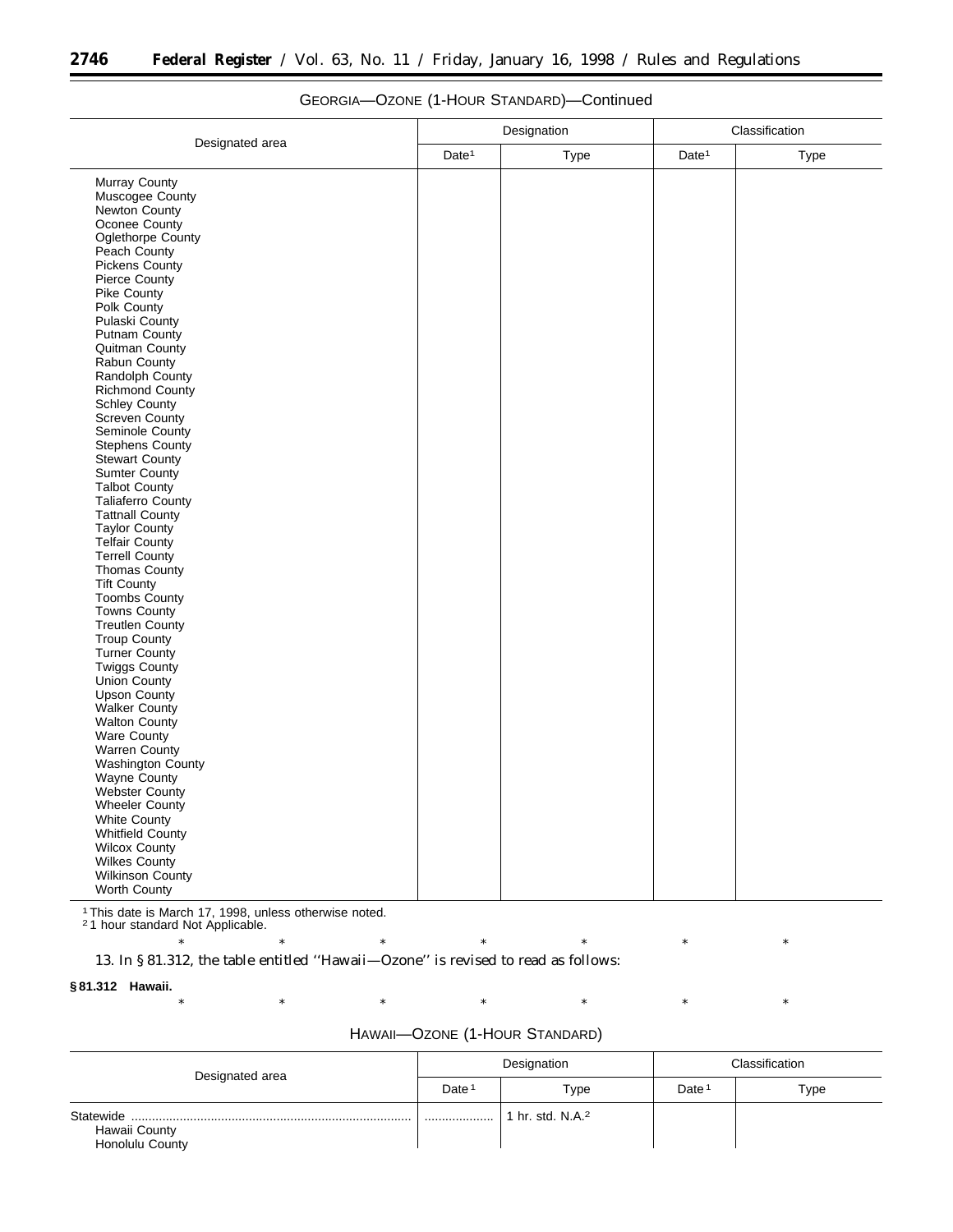GEORGIA—OZONE (1-HOUR STANDARD)—Continued

| Designated area | Designation | | Classification | |
|---|---|---|---|---|
| | Date[1] | Type | Date[1] | Type |
| Murray County<br>Muscogee County<br>Newton County<br>Oconee County<br>Oglethorpe County<br>Peach County<br>Pickens County<br>Pierce County<br>Pike County<br>Polk County<br>Pulaski County<br>Putnam County<br>Quitman County<br>Rabun County<br>Randolph County<br>Richmond County<br>Schley County<br>Screven County<br>Seminole County<br>Stephens County<br>Stewart County<br>Sumter County<br>Talbot County<br>Taliaferro County<br>Tattnall County<br>Taylor County<br>Telfair County<br>Terrell County<br>Thomas County<br>Tift County<br>Toombs County<br>Towns County<br>Treutlen County<br>Troup County<br>Turner County<br>Twiggs County<br>Union County<br>Upson County<br>Walker County<br>Walton County<br>Ware County<br>Warren County<br>Washington County<br>Wayne County<br>Webster County<br>Wheeler County<br>White County<br>Whitfield County<br>Wilcox County<br>Wilkes County<br>Wilkinson County<br>Worth County | | | | |

[1] This date is March 17, 1998, unless otherwise noted.
[2] 1 hour standard Not Applicable.

\* \* \* \* \* \* \*

13. In § 81.312, the table entitled ''Hawaii—Ozone'' is revised to read as follows:

**§ 81.312 Hawaii.**

\* \* \* \* \* \* \*

HAWAII—OZONE (1-HOUR STANDARD)

| Designated area | Designation | | Classification | |
|---|---|---|---|---|
| | Date[1] | Type | Date[1] | Type |
| Statewide<br>Hawaii County<br>Honolulu County | .................... | 1 hr. std. N.A.[2] | | |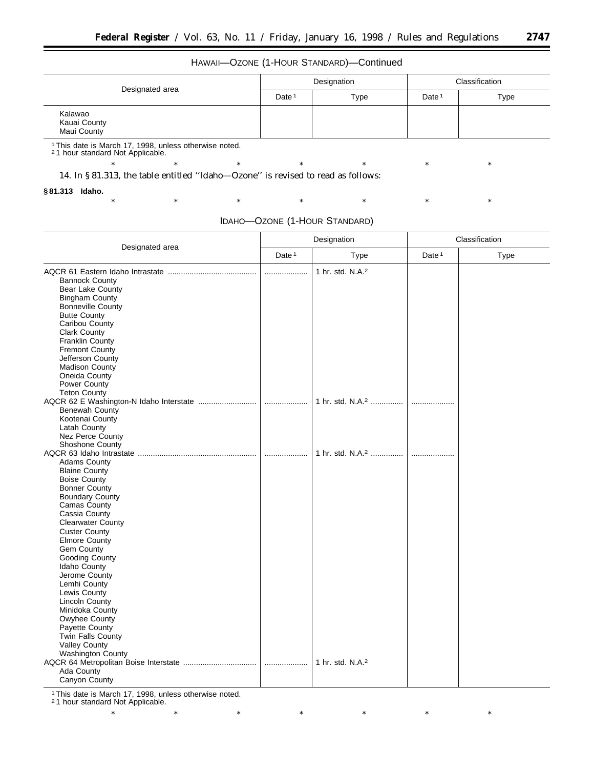HAWAII—OZONE (1-HOUR STANDARD)—Continued

| Designated area | Designation | | Classification | |
|---|---|---|---|---|
| | Date [1] | Type | Date [1] | Type |
| Kalawao<br>Kauai County<br>Maui County | | | | |

[1] This date is March 17, 1998, unless otherwise noted.
[2] 1 hour standard Not Applicable.

\* \* \* \* \* \* \*

14. In § 81.313, the table entitled ''Idaho—Ozone'' is revised to read as follows:

**§ 81.313 Idaho.**

\* \* \* \* \* \* \*

IDAHO—OZONE (1-HOUR STANDARD)

| Designated area | Designation | | Classification | |
|---|---|---|---|---|
| | Date [1] | Type | Date [1] | Type |
| AQCR 61 Eastern Idaho Intrastate | | 1 hr. std. N.A.[2] | | |
| Bannock County | | | | |
| Bear Lake County | | | | |
| Bingham County | | | | |
| Bonneville County | | | | |
| Butte County | | | | |
| Caribou County | | | | |
| Clark County | | | | |
| Franklin County | | | | |
| Fremont County | | | | |
| Jefferson County | | | | |
| Madison County | | | | |
| Oneida County | | | | |
| Power County | | | | |
| Teton County | | | | |
| AQCR 62 E Washington-N Idaho Interstate | | 1 hr. std. N.A.[2] | | |
| Benewah County | | | | |
| Kootenai County | | | | |
| Latah County | | | | |
| Nez Perce County | | | | |
| Shoshone County | | | | |
| AQCR 63 Idaho Intrastate | | 1 hr. std. N.A.[2] | | |
| Adams County | | | | |
| Blaine County | | | | |
| Boise County | | | | |
| Bonner County | | | | |
| Boundary County | | | | |
| Camas County | | | | |
| Cassia County | | | | |
| Clearwater County | | | | |
| Custer County | | | | |
| Elmore County | | | | |
| Gem County | | | | |
| Gooding County | | | | |
| Idaho County | | | | |
| Jerome County | | | | |
| Lemhi County | | | | |
| Lewis County | | | | |
| Lincoln County | | | | |
| Minidoka County | | | | |
| Owyhee County | | | | |
| Payette County | | | | |
| Twin Falls County | | | | |
| Valley County | | | | |
| Washington County | | | | |
| AQCR 64 Metropolitan Boise Interstate | | 1 hr. std. N.A.[2] | | |
| Ada County | | | | |
| Canyon County | | | | |

[1] This date is March 17, 1998, unless otherwise noted.
[2] 1 hour standard Not Applicable.

\* \* \* \* \* \* \*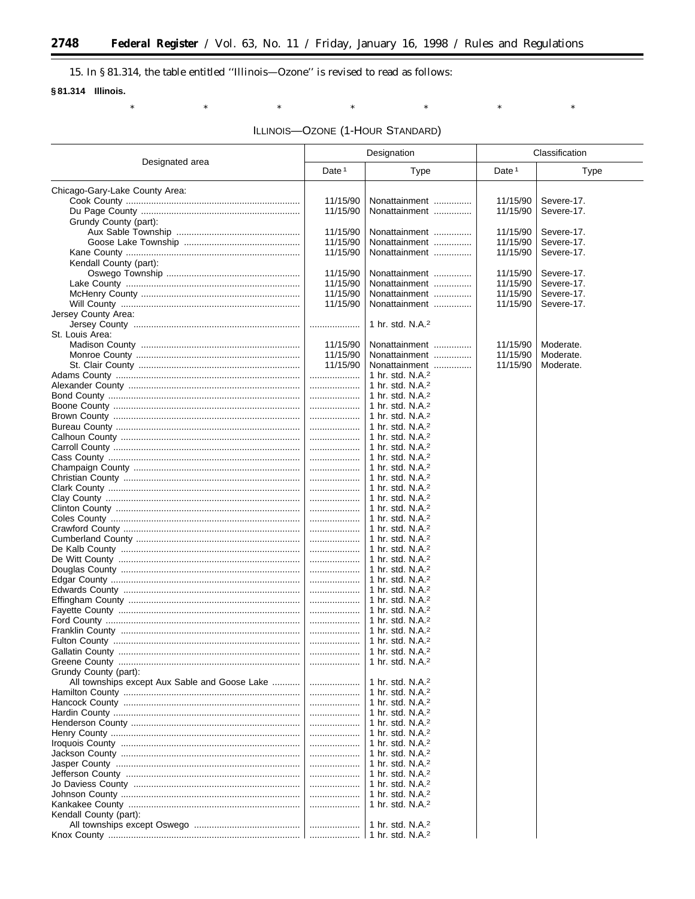15. In § 81.314, the table entitled ''Illinois—Ozone'' is revised to read as follows:

**§ 81.314 Illinois.**

\* \* \* \* \* \* \*

ILLINOIS—OZONE (1-HOUR STANDARD)

| Designated area | Designation | | Classification | |
|---|---|---|---|---|
| | Date [1] | Type | Date [1] | Type |
| Chicago-Gary-Lake County Area: | | | | |
| Cook County | 11/15/90 | Nonattainment | 11/15/90 | Severe-17. |
| Du Page County | 11/15/90 | Nonattainment | 11/15/90 | Severe-17. |
| Grundy County (part): | | | | |
| Aux Sable Township | 11/15/90 | Nonattainment | 11/15/90 | Severe-17. |
| Goose Lake Township | 11/15/90 | Nonattainment | 11/15/90 | Severe-17. |
| Kane County | 11/15/90 | Nonattainment | 11/15/90 | Severe-17. |
| Kendall County (part): | | | | |
| Oswego Township | 11/15/90 | Nonattainment | 11/15/90 | Severe-17. |
| Lake County | 11/15/90 | Nonattainment | 11/15/90 | Severe-17. |
| McHenry County | 11/15/90 | Nonattainment | 11/15/90 | Severe-17. |
| Will County | 11/15/90 | Nonattainment | 11/15/90 | Severe-17. |
| Jersey County Area: | | | | |
| Jersey County | | 1 hr. std. N.A.[2] | | |
| St. Louis Area: | | | | |
| Madison County | 11/15/90 | Nonattainment | 11/15/90 | Moderate. |
| Monroe County | 11/15/90 | Nonattainment | 11/15/90 | Moderate. |
| St. Clair County | 11/15/90 | Nonattainment | 11/15/90 | Moderate. |
| Adams County | | 1 hr. std. N.A.[2] | | |
| Alexander County | | 1 hr. std. N.A.[2] | | |
| Bond County | | 1 hr. std. N.A.[2] | | |
| Boone County | | 1 hr. std. N.A.[2] | | |
| Brown County | | 1 hr. std. N.A.[2] | | |
| Bureau County | | 1 hr. std. N.A.[2] | | |
| Calhoun County | | 1 hr. std. N.A.[2] | | |
| Carroll County | | 1 hr. std. N.A.[2] | | |
| Cass County | | 1 hr. std. N.A.[2] | | |
| Champaign County | | 1 hr. std. N.A.[2] | | |
| Christian County | | 1 hr. std. N.A.[2] | | |
| Clark County | | 1 hr. std. N.A.[2] | | |
| Clay County | | 1 hr. std. N.A.[2] | | |
| Clinton County | | 1 hr. std. N.A.[2] | | |
| Coles County | | 1 hr. std. N.A.[2] | | |
| Crawford County | | 1 hr. std. N.A.[2] | | |
| Cumberland County | | 1 hr. std. N.A.[2] | | |
| De Kalb County | | 1 hr. std. N.A.[2] | | |
| De Witt County | | 1 hr. std. N.A.[2] | | |
| Douglas County | | 1 hr. std. N.A.[2] | | |
| Edgar County | | 1 hr. std. N.A.[2] | | |
| Edwards County | | 1 hr. std. N.A.[2] | | |
| Effingham County | | 1 hr. std. N.A.[2] | | |
| Fayette County | | 1 hr. std. N.A.[2] | | |
| Ford County | | 1 hr. std. N.A.[2] | | |
| Franklin County | | 1 hr. std. N.A.[2] | | |
| Fulton County | | 1 hr. std. N.A.[2] | | |
| Gallatin County | | 1 hr. std. N.A.[2] | | |
| Greene County | | 1 hr. std. N.A.[2] | | |
| Grundy County (part): | | | | |
| All townships except Aux Sable and Goose Lake | | 1 hr. std. N.A.[2] | | |
| Hamilton County | | 1 hr. std. N.A.[2] | | |
| Hancock County | | 1 hr. std. N.A.[2] | | |
| Hardin County | | 1 hr. std. N.A.[2] | | |
| Henderson County | | 1 hr. std. N.A.[2] | | |
| Henry County | | 1 hr. std. N.A.[2] | | |
| Iroquois County | | 1 hr. std. N.A.[2] | | |
| Jackson County | | 1 hr. std. N.A.[2] | | |
| Jasper County | | 1 hr. std. N.A.[2] | | |
| Jefferson County | | 1 hr. std. N.A.[2] | | |
| Jo Daviess County | | 1 hr. std. N.A.[2] | | |
| Johnson County | | 1 hr. std. N.A.[2] | | |
| Kankakee County | | 1 hr. std. N.A.[2] | | |
| Kendall County (part): | | | | |
| All townships except Oswego | | 1 hr. std. N.A.[2] | | |
| Knox County | | 1 hr. std. N.A.[2] | | |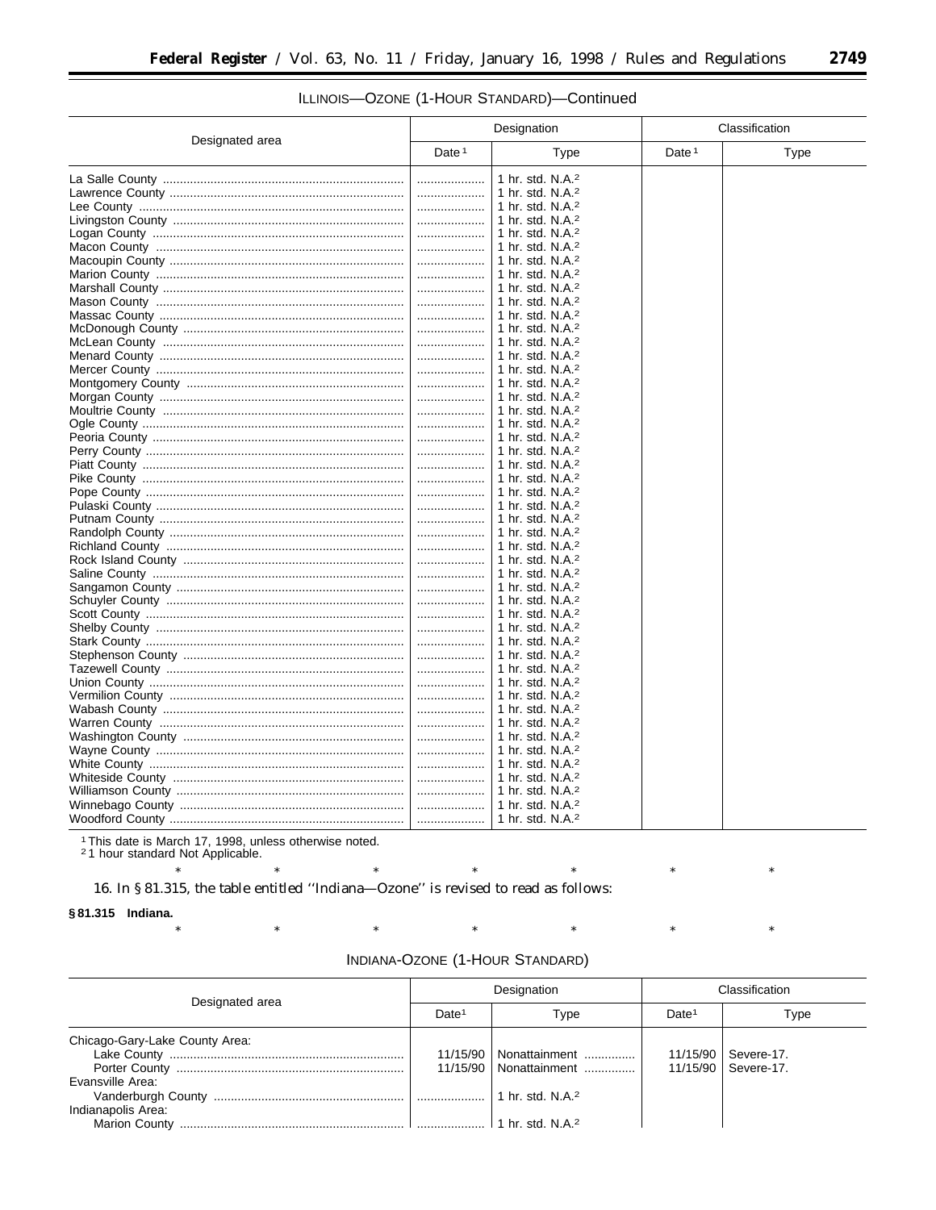ILLINOIS—OZONE (1-HOUR STANDARD)—Continued

| Designated area | Designation | | Classification | |
|---|---|---|---|---|
| | Date [1] | Type | Date [1] | Type |
| La Salle County | ..................... | 1 hr. std. N.A.[2] | | |
| Lawrence County | ..................... | 1 hr. std. N.A.[2] | | |
| Lee County | ..................... | 1 hr. std. N.A.[2] | | |
| Livingston County | ..................... | 1 hr. std. N.A.[2] | | |
| Logan County | ..................... | 1 hr. std. N.A.[2] | | |
| Macon County | ..................... | 1 hr. std. N.A.[2] | | |
| Macoupin County | ..................... | 1 hr. std. N.A.[2] | | |
| Marion County | ..................... | 1 hr. std. N.A.[2] | | |
| Marshall County | ..................... | 1 hr. std. N.A.[2] | | |
| Mason County | ..................... | 1 hr. std. N.A.[2] | | |
| Massac County | ..................... | 1 hr. std. N.A.[2] | | |
| McDonough County | ..................... | 1 hr. std. N.A.[2] | | |
| McLean County | ..................... | 1 hr. std. N.A.[2] | | |
| Menard County | ..................... | 1 hr. std. N.A.[2] | | |
| Mercer County | ..................... | 1 hr. std. N.A.[2] | | |
| Montgomery County | ..................... | 1 hr. std. N.A.[2] | | |
| Morgan County | ..................... | 1 hr. std. N.A.[2] | | |
| Moultrie County | ..................... | 1 hr. std. N.A.[2] | | |
| Ogle County | ..................... | 1 hr. std. N.A.[2] | | |
| Peoria County | ..................... | 1 hr. std. N.A.[2] | | |
| Perry County | ..................... | 1 hr. std. N.A.[2] | | |
| Piatt County | ..................... | 1 hr. std. N.A.[2] | | |
| Pike County | ..................... | 1 hr. std. N.A.[2] | | |
| Pope County | ..................... | 1 hr. std. N.A.[2] | | |
| Pulaski County | ..................... | 1 hr. std. N.A.[2] | | |
| Putnam County | ..................... | 1 hr. std. N.A.[2] | | |
| Randolph County | ..................... | 1 hr. std. N.A.[2] | | |
| Richland County | ..................... | 1 hr. std. N.A.[2] | | |
| Rock Island County | ..................... | 1 hr. std. N.A.[2] | | |
| Saline County | ..................... | 1 hr. std. N.A.[2] | | |
| Sangamon County | ..................... | 1 hr. std. N.A.[2] | | |
| Schuyler County | ..................... | 1 hr. std. N.A.[2] | | |
| Scott County | ..................... | 1 hr. std. N.A.[2] | | |
| Shelby County | ..................... | 1 hr. std. N.A.[2] | | |
| Stark County | ..................... | 1 hr. std. N.A.[2] | | |
| Stephenson County | ..................... | 1 hr. std. N.A.[2] | | |
| Tazewell County | ..................... | 1 hr. std. N.A.[2] | | |
| Union County | ..................... | 1 hr. std. N.A.[2] | | |
| Vermilion County | ..................... | 1 hr. std. N.A.[2] | | |
| Wabash County | ..................... | 1 hr. std. N.A.[2] | | |
| Warren County | ..................... | 1 hr. std. N.A.[2] | | |
| Washington County | ..................... | 1 hr. std. N.A.[2] | | |
| Wayne County | ..................... | 1 hr. std. N.A.[2] | | |
| White County | ..................... | 1 hr. std. N.A.[2] | | |
| Whiteside County | ..................... | 1 hr. std. N.A.[2] | | |
| Williamson County | ..................... | 1 hr. std. N.A.[2] | | |
| Winnebago County | ..................... | 1 hr. std. N.A.[2] | | |
| Woodford County | ..................... | 1 hr. std. N.A.[2] | | |

[1] This date is March 17, 1998, unless otherwise noted.
[2] 1 hour standard Not Applicable.

\* \* \* \* \* \* \*

16. In § 81.315, the table entitled ''Indiana—Ozone'' is revised to read as follows:

**§ 81.315 Indiana.**

\* \* \* \* \* \* \*

INDIANA-OZONE (1-HOUR STANDARD)

| Designated area | Designation | | Classification | |
|---|---|---|---|---|
| | Date[1] | Type | Date[1] | Type |
| Chicago-Gary-Lake County Area: | | | | |
| Lake County | 11/15/90 | Nonattainment | 11/15/90 | Severe-17. |
| Porter County | 11/15/90 | Nonattainment | 11/15/90 | Severe-17. |
| Evansville Area: | | | | |
| Vanderburgh County | ..................... | 1 hr. std. N.A.[2] | | |
| Indianapolis Area: | | | | |
| Marion County | ..................... | 1 hr. std. N.A.[2] | | |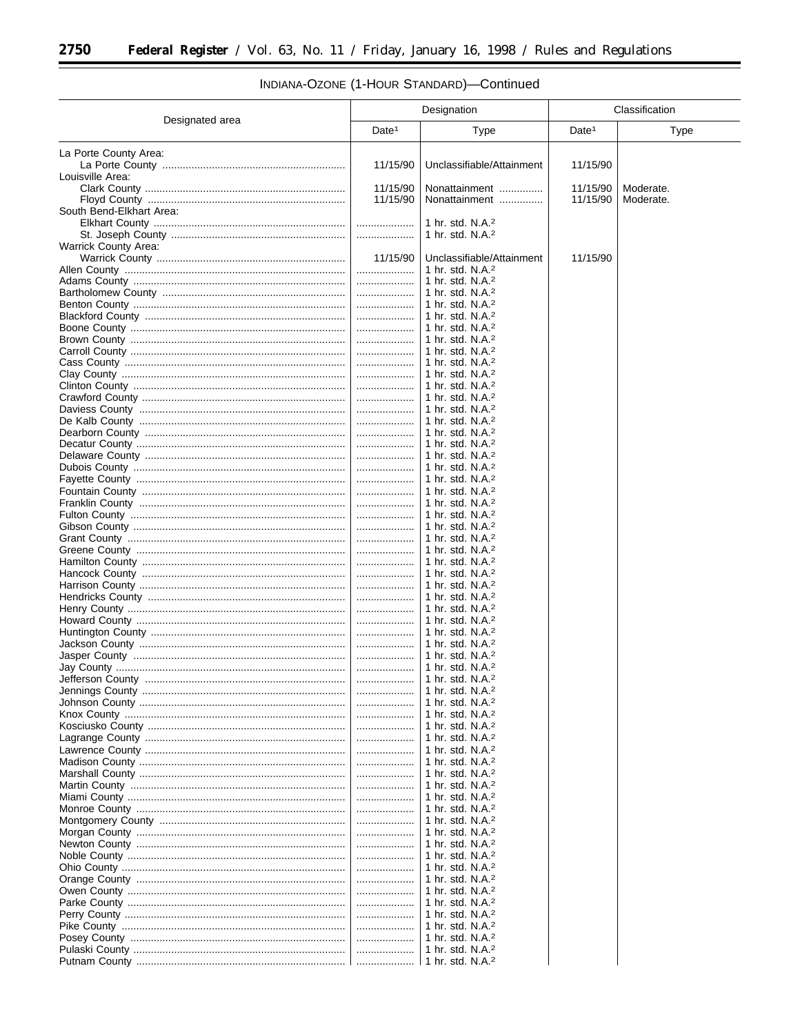INDIANA-OZONE (1-HOUR STANDARD)—Continued

| Designated area | Designation | | Classification | |
|---|---|---|---|---|
| | Date[1] | Type | Date[1] | Type |
| La Porte County Area: | | | | |
| La Porte County | 11/15/90 | Unclassifiable/Attainment | 11/15/90 | |
| Louisville Area: | | | | |
| Clark County | 11/15/90 | Nonattainment | 11/15/90 | Moderate. |
| Floyd County | 11/15/90 | Nonattainment | 11/15/90 | Moderate. |
| South Bend-Elkhart Area: | | | | |
| Elkhart County | | 1 hr. std. N.A.[2] | | |
| St. Joseph County | | 1 hr. std. N.A.[2] | | |
| Warrick County Area: | | | | |
| Warrick County | 11/15/90 | Unclassifiable/Attainment | 11/15/90 | |
| Allen County | | 1 hr. std. N.A.[2] | | |
| Adams County | | 1 hr. std. N.A.[2] | | |
| Bartholomew County | | 1 hr. std. N.A.[2] | | |
| Benton County | | 1 hr. std. N.A.[2] | | |
| Blackford County | | 1 hr. std. N.A.[2] | | |
| Boone County | | 1 hr. std. N.A.[2] | | |
| Brown County | | 1 hr. std. N.A.[2] | | |
| Carroll County | | 1 hr. std. N.A.[2] | | |
| Cass County | | 1 hr. std. N.A.[2] | | |
| Clay County | | 1 hr. std. N.A.[2] | | |
| Clinton County | | 1 hr. std. N.A.[2] | | |
| Crawford County | | 1 hr. std. N.A.[2] | | |
| Daviess County | | 1 hr. std. N.A.[2] | | |
| De Kalb County | | 1 hr. std. N.A.[2] | | |
| Dearborn County | | 1 hr. std. N.A.[2] | | |
| Decatur County | | 1 hr. std. N.A.[2] | | |
| Delaware County | | 1 hr. std. N.A.[2] | | |
| Dubois County | | 1 hr. std. N.A.[2] | | |
| Fayette County | | 1 hr. std. N.A.[2] | | |
| Fountain County | | 1 hr. std. N.A.[2] | | |
| Franklin County | | 1 hr. std. N.A.[2] | | |
| Fulton County | | 1 hr. std. N.A.[2] | | |
| Gibson County | | 1 hr. std. N.A.[2] | | |
| Grant County | | 1 hr. std. N.A.[2] | | |
| Greene County | | 1 hr. std. N.A.[2] | | |
| Hamilton County | | 1 hr. std. N.A.[2] | | |
| Hancock County | | 1 hr. std. N.A.[2] | | |
| Harrison County | | 1 hr. std. N.A.[2] | | |
| Hendricks County | | 1 hr. std. N.A.[2] | | |
| Henry County | | 1 hr. std. N.A.[2] | | |
| Howard County | | 1 hr. std. N.A.[2] | | |
| Huntington County | | 1 hr. std. N.A.[2] | | |
| Jackson County | | 1 hr. std. N.A.[2] | | |
| Jasper County | | 1 hr. std. N.A.[2] | | |
| Jay County | | 1 hr. std. N.A.[2] | | |
| Jefferson County | | 1 hr. std. N.A.[2] | | |
| Jennings County | | 1 hr. std. N.A.[2] | | |
| Johnson County | | 1 hr. std. N.A.[2] | | |
| Knox County | | 1 hr. std. N.A.[2] | | |
| Kosciusko County | | 1 hr. std. N.A.[2] | | |
| Lagrange County | | 1 hr. std. N.A.[2] | | |
| Lawrence County | | 1 hr. std. N.A.[2] | | |
| Madison County | | 1 hr. std. N.A.[2] | | |
| Marshall County | | 1 hr. std. N.A.[2] | | |
| Martin County | | 1 hr. std. N.A.[2] | | |
| Miami County | | 1 hr. std. N.A.[2] | | |
| Monroe County | | 1 hr. std. N.A.[2] | | |
| Montgomery County | | 1 hr. std. N.A.[2] | | |
| Morgan County | | 1 hr. std. N.A.[2] | | |
| Newton County | | 1 hr. std. N.A.[2] | | |
| Noble County | | 1 hr. std. N.A.[2] | | |
| Ohio County | | 1 hr. std. N.A.[2] | | |
| Orange County | | 1 hr. std. N.A.[2] | | |
| Owen County | | 1 hr. std. N.A.[2] | | |
| Parke County | | 1 hr. std. N.A.[2] | | |
| Perry County | | 1 hr. std. N.A.[2] | | |
| Pike County | | 1 hr. std. N.A.[2] | | |
| Posey County | | 1 hr. std. N.A.[2] | | |
| Pulaski County | | 1 hr. std. N.A.[2] | | |
| Putnam County | | 1 hr. std. N.A.[2] | | |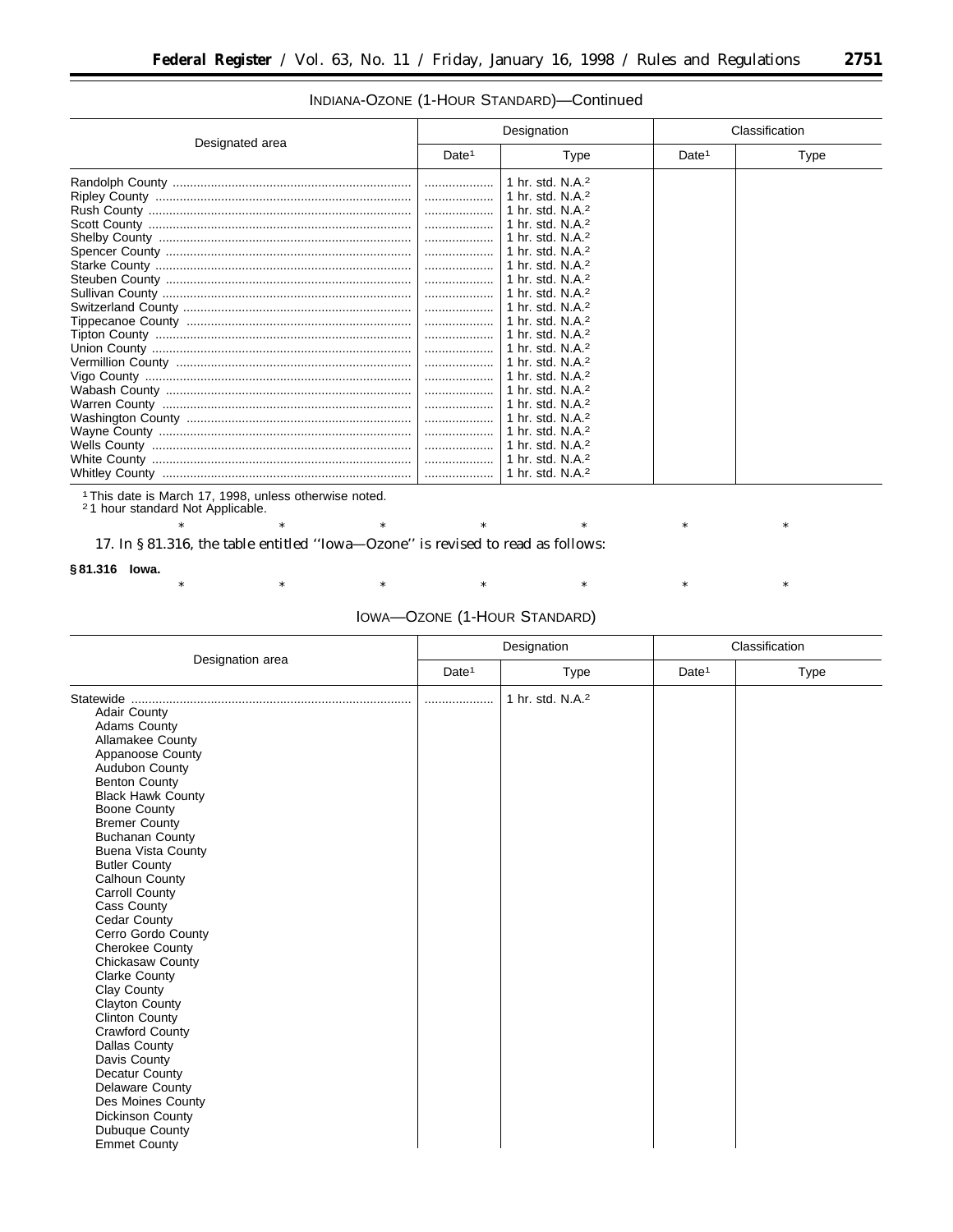INDIANA-OZONE (1-HOUR STANDARD)—Continued

| Designated area | Designation | | Classification | |
|---|---|---|---|---|
| | Date[1] | Type | Date[1] | Type |
| Randolph County | ............ | 1 hr. std. N.A.[2] | | |
| Ripley County | ............ | 1 hr. std. N.A.[2] | | |
| Rush County | ............ | 1 hr. std. N.A.[2] | | |
| Scott County | ............ | 1 hr. std. N.A.[2] | | |
| Shelby County | ............ | 1 hr. std. N.A.[2] | | |
| Spencer County | ............ | 1 hr. std. N.A.[2] | | |
| Starke County | ............ | 1 hr. std. N.A.[2] | | |
| Steuben County | ............ | 1 hr. std. N.A.[2] | | |
| Sullivan County | ............ | 1 hr. std. N.A.[2] | | |
| Switzerland County | ............ | 1 hr. std. N.A.[2] | | |
| Tippecanoe County | ............ | 1 hr. std. N.A.[2] | | |
| Tipton County | ............ | 1 hr. std. N.A.[2] | | |
| Union County | ............ | 1 hr. std. N.A.[2] | | |
| Vermillion County | ............ | 1 hr. std. N.A.[2] | | |
| Vigo County | ............ | 1 hr. std. N.A.[2] | | |
| Wabash County | ............ | 1 hr. std. N.A.[2] | | |
| Warren County | ............ | 1 hr. std. N.A.[2] | | |
| Washington County | ............ | 1 hr. std. N.A.[2] | | |
| Wayne County | ............ | 1 hr. std. N.A.[2] | | |
| Wells County | ............ | 1 hr. std. N.A.[2] | | |
| White County | ............ | 1 hr. std. N.A.[2] | | |
| Whitley County | ............ | 1 hr. std. N.A.[2] | | |

[1] This date is March 17, 1998, unless otherwise noted.
[2] 1 hour standard Not Applicable.

\* \* \* \* \* \* \*

17. In § 81.316, the table entitled ''Iowa—Ozone'' is revised to read as follows:

**§ 81.316 Iowa.**

\* \* \* \* \* \* \*

IOWA—OZONE (1-HOUR STANDARD)

| Designation area | Designation | | Classification | |
|---|---|---|---|---|
| | Date[1] | Type | Date[1] | Type |
| Statewide | ............ | 1 hr. std. N.A.[2] | | |
| Adair County | | | | |
| Adams County | | | | |
| Allamakee County | | | | |
| Appanoose County | | | | |
| Audubon County | | | | |
| Benton County | | | | |
| Black Hawk County | | | | |
| Boone County | | | | |
| Bremer County | | | | |
| Buchanan County | | | | |
| Buena Vista County | | | | |
| Butler County | | | | |
| Calhoun County | | | | |
| Carroll County | | | | |
| Cass County | | | | |
| Cedar County | | | | |
| Cerro Gordo County | | | | |
| Cherokee County | | | | |
| Chickasaw County | | | | |
| Clarke County | | | | |
| Clay County | | | | |
| Clayton County | | | | |
| Clinton County | | | | |
| Crawford County | | | | |
| Dallas County | | | | |
| Davis County | | | | |
| Decatur County | | | | |
| Delaware County | | | | |
| Des Moines County | | | | |
| Dickinson County | | | | |
| Dubuque County | | | | |
| Emmet County | | | | |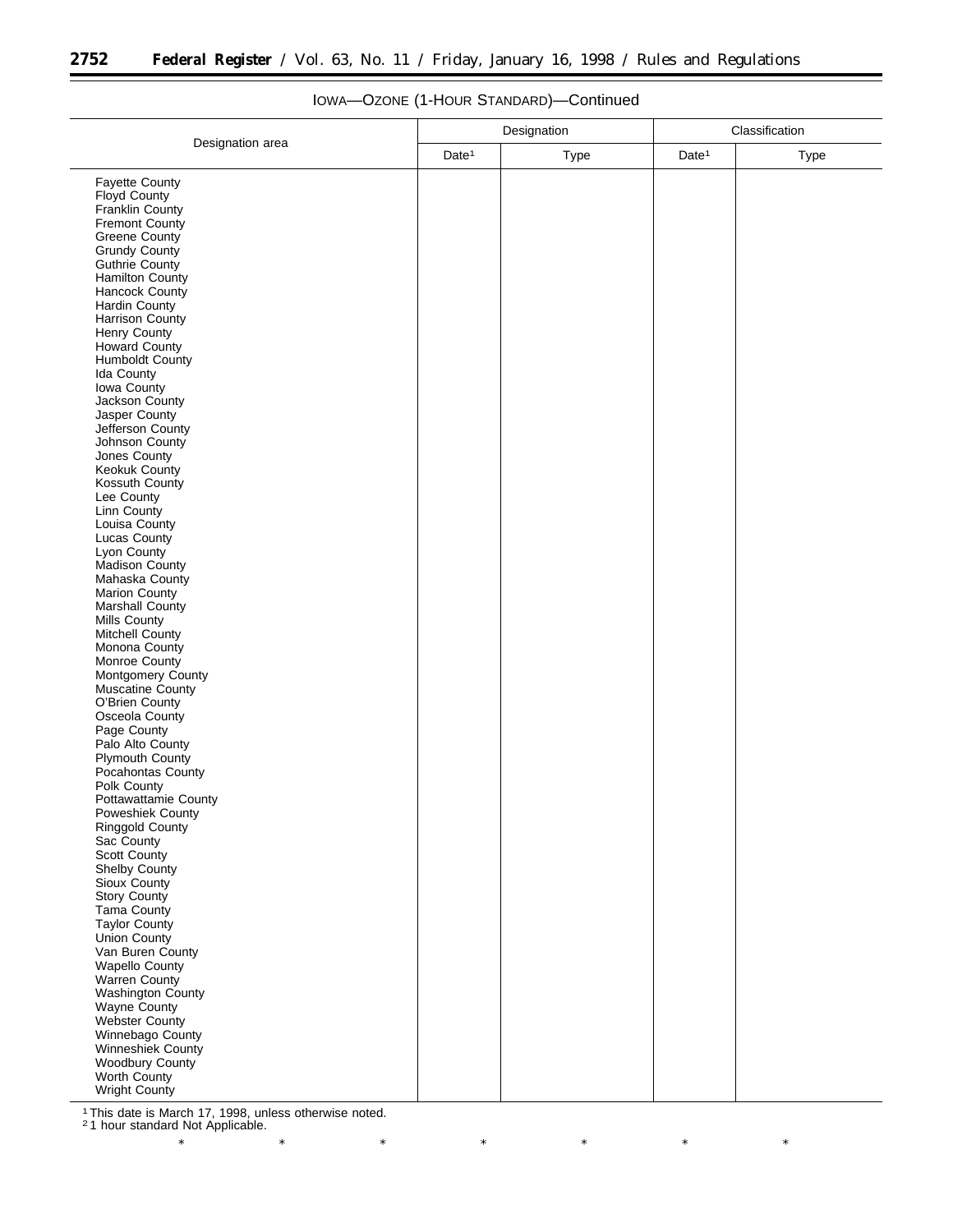IOWA—OZONE (1-HOUR STANDARD)—Continued

| Designation area | Designation | | Classification | |
|---|---|---|---|---|
| | Date[1] | Type | Date[1] | Type |
| Fayette County | | | | |
| Floyd County | | | | |
| Franklin County | | | | |
| Fremont County | | | | |
| Greene County | | | | |
| Grundy County | | | | |
| Guthrie County | | | | |
| Hamilton County | | | | |
| Hancock County | | | | |
| Hardin County | | | | |
| Harrison County | | | | |
| Henry County | | | | |
| Howard County | | | | |
| Humboldt County | | | | |
| Ida County | | | | |
| Iowa County | | | | |
| Jackson County | | | | |
| Jasper County | | | | |
| Jefferson County | | | | |
| Johnson County | | | | |
| Jones County | | | | |
| Keokuk County | | | | |
| Kossuth County | | | | |
| Lee County | | | | |
| Linn County | | | | |
| Louisa County | | | | |
| Lucas County | | | | |
| Lyon County | | | | |
| Madison County | | | | |
| Mahaska County | | | | |
| Marion County | | | | |
| Marshall County | | | | |
| Mills County | | | | |
| Mitchell County | | | | |
| Monona County | | | | |
| Monroe County | | | | |
| Montgomery County | | | | |
| Muscatine County | | | | |
| O'Brien County | | | | |
| Osceola County | | | | |
| Page County | | | | |
| Palo Alto County | | | | |
| Plymouth County | | | | |
| Pocahontas County | | | | |
| Polk County | | | | |
| Pottawattamie County | | | | |
| Poweshiek County | | | | |
| Ringgold County | | | | |
| Sac County | | | | |
| Scott County | | | | |
| Shelby County | | | | |
| Sioux County | | | | |
| Story County | | | | |
| Tama County | | | | |
| Taylor County | | | | |
| Union County | | | | |
| Van Buren County | | | | |
| Wapello County | | | | |
| Warren County | | | | |
| Washington County | | | | |
| Wayne County | | | | |
| Webster County | | | | |
| Winnebago County | | | | |
| Winneshiek County | | | | |
| Woodbury County | | | | |
| Worth County | | | | |
| Wright County | | | | |

[1] This date is March 17, 1998, unless otherwise noted.
[2] 1 hour standard Not Applicable.

\*　\*　\*　\*　\*　\*　\*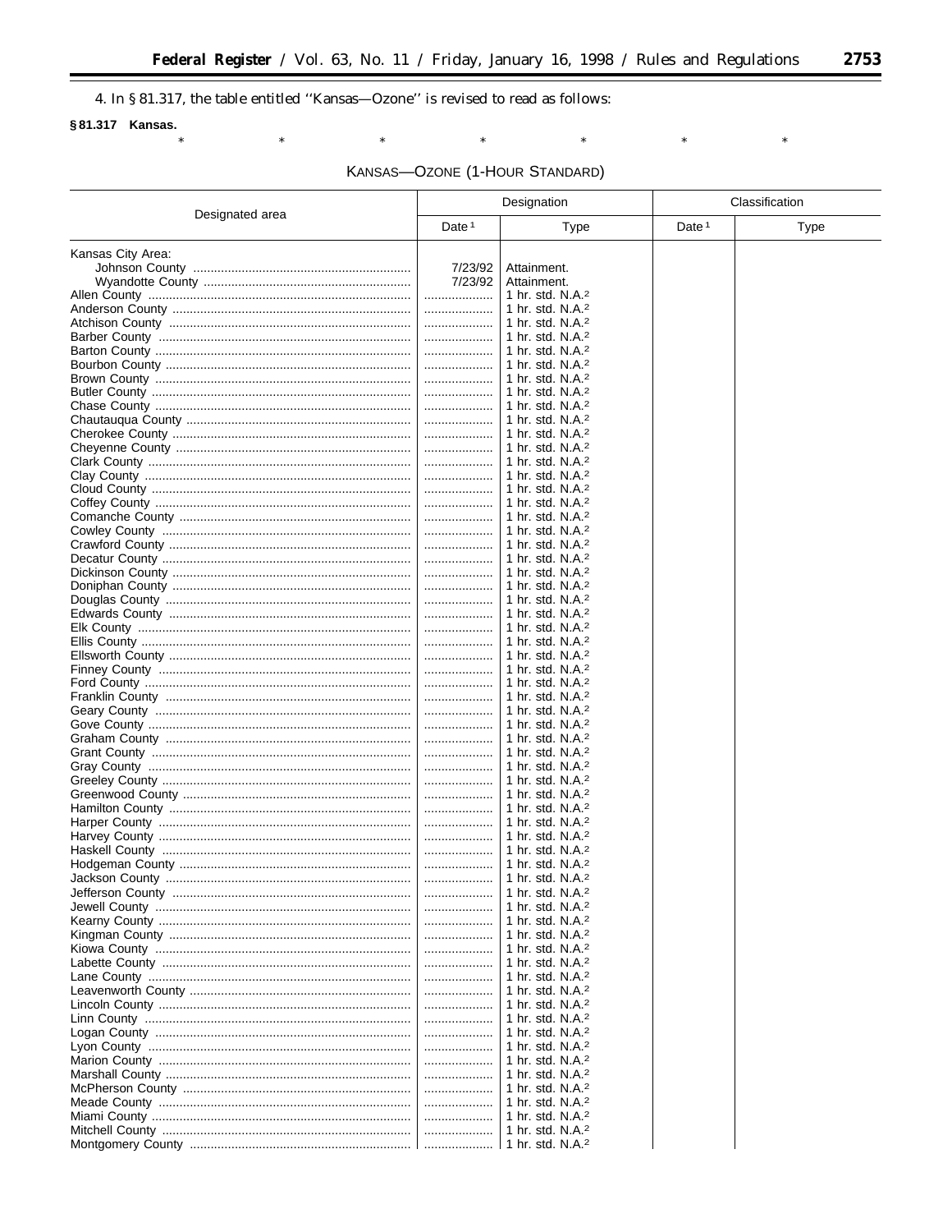4. In § 81.317, the table entitled ''Kansas—Ozone'' is revised to read as follows:

**§ 81.317 Kansas.**

\* \* \* \* \* \* \*

KANSAS—OZONE (1-HOUR STANDARD)

| Designated area | Designation | | Classification | |
|---|---|---|---|---|
| | Date [1] | Type | Date [1] | Type |
| Kansas City Area: | | | | |
| Johnson County | 7/23/92 | Attainment. | | |
| Wyandotte County | 7/23/92 | Attainment. | | |
| Allen County | ................ | 1 hr. std. N.A.[2] | | |
| Anderson County | ................ | 1 hr. std. N.A.[2] | | |
| Atchison County | ................ | 1 hr. std. N.A.[2] | | |
| Barber County | ................ | 1 hr. std. N.A.[2] | | |
| Barton County | ................ | 1 hr. std. N.A.[2] | | |
| Bourbon County | ................ | 1 hr. std. N.A.[2] | | |
| Brown County | ................ | 1 hr. std. N.A.[2] | | |
| Butler County | ................ | 1 hr. std. N.A.[2] | | |
| Chase County | ................ | 1 hr. std. N.A.[2] | | |
| Chautauqua County | ................ | 1 hr. std. N.A.[2] | | |
| Cherokee County | ................ | 1 hr. std. N.A.[2] | | |
| Cheyenne County | ................ | 1 hr. std. N.A.[2] | | |
| Clark County | ................ | 1 hr. std. N.A.[2] | | |
| Clay County | ................ | 1 hr. std. N.A.[2] | | |
| Cloud County | ................ | 1 hr. std. N.A.[2] | | |
| Coffey County | ................ | 1 hr. std. N.A.[2] | | |
| Comanche County | ................ | 1 hr. std. N.A.[2] | | |
| Cowley County | ................ | 1 hr. std. N.A.[2] | | |
| Crawford County | ................ | 1 hr. std. N.A.[2] | | |
| Decatur County | ................ | 1 hr. std. N.A.[2] | | |
| Dickinson County | ................ | 1 hr. std. N.A.[2] | | |
| Doniphan County | ................ | 1 hr. std. N.A.[2] | | |
| Douglas County | ................ | 1 hr. std. N.A.[2] | | |
| Edwards County | ................ | 1 hr. std. N.A.[2] | | |
| Elk County | ................ | 1 hr. std. N.A.[2] | | |
| Ellis County | ................ | 1 hr. std. N.A.[2] | | |
| Ellsworth County | ................ | 1 hr. std. N.A.[2] | | |
| Finney County | ................ | 1 hr. std. N.A.[2] | | |
| Ford County | ................ | 1 hr. std. N.A.[2] | | |
| Franklin County | ................ | 1 hr. std. N.A.[2] | | |
| Geary County | ................ | 1 hr. std. N.A.[2] | | |
| Gove County | ................ | 1 hr. std. N.A.[2] | | |
| Graham County | ................ | 1 hr. std. N.A.[2] | | |
| Grant County | ................ | 1 hr. std. N.A.[2] | | |
| Gray County | ................ | 1 hr. std. N.A.[2] | | |
| Greeley County | ................ | 1 hr. std. N.A.[2] | | |
| Greenwood County | ................ | 1 hr. std. N.A.[2] | | |
| Hamilton County | ................ | 1 hr. std. N.A.[2] | | |
| Harper County | ................ | 1 hr. std. N.A.[2] | | |
| Harvey County | ................ | 1 hr. std. N.A.[2] | | |
| Haskell County | ................ | 1 hr. std. N.A.[2] | | |
| Hodgeman County | ................ | 1 hr. std. N.A.[2] | | |
| Jackson County | ................ | 1 hr. std. N.A.[2] | | |
| Jefferson County | ................ | 1 hr. std. N.A.[2] | | |
| Jewell County | ................ | 1 hr. std. N.A.[2] | | |
| Kearny County | ................ | 1 hr. std. N.A.[2] | | |
| Kingman County | ................ | 1 hr. std. N.A.[2] | | |
| Kiowa County | ................ | 1 hr. std. N.A.[2] | | |
| Labette County | ................ | 1 hr. std. N.A.[2] | | |
| Lane County | ................ | 1 hr. std. N.A.[2] | | |
| Leavenworth County | ................ | 1 hr. std. N.A.[2] | | |
| Lincoln County | ................ | 1 hr. std. N.A.[2] | | |
| Linn County | ................ | 1 hr. std. N.A.[2] | | |
| Logan County | ................ | 1 hr. std. N.A.[2] | | |
| Lyon County | ................ | 1 hr. std. N.A.[2] | | |
| Marion County | ................ | 1 hr. std. N.A.[2] | | |
| Marshall County | ................ | 1 hr. std. N.A.[2] | | |
| McPherson County | ................ | 1 hr. std. N.A.[2] | | |
| Meade County | ................ | 1 hr. std. N.A.[2] | | |
| Miami County | ................ | 1 hr. std. N.A.[2] | | |
| Mitchell County | ................ | 1 hr. std. N.A.[2] | | |
| Montgomery County | ................ | 1 hr. std. N.A.[2] | | |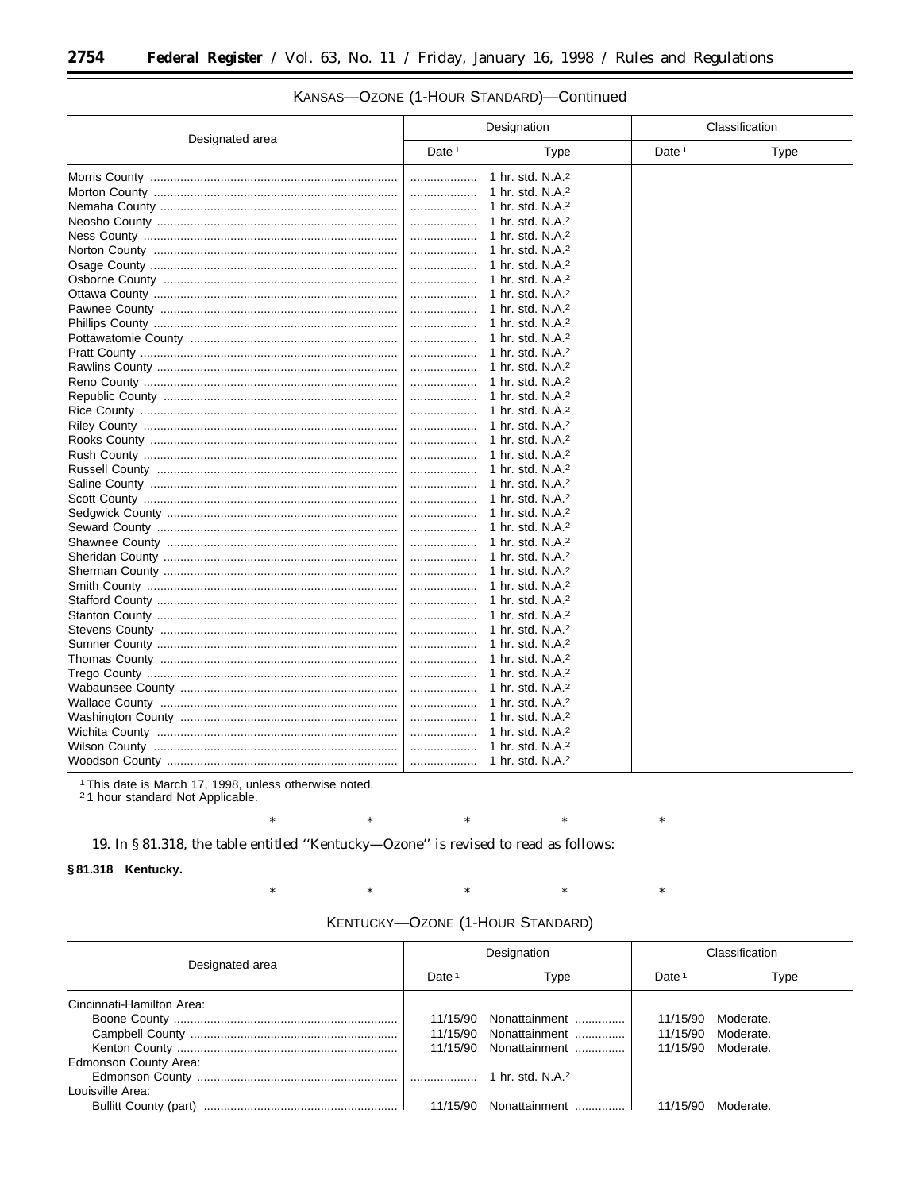KANSAS—OZONE (1-HOUR STANDARD)—Continued

| Designated area | Designation | | Classification | |
|---|---|---|---|---|
| | Date [1] | Type | Date [1] | Type |
| Morris County | | 1 hr. std. N.A.[2] | | |
| Morton County | | 1 hr. std. N.A.[2] | | |
| Nemaha County | | 1 hr. std. N.A.[2] | | |
| Neosho County | | 1 hr. std. N.A.[2] | | |
| Ness County | | 1 hr. std. N.A.[2] | | |
| Norton County | | 1 hr. std. N.A.[2] | | |
| Osage County | | 1 hr. std. N.A.[2] | | |
| Osborne County | | 1 hr. std. N.A.[2] | | |
| Ottawa County | | 1 hr. std. N.A.[2] | | |
| Pawnee County | | 1 hr. std. N.A.[2] | | |
| Phillips County | | 1 hr. std. N.A.[2] | | |
| Pottawatomie County | | 1 hr. std. N.A.[2] | | |
| Pratt County | | 1 hr. std. N.A.[2] | | |
| Rawlins County | | 1 hr. std. N.A.[2] | | |
| Reno County | | 1 hr. std. N.A.[2] | | |
| Republic County | | 1 hr. std. N.A.[2] | | |
| Rice County | | 1 hr. std. N.A.[2] | | |
| Riley County | | 1 hr. std. N.A.[2] | | |
| Rooks County | | 1 hr. std. N.A.[2] | | |
| Rush County | | 1 hr. std. N.A.[2] | | |
| Russell County | | 1 hr. std. N.A.[2] | | |
| Saline County | | 1 hr. std. N.A.[2] | | |
| Scott County | | 1 hr. std. N.A.[2] | | |
| Sedgwick County | | 1 hr. std. N.A.[2] | | |
| Seward County | | 1 hr. std. N.A.[2] | | |
| Shawnee County | | 1 hr. std. N.A.[2] | | |
| Sheridan County | | 1 hr. std. N.A.[2] | | |
| Sherman County | | 1 hr. std. N.A.[2] | | |
| Smith County | | 1 hr. std. N.A.[2] | | |
| Stafford County | | 1 hr. std. N.A.[2] | | |
| Stanton County | | 1 hr. std. N.A.[2] | | |
| Stevens County | | 1 hr. std. N.A.[2] | | |
| Sumner County | | 1 hr. std. N.A.[2] | | |
| Thomas County | | 1 hr. std. N.A.[2] | | |
| Trego County | | 1 hr. std. N.A.[2] | | |
| Wabaunsee County | | 1 hr. std. N.A.[2] | | |
| Wallace County | | 1 hr. std. N.A.[2] | | |
| Washington County | | 1 hr. std. N.A.[2] | | |
| Wichita County | | 1 hr. std. N.A.[2] | | |
| Wilson County | | 1 hr. std. N.A.[2] | | |
| Woodson County | | 1 hr. std. N.A.[2] | | |

[1] This date is March 17, 1998, unless otherwise noted.
[2] 1 hour standard Not Applicable.

\* \* \* \* \*

19. In § 81.318, the table entitled "Kentucky—Ozone" is revised to read as follows:

**§ 81.318 Kentucky.**

\* \* \* \* \*

KENTUCKY—OZONE (1-HOUR STANDARD)

| Designated area | Designation | | Classification | |
|---|---|---|---|---|
| | Date [1] | Type | Date [1] | Type |
| Cincinnati-Hamilton Area: | | | | |
| Boone County | 11/15/90 | Nonattainment | 11/15/90 | Moderate. |
| Campbell County | 11/15/90 | Nonattainment | 11/15/90 | Moderate. |
| Kenton County | 11/15/90 | Nonattainment | 11/15/90 | Moderate. |
| Edmonson County Area: | | | | |
| Edmonson County | | 1 hr. std. N.A.[2] | | |
| Louisville Area: | | | | |
| Bullitt County (part) | 11/15/90 | Nonattainment | 11/15/90 | Moderate. |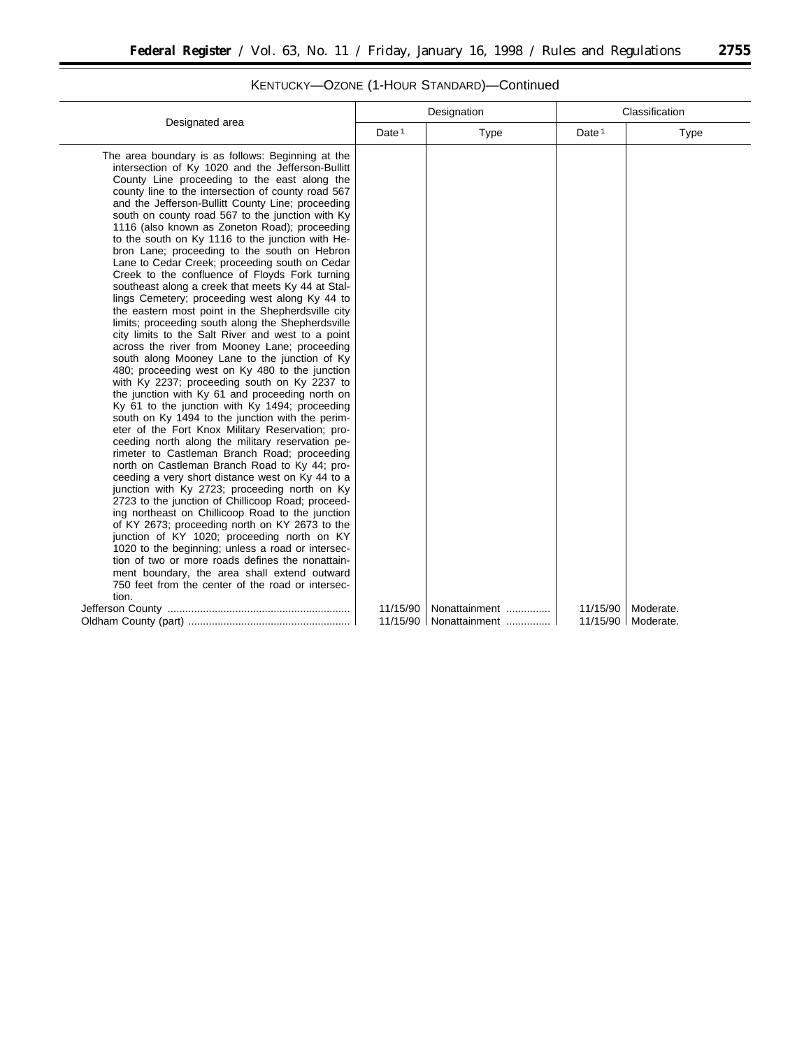KENTUCKY—OZONE (1-HOUR STANDARD)—Continued

| Designated area | Designation | | Classification | |
|---|---|---|---|---|
| | Date [1] | Type | Date [1] | Type |
| The area boundary is as follows: Beginning at the intersection of Ky 1020 and the Jefferson-Bullitt County Line proceeding to the east along the county line to the intersection of county road 567 and the Jefferson-Bullitt County Line; proceeding south on county road 567 to the junction with Ky 1116 (also known as Zoneton Road); proceeding to the south on Ky 1116 to the junction with Hebron Lane; proceeding to the south on Hebron Lane to Cedar Creek; proceeding south on Cedar Creek to the confluence of Floyds Fork turning southeast along a creek that meets Ky 44 at Stallings Cemetery; proceeding west along Ky 44 to the eastern most point in the Shepherdsville city limits; proceeding south along the Shepherdsville city limits to the Salt River and west to a point across the river from Mooney Lane; proceeding south along Mooney Lane to the junction of Ky 480; proceeding west on Ky 480 to the junction with Ky 2237; proceeding south on Ky 2237 to the junction with Ky 61 and proceeding north on Ky 61 to the junction with Ky 1494; proceeding south on Ky 1494 to the junction with the perimeter of the Fort Knox Military Reservation; proceeding north along the military reservation perimeter to Castleman Branch Road; proceeding north on Castleman Branch Road to Ky 44; proceeding a very short distance west on Ky 44 to a junction with Ky 2723; proceeding north on Ky 2723 to the junction of Chillicoop Road; proceeding northeast on Chillicoop Road to the junction of KY 2673; proceeding north on KY 2673 to the junction of KY 1020; proceeding north on KY 1020 to the beginning; unless a road or intersection of two or more roads defines the nonattainment boundary, the area shall extend outward 750 feet from the center of the road or intersection. | | | | |
| Jefferson County | 11/15/90 | Nonattainment | 11/15/90 | Moderate. |
| Oldham County (part) | 11/15/90 | Nonattainment | 11/15/90 | Moderate. |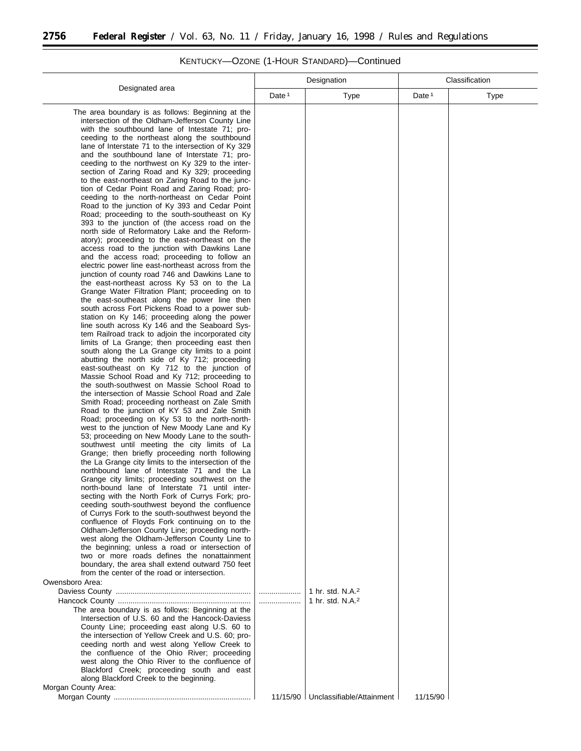## KENTUCKY—OZONE (1-HOUR STANDARD)—Continued

| Designated area | Designation | | Classification | |
|---|---|---|---|---|
| | Date [1] | Type | Date [1] | Type |
| The area boundary is as follows: Beginning at the intersection of the Oldham-Jefferson County Line with the southbound lane of Intestate 71; proceeding to the northeast along the southbound lane of Interstate 71 to the intersection of Ky 329 and the southbound lane of Interstate 71; proceeding to the northwest on Ky 329 to the intersection of Zaring Road and Ky 329; proceeding to the east-northeast on Zaring Road to the junction of Cedar Point Road and Zaring Road; proceeding to the north-northeast on Cedar Point Road to the junction of Ky 393 and Cedar Point Road; proceeding to the south-southeast on Ky 393 to the junction of (the access road on the north side of Reformatory Lake and the Reformatory); proceeding to the east-northeast on the access road to the junction with Dawkins Lane and the access road; proceeding to follow an electric power line east-northeast across from the junction of county road 746 and Dawkins Lane to the east-northeast across Ky 53 on to the La Grange Water Filtration Plant; proceeding on to the east-southeast along the power line then south across Fort Pickens Road to a power substation on Ky 146; proceeding along the power line south across Ky 146 and the Seaboard System Railroad track to adjoin the incorporated city limits of La Grange; then proceeding east then south along the La Grange city limits to a point abutting the north side of Ky 712; proceeding east-southeast on Ky 712 to the junction of Massie School Road and Ky 712; proceeding to the south-southwest on Massie School Road to the intersection of Massie School Road and Zale Smith Road; proceeding northeast on Zale Smith Road to the junction of KY 53 and Zale Smith Road; proceeding on Ky 53 to the north-northwest to the junction of New Moody Lane and Ky 53; proceeding on New Moody Lane to the south-southwest until meeting the city limits of La Grange; then briefly proceeding north following the La Grange city limits to the intersection of the northbound lane of Interstate 71 and the La Grange city limits; proceeding southwest on the north-bound lane of Interstate 71 until intersecting with the North Fork of Currys Fork; proceeding south-southwest beyond the confluence of Currys Fork to the south-southwest beyond the confluence of Floyds Fork continuing on to the Oldham-Jefferson County Line; proceeding northwest along the Oldham-Jefferson County Line to the beginning; unless a road or intersection of two or more roads defines the nonattainment boundary, the area shall extend outward 750 feet from the center of the road or intersection. | | | | |
| Owensboro Area: | | | | |
| Daviess County | .................... | 1 hr. std. N.A.[2] | | |
| Hancock County | .................... | 1 hr. std. N.A.[2] | | |
| The area boundary is as follows: Beginning at the Intersection of U.S. 60 and the Hancock-Daviess County Line; proceeding east along U.S. 60 to the intersection of Yellow Creek and U.S. 60; proceeding north and west along Yellow Creek to the confluence of the Ohio River; proceeding west along the Ohio River to the confluence of Blackford Creek; proceeding south and east along Blackford Creek to the beginning. | | | | |
| Morgan County Area: | | | | |
| Morgan County | 11/15/90 | Unclassifiable/Attainment | 11/15/90 | |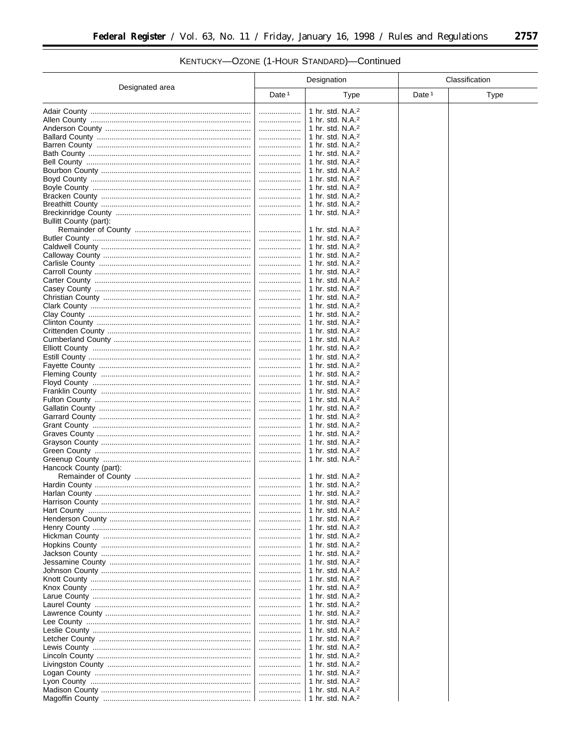KENTUCKY—OZONE (1-HOUR STANDARD)—Continued

| Designated area | Designation | | Classification | |
|---|---|---|---|---|
| | Date [1] | Type | Date [1] | Type |
| Adair County | ........ | 1 hr. std. N.A.[2] | | |
| Allen County | ........ | 1 hr. std. N.A.[2] | | |
| Anderson County | ........ | 1 hr. std. N.A.[2] | | |
| Ballard County | ........ | 1 hr. std. N.A.[2] | | |
| Barren County | ........ | 1 hr. std. N.A.[2] | | |
| Bath County | ........ | 1 hr. std. N.A.[2] | | |
| Bell County | ........ | 1 hr. std. N.A.[2] | | |
| Bourbon County | ........ | 1 hr. std. N.A.[2] | | |
| Boyd County | ........ | 1 hr. std. N.A.[2] | | |
| Boyle County | ........ | 1 hr. std. N.A.[2] | | |
| Bracken County | ........ | 1 hr. std. N.A.[2] | | |
| Breathitt County | ........ | 1 hr. std. N.A.[2] | | |
| Breckinridge County | ........ | 1 hr. std. N.A.[2] | | |
| Bullitt County (part): | | | | |
| Remainder of County | ........ | 1 hr. std. N.A.[2] | | |
| Butler County | ........ | 1 hr. std. N.A.[2] | | |
| Caldwell County | ........ | 1 hr. std. N.A.[2] | | |
| Calloway County | ........ | 1 hr. std. N.A.[2] | | |
| Carlisle County | ........ | 1 hr. std. N.A.[2] | | |
| Carroll County | ........ | 1 hr. std. N.A.[2] | | |
| Carter County | ........ | 1 hr. std. N.A.[2] | | |
| Casey County | ........ | 1 hr. std. N.A.[2] | | |
| Christian County | ........ | 1 hr. std. N.A.[2] | | |
| Clark County | ........ | 1 hr. std. N.A.[2] | | |
| Clay County | ........ | 1 hr. std. N.A.[2] | | |
| Clinton County | ........ | 1 hr. std. N.A.[2] | | |
| Crittenden County | ........ | 1 hr. std. N.A.[2] | | |
| Cumberland County | ........ | 1 hr. std. N.A.[2] | | |
| Elliott County | ........ | 1 hr. std. N.A.[2] | | |
| Estill County | ........ | 1 hr. std. N.A.[2] | | |
| Fayette County | ........ | 1 hr. std. N.A.[2] | | |
| Fleming County | ........ | 1 hr. std. N.A.[2] | | |
| Floyd County | ........ | 1 hr. std. N.A.[2] | | |
| Franklin County | ........ | 1 hr. std. N.A.[2] | | |
| Fulton County | ........ | 1 hr. std. N.A.[2] | | |
| Gallatin County | ........ | 1 hr. std. N.A.[2] | | |
| Garrard County | ........ | 1 hr. std. N.A.[2] | | |
| Grant County | ........ | 1 hr. std. N.A.[2] | | |
| Graves County | ........ | 1 hr. std. N.A.[2] | | |
| Grayson County | ........ | 1 hr. std. N.A.[2] | | |
| Green County | ........ | 1 hr. std. N.A.[2] | | |
| Greenup County | ........ | 1 hr. std. N.A.[2] | | |
| Hancock County (part): | | | | |
| Remainder of County | ........ | 1 hr. std. N.A.[2] | | |
| Hardin County | ........ | 1 hr. std. N.A.[2] | | |
| Harlan County | ........ | 1 hr. std. N.A.[2] | | |
| Harrison County | ........ | 1 hr. std. N.A.[2] | | |
| Hart County | ........ | 1 hr. std. N.A.[2] | | |
| Henderson County | ........ | 1 hr. std. N.A.[2] | | |
| Henry County | ........ | 1 hr. std. N.A.[2] | | |
| Hickman County | ........ | 1 hr. std. N.A.[2] | | |
| Hopkins County | ........ | 1 hr. std. N.A.[2] | | |
| Jackson County | ........ | 1 hr. std. N.A.[2] | | |
| Jessamine County | ........ | 1 hr. std. N.A.[2] | | |
| Johnson County | ........ | 1 hr. std. N.A.[2] | | |
| Knott County | ........ | 1 hr. std. N.A.[2] | | |
| Knox County | ........ | 1 hr. std. N.A.[2] | | |
| Larue County | ........ | 1 hr. std. N.A.[2] | | |
| Laurel County | ........ | 1 hr. std. N.A.[2] | | |
| Lawrence County | ........ | 1 hr. std. N.A.[2] | | |
| Lee County | ........ | 1 hr. std. N.A.[2] | | |
| Leslie County | ........ | 1 hr. std. N.A.[2] | | |
| Letcher County | ........ | 1 hr. std. N.A.[2] | | |
| Lewis County | ........ | 1 hr. std. N.A.[2] | | |
| Lincoln County | ........ | 1 hr. std. N.A.[2] | | |
| Livingston County | ........ | 1 hr. std. N.A.[2] | | |
| Logan County | ........ | 1 hr. std. N.A.[2] | | |
| Lyon County | ........ | 1 hr. std. N.A.[2] | | |
| Madison County | ........ | 1 hr. std. N.A.[2] | | |
| Magoffin County | ........ | 1 hr. std. N.A.[2] | | |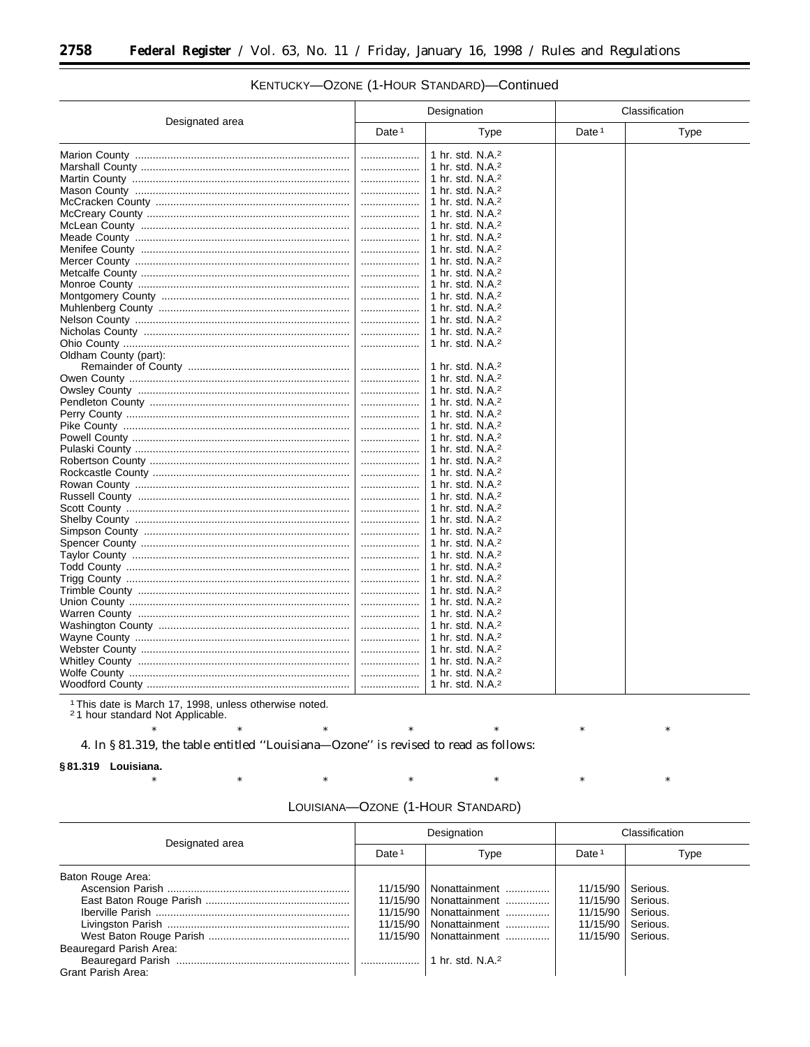KENTUCKY—OZONE (1-HOUR STANDARD)—Continued

| Designated area | Designation | | Classification | |
|---|---|---|---|---|
| | Date [1] | Type | Date [1] | Type |
| Marion County | ................ | 1 hr. std. N.A.[2] | | |
| Marshall County | ................ | 1 hr. std. N.A.[2] | | |
| Martin County | ................ | 1 hr. std. N.A.[2] | | |
| Mason County | ................ | 1 hr. std. N.A.[2] | | |
| McCracken County | ................ | 1 hr. std. N.A.[2] | | |
| McCreary County | ................ | 1 hr. std. N.A.[2] | | |
| McLean County | ................ | 1 hr. std. N.A.[2] | | |
| Meade County | ................ | 1 hr. std. N.A.[2] | | |
| Menifee County | ................ | 1 hr. std. N.A.[2] | | |
| Mercer County | ................ | 1 hr. std. N.A.[2] | | |
| Metcalfe County | ................ | 1 hr. std. N.A.[2] | | |
| Monroe County | ................ | 1 hr. std. N.A.[2] | | |
| Montgomery County | ................ | 1 hr. std. N.A.[2] | | |
| Muhlenberg County | ................ | 1 hr. std. N.A.[2] | | |
| Nelson County | ................ | 1 hr. std. N.A.[2] | | |
| Nicholas County | ................ | 1 hr. std. N.A.[2] | | |
| Ohio County | ................ | 1 hr. std. N.A.[2] | | |
| Oldham County (part): | | | | |
| Remainder of County | ................ | 1 hr. std. N.A.[2] | | |
| Owen County | ................ | 1 hr. std. N.A.[2] | | |
| Owsley County | ................ | 1 hr. std. N.A.[2] | | |
| Pendleton County | ................ | 1 hr. std. N.A.[2] | | |
| Perry County | ................ | 1 hr. std. N.A.[2] | | |
| Pike County | ................ | 1 hr. std. N.A.[2] | | |
| Powell County | ................ | 1 hr. std. N.A.[2] | | |
| Pulaski County | ................ | 1 hr. std. N.A.[2] | | |
| Robertson County | ................ | 1 hr. std. N.A.[2] | | |
| Rockcastle County | ................ | 1 hr. std. N.A.[2] | | |
| Rowan County | ................ | 1 hr. std. N.A.[2] | | |
| Russell County | ................ | 1 hr. std. N.A.[2] | | |
| Scott County | ................ | 1 hr. std. N.A.[2] | | |
| Shelby County | ................ | 1 hr. std. N.A.[2] | | |
| Simpson County | ................ | 1 hr. std. N.A.[2] | | |
| Spencer County | ................ | 1 hr. std. N.A.[2] | | |
| Taylor County | ................ | 1 hr. std. N.A.[2] | | |
| Todd County | ................ | 1 hr. std. N.A.[2] | | |
| Trigg County | ................ | 1 hr. std. N.A.[2] | | |
| Trimble County | ................ | 1 hr. std. N.A.[2] | | |
| Union County | ................ | 1 hr. std. N.A.[2] | | |
| Warren County | ................ | 1 hr. std. N.A.[2] | | |
| Washington County | ................ | 1 hr. std. N.A.[2] | | |
| Wayne County | ................ | 1 hr. std. N.A.[2] | | |
| Webster County | ................ | 1 hr. std. N.A.[2] | | |
| Whitley County | ................ | 1 hr. std. N.A.[2] | | |
| Wolfe County | ................ | 1 hr. std. N.A.[2] | | |
| Woodford County | ................ | 1 hr. std. N.A.[2] | | |

[1] This date is March 17, 1998, unless otherwise noted.
[2] 1 hour standard Not Applicable.

\* \* \* \* \* \* \*

4. In § 81.319, the table entitled ''Louisiana—Ozone'' is revised to read as follows:

**§ 81.319 Louisiana.**

\* \* \* \* \* \* \*

LOUISIANA—OZONE (1-HOUR STANDARD)

| Designated area | Designation | | Classification | |
|---|---|---|---|---|
| | Date [1] | Type | Date [1] | Type |
| Baton Rouge Area: | | | | |
| Ascension Parish | 11/15/90 | Nonattainment | 11/15/90 | Serious. |
| East Baton Rouge Parish | 11/15/90 | Nonattainment | 11/15/90 | Serious. |
| Iberville Parish | 11/15/90 | Nonattainment | 11/15/90 | Serious. |
| Livingston Parish | 11/15/90 | Nonattainment | 11/15/90 | Serious. |
| West Baton Rouge Parish | 11/15/90 | Nonattainment | 11/15/90 | Serious. |
| Beauregard Parish Area: | | | | |
| Beauregard Parish | ................ | 1 hr. std. N.A.[2] | | |
| Grant Parish Area: | | | | |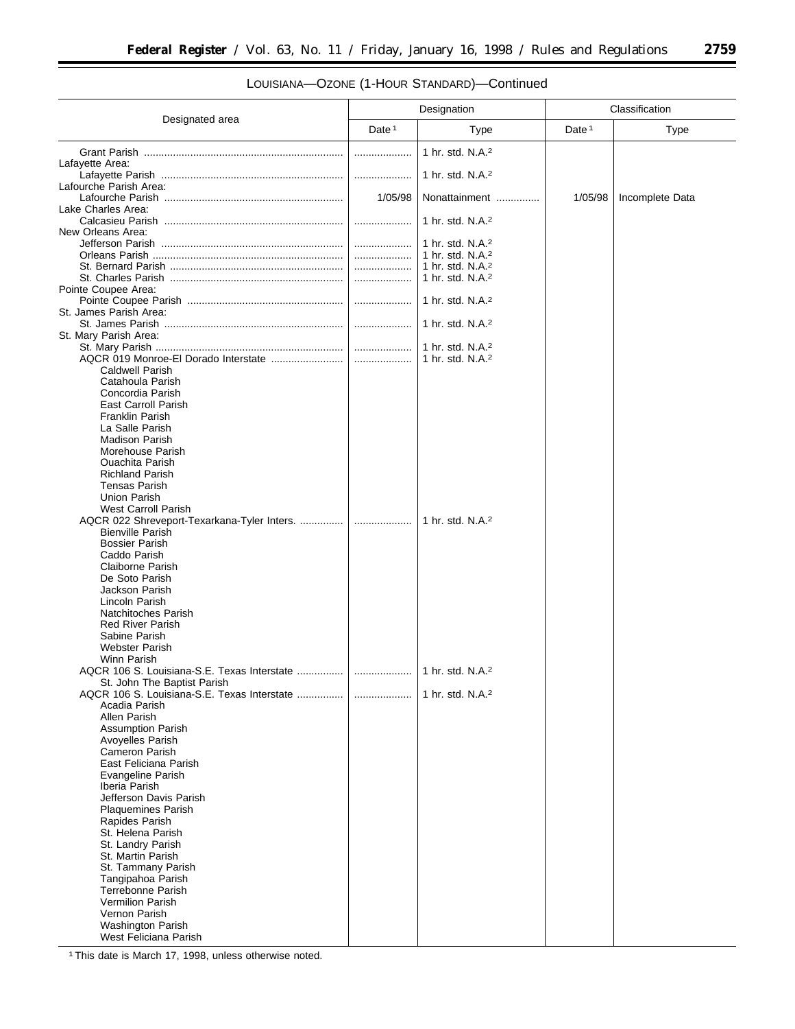LOUISIANA—OZONE (1-HOUR STANDARD)—Continued

| Designated area | Designation | | Classification | |
|---|---|---|---|---|
| | Date [1] | Type | Date [1] | Type |
| Grant Parish | ........ | 1 hr. std. N.A.[2] | | |
| Lafayette Area: | | | | |
| Lafayette Parish | ........ | 1 hr. std. N.A.[2] | | |
| Lafourche Parish Area: | | | | |
| Lafourche Parish | 1/05/98 | Nonattainment | 1/05/98 | Incomplete Data |
| Lake Charles Area: | | | | |
| Calcasieu Parish | ........ | 1 hr. std. N.A.[2] | | |
| New Orleans Area: | | | | |
| Jefferson Parish | ........ | 1 hr. std. N.A.[2] | | |
| Orleans Parish | ........ | 1 hr. std. N.A.[2] | | |
| St. Bernard Parish | ........ | 1 hr. std. N.A.[2] | | |
| St. Charles Parish | ........ | 1 hr. std. N.A.[2] | | |
| Pointe Coupee Area: | | | | |
| Pointe Coupee Parish | ........ | 1 hr. std. N.A.[2] | | |
| St. James Parish Area: | | | | |
| St. James Parish | ........ | 1 hr. std. N.A.[2] | | |
| St. Mary Parish Area: | | | | |
| St. Mary Parish | ........ | 1 hr. std. N.A.[2] | | |
| AQCR 019 Monroe-El Dorado Interstate | ........ | 1 hr. std. N.A.[2] | | |
| Caldwell Parish | | | | |
| Catahoula Parish | | | | |
| Concordia Parish | | | | |
| East Carroll Parish | | | | |
| Franklin Parish | | | | |
| La Salle Parish | | | | |
| Madison Parish | | | | |
| Morehouse Parish | | | | |
| Ouachita Parish | | | | |
| Richland Parish | | | | |
| Tensas Parish | | | | |
| Union Parish | | | | |
| West Carroll Parish | | | | |
| AQCR 022 Shreveport-Texarkana-Tyler Inters. | ........ | 1 hr. std. N.A.[2] | | |
| Bienville Parish | | | | |
| Bossier Parish | | | | |
| Caddo Parish | | | | |
| Claiborne Parish | | | | |
| De Soto Parish | | | | |
| Jackson Parish | | | | |
| Lincoln Parish | | | | |
| Natchitoches Parish | | | | |
| Red River Parish | | | | |
| Sabine Parish | | | | |
| Webster Parish | | | | |
| Winn Parish | | | | |
| AQCR 106 S. Louisiana-S.E. Texas Interstate | ........ | 1 hr. std. N.A.[2] | | |
| St. John The Baptist Parish | | | | |
| AQCR 106 S. Louisiana-S.E. Texas Interstate | ........ | 1 hr. std. N.A.[2] | | |
| Acadia Parish | | | | |
| Allen Parish | | | | |
| Assumption Parish | | | | |
| Avoyelles Parish | | | | |
| Cameron Parish | | | | |
| East Feliciana Parish | | | | |
| Evangeline Parish | | | | |
| Iberia Parish | | | | |
| Jefferson Davis Parish | | | | |
| Plaquemines Parish | | | | |
| Rapides Parish | | | | |
| St. Helena Parish | | | | |
| St. Landry Parish | | | | |
| St. Martin Parish | | | | |
| St. Tammany Parish | | | | |
| Tangipahoa Parish | | | | |
| Terrebonne Parish | | | | |
| Vermilion Parish | | | | |
| Vernon Parish | | | | |
| Washington Parish | | | | |
| West Feliciana Parish | | | | |

[1] This date is March 17, 1998, unless otherwise noted.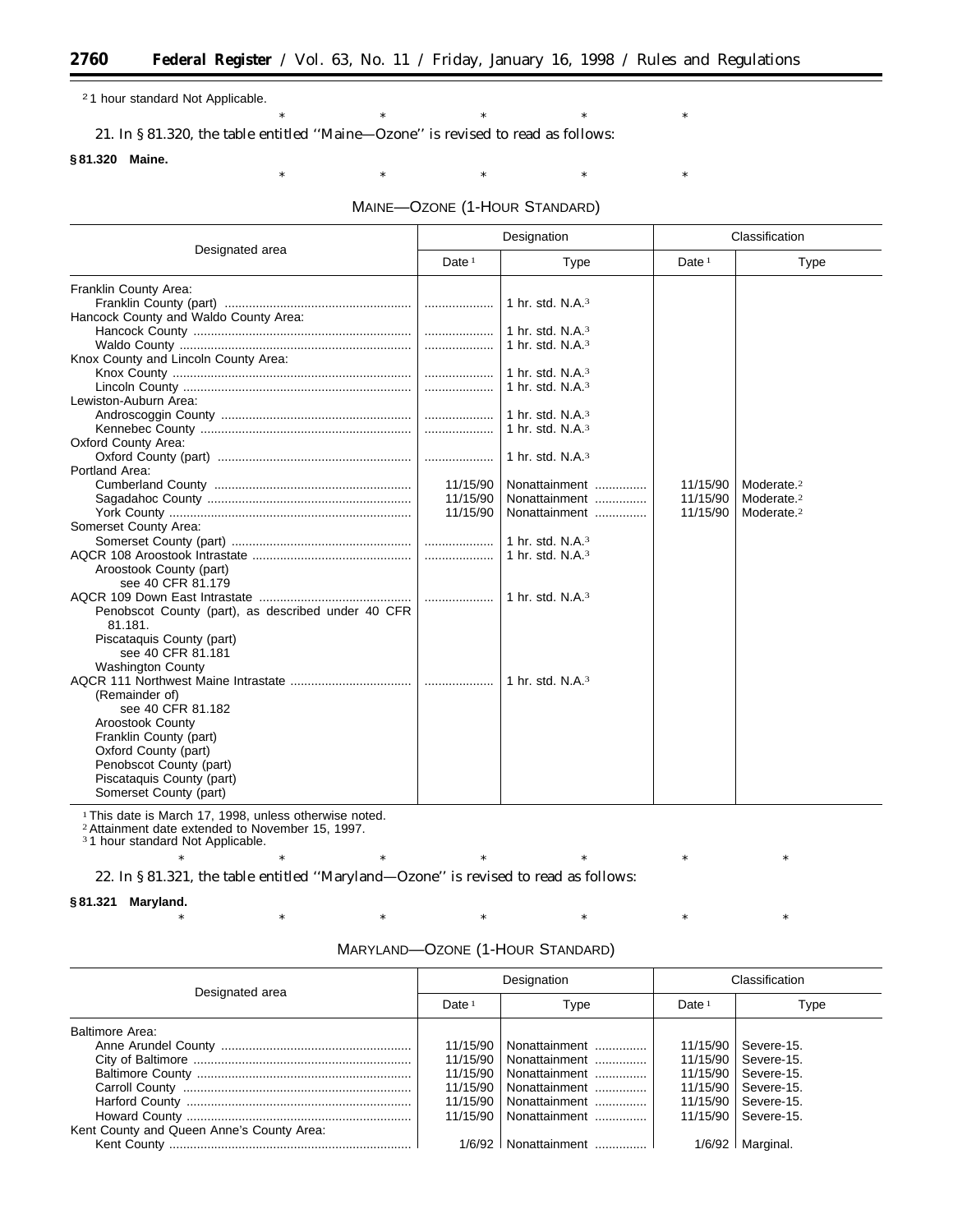[2] 1 hour standard Not Applicable.

\* \* \* \* \*

21. In § 81.320, the table entitled ''Maine—Ozone'' is revised to read as follows:

**§ 81.320 Maine.**

\* \* \* \* \*

MAINE—OZONE (1-HOUR STANDARD)

| Designated area | Designation | | Classification | |
|---|---|---|---|---|
| | Date [1] | Type | Date [1] | Type |
| Franklin County Area: | | | | |
| Franklin County (part) | | 1 hr. std. N.A.[3] | | |
| Hancock County and Waldo County Area: | | | | |
| Hancock County | | 1 hr. std. N.A.[3] | | |
| Waldo County | | 1 hr. std. N.A.[3] | | |
| Knox County and Lincoln County Area: | | | | |
| Knox County | | 1 hr. std. N.A.[3] | | |
| Lincoln County | | 1 hr. std. N.A.[3] | | |
| Lewiston-Auburn Area: | | | | |
| Androscoggin County | | 1 hr. std. N.A.[3] | | |
| Kennebec County | | 1 hr. std. N.A.[3] | | |
| Oxford County Area: | | | | |
| Oxford County (part) | | 1 hr. std. N.A.[3] | | |
| Portland Area: | | | | |
| Cumberland County | 11/15/90 | Nonattainment | 11/15/90 | Moderate.[2] |
| Sagadahoc County | 11/15/90 | Nonattainment | 11/15/90 | Moderate.[2] |
| York County | 11/15/90 | Nonattainment | 11/15/90 | Moderate.[2] |
| Somerset County Area: | | | | |
| Somerset County (part) | | 1 hr. std. N.A.[3] | | |
| AQCR 108 Aroostook Intrastate | | 1 hr. std. N.A.[3] | | |
| Aroostook County (part) see 40 CFR 81.179 | | | | |
| AQCR 109 Down East Intrastate | | 1 hr. std. N.A.[3] | | |
| Penobscot County (part), as described under 40 CFR 81.181. | | | | |
| Piscataquis County (part) see 40 CFR 81.181 | | | | |
| Washington County | | | | |
| AQCR 111 Northwest Maine Intrastate | | 1 hr. std. N.A.[3] | | |
| (Remainder of) see 40 CFR 81.182 | | | | |
| Aroostook County | | | | |
| Franklin County (part) | | | | |
| Oxford County (part) | | | | |
| Penobscot County (part) | | | | |
| Piscataquis County (part) | | | | |
| Somerset County (part) | | | | |

[1] This date is March 17, 1998, unless otherwise noted.
[2] Attainment date extended to November 15, 1997.
[3] 1 hour standard Not Applicable.

\* \* \* \* \* \* \*

22. In § 81.321, the table entitled ''Maryland—Ozone'' is revised to read as follows:

**§ 81.321 Maryland.**

\* \* \* \* \* \* \*

MARYLAND—OZONE (1-HOUR STANDARD)

| Designated area | Designation | | Classification | |
|---|---|---|---|---|
| | Date [1] | Type | Date [1] | Type |
| Baltimore Area: | | | | |
| Anne Arundel County | 11/15/90 | Nonattainment | 11/15/90 | Severe-15. |
| City of Baltimore | 11/15/90 | Nonattainment | 11/15/90 | Severe-15. |
| Baltimore County | 11/15/90 | Nonattainment | 11/15/90 | Severe-15. |
| Carroll County | 11/15/90 | Nonattainment | 11/15/90 | Severe-15. |
| Harford County | 11/15/90 | Nonattainment | 11/15/90 | Severe-15. |
| Howard County | 11/15/90 | Nonattainment | 11/15/90 | Severe-15. |
| Kent County and Queen Anne's County Area: | | | | |
| Kent County | 1/6/92 | Nonattainment | 1/6/92 | Marginal. |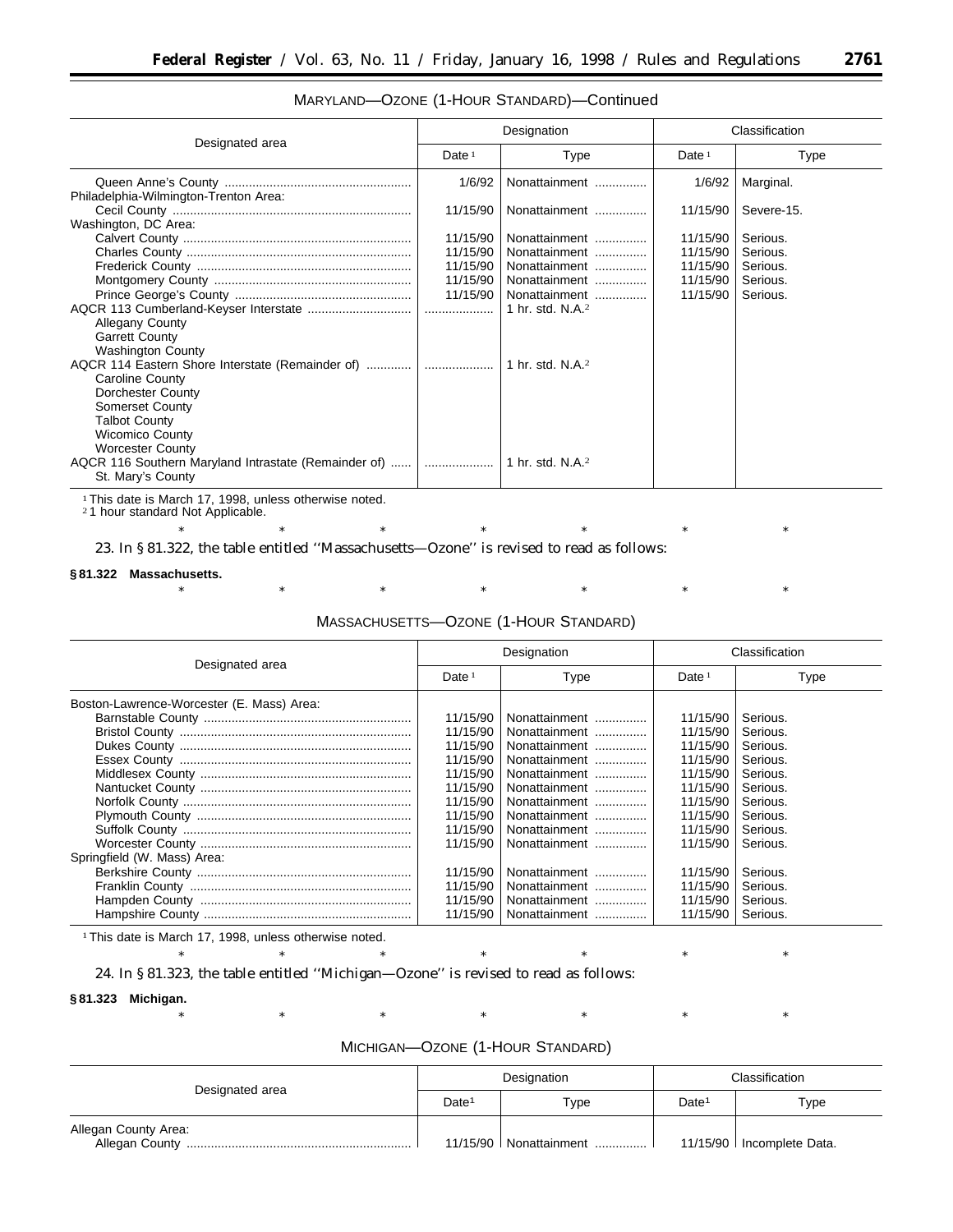MARYLAND—OZONE (1-HOUR STANDARD)—Continued

| Designated area | Designation | | Classification | |
|---|---|---|---|---|
| | Date [1] | Type | Date [1] | Type |
| Queen Anne's County | 1/6/92 | Nonattainment | 1/6/92 | Marginal. |
| Philadelphia-Wilmington-Trenton Area: | | | | |
| Cecil County | 11/15/90 | Nonattainment | 11/15/90 | Severe-15. |
| Washington, DC Area: | | | | |
| Calvert County | 11/15/90 | Nonattainment | 11/15/90 | Serious. |
| Charles County | 11/15/90 | Nonattainment | 11/15/90 | Serious. |
| Frederick County | 11/15/90 | Nonattainment | 11/15/90 | Serious. |
| Montgomery County | 11/15/90 | Nonattainment | 11/15/90 | Serious. |
| Prince George's County | 11/15/90 | Nonattainment | 11/15/90 | Serious. |
| AQCR 113 Cumberland-Keyser Interstate | | 1 hr. std. N.A.[2] | | |
| Allegany County | | | | |
| Garrett County | | | | |
| Washington County | | | | |
| AQCR 114 Eastern Shore Interstate (Remainder of) | | 1 hr. std. N.A.[2] | | |
| Caroline County | | | | |
| Dorchester County | | | | |
| Somerset County | | | | |
| Talbot County | | | | |
| Wicomico County | | | | |
| Worcester County | | | | |
| AQCR 116 Southern Maryland Intrastate (Remainder of) | | 1 hr. std. N.A.[2] | | |
| St. Mary's County | | | | |

[1] This date is March 17, 1998, unless otherwise noted.
[2] 1 hour standard Not Applicable.

\* \* \* \* \* \* \*

23. In § 81.322, the table entitled ''Massachusetts—Ozone'' is revised to read as follows:

**§ 81.322 Massachusetts.**

\* \* \* \* \* \* \*

MASSACHUSETTS—OZONE (1-HOUR STANDARD)

| Designated area | Designation | | Classification | |
|---|---|---|---|---|
| | Date [1] | Type | Date [1] | Type |
| Boston-Lawrence-Worcester (E. Mass) Area: | | | | |
| Barnstable County | 11/15/90 | Nonattainment | 11/15/90 | Serious. |
| Bristol County | 11/15/90 | Nonattainment | 11/15/90 | Serious. |
| Dukes County | 11/15/90 | Nonattainment | 11/15/90 | Serious. |
| Essex County | 11/15/90 | Nonattainment | 11/15/90 | Serious. |
| Middlesex County | 11/15/90 | Nonattainment | 11/15/90 | Serious. |
| Nantucket County | 11/15/90 | Nonattainment | 11/15/90 | Serious. |
| Norfolk County | 11/15/90 | Nonattainment | 11/15/90 | Serious. |
| Plymouth County | 11/15/90 | Nonattainment | 11/15/90 | Serious. |
| Suffolk County | 11/15/90 | Nonattainment | 11/15/90 | Serious. |
| Worcester County | 11/15/90 | Nonattainment | 11/15/90 | Serious. |
| Springfield (W. Mass) Area: | | | | |
| Berkshire County | 11/15/90 | Nonattainment | 11/15/90 | Serious. |
| Franklin County | 11/15/90 | Nonattainment | 11/15/90 | Serious. |
| Hampden County | 11/15/90 | Nonattainment | 11/15/90 | Serious. |
| Hampshire County | 11/15/90 | Nonattainment | 11/15/90 | Serious. |

[1] This date is March 17, 1998, unless otherwise noted.

\* \* \* \* \* \* \*

24. In § 81.323, the table entitled ''Michigan—Ozone'' is revised to read as follows:

**§ 81.323 Michigan.**

\* \* \* \* \* \* \*

MICHIGAN—OZONE (1-HOUR STANDARD)

| Designated area | Designation | | Classification | |
|---|---|---|---|---|
| | Date[1] | Type | Date[1] | Type |
| Allegan County Area: | | | | |
| Allegan County | 11/15/90 | Nonattainment | 11/15/90 | Incomplete Data. |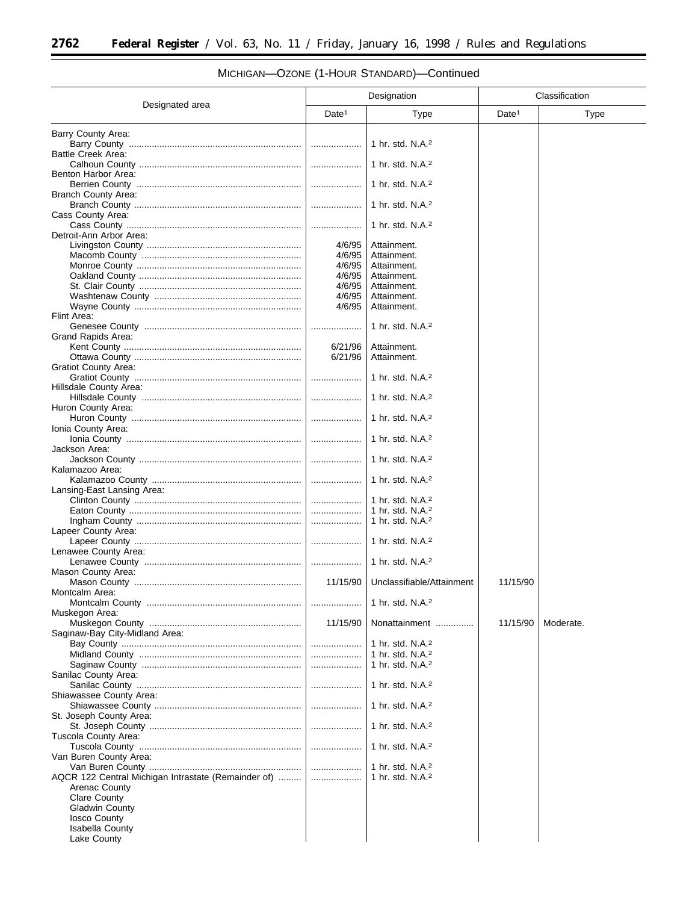MICHIGAN—OZONE (1-HOUR STANDARD)—Continued

| Designated area | Designation | | Classification | |
|---|---|---|---|---|
| | Date[1] | Type | Date[1] | Type |
| Barry County Area: | | | | |
| Barry County | ........ | 1 hr. std. N.A.[2] | | |
| Battle Creek Area: | | | | |
| Calhoun County | ........ | 1 hr. std. N.A.[2] | | |
| Benton Harbor Area: | | | | |
| Berrien County | ........ | 1 hr. std. N.A.[2] | | |
| Branch County Area: | | | | |
| Branch County | ........ | 1 hr. std. N.A.[2] | | |
| Cass County Area: | | | | |
| Cass County | ........ | 1 hr. std. N.A.[2] | | |
| Detroit-Ann Arbor Area: | | | | |
| Livingston County | 4/6/95 | Attainment. | | |
| Macomb County | 4/6/95 | Attainment. | | |
| Monroe County | 4/6/95 | Attainment. | | |
| Oakland County | 4/6/95 | Attainment. | | |
| St. Clair County | 4/6/95 | Attainment. | | |
| Washtenaw County | 4/6/95 | Attainment. | | |
| Wayne County | 4/6/95 | Attainment. | | |
| Flint Area: | | | | |
| Genesee County | ........ | 1 hr. std. N.A.[2] | | |
| Grand Rapids Area: | | | | |
| Kent County | 6/21/96 | Attainment. | | |
| Ottawa County | 6/21/96 | Attainment. | | |
| Gratiot County Area: | | | | |
| Gratiot County | ........ | 1 hr. std. N.A.[2] | | |
| Hillsdale County Area: | | | | |
| Hillsdale County | ........ | 1 hr. std. N.A.[2] | | |
| Huron County Area: | | | | |
| Huron County | ........ | 1 hr. std. N.A.[2] | | |
| Ionia County Area: | | | | |
| Ionia County | ........ | 1 hr. std. N.A.[2] | | |
| Jackson Area: | | | | |
| Jackson County | ........ | 1 hr. std. N.A.[2] | | |
| Kalamazoo Area: | | | | |
| Kalamazoo County | ........ | 1 hr. std. N.A.[2] | | |
| Lansing-East Lansing Area: | | | | |
| Clinton County | ........ | 1 hr. std. N.A.[2] | | |
| Eaton County | ........ | 1 hr. std. N.A.[2] | | |
| Ingham County | ........ | 1 hr. std. N.A.[2] | | |
| Lapeer County Area: | | | | |
| Lapeer County | ........ | 1 hr. std. N.A.[2] | | |
| Lenawee County Area: | | | | |
| Lenawee County | ........ | 1 hr. std. N.A.[2] | | |
| Mason County Area: | | | | |
| Mason County | 11/15/90 | Unclassifiable/Attainment | 11/15/90 | |
| Montcalm Area: | | | | |
| Montcalm County | ........ | 1 hr. std. N.A.[2] | | |
| Muskegon Area: | | | | |
| Muskegon County | 11/15/90 | Nonattainment | 11/15/90 | Moderate. |
| Saginaw-Bay City-Midland Area: | | | | |
| Bay County | ........ | 1 hr. std. N.A.[2] | | |
| Midland County | ........ | 1 hr. std. N.A.[2] | | |
| Saginaw County | ........ | 1 hr. std. N.A.[2] | | |
| Sanilac County Area: | | | | |
| Sanilac County | ........ | 1 hr. std. N.A.[2] | | |
| Shiawassee County Area: | | | | |
| Shiawassee County | ........ | 1 hr. std. N.A.[2] | | |
| St. Joseph County Area: | | | | |
| St. Joseph County | ........ | 1 hr. std. N.A.[2] | | |
| Tuscola County Area: | | | | |
| Tuscola County | ........ | 1 hr. std. N.A.[2] | | |
| Van Buren County Area: | | | | |
| Van Buren County | ........ | 1 hr. std. N.A.[2] | | |
| AQCR 122 Central Michigan Intrastate (Remainder of) | ........ | 1 hr. std. N.A.[2] | | |
| Arenac County | | | | |
| Clare County | | | | |
| Gladwin County | | | | |
| Iosco County | | | | |
| Isabella County | | | | |
| Lake County | | | | |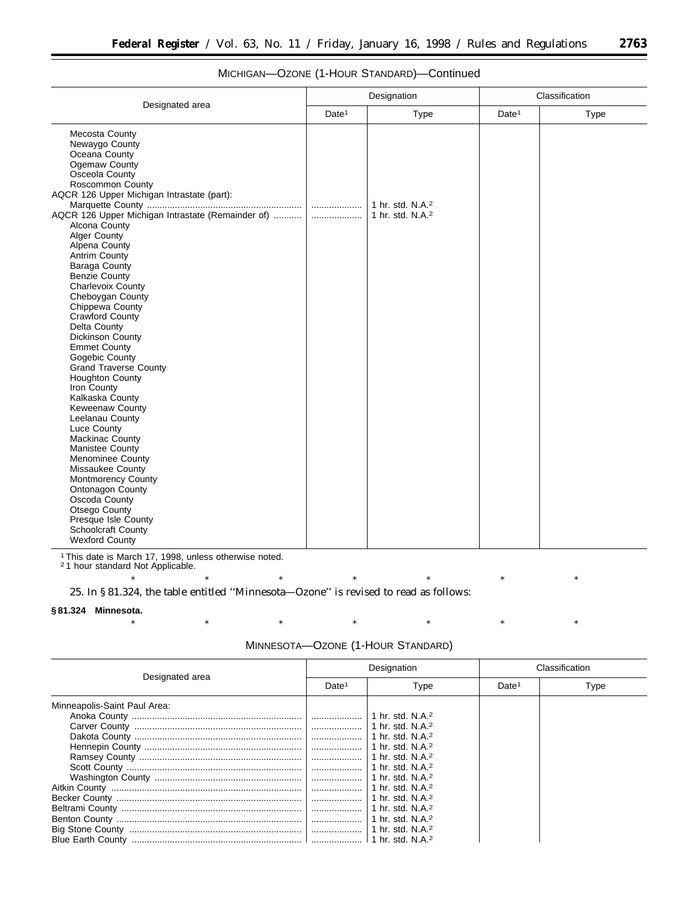MICHIGAN—OZONE (1-HOUR STANDARD)—Continued

| Designated area | Designation | | Classification | |
|---|---|---|---|---|
| | Date[1] | Type | Date[1] | Type |
| Mecosta County | | | | |
| Newaygo County | | | | |
| Oceana County | | | | |
| Ogemaw County | | | | |
| Osceola County | | | | |
| Roscommon County | | | | |
| AQCR 126 Upper Michigan Intrastate (part): | | | | |
| Marquette County | .................... | 1 hr. std. N.A.[2] | | |
| AQCR 126 Upper Michigan Intrastate (Remainder of) | .................... | 1 hr. std. N.A.[2] | | |
| Alcona County | | | | |
| Alger County | | | | |
| Alpena County | | | | |
| Antrim County | | | | |
| Baraga County | | | | |
| Benzie County | | | | |
| Charlevoix County | | | | |
| Cheboygan County | | | | |
| Chippewa County | | | | |
| Crawford County | | | | |
| Delta County | | | | |
| Dickinson County | | | | |
| Emmet County | | | | |
| Gogebic County | | | | |
| Grand Traverse County | | | | |
| Houghton County | | | | |
| Iron County | | | | |
| Kalkaska County | | | | |
| Keweenaw County | | | | |
| Leelanau County | | | | |
| Luce County | | | | |
| Mackinac County | | | | |
| Manistee County | | | | |
| Menominee County | | | | |
| Missaukee County | | | | |
| Montmorency County | | | | |
| Ontonagon County | | | | |
| Oscoda County | | | | |
| Otsego County | | | | |
| Presque Isle County | | | | |
| Schoolcraft County | | | | |
| Wexford County | | | | |

[1] This date is March 17, 1998, unless otherwise noted.
[2] 1 hour standard Not Applicable.

\* \* \* \* \* \* \*

25. In § 81.324, the table entitled ''Minnesota—Ozone'' is revised to read as follows:

**§ 81.324 Minnesota.**

\* \* \* \* \* \* \*

MINNESOTA—OZONE (1-HOUR STANDARD)

| Designated area | Designation | | Classification | |
|---|---|---|---|---|
| | Date[1] | Type | Date[1] | Type |
| Minneapolis-Saint Paul Area: | | | | |
| Anoka County | .................... | 1 hr. std. N.A.[2] | | |
| Carver County | .................... | 1 hr. std. N.A.[2] | | |
| Dakota County | .................... | 1 hr. std. N.A.[2] | | |
| Hennepin County | .................... | 1 hr. std. N.A.[2] | | |
| Ramsey County | .................... | 1 hr. std. N.A.[2] | | |
| Scott County | .................... | 1 hr. std. N.A.[2] | | |
| Washington County | .................... | 1 hr. std. N.A.[2] | | |
| Aitkin County | .................... | 1 hr. std. N.A.[2] | | |
| Becker County | .................... | 1 hr. std. N.A.[2] | | |
| Beltrami County | .................... | 1 hr. std. N.A.[2] | | |
| Benton County | .................... | 1 hr. std. N.A.[2] | | |
| Big Stone County | .................... | 1 hr. std. N.A.[2] | | |
| Blue Earth County | .................... | 1 hr. std. N.A.[2] | | |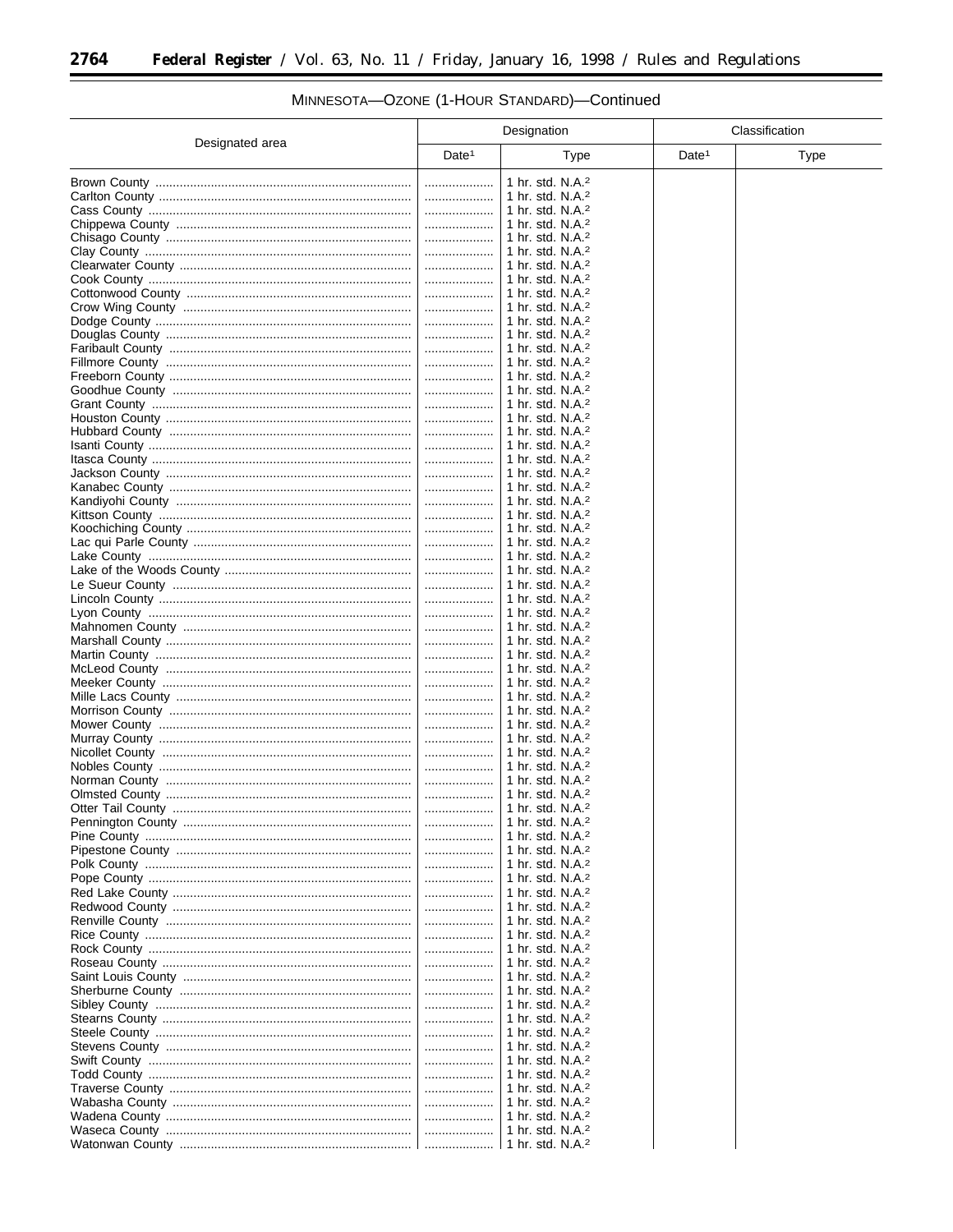MINNESOTA—OZONE (1-HOUR STANDARD)—Continued

| Designated area | Designation | | Classification | |
|---|---|---|---|---|
| | Date[1] | Type | Date[1] | Type |
| Brown County | | 1 hr. std. N.A.[2] | | |
| Carlton County | | 1 hr. std. N.A.[2] | | |
| Cass County | | 1 hr. std. N.A.[2] | | |
| Chippewa County | | 1 hr. std. N.A.[2] | | |
| Chisago County | | 1 hr. std. N.A.[2] | | |
| Clay County | | 1 hr. std. N.A.[2] | | |
| Clearwater County | | 1 hr. std. N.A.[2] | | |
| Cook County | | 1 hr. std. N.A.[2] | | |
| Cottonwood County | | 1 hr. std. N.A.[2] | | |
| Crow Wing County | | 1 hr. std. N.A.[2] | | |
| Dodge County | | 1 hr. std. N.A.[2] | | |
| Douglas County | | 1 hr. std. N.A.[2] | | |
| Faribault County | | 1 hr. std. N.A.[2] | | |
| Fillmore County | | 1 hr. std. N.A.[2] | | |
| Freeborn County | | 1 hr. std. N.A.[2] | | |
| Goodhue County | | 1 hr. std. N.A.[2] | | |
| Grant County | | 1 hr. std. N.A.[2] | | |
| Houston County | | 1 hr. std. N.A.[2] | | |
| Hubbard County | | 1 hr. std. N.A.[2] | | |
| Isanti County | | 1 hr. std. N.A.[2] | | |
| Itasca County | | 1 hr. std. N.A.[2] | | |
| Jackson County | | 1 hr. std. N.A.[2] | | |
| Kanabec County | | 1 hr. std. N.A.[2] | | |
| Kandiyohi County | | 1 hr. std. N.A.[2] | | |
| Kittson County | | 1 hr. std. N.A.[2] | | |
| Koochiching County | | 1 hr. std. N.A.[2] | | |
| Lac qui Parle County | | 1 hr. std. N.A.[2] | | |
| Lake County | | 1 hr. std. N.A.[2] | | |
| Lake of the Woods County | | 1 hr. std. N.A.[2] | | |
| Le Sueur County | | 1 hr. std. N.A.[2] | | |
| Lincoln County | | 1 hr. std. N.A.[2] | | |
| Lyon County | | 1 hr. std. N.A.[2] | | |
| Mahnomen County | | 1 hr. std. N.A.[2] | | |
| Marshall County | | 1 hr. std. N.A.[2] | | |
| Martin County | | 1 hr. std. N.A.[2] | | |
| McLeod County | | 1 hr. std. N.A.[2] | | |
| Meeker County | | 1 hr. std. N.A.[2] | | |
| Mille Lacs County | | 1 hr. std. N.A.[2] | | |
| Morrison County | | 1 hr. std. N.A.[2] | | |
| Mower County | | 1 hr. std. N.A.[2] | | |
| Murray County | | 1 hr. std. N.A.[2] | | |
| Nicollet County | | 1 hr. std. N.A.[2] | | |
| Nobles County | | 1 hr. std. N.A.[2] | | |
| Norman County | | 1 hr. std. N.A.[2] | | |
| Olmsted County | | 1 hr. std. N.A.[2] | | |
| Otter Tail County | | 1 hr. std. N.A.[2] | | |
| Pennington County | | 1 hr. std. N.A.[2] | | |
| Pine County | | 1 hr. std. N.A.[2] | | |
| Pipestone County | | 1 hr. std. N.A.[2] | | |
| Polk County | | 1 hr. std. N.A.[2] | | |
| Pope County | | 1 hr. std. N.A.[2] | | |
| Red Lake County | | 1 hr. std. N.A.[2] | | |
| Redwood County | | 1 hr. std. N.A.[2] | | |
| Renville County | | 1 hr. std. N.A.[2] | | |
| Rice County | | 1 hr. std. N.A.[2] | | |
| Rock County | | 1 hr. std. N.A.[2] | | |
| Roseau County | | 1 hr. std. N.A.[2] | | |
| Saint Louis County | | 1 hr. std. N.A.[2] | | |
| Sherburne County | | 1 hr. std. N.A.[2] | | |
| Sibley County | | 1 hr. std. N.A.[2] | | |
| Stearns County | | 1 hr. std. N.A.[2] | | |
| Steele County | | 1 hr. std. N.A.[2] | | |
| Stevens County | | 1 hr. std. N.A.[2] | | |
| Swift County | | 1 hr. std. N.A.[2] | | |
| Todd County | | 1 hr. std. N.A.[2] | | |
| Traverse County | | 1 hr. std. N.A.[2] | | |
| Wabasha County | | 1 hr. std. N.A.[2] | | |
| Wadena County | | 1 hr. std. N.A.[2] | | |
| Waseca County | | 1 hr. std. N.A.[2] | | |
| Watonwan County | | 1 hr. std. N.A.[2] | | |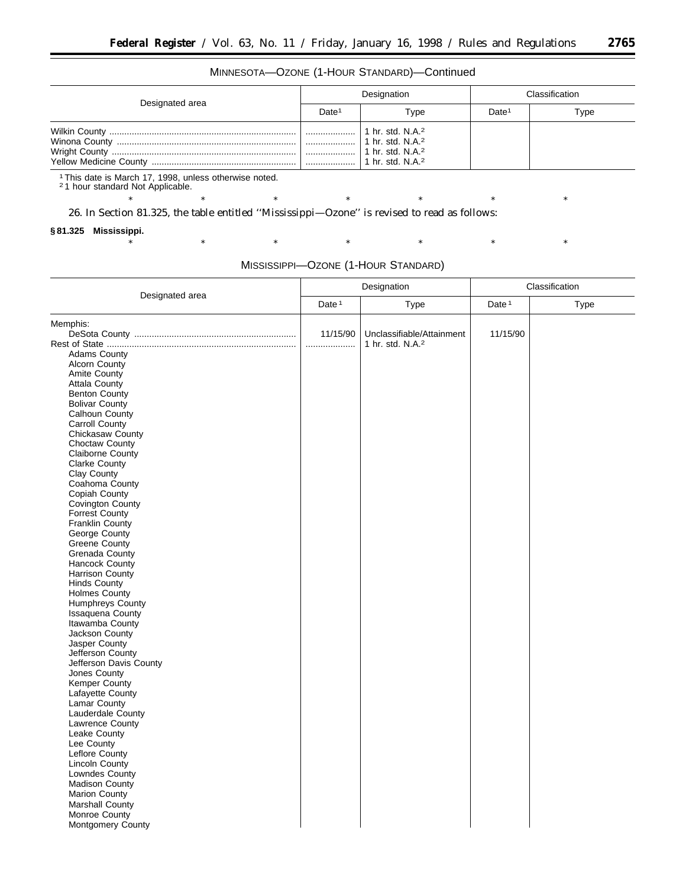MINNESOTA—OZONE (1-HOUR STANDARD)—Continued

| Designated area | Designation | | Classification | |
|---|---|---|---|---|
| | Date[1] | Type | Date[1] | Type |
| Wilkin County | ........ | 1 hr. std. N.A.[2] | | |
| Winona County | ........ | 1 hr. std. N.A.[2] | | |
| Wright County | ........ | 1 hr. std. N.A.[2] | | |
| Yellow Medicine County | ........ | 1 hr. std. N.A.[2] | | |

[1] This date is March 17, 1998, unless otherwise noted.
[2] 1 hour standard Not Applicable.

\* \* \* \* \* \* \*

26. In Section 81.325, the table entitled ''Mississippi—Ozone'' is revised to read as follows:

**§ 81.325 Mississippi.**

\* \* \* \* \* \* \*

MISSISSIPPI—OZONE (1-HOUR STANDARD)

| Designated area | Designation | | Classification | |
|---|---|---|---|---|
| | Date [1] | Type | Date [1] | Type |
| Memphis: | | | | |
| DeSota County | 11/15/90 | Unclassifiable/Attainment | 11/15/90 | |
| Rest of State | ........ | 1 hr. std. N.A.[2] | | |
| Adams County | | | | |
| Alcorn County | | | | |
| Amite County | | | | |
| Attala County | | | | |
| Benton County | | | | |
| Bolivar County | | | | |
| Calhoun County | | | | |
| Carroll County | | | | |
| Chickasaw County | | | | |
| Choctaw County | | | | |
| Claiborne County | | | | |
| Clarke County | | | | |
| Clay County | | | | |
| Coahoma County | | | | |
| Copiah County | | | | |
| Covington County | | | | |
| Forrest County | | | | |
| Franklin County | | | | |
| George County | | | | |
| Greene County | | | | |
| Grenada County | | | | |
| Hancock County | | | | |
| Harrison County | | | | |
| Hinds County | | | | |
| Holmes County | | | | |
| Humphreys County | | | | |
| Issaquena County | | | | |
| Itawamba County | | | | |
| Jackson County | | | | |
| Jasper County | | | | |
| Jefferson County | | | | |
| Jefferson Davis County | | | | |
| Jones County | | | | |
| Kemper County | | | | |
| Lafayette County | | | | |
| Lamar County | | | | |
| Lauderdale County | | | | |
| Lawrence County | | | | |
| Leake County | | | | |
| Lee County | | | | |
| Leflore County | | | | |
| Lincoln County | | | | |
| Lowndes County | | | | |
| Madison County | | | | |
| Marion County | | | | |
| Marshall County | | | | |
| Monroe County | | | | |
| Montgomery County | | | | |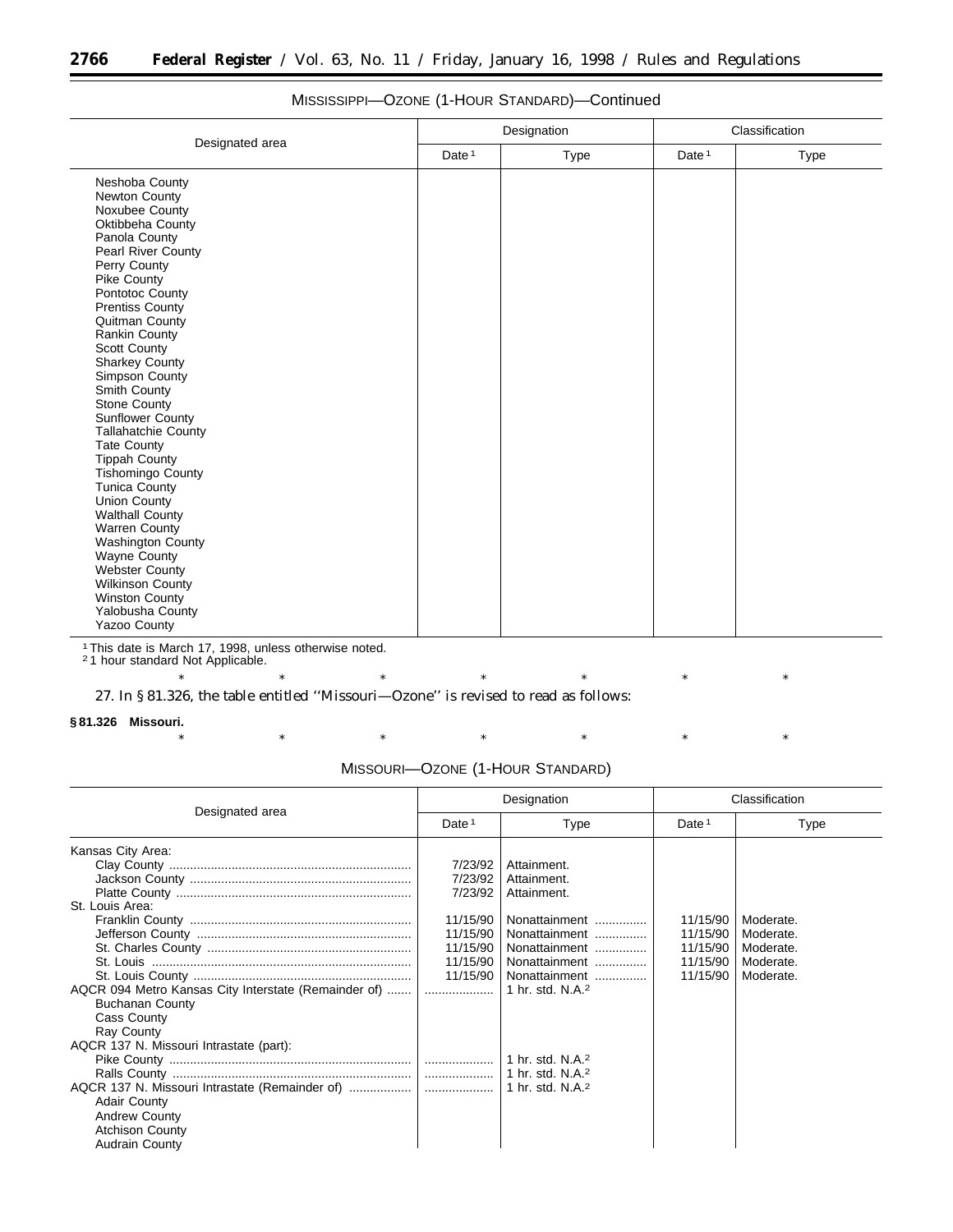MISSISSIPPI—OZONE (1-HOUR STANDARD)—Continued

| Designated area | Designation | | Classification | |
|---|---|---|---|---|
| | Date [1] | Type | Date [1] | Type |
| Neshoba County | | | | |
| Newton County | | | | |
| Noxubee County | | | | |
| Oktibbeha County | | | | |
| Panola County | | | | |
| Pearl River County | | | | |
| Perry County | | | | |
| Pike County | | | | |
| Pontotoc County | | | | |
| Prentiss County | | | | |
| Quitman County | | | | |
| Rankin County | | | | |
| Scott County | | | | |
| Sharkey County | | | | |
| Simpson County | | | | |
| Smith County | | | | |
| Stone County | | | | |
| Sunflower County | | | | |
| Tallahatchie County | | | | |
| Tate County | | | | |
| Tippah County | | | | |
| Tishomingo County | | | | |
| Tunica County | | | | |
| Union County | | | | |
| Walthall County | | | | |
| Warren County | | | | |
| Washington County | | | | |
| Wayne County | | | | |
| Webster County | | | | |
| Wilkinson County | | | | |
| Winston County | | | | |
| Yalobusha County | | | | |
| Yazoo County | | | | |

[1] This date is March 17, 1998, unless otherwise noted.
[2] 1 hour standard Not Applicable.

\* \* \* \* \* \* \*

27. In § 81.326, the table entitled ''Missouri—Ozone'' is revised to read as follows:

**§ 81.326 Missouri.**

\* \* \* \* \* \* \*

MISSOURI—OZONE (1-HOUR STANDARD)

| Designated area | Designation | | Classification | |
|---|---|---|---|---|
| | Date [1] | Type | Date [1] | Type |
| Kansas City Area: | | | | |
| Clay County | 7/23/92 | Attainment. | | |
| Jackson County | 7/23/92 | Attainment. | | |
| Platte County | 7/23/92 | Attainment. | | |
| St. Louis Area: | | | | |
| Franklin County | 11/15/90 | Nonattainment | 11/15/90 | Moderate. |
| Jefferson County | 11/15/90 | Nonattainment | 11/15/90 | Moderate. |
| St. Charles County | 11/15/90 | Nonattainment | 11/15/90 | Moderate. |
| St. Louis | 11/15/90 | Nonattainment | 11/15/90 | Moderate. |
| St. Louis County | 11/15/90 | Nonattainment | 11/15/90 | Moderate. |
| AQCR 094 Metro Kansas City Interstate (Remainder of) | | 1 hr. std. N.A.[2] | | |
| Buchanan County | | | | |
| Cass County | | | | |
| Ray County | | | | |
| AQCR 137 N. Missouri Intrastate (part): | | | | |
| Pike County | | 1 hr. std. N.A.[2] | | |
| Ralls County | | 1 hr. std. N.A.[2] | | |
| AQCR 137 N. Missouri Intrastate (Remainder of) | | 1 hr. std. N.A.[2] | | |
| Adair County | | | | |
| Andrew County | | | | |
| Atchison County | | | | |
| Audrain County | | | | |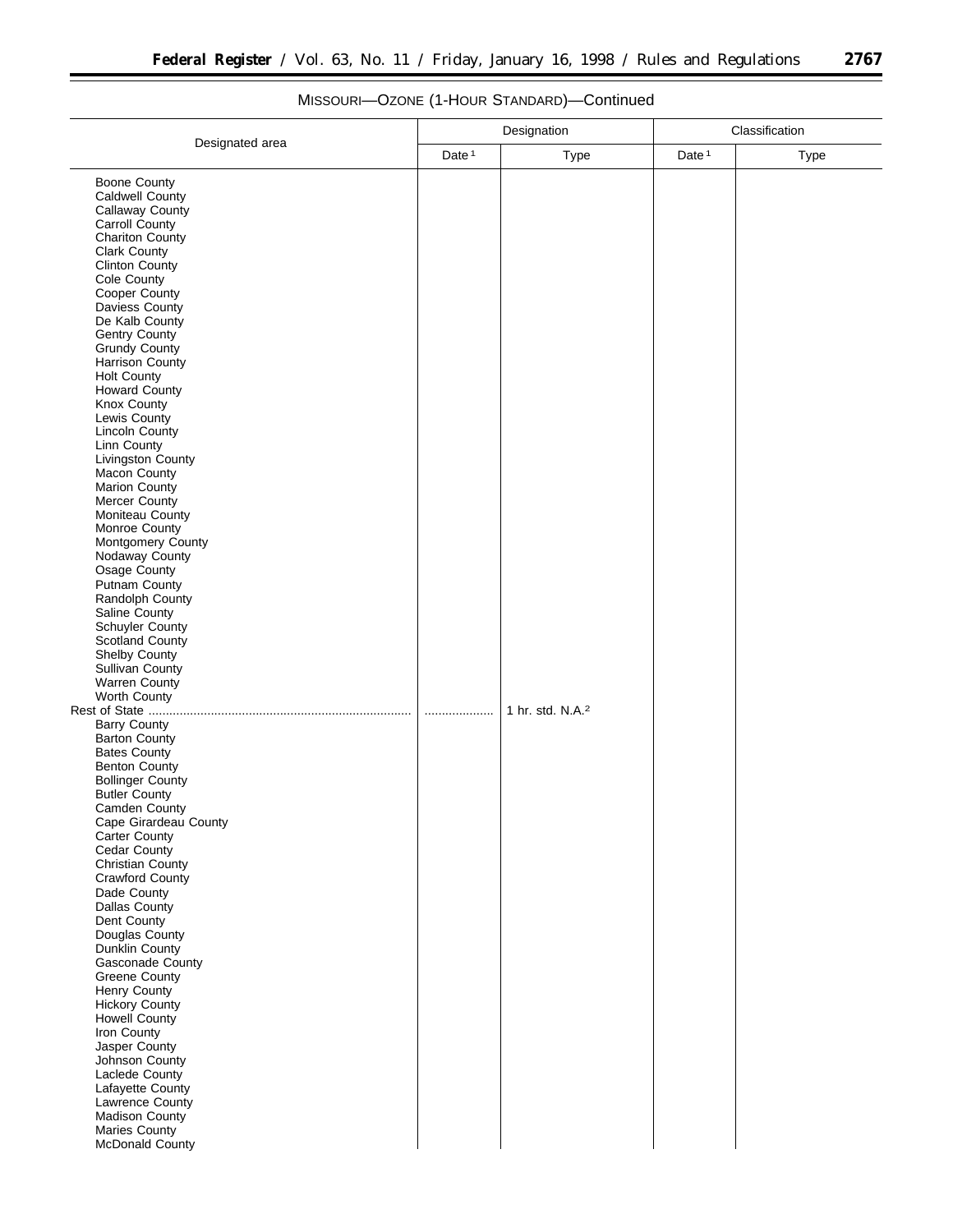MISSOURI—OZONE (1-HOUR STANDARD)—Continued

| Designated area | Designation | | Classification | |
|---|---|---|---|---|
| | Date [1] | Type | Date [1] | Type |
| Boone County | | | | |
| Caldwell County | | | | |
| Callaway County | | | | |
| Carroll County | | | | |
| Chariton County | | | | |
| Clark County | | | | |
| Clinton County | | | | |
| Cole County | | | | |
| Cooper County | | | | |
| Daviess County | | | | |
| De Kalb County | | | | |
| Gentry County | | | | |
| Grundy County | | | | |
| Harrison County | | | | |
| Holt County | | | | |
| Howard County | | | | |
| Knox County | | | | |
| Lewis County | | | | |
| Lincoln County | | | | |
| Linn County | | | | |
| Livingston County | | | | |
| Macon County | | | | |
| Marion County | | | | |
| Mercer County | | | | |
| Moniteau County | | | | |
| Monroe County | | | | |
| Montgomery County | | | | |
| Nodaway County | | | | |
| Osage County | | | | |
| Putnam County | | | | |
| Randolph County | | | | |
| Saline County | | | | |
| Schuyler County | | | | |
| Scotland County | | | | |
| Shelby County | | | | |
| Sullivan County | | | | |
| Warren County | | | | |
| Worth County | | | | |
| Rest of State | .................... | 1 hr. std. N.A.[2] | | |
| Barry County | | | | |
| Barton County | | | | |
| Bates County | | | | |
| Benton County | | | | |
| Bollinger County | | | | |
| Butler County | | | | |
| Camden County | | | | |
| Cape Girardeau County | | | | |
| Carter County | | | | |
| Cedar County | | | | |
| Christian County | | | | |
| Crawford County | | | | |
| Dade County | | | | |
| Dallas County | | | | |
| Dent County | | | | |
| Douglas County | | | | |
| Dunklin County | | | | |
| Gasconade County | | | | |
| Greene County | | | | |
| Henry County | | | | |
| Hickory County | | | | |
| Howell County | | | | |
| Iron County | | | | |
| Jasper County | | | | |
| Johnson County | | | | |
| Laclede County | | | | |
| Lafayette County | | | | |
| Lawrence County | | | | |
| Madison County | | | | |
| Maries County | | | | |
| McDonald County | | | | |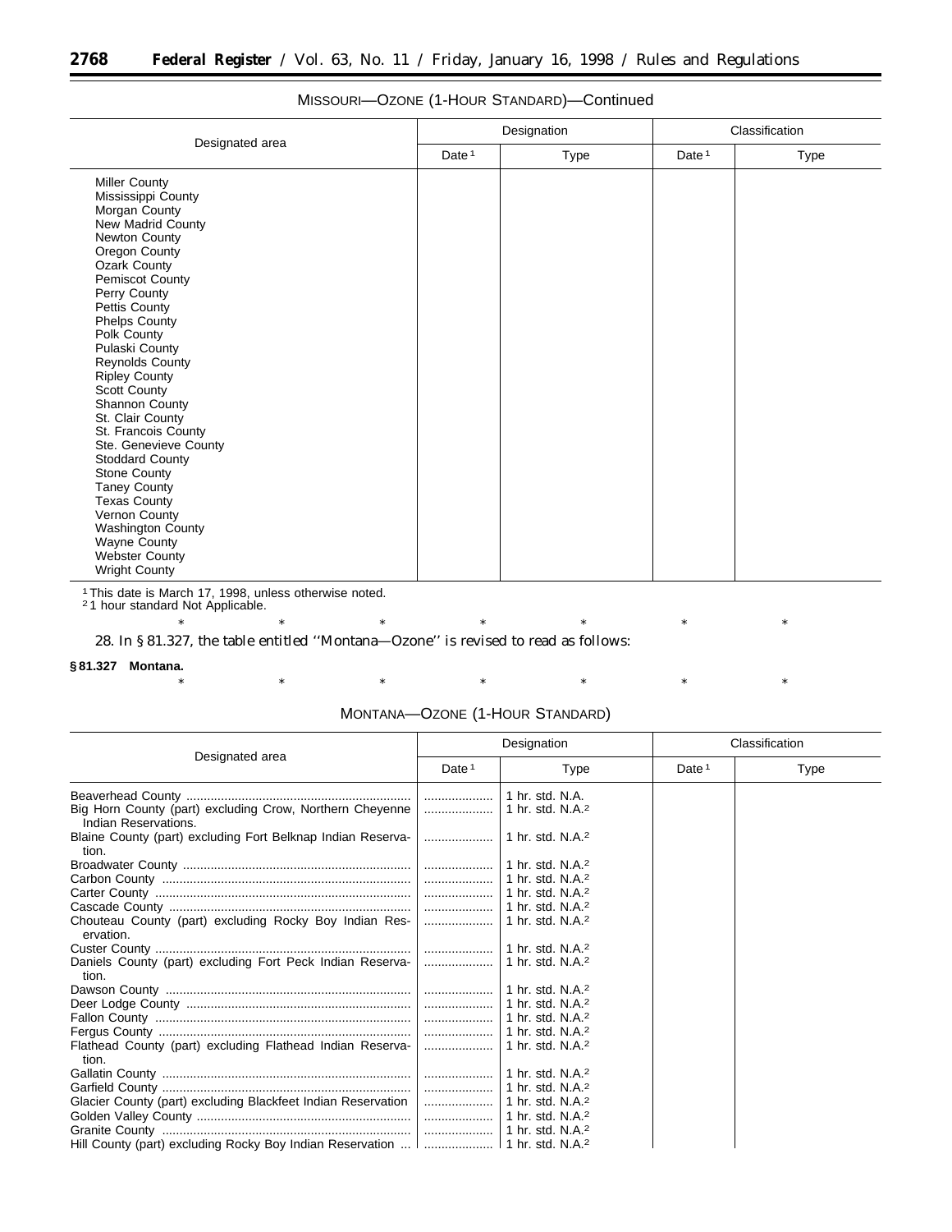MISSOURI—OZONE (1-HOUR STANDARD)—Continued

| Designated area | Designation | | Classification | |
|---|---|---|---|---|
| | Date [1] | Type | Date [1] | Type |
| Miller County | | | | |
| Mississippi County | | | | |
| Morgan County | | | | |
| New Madrid County | | | | |
| Newton County | | | | |
| Oregon County | | | | |
| Ozark County | | | | |
| Pemiscot County | | | | |
| Perry County | | | | |
| Pettis County | | | | |
| Phelps County | | | | |
| Polk County | | | | |
| Pulaski County | | | | |
| Reynolds County | | | | |
| Ripley County | | | | |
| Scott County | | | | |
| Shannon County | | | | |
| St. Clair County | | | | |
| St. Francois County | | | | |
| Ste. Genevieve County | | | | |
| Stoddard County | | | | |
| Stone County | | | | |
| Taney County | | | | |
| Texas County | | | | |
| Vernon County | | | | |
| Washington County | | | | |
| Wayne County | | | | |
| Webster County | | | | |
| Wright County | | | | |

[1] This date is March 17, 1998, unless otherwise noted.
[2] 1 hour standard Not Applicable.

\* \* \* \* \* \* \*

28. In § 81.327, the table entitled ''Montana—Ozone'' is revised to read as follows:

**§ 81.327 Montana.**

\* \* \* \* \* \* \*

MONTANA—OZONE (1-HOUR STANDARD)

| Designated area | Designation | | Classification | |
|---|---|---|---|---|
| | Date [1] | Type | Date [1] | Type |
| Beaverhead County | ................... | 1 hr. std. N.A. | | |
| Big Horn County (part) excluding Crow, Northern Cheyenne Indian Reservations. | ................... | 1 hr. std. N.A.[2] | | |
| Blaine County (part) excluding Fort Belknap Indian Reservation. | ................... | 1 hr. std. N.A.[2] | | |
| Broadwater County | ................... | 1 hr. std. N.A.[2] | | |
| Carbon County | ................... | 1 hr. std. N.A.[2] | | |
| Carter County | ................... | 1 hr. std. N.A.[2] | | |
| Cascade County | ................... | 1 hr. std. N.A.[2] | | |
| Chouteau County (part) excluding Rocky Boy Indian Reservation. | ................... | 1 hr. std. N.A.[2] | | |
| Custer County | ................... | 1 hr. std. N.A.[2] | | |
| Daniels County (part) excluding Fort Peck Indian Reservation. | ................... | 1 hr. std. N.A.[2] | | |
| Dawson County | ................... | 1 hr. std. N.A.[2] | | |
| Deer Lodge County | ................... | 1 hr. std. N.A.[2] | | |
| Fallon County | ................... | 1 hr. std. N.A.[2] | | |
| Fergus County | ................... | 1 hr. std. N.A.[2] | | |
| Flathead County (part) excluding Flathead Indian Reservation. | ................... | 1 hr. std. N.A.[2] | | |
| Gallatin County | ................... | 1 hr. std. N.A.[2] | | |
| Garfield County | ................... | 1 hr. std. N.A.[2] | | |
| Glacier County (part) excluding Blackfeet Indian Reservation | ................... | 1 hr. std. N.A.[2] | | |
| Golden Valley County | ................... | 1 hr. std. N.A.[2] | | |
| Granite County | ................... | 1 hr. std. N.A.[2] | | |
| Hill County (part) excluding Rocky Boy Indian Reservation | ................... | 1 hr. std. N.A.[2] | | |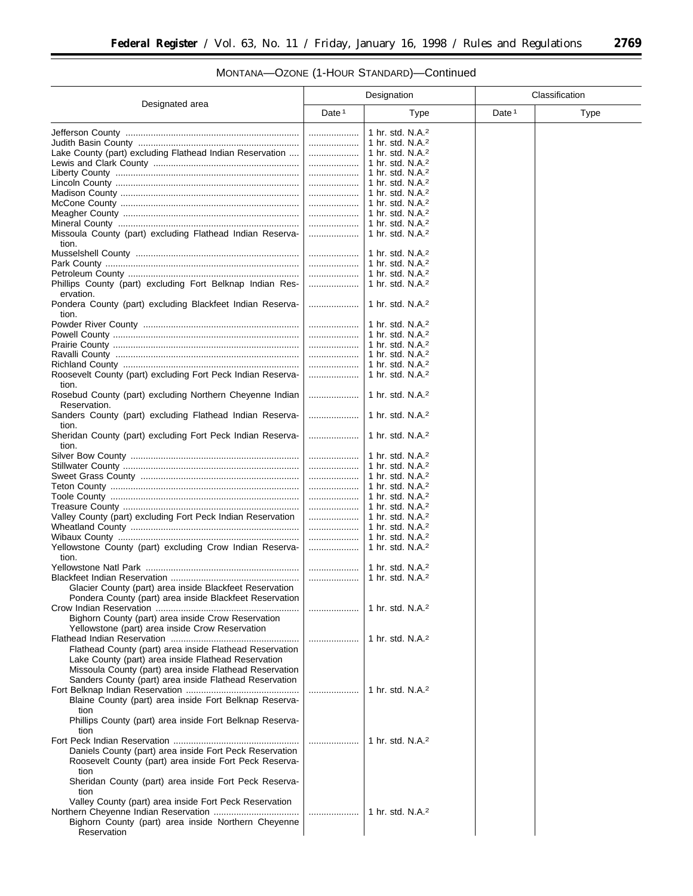MONTANA—OZONE (1-HOUR STANDARD)—Continued

| Designated area | Designation | | Classification | |
|---|---|---|---|---|
| | Date [1] | Type | Date [1] | Type |
| Jefferson County | ............ | 1 hr. std. N.A.[2] | | |
| Judith Basin County | ............ | 1 hr. std. N.A.[2] | | |
| Lake County (part) excluding Flathead Indian Reservation | ............ | 1 hr. std. N.A.[2] | | |
| Lewis and Clark County | ............ | 1 hr. std. N.A.[2] | | |
| Liberty County | ............ | 1 hr. std. N.A.[2] | | |
| Lincoln County | ............ | 1 hr. std. N.A.[2] | | |
| Madison County | ............ | 1 hr. std. N.A.[2] | | |
| McCone County | ............ | 1 hr. std. N.A.[2] | | |
| Meagher County | ............ | 1 hr. std. N.A.[2] | | |
| Mineral County | ............ | 1 hr. std. N.A.[2] | | |
| Missoula County (part) excluding Flathead Indian Reservation. | ............ | 1 hr. std. N.A.[2] | | |
| Musselshell County | ............ | 1 hr. std. N.A.[2] | | |
| Park County | ............ | 1 hr. std. N.A.[2] | | |
| Petroleum County | ............ | 1 hr. std. N.A.[2] | | |
| Phillips County (part) excluding Fort Belknap Indian Reservation. | ............ | 1 hr. std. N.A.[2] | | |
| Pondera County (part) excluding Blackfeet Indian Reservation. | ............ | 1 hr. std. N.A.[2] | | |
| Powder River County | ............ | 1 hr. std. N.A.[2] | | |
| Powell County | ............ | 1 hr. std. N.A.[2] | | |
| Prairie County | ............ | 1 hr. std. N.A.[2] | | |
| Ravalli County | ............ | 1 hr. std. N.A.[2] | | |
| Richland County | ............ | 1 hr. std. N.A.[2] | | |
| Roosevelt County (part) excluding Fort Peck Indian Reservation. | ............ | 1 hr. std. N.A.[2] | | |
| Rosebud County (part) excluding Northern Cheyenne Indian Reservation. | ............ | 1 hr. std. N.A.[2] | | |
| Sanders County (part) excluding Flathead Indian Reservation. | ............ | 1 hr. std. N.A.[2] | | |
| Sheridan County (part) excluding Fort Peck Indian Reservation. | ............ | 1 hr. std. N.A.[2] | | |
| Silver Bow County | ............ | 1 hr. std. N.A.[2] | | |
| Stillwater County | ............ | 1 hr. std. N.A.[2] | | |
| Sweet Grass County | ............ | 1 hr. std. N.A.[2] | | |
| Teton County | ............ | 1 hr. std. N.A.[2] | | |
| Toole County | ............ | 1 hr. std. N.A.[2] | | |
| Treasure County | ............ | 1 hr. std. N.A.[2] | | |
| Valley County (part) excluding Fort Peck Indian Reservation | ............ | 1 hr. std. N.A.[2] | | |
| Wheatland County | ............ | 1 hr. std. N.A.[2] | | |
| Wibaux County | ............ | 1 hr. std. N.A.[2] | | |
| Yellowstone County (part) excluding Crow Indian Reservation. | ............ | 1 hr. std. N.A.[2] | | |
| Yellowstone Natl Park | ............ | 1 hr. std. N.A.[2] | | |
| Blackfeet Indian Reservation<br>Glacier County (part) area inside Blackfeet Reservation<br>Pondera County (part) area inside Blackfeet Reservation | ............ | 1 hr. std. N.A.[2] | | |
| Crow Indian Reservation<br>Bighorn County (part) area inside Crow Reservation<br>Yellowstone (part) area inside Crow Reservation | ............ | 1 hr. std. N.A.[2] | | |
| Flathead Indian Reservation<br>Flathead County (part) area inside Flathead Reservation<br>Lake County (part) area inside Flathead Reservation<br>Missoula County (part) area inside Flathead Reservation<br>Sanders County (part) area inside Flathead Reservation | ............ | 1 hr. std. N.A.[2] | | |
| Fort Belknap Indian Reservation<br>Blaine County (part) area inside Fort Belknap Reservation<br>Phillips County (part) area inside Fort Belknap Reservation | ............ | 1 hr. std. N.A.[2] | | |
| Fort Peck Indian Reservation<br>Daniels County (part) area inside Fort Peck Reservation<br>Roosevelt County (part) area inside Fort Peck Reservation<br>Sheridan County (part) area inside Fort Peck Reservation<br>Valley County (part) area inside Fort Peck Reservation | ............ | 1 hr. std. N.A.[2] | | |
| Northern Cheyenne Indian Reservation<br>Bighorn County (part) area inside Northern Cheyenne Reservation | ............ | 1 hr. std. N.A.[2] | | |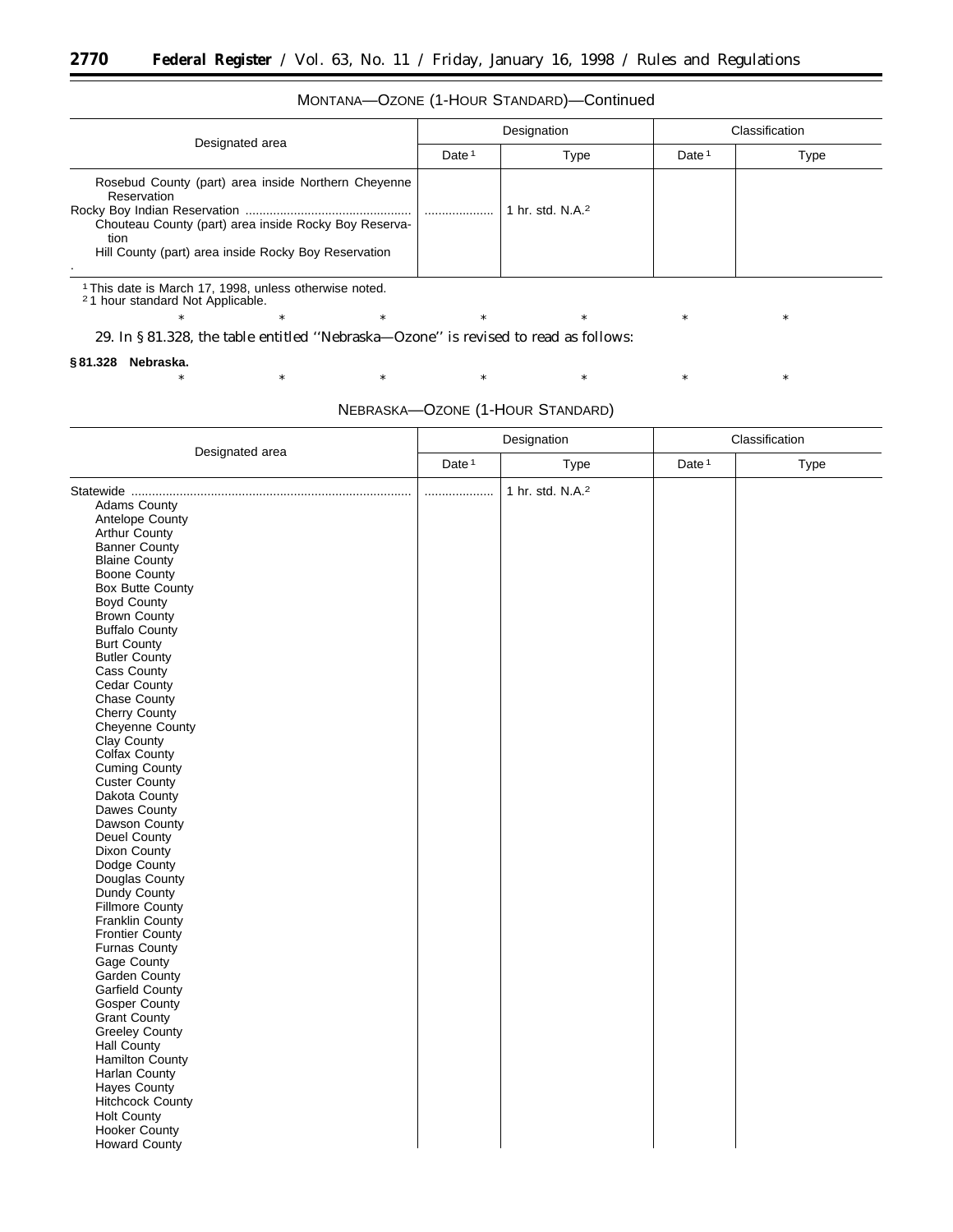MONTANA—OZONE (1-HOUR STANDARD)—Continued

| Designated area | Designation | | Classification | |
|---|---|---|---|---|
| | Date [1] | Type | Date [1] | Type |
| Rosebud County (part) area inside Northern Cheyenne Reservation | | | | |
| Rocky Boy Indian Reservation | ................... | 1 hr. std. N.A.[2] | | |
| Chouteau County (part) area inside Rocky Boy Reservation | | | | |
| Hill County (part) area inside Rocky Boy Reservation | | | | |

[1] This date is March 17, 1998, unless otherwise noted.
[2] 1 hour standard Not Applicable.

\* \* \* \* \* \* \*

29. In § 81.328, the table entitled ''Nebraska—Ozone'' is revised to read as follows:

**§ 81.328 Nebraska.**

\* \* \* \* \* \* \*

NEBRASKA—OZONE (1-HOUR STANDARD)

| Designated area | Designation | | Classification | |
|---|---|---|---|---|
| | Date [1] | Type | Date [1] | Type |
| Statewide | ................... | 1 hr. std. N.A.[2] | | |
| Adams County | | | | |
| Antelope County | | | | |
| Arthur County | | | | |
| Banner County | | | | |
| Blaine County | | | | |
| Boone County | | | | |
| Box Butte County | | | | |
| Boyd County | | | | |
| Brown County | | | | |
| Buffalo County | | | | |
| Burt County | | | | |
| Butler County | | | | |
| Cass County | | | | |
| Cedar County | | | | |
| Chase County | | | | |
| Cherry County | | | | |
| Cheyenne County | | | | |
| Clay County | | | | |
| Colfax County | | | | |
| Cuming County | | | | |
| Custer County | | | | |
| Dakota County | | | | |
| Dawes County | | | | |
| Dawson County | | | | |
| Deuel County | | | | |
| Dixon County | | | | |
| Dodge County | | | | |
| Douglas County | | | | |
| Dundy County | | | | |
| Fillmore County | | | | |
| Franklin County | | | | |
| Frontier County | | | | |
| Furnas County | | | | |
| Gage County | | | | |
| Garden County | | | | |
| Garfield County | | | | |
| Gosper County | | | | |
| Grant County | | | | |
| Greeley County | | | | |
| Hall County | | | | |
| Hamilton County | | | | |
| Harlan County | | | | |
| Hayes County | | | | |
| Hitchcock County | | | | |
| Holt County | | | | |
| Hooker County | | | | |
| Howard County | | | | |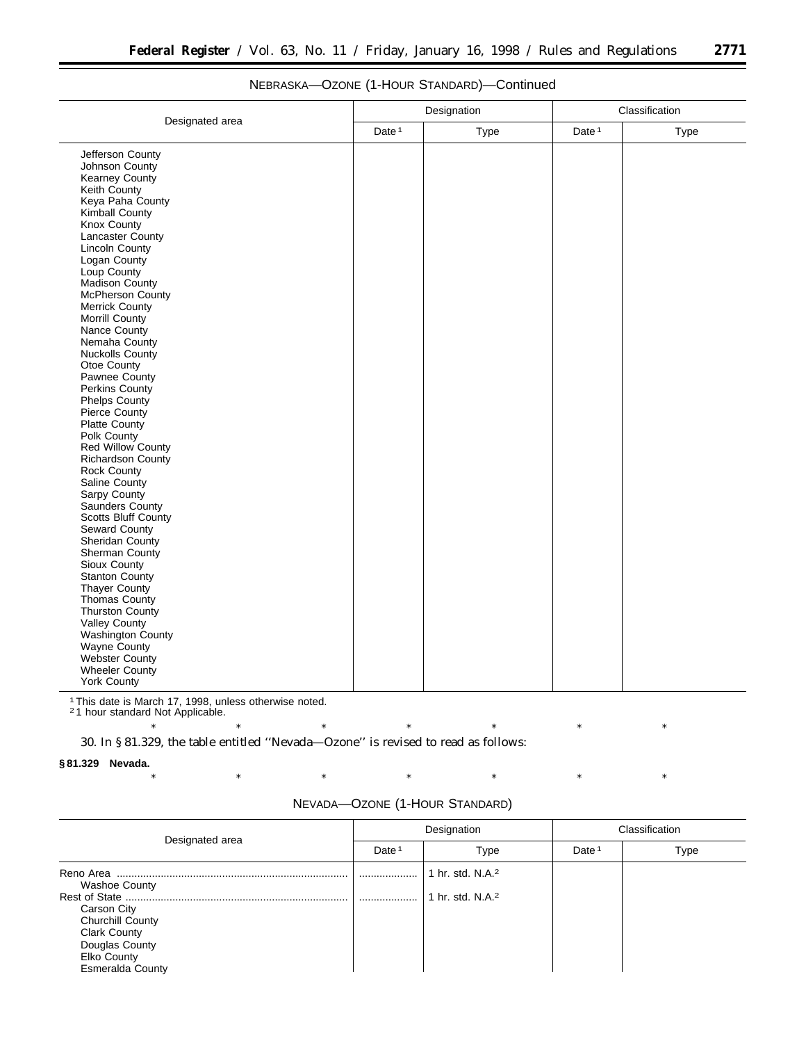NEBRASKA—OZONE (1-HOUR STANDARD)—Continued

| Designated area | Designation | | Classification | |
|---|---|---|---|---|
| | Date [1] | Type | Date [1] | Type |
| Jefferson County | | | | |
| Johnson County | | | | |
| Kearney County | | | | |
| Keith County | | | | |
| Keya Paha County | | | | |
| Kimball County | | | | |
| Knox County | | | | |
| Lancaster County | | | | |
| Lincoln County | | | | |
| Logan County | | | | |
| Loup County | | | | |
| Madison County | | | | |
| McPherson County | | | | |
| Merrick County | | | | |
| Morrill County | | | | |
| Nance County | | | | |
| Nemaha County | | | | |
| Nuckolls County | | | | |
| Otoe County | | | | |
| Pawnee County | | | | |
| Perkins County | | | | |
| Phelps County | | | | |
| Pierce County | | | | |
| Platte County | | | | |
| Polk County | | | | |
| Red Willow County | | | | |
| Richardson County | | | | |
| Rock County | | | | |
| Saline County | | | | |
| Sarpy County | | | | |
| Saunders County | | | | |
| Scotts Bluff County | | | | |
| Seward County | | | | |
| Sheridan County | | | | |
| Sherman County | | | | |
| Sioux County | | | | |
| Stanton County | | | | |
| Thayer County | | | | |
| Thomas County | | | | |
| Thurston County | | | | |
| Valley County | | | | |
| Washington County | | | | |
| Wayne County | | | | |
| Webster County | | | | |
| Wheeler County | | | | |
| York County | | | | |

[1] This date is March 17, 1998, unless otherwise noted.
[2] 1 hour standard Not Applicable.

\* \* \* \* \* \* \*

30. In § 81.329, the table entitled ''Nevada—Ozone'' is revised to read as follows:

**§ 81.329 Nevada.**

\* \* \* \* \* \* \*

NEVADA—OZONE (1-HOUR STANDARD)

| Designated area | Designation | | Classification | |
|---|---|---|---|---|
| | Date [1] | Type | Date [1] | Type |
| Reno Area ........ | ........ | 1 hr. std. N.A.[2] | | |
| Washoe County | | | | |
| Rest of State ........ | ........ | 1 hr. std. N.A.[2] | | |
| Carson City | | | | |
| Churchill County | | | | |
| Clark County | | | | |
| Douglas County | | | | |
| Elko County | | | | |
| Esmeralda County | | | | |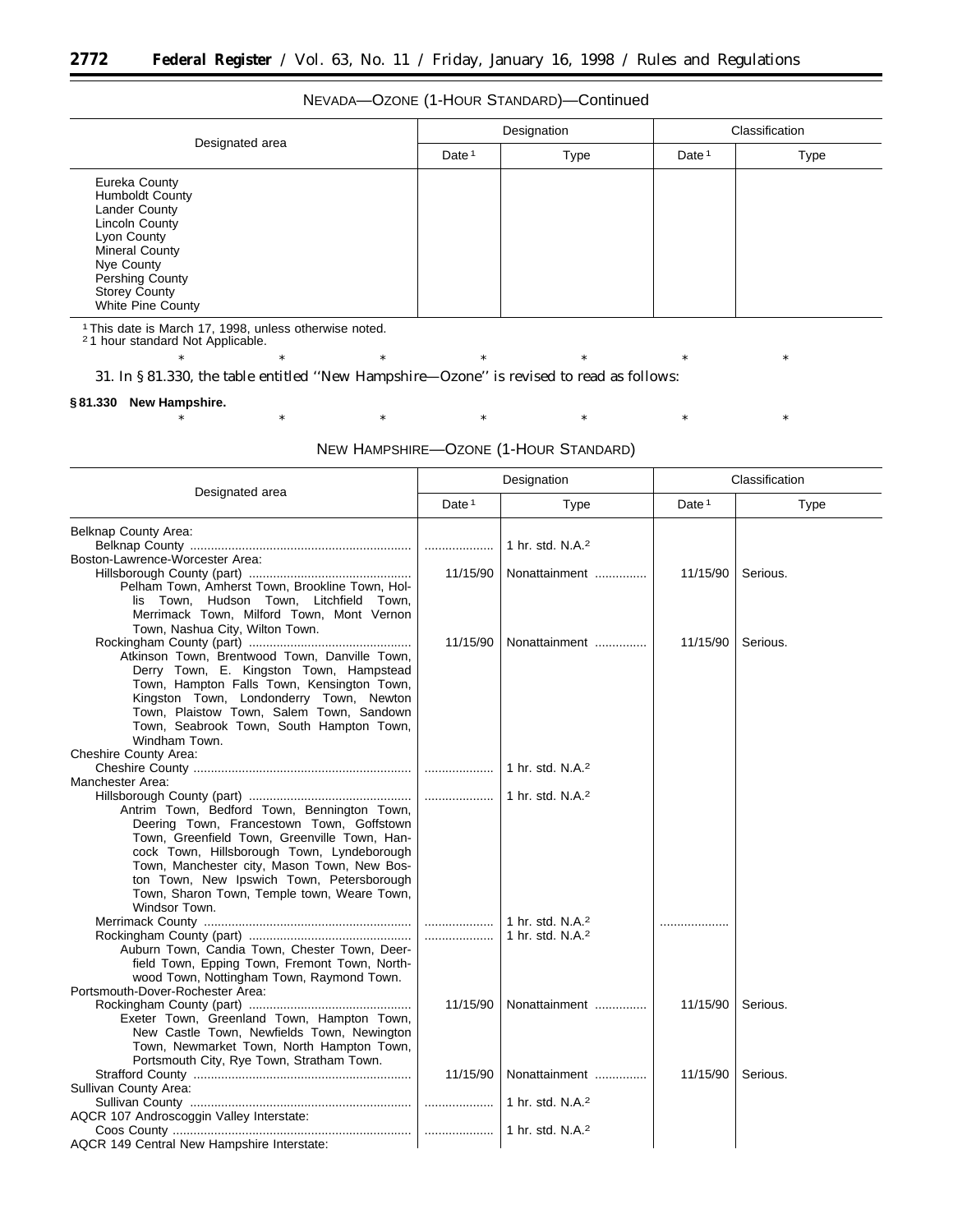NEVADA—OZONE (1-HOUR STANDARD)—Continued

| Designated area | Designation | | Classification | |
|---|---|---|---|---|
| | Date [1] | Type | Date [1] | Type |
| Eureka County | | | | |
| Humboldt County | | | | |
| Lander County | | | | |
| Lincoln County | | | | |
| Lyon County | | | | |
| Mineral County | | | | |
| Nye County | | | | |
| Pershing County | | | | |
| Storey County | | | | |
| White Pine County | | | | |

[1] This date is March 17, 1998, unless otherwise noted.
[2] 1 hour standard Not Applicable.

\* \* \* \* \* \* \*

31. In § 81.330, the table entitled ''New Hampshire—Ozone'' is revised to read as follows:

**§ 81.330 New Hampshire.**

\* \* \* \* \* \* \*

NEW HAMPSHIRE—OZONE (1-HOUR STANDARD)

| Designated area | Designation | | Classification | |
|---|---|---|---|---|
| | Date [1] | Type | Date [1] | Type |
| Belknap County Area: | | | | |
| Belknap County | .................... | 1 hr. std. N.A.[2] | | |
| Boston-Lawrence-Worcester Area: | | | | |
| Hillsborough County (part) Pelham Town, Amherst Town, Brookline Town, Hollis Town, Hudson Town, Litchfield Town, Merrimack Town, Milford Town, Mont Vernon Town, Nashua City, Wilton Town. | 11/15/90 | Nonattainment | 11/15/90 | Serious. |
| Rockingham County (part) Atkinson Town, Brentwood Town, Danville Town, Derry Town, E. Kingston Town, Hampstead Town, Hampton Falls Town, Kensington Town, Kingston Town, Londonderry Town, Newton Town, Plaistow Town, Salem Town, Sandown Town, Seabrook Town, South Hampton Town, Windham Town. | 11/15/90 | Nonattainment | 11/15/90 | Serious. |
| Cheshire County Area: | | | | |
| Cheshire County | .................... | 1 hr. std. N.A.[2] | | |
| Manchester Area: | | | | |
| Hillsborough County (part) Antrim Town, Bedford Town, Bennington Town, Deering Town, Francestown Town, Goffstown Town, Greenfield Town, Greenville Town, Hancock Town, Hillsborough Town, Lyndeborough Town, Manchester city, Mason Town, New Boston Town, New Ipswich Town, Petersborough Town, Sharon Town, Temple town, Weare Town, Windsor Town. | .................... | 1 hr. std. N.A.[2] | | |
| Merrimack County | .................... | 1 hr. std. N.A.[2] | .................... | |
| Rockingham County (part) Auburn Town, Candia Town, Chester Town, Deerfield Town, Epping Town, Fremont Town, Northwood Town, Nottingham Town, Raymond Town. | .................... | 1 hr. std. N.A.[2] | | |
| Portsmouth-Dover-Rochester Area: | | | | |
| Rockingham County (part) Exeter Town, Greenland Town, Hampton Town, New Castle Town, Newfields Town, Newington Town, Newmarket Town, North Hampton Town, Portsmouth City, Rye Town, Stratham Town. | 11/15/90 | Nonattainment | 11/15/90 | Serious. |
| Strafford County | 11/15/90 | Nonattainment | 11/15/90 | Serious. |
| Sullivan County Area: | | | | |
| Sullivan County | .................... | 1 hr. std. N.A.[2] | | |
| AQCR 107 Androscoggin Valley Interstate: | | | | |
| Coos County | .................... | 1 hr. std. N.A.[2] | | |
| AQCR 149 Central New Hampshire Interstate: | | | | |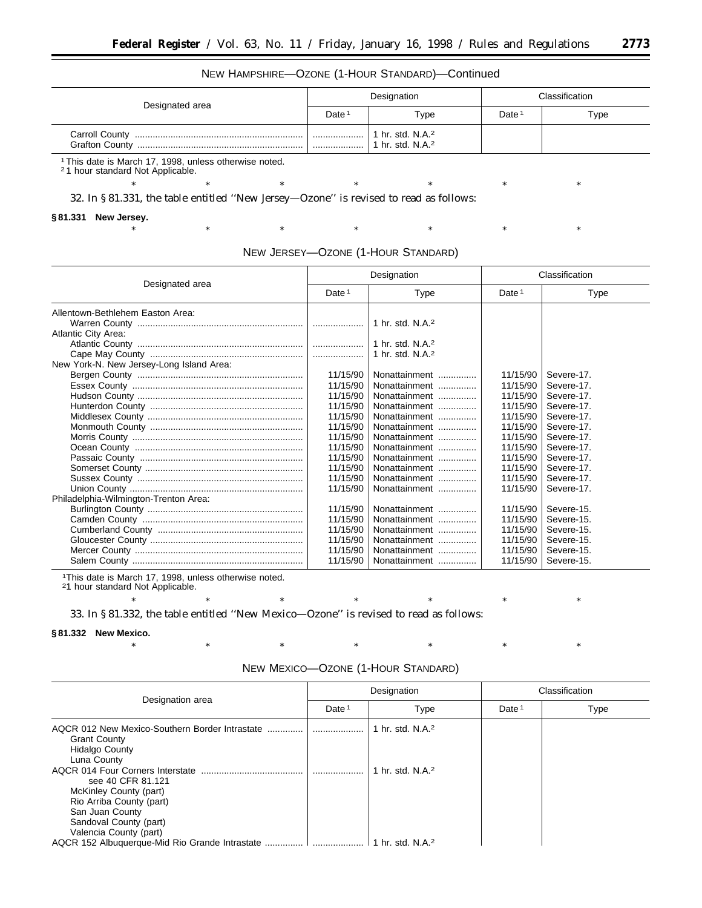NEW HAMPSHIRE—OZONE (1-HOUR STANDARD)—Continued

| Designated area | Designation | | Classification | |
|---|---|---|---|---|
| | Date [1] | Type | Date [1] | Type |
| Carroll County | .................... | 1 hr. std. N.A.[2] | | |
| Grafton County | .................... | 1 hr. std. N.A.[2] | | |

[1] This date is March 17, 1998, unless otherwise noted.
[2] 1 hour standard Not Applicable.

\* \* \* \* \* \* \*

32. In § 81.331, the table entitled ''New Jersey—Ozone'' is revised to read as follows:

**§ 81.331 New Jersey.**

\* \* \* \* \* \* \*

NEW JERSEY—OZONE (1-HOUR STANDARD)

| Designated area | Designation | | Classification | |
|---|---|---|---|---|
| | Date [1] | Type | Date [1] | Type |
| Allentown-Bethlehem Easton Area: | | | | |
| Warren County | .................... | 1 hr. std. N.A.[2] | | |
| Atlantic City Area: | | | | |
| Atlantic County | .................... | 1 hr. std. N.A.[2] | | |
| Cape May County | .................... | 1 hr. std. N.A.[2] | | |
| New York-N. New Jersey-Long Island Area: | | | | |
| Bergen County | 11/15/90 | Nonattainment | 11/15/90 | Severe-17. |
| Essex County | 11/15/90 | Nonattainment | 11/15/90 | Severe-17. |
| Hudson County | 11/15/90 | Nonattainment | 11/15/90 | Severe-17. |
| Hunterdon County | 11/15/90 | Nonattainment | 11/15/90 | Severe-17. |
| Middlesex County | 11/15/90 | Nonattainment | 11/15/90 | Severe-17. |
| Monmouth County | 11/15/90 | Nonattainment | 11/15/90 | Severe-17. |
| Morris County | 11/15/90 | Nonattainment | 11/15/90 | Severe-17. |
| Ocean County | 11/15/90 | Nonattainment | 11/15/90 | Severe-17. |
| Passaic County | 11/15/90 | Nonattainment | 11/15/90 | Severe-17. |
| Somerset County | 11/15/90 | Nonattainment | 11/15/90 | Severe-17. |
| Sussex County | 11/15/90 | Nonattainment | 11/15/90 | Severe-17. |
| Union County | 11/15/90 | Nonattainment | 11/15/90 | Severe-17. |
| Philadelphia-Wilmington-Trenton Area: | | | | |
| Burlington County | 11/15/90 | Nonattainment | 11/15/90 | Severe-15. |
| Camden County | 11/15/90 | Nonattainment | 11/15/90 | Severe-15. |
| Cumberland County | 11/15/90 | Nonattainment | 11/15/90 | Severe-15. |
| Gloucester County | 11/15/90 | Nonattainment | 11/15/90 | Severe-15. |
| Mercer County | 11/15/90 | Nonattainment | 11/15/90 | Severe-15. |
| Salem County | 11/15/90 | Nonattainment | 11/15/90 | Severe-15. |

[1] This date is March 17, 1998, unless otherwise noted.
[2] 1 hour standard Not Applicable.

\* \* \* \* \* \* \*

33. In § 81.332, the table entitled ''New Mexico—Ozone'' is revised to read as follows:

**§ 81.332 New Mexico.**

\* \* \* \* \* \* \*

NEW MEXICO—OZONE (1-HOUR STANDARD)

| Designation area | Designation | | Classification | |
|---|---|---|---|---|
| | Date [1] | Type | Date [1] | Type |
| AQCR 012 New Mexico-Southern Border Intrastate | .................... | 1 hr. std. N.A.[2] | | |
| Grant County | | | | |
| Hidalgo County | | | | |
| Luna County | | | | |
| AQCR 014 Four Corners Interstate | .................... | 1 hr. std. N.A.[2] | | |
| see 40 CFR 81.121 | | | | |
| McKinley County (part) | | | | |
| Rio Arriba County (part) | | | | |
| San Juan County | | | | |
| Sandoval County (part) | | | | |
| Valencia County (part) | | | | |
| AQCR 152 Albuquerque-Mid Rio Grande Intrastate | .................... | 1 hr. std. N.A.[2] | | |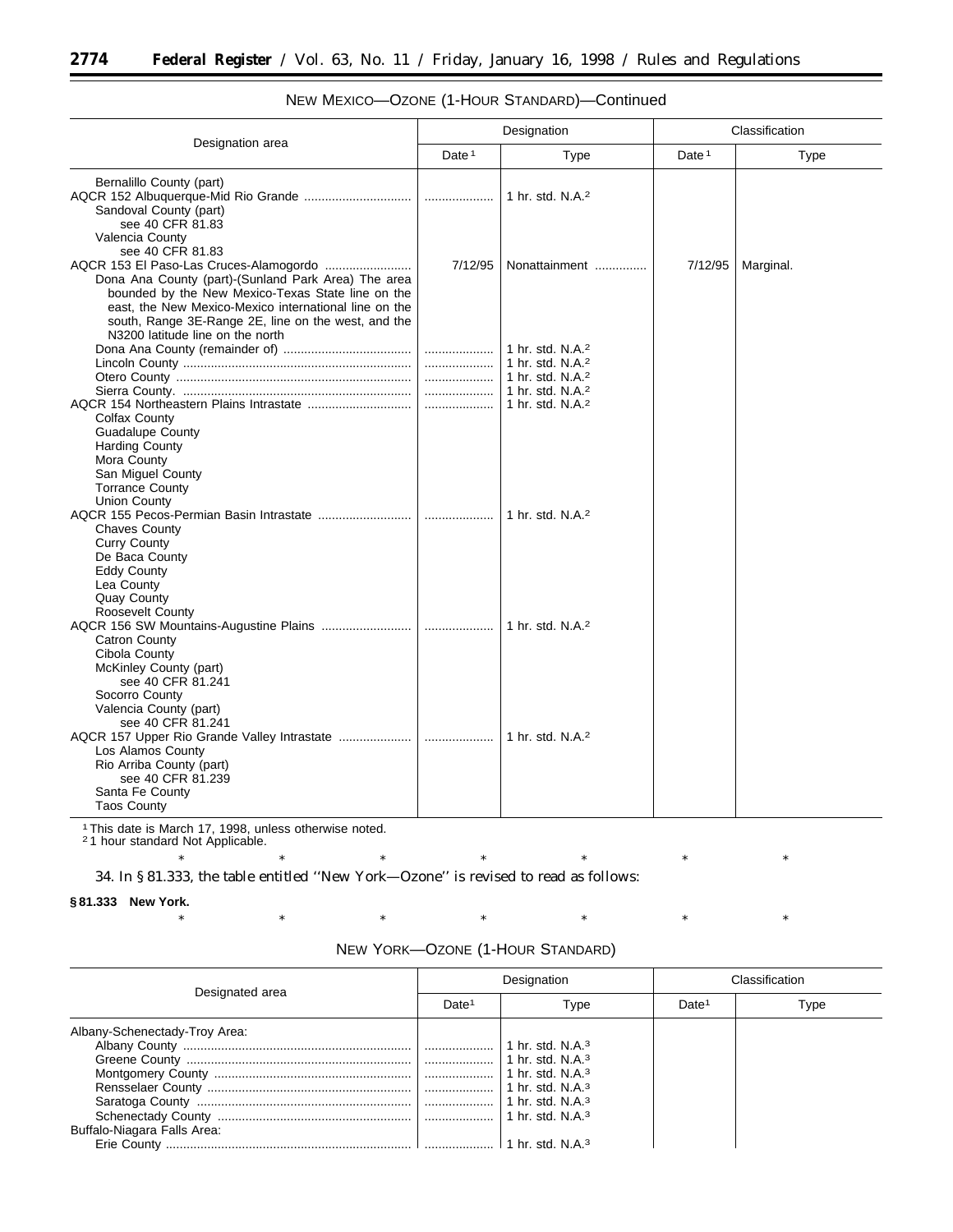NEW MEXICO—OZONE (1-HOUR STANDARD)—Continued

| Designation area | Designation | | Classification | |
|---|---|---|---|---|
| | Date [1] | Type | Date [1] | Type |
| Bernalillo County (part) | | | | |
| AQCR 152 Albuquerque-Mid Rio Grande | ..................... | 1 hr. std. N.A.[2] | | |
| Sandoval County (part) | | | | |
| see 40 CFR 81.83 | | | | |
| Valencia County | | | | |
| see 40 CFR 81.83 | | | | |
| AQCR 153 El Paso-Las Cruces-Alamogordo | 7/12/95 | Nonattainment | 7/12/95 | Marginal. |
| Dona Ana County (part)-(Sunland Park Area) The area bounded by the New Mexico-Texas State line on the east, the New Mexico-Mexico international line on the south, Range 3E-Range 2E, line on the west, and the N3200 latitude line on the north | | | | |
| Dona Ana County (remainder of) | ..................... | 1 hr. std. N.A.[2] | | |
| Lincoln County | ..................... | 1 hr. std. N.A.[2] | | |
| Otero County | ..................... | 1 hr. std. N.A.[2] | | |
| Sierra County. | ..................... | 1 hr. std. N.A.[2] | | |
| AQCR 154 Northeastern Plains Intrastate | ..................... | 1 hr. std. N.A.[2] | | |
| Colfax County | | | | |
| Guadalupe County | | | | |
| Harding County | | | | |
| Mora County | | | | |
| San Miguel County | | | | |
| Torrance County | | | | |
| Union County | | | | |
| AQCR 155 Pecos-Permian Basin Intrastate | ..................... | 1 hr. std. N.A.[2] | | |
| Chaves County | | | | |
| Curry County | | | | |
| De Baca County | | | | |
| Eddy County | | | | |
| Lea County | | | | |
| Quay County | | | | |
| Roosevelt County | | | | |
| AQCR 156 SW Mountains-Augustine Plains | ..................... | 1 hr. std. N.A.[2] | | |
| Catron County | | | | |
| Cibola County | | | | |
| McKinley County (part) | | | | |
| see 40 CFR 81.241 | | | | |
| Socorro County | | | | |
| Valencia County (part) | | | | |
| see 40 CFR 81.241 | | | | |
| AQCR 157 Upper Rio Grande Valley Intrastate | ..................... | 1 hr. std. N.A.[2] | | |
| Los Alamos County | | | | |
| Rio Arriba County (part) | | | | |
| see 40 CFR 81.239 | | | | |
| Santa Fe County | | | | |
| Taos County | | | | |

[1] This date is March 17, 1998, unless otherwise noted.
[2] 1 hour standard Not Applicable.

\* \* \* \* \* \* \*

34. In § 81.333, the table entitled ''New York—Ozone'' is revised to read as follows:

**§ 81.333 New York.**

\* \* \* \* \* \* \*

NEW YORK—OZONE (1-HOUR STANDARD)

| Designated area | Designation | | Classification | |
|---|---|---|---|---|
| | Date[1] | Type | Date[1] | Type |
| Albany-Schenectady-Troy Area: | | | | |
| Albany County | ..................... | 1 hr. std. N.A.[3] | | |
| Greene County | ..................... | 1 hr. std. N.A.[3] | | |
| Montgomery County | ..................... | 1 hr. std. N.A.[3] | | |
| Rensselaer County | ..................... | 1 hr. std. N.A.[3] | | |
| Saratoga County | ..................... | 1 hr. std. N.A.[3] | | |
| Schenectady County | ..................... | 1 hr. std. N.A.[3] | | |
| Buffalo-Niagara Falls Area: | | | | |
| Erie County | ..................... | 1 hr. std. N.A.[3] | | |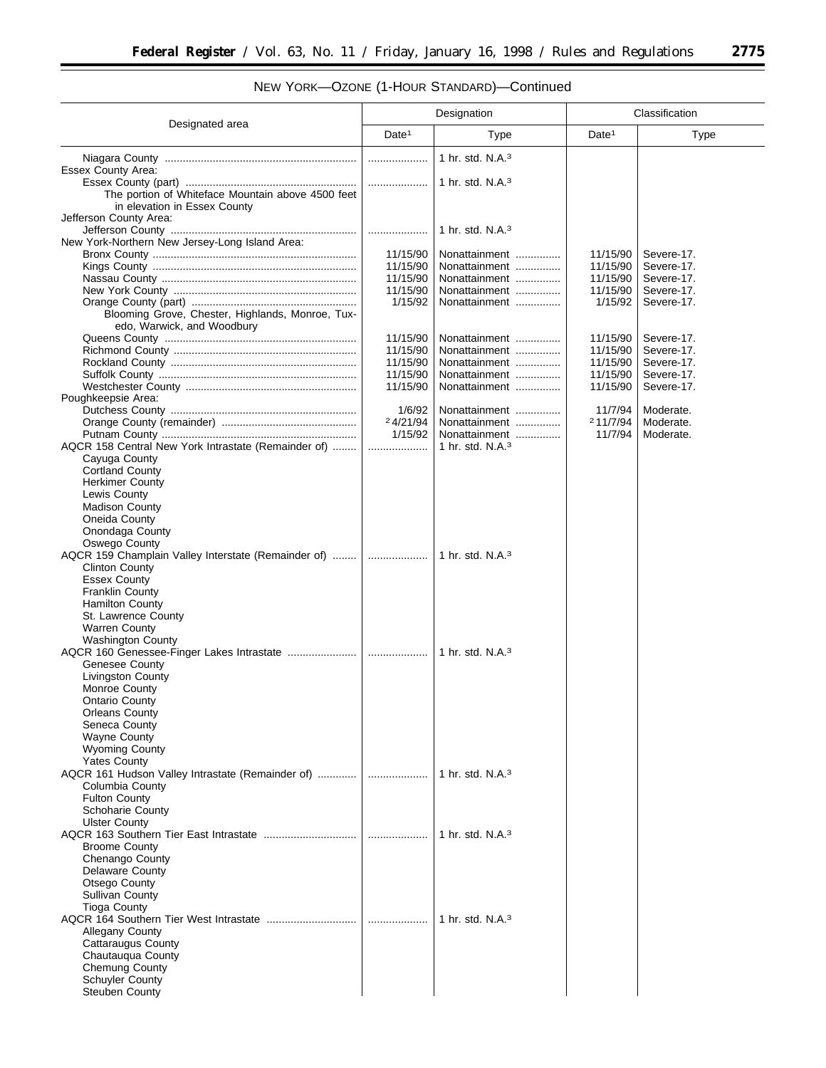NEW YORK—OZONE (1-HOUR STANDARD)—Continued

| Designated area | Designation | | Classification | |
|---|---|---|---|---|
| | Date[1] | Type | Date[1] | Type |
| Niagara County | ............ | 1 hr. std. N.A.[3] | | |
| Essex County Area: | | | | |
| Essex County (part) | ............ | 1 hr. std. N.A.[3] | | |
| The portion of Whiteface Mountain above 4500 feet in elevation in Essex County | | | | |
| Jefferson County Area: | | | | |
| Jefferson County | ............ | 1 hr. std. N.A.[3] | | |
| New York-Northern New Jersey-Long Island Area: | | | | |
| Bronx County | 11/15/90 | Nonattainment | 11/15/90 | Severe-17. |
| Kings County | 11/15/90 | Nonattainment | 11/15/90 | Severe-17. |
| Nassau County | 11/15/90 | Nonattainment | 11/15/90 | Severe-17. |
| New York County | 11/15/90 | Nonattainment | 11/15/90 | Severe-17. |
| Orange County (part) | 1/15/92 | Nonattainment | 1/15/92 | Severe-17. |
| Blooming Grove, Chester, Highlands, Monroe, Tuxedo, Warwick, and Woodbury | | | | |
| Queens County | 11/15/90 | Nonattainment | 11/15/90 | Severe-17. |
| Richmond County | 11/15/90 | Nonattainment | 11/15/90 | Severe-17. |
| Rockland County | 11/15/90 | Nonattainment | 11/15/90 | Severe-17. |
| Suffolk County | 11/15/90 | Nonattainment | 11/15/90 | Severe-17. |
| Westchester County | 11/15/90 | Nonattainment | 11/15/90 | Severe-17. |
| Poughkeepsie Area: | | | | |
| Dutchess County | 1/6/92 | Nonattainment | 11/7/94 | Moderate. |
| Orange County (remainder) | [2] 4/21/94 | Nonattainment | [2] 11/7/94 | Moderate. |
| Putnam County | 1/15/92 | Nonattainment | 11/7/94 | Moderate. |
| AQCR 158 Central New York Intrastate (Remainder of) | ............ | 1 hr. std. N.A.[3] | | |
| Cayuga County | | | | |
| Cortland County | | | | |
| Herkimer County | | | | |
| Lewis County | | | | |
| Madison County | | | | |
| Oneida County | | | | |
| Onondaga County | | | | |
| Oswego County | | | | |
| AQCR 159 Champlain Valley Interstate (Remainder of) | ............ | 1 hr. std. N.A.[3] | | |
| Clinton County | | | | |
| Essex County | | | | |
| Franklin County | | | | |
| Hamilton County | | | | |
| St. Lawrence County | | | | |
| Warren County | | | | |
| Washington County | | | | |
| AQCR 160 Genessee-Finger Lakes Intrastate | ............ | 1 hr. std. N.A.[3] | | |
| Genesee County | | | | |
| Livingston County | | | | |
| Monroe County | | | | |
| Ontario County | | | | |
| Orleans County | | | | |
| Seneca County | | | | |
| Wayne County | | | | |
| Wyoming County | | | | |
| Yates County | | | | |
| AQCR 161 Hudson Valley Intrastate (Remainder of) | ............ | 1 hr. std. N.A.[3] | | |
| Columbia County | | | | |
| Fulton County | | | | |
| Schoharie County | | | | |
| Ulster County | | | | |
| AQCR 163 Southern Tier East Intrastate | ............ | 1 hr. std. N.A.[3] | | |
| Broome County | | | | |
| Chenango County | | | | |
| Delaware County | | | | |
| Otsego County | | | | |
| Sullivan County | | | | |
| Tioga County | | | | |
| AQCR 164 Southern Tier West Intrastate | ............ | 1 hr. std. N.A.[3] | | |
| Allegany County | | | | |
| Cattaraugus County | | | | |
| Chautauqua County | | | | |
| Chemung County | | | | |
| Schuyler County | | | | |
| Steuben County | | | | |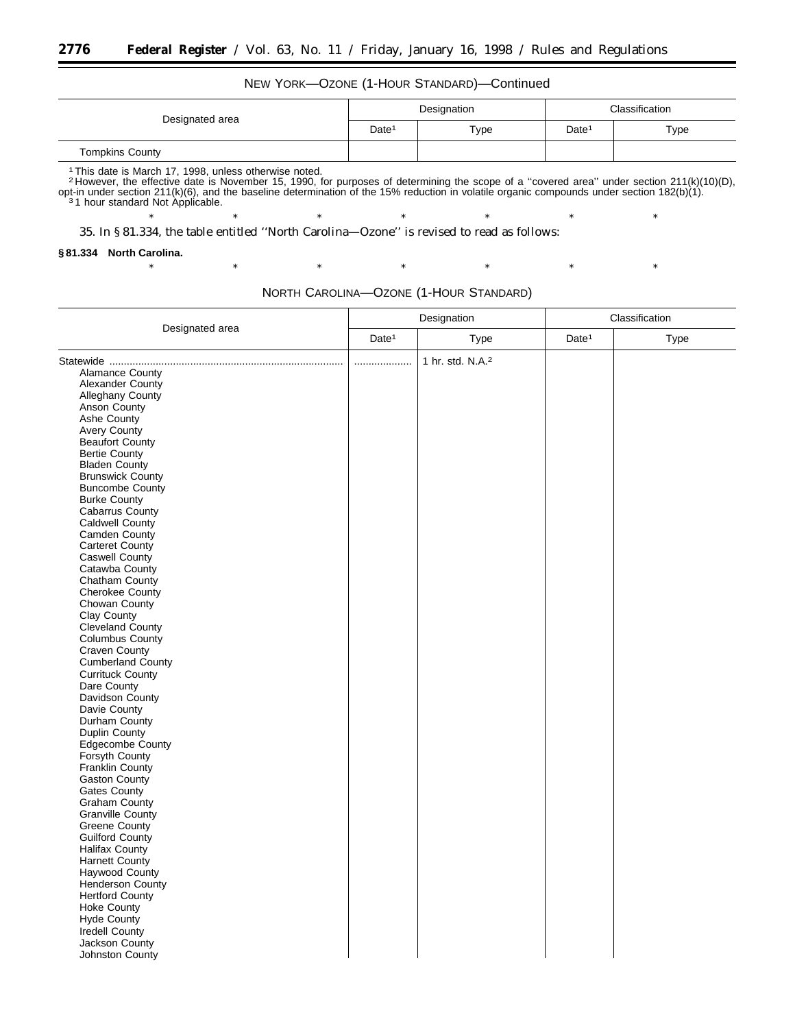NEW YORK—OZONE (1-HOUR STANDARD)—Continued

| Designated area | Designation | | Classification | |
|---|---|---|---|---|
| | Date[1] | Type | Date[1] | Type |
| Tompkins County | | | | |

[1] This date is March 17, 1998, unless otherwise noted.
[2] However, the effective date is November 15, 1990, for purposes of determining the scope of a ''covered area'' under section 211(k)(10)(D), opt-in under section 211(k)(6), and the baseline determination of the 15% reduction in volatile organic compounds under section 182(b)(1).
[3] 1 hour standard Not Applicable.

\* \* \* \* \* \* \*

35. In § 81.334, the table entitled ''North Carolina—Ozone'' is revised to read as follows:

**§ 81.334 North Carolina.**

\* \* \* \* \* \* \*

NORTH CAROLINA—OZONE (1-HOUR STANDARD)

| Designated area | Designation | | Classification | |
|---|---|---|---|---|
| | Date[1] | Type | Date[1] | Type |
| Statewide | .................... | 1 hr. std. N.A.[2] | | |
| Alamance County | | | | |
| Alexander County | | | | |
| Alleghany County | | | | |
| Anson County | | | | |
| Ashe County | | | | |
| Avery County | | | | |
| Beaufort County | | | | |
| Bertie County | | | | |
| Bladen County | | | | |
| Brunswick County | | | | |
| Buncombe County | | | | |
| Burke County | | | | |
| Cabarrus County | | | | |
| Caldwell County | | | | |
| Camden County | | | | |
| Carteret County | | | | |
| Caswell County | | | | |
| Catawba County | | | | |
| Chatham County | | | | |
| Cherokee County | | | | |
| Chowan County | | | | |
| Clay County | | | | |
| Cleveland County | | | | |
| Columbus County | | | | |
| Craven County | | | | |
| Cumberland County | | | | |
| Currituck County | | | | |
| Dare County | | | | |
| Davidson County | | | | |
| Davie County | | | | |
| Durham County | | | | |
| Duplin County | | | | |
| Edgecombe County | | | | |
| Forsyth County | | | | |
| Franklin County | | | | |
| Gaston County | | | | |
| Gates County | | | | |
| Graham County | | | | |
| Granville County | | | | |
| Greene County | | | | |
| Guilford County | | | | |
| Halifax County | | | | |
| Harnett County | | | | |
| Haywood County | | | | |
| Henderson County | | | | |
| Hertford County | | | | |
| Hoke County | | | | |
| Hyde County | | | | |
| Iredell County | | | | |
| Jackson County | | | | |
| Johnston County | | | | |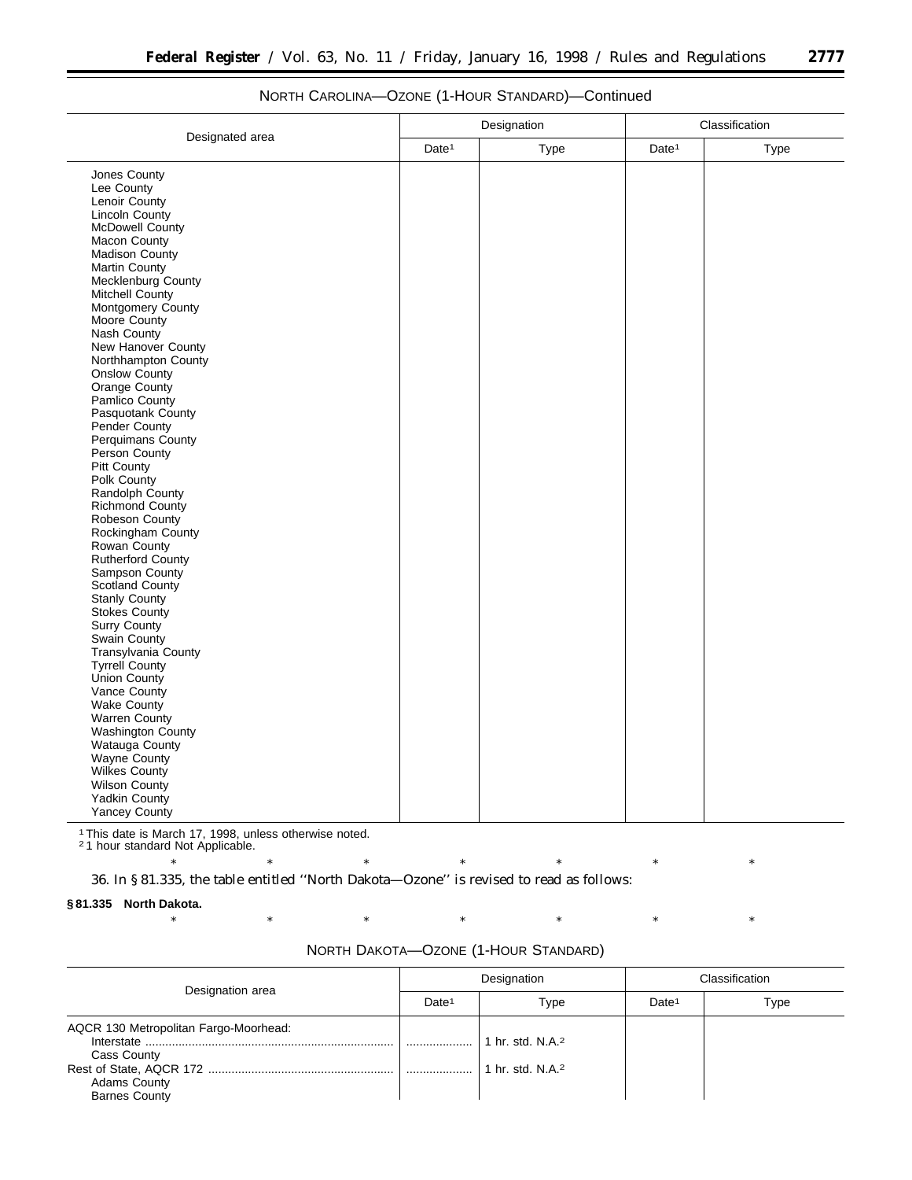NORTH CAROLINA—OZONE (1-HOUR STANDARD)—Continued

| Designated area | Designation | | Classification | |
|---|---|---|---|---|
| | Date[1] | Type | Date[1] | Type |
| Jones County | | | | |
| Lee County | | | | |
| Lenoir County | | | | |
| Lincoln County | | | | |
| McDowell County | | | | |
| Macon County | | | | |
| Madison County | | | | |
| Martin County | | | | |
| Mecklenburg County | | | | |
| Mitchell County | | | | |
| Montgomery County | | | | |
| Moore County | | | | |
| Nash County | | | | |
| New Hanover County | | | | |
| Northhampton County | | | | |
| Onslow County | | | | |
| Orange County | | | | |
| Pamlico County | | | | |
| Pasquotank County | | | | |
| Pender County | | | | |
| Perquimans County | | | | |
| Person County | | | | |
| Pitt County | | | | |
| Polk County | | | | |
| Randolph County | | | | |
| Richmond County | | | | |
| Robeson County | | | | |
| Rockingham County | | | | |
| Rowan County | | | | |
| Rutherford County | | | | |
| Sampson County | | | | |
| Scotland County | | | | |
| Stanly County | | | | |
| Stokes County | | | | |
| Surry County | | | | |
| Swain County | | | | |
| Transylvania County | | | | |
| Tyrrell County | | | | |
| Union County | | | | |
| Vance County | | | | |
| Wake County | | | | |
| Warren County | | | | |
| Washington County | | | | |
| Watauga County | | | | |
| Wayne County | | | | |
| Wilkes County | | | | |
| Wilson County | | | | |
| Yadkin County | | | | |
| Yancey County | | | | |

[1] This date is March 17, 1998, unless otherwise noted.
[2] 1 hour standard Not Applicable.

\* \* \* \* \* \* \*

36. In § 81.335, the table entitled ''North Dakota—Ozone'' is revised to read as follows:

**§ 81.335 North Dakota.**

\* \* \* \* \* \* \*

NORTH DAKOTA—OZONE (1-HOUR STANDARD)

| Designation area | Designation | | Classification | |
|---|---|---|---|---|
| | Date[1] | Type | Date[1] | Type |
| AQCR 130 Metropolitan Fargo-Moorhead: Interstate | ........ | 1 hr. std. N.A.[2] | | |
| Cass County | | | | |
| Rest of State, AQCR 172 | ........ | 1 hr. std. N.A.[2] | | |
| Adams County | | | | |
| Barnes County | | | | |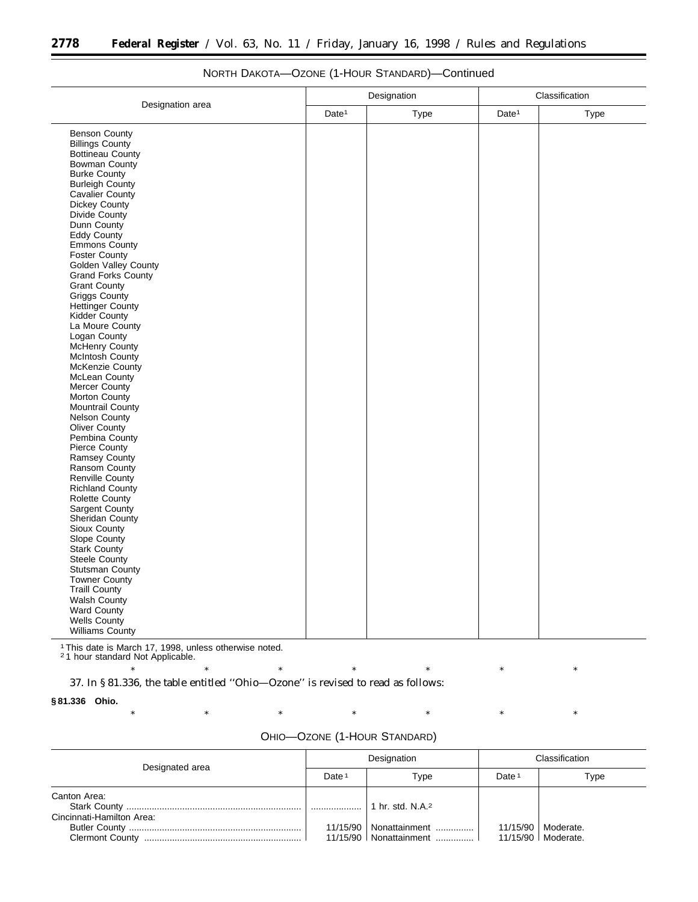NORTH DAKOTA—OZONE (1-HOUR STANDARD)—Continued

| Designation area | Designation | | Classification | |
|---|---|---|---|---|
| | Date[1] | Type | Date[1] | Type |
| Benson County | | | | |
| Billings County | | | | |
| Bottineau County | | | | |
| Bowman County | | | | |
| Burke County | | | | |
| Burleigh County | | | | |
| Cavalier County | | | | |
| Dickey County | | | | |
| Divide County | | | | |
| Dunn County | | | | |
| Eddy County | | | | |
| Emmons County | | | | |
| Foster County | | | | |
| Golden Valley County | | | | |
| Grand Forks County | | | | |
| Grant County | | | | |
| Griggs County | | | | |
| Hettinger County | | | | |
| Kidder County | | | | |
| La Moure County | | | | |
| Logan County | | | | |
| McHenry County | | | | |
| McIntosh County | | | | |
| McKenzie County | | | | |
| McLean County | | | | |
| Mercer County | | | | |
| Morton County | | | | |
| Mountrail County | | | | |
| Nelson County | | | | |
| Oliver County | | | | |
| Pembina County | | | | |
| Pierce County | | | | |
| Ramsey County | | | | |
| Ransom County | | | | |
| Renville County | | | | |
| Richland County | | | | |
| Rolette County | | | | |
| Sargent County | | | | |
| Sheridan County | | | | |
| Sioux County | | | | |
| Slope County | | | | |
| Stark County | | | | |
| Steele County | | | | |
| Stutsman County | | | | |
| Towner County | | | | |
| Traill County | | | | |
| Walsh County | | | | |
| Ward County | | | | |
| Wells County | | | | |
| Williams County | | | | |

[1] This date is March 17, 1998, unless otherwise noted.
[2] 1 hour standard Not Applicable.

\* \* \* \* \* \* \*

37. In § 81.336, the table entitled ''Ohio—Ozone'' is revised to read as follows:

**§ 81.336 Ohio.**

\* \* \* \* \* \* \*

OHIO—OZONE (1-HOUR STANDARD)

| Designated area | Designation | | Classification | |
|---|---|---|---|---|
| | Date[1] | Type | Date[1] | Type |
| Canton Area: | | | | |
| Stark County | .................... | 1 hr. std. N.A.[2] | | |
| Cincinnati-Hamilton Area: | | | | |
| Butler County | 11/15/90 | Nonattainment | 11/15/90 | Moderate. |
| Clermont County | 11/15/90 | Nonattainment | 11/15/90 | Moderate. |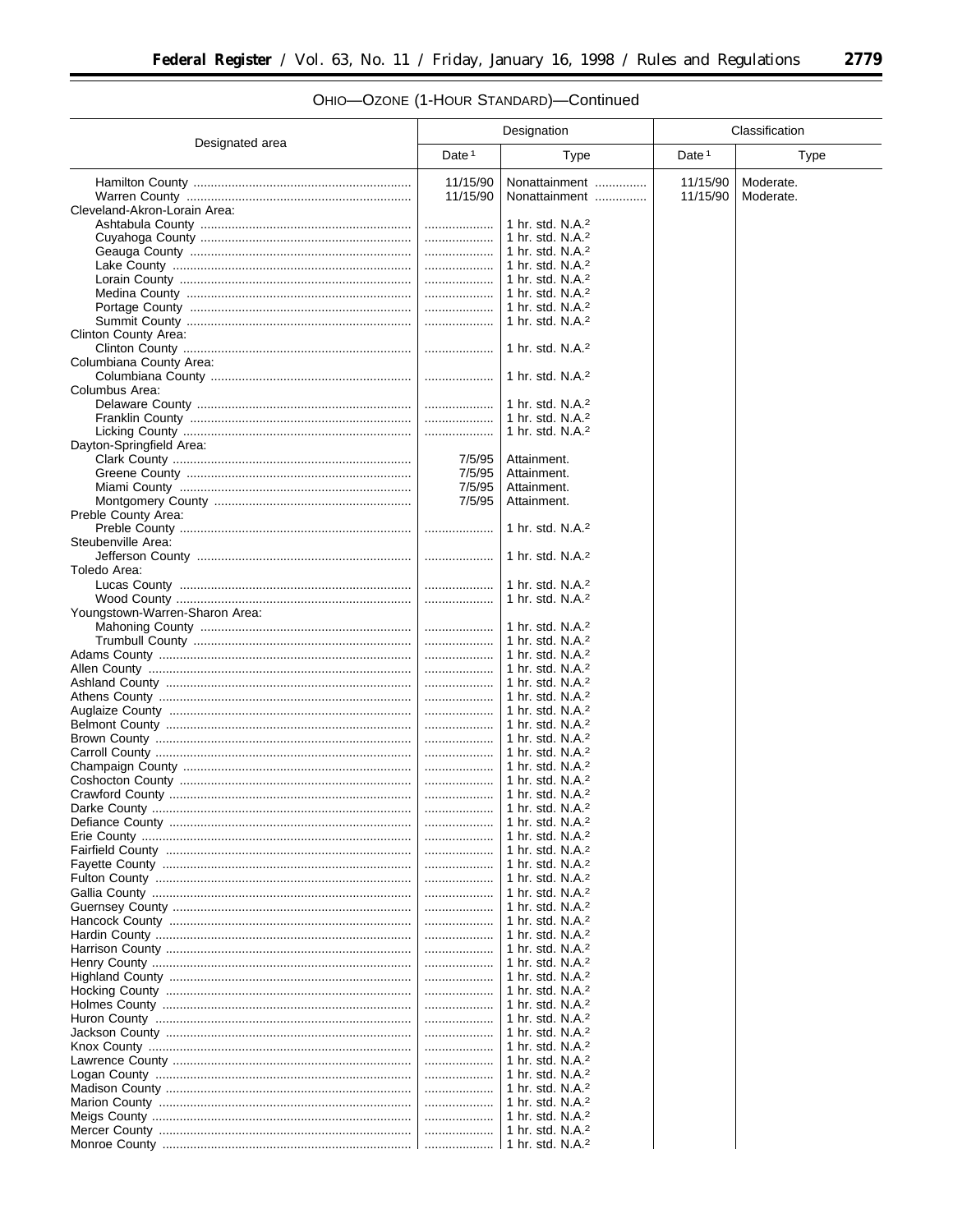## OHIO—OZONE (1-HOUR STANDARD)—Continued

| Designated area | Designation | | Classification | |
|---|---|---|---|---|
| | Date [1] | Type | Date [1] | Type |
| Hamilton County | 11/15/90 | Nonattainment | 11/15/90 | Moderate. |
| Warren County | 11/15/90 | Nonattainment | 11/15/90 | Moderate. |
| Cleveland-Akron-Lorain Area: | | | | |
| Ashtabula County | | 1 hr. std. N.A.[2] | | |
| Cuyahoga County | | 1 hr. std. N.A.[2] | | |
| Geauga County | | 1 hr. std. N.A.[2] | | |
| Lake County | | 1 hr. std. N.A.[2] | | |
| Lorain County | | 1 hr. std. N.A.[2] | | |
| Medina County | | 1 hr. std. N.A.[2] | | |
| Portage County | | 1 hr. std. N.A.[2] | | |
| Summit County | | 1 hr. std. N.A.[2] | | |
| Clinton County Area: | | | | |
| Clinton County | | 1 hr. std. N.A.[2] | | |
| Columbiana County Area: | | | | |
| Columbiana County | | 1 hr. std. N.A.[2] | | |
| Columbus Area: | | | | |
| Delaware County | | 1 hr. std. N.A.[2] | | |
| Franklin County | | 1 hr. std. N.A.[2] | | |
| Licking County | | 1 hr. std. N.A.[2] | | |
| Dayton-Springfield Area: | | | | |
| Clark County | 7/5/95 | Attainment. | | |
| Greene County | 7/5/95 | Attainment. | | |
| Miami County | 7/5/95 | Attainment. | | |
| Montgomery County | 7/5/95 | Attainment. | | |
| Preble County Area: | | | | |
| Preble County | | 1 hr. std. N.A.[2] | | |
| Steubenville Area: | | | | |
| Jefferson County | | 1 hr. std. N.A.[2] | | |
| Toledo Area: | | | | |
| Lucas County | | 1 hr. std. N.A.[2] | | |
| Wood County | | 1 hr. std. N.A.[2] | | |
| Youngstown-Warren-Sharon Area: | | | | |
| Mahoning County | | 1 hr. std. N.A.[2] | | |
| Trumbull County | | 1 hr. std. N.A.[2] | | |
| Adams County | | 1 hr. std. N.A.[2] | | |
| Allen County | | 1 hr. std. N.A.[2] | | |
| Ashland County | | 1 hr. std. N.A.[2] | | |
| Athens County | | 1 hr. std. N.A.[2] | | |
| Auglaize County | | 1 hr. std. N.A.[2] | | |
| Belmont County | | 1 hr. std. N.A.[2] | | |
| Brown County | | 1 hr. std. N.A.[2] | | |
| Carroll County | | 1 hr. std. N.A.[2] | | |
| Champaign County | | 1 hr. std. N.A.[2] | | |
| Coshocton County | | 1 hr. std. N.A.[2] | | |
| Crawford County | | 1 hr. std. N.A.[2] | | |
| Darke County | | 1 hr. std. N.A.[2] | | |
| Defiance County | | 1 hr. std. N.A.[2] | | |
| Erie County | | 1 hr. std. N.A.[2] | | |
| Fairfield County | | 1 hr. std. N.A.[2] | | |
| Fayette County | | 1 hr. std. N.A.[2] | | |
| Fulton County | | 1 hr. std. N.A.[2] | | |
| Gallia County | | 1 hr. std. N.A.[2] | | |
| Guernsey County | | 1 hr. std. N.A.[2] | | |
| Hancock County | | 1 hr. std. N.A.[2] | | |
| Hardin County | | 1 hr. std. N.A.[2] | | |
| Harrison County | | 1 hr. std. N.A.[2] | | |
| Henry County | | 1 hr. std. N.A.[2] | | |
| Highland County | | 1 hr. std. N.A.[2] | | |
| Hocking County | | 1 hr. std. N.A.[2] | | |
| Holmes County | | 1 hr. std. N.A.[2] | | |
| Huron County | | 1 hr. std. N.A.[2] | | |
| Jackson County | | 1 hr. std. N.A.[2] | | |
| Knox County | | 1 hr. std. N.A.[2] | | |
| Lawrence County | | 1 hr. std. N.A.[2] | | |
| Logan County | | 1 hr. std. N.A.[2] | | |
| Madison County | | 1 hr. std. N.A.[2] | | |
| Marion County | | 1 hr. std. N.A.[2] | | |
| Meigs County | | 1 hr. std. N.A.[2] | | |
| Mercer County | | 1 hr. std. N.A.[2] | | |
| Monroe County | | 1 hr. std. N.A.[2] | | |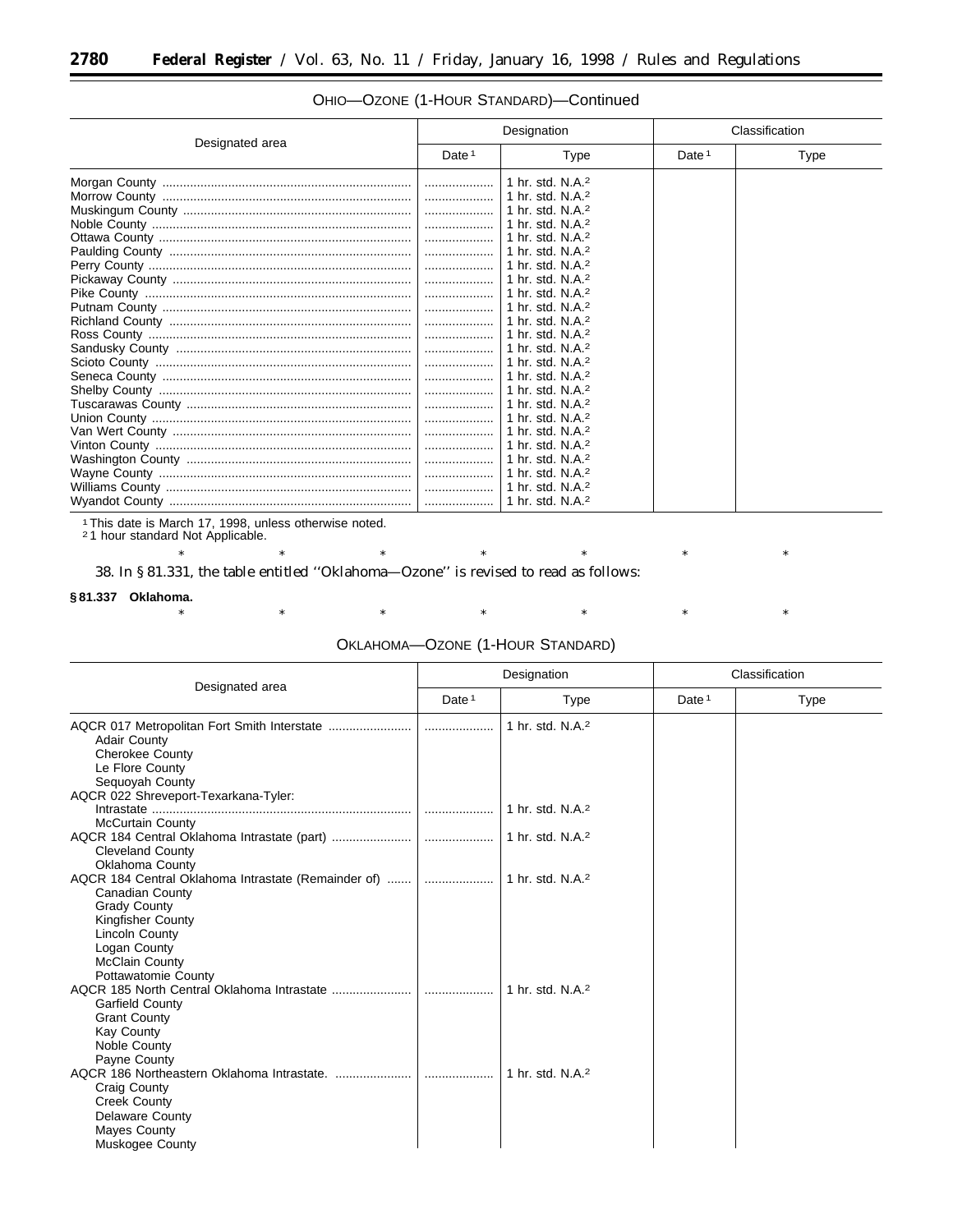OHIO—OZONE (1-HOUR STANDARD)—Continued

| Designated area | Designation | | Classification | |
|---|---|---|---|---|
| | Date [1] | Type | Date [1] | Type |
| Morgan County | .................... | 1 hr. std. N.A.[2] | | |
| Morrow County | .................... | 1 hr. std. N.A.[2] | | |
| Muskingum County | .................... | 1 hr. std. N.A.[2] | | |
| Noble County | .................... | 1 hr. std. N.A.[2] | | |
| Ottawa County | .................... | 1 hr. std. N.A.[2] | | |
| Paulding County | .................... | 1 hr. std. N.A.[2] | | |
| Perry County | .................... | 1 hr. std. N.A.[2] | | |
| Pickaway County | .................... | 1 hr. std. N.A.[2] | | |
| Pike County | .................... | 1 hr. std. N.A.[2] | | |
| Putnam County | .................... | 1 hr. std. N.A.[2] | | |
| Richland County | .................... | 1 hr. std. N.A.[2] | | |
| Ross County | .................... | 1 hr. std. N.A.[2] | | |
| Sandusky County | .................... | 1 hr. std. N.A.[2] | | |
| Scioto County | .................... | 1 hr. std. N.A.[2] | | |
| Seneca County | .................... | 1 hr. std. N.A.[2] | | |
| Shelby County | .................... | 1 hr. std. N.A.[2] | | |
| Tuscarawas County | .................... | 1 hr. std. N.A.[2] | | |
| Union County | .................... | 1 hr. std. N.A.[2] | | |
| Van Wert County | .................... | 1 hr. std. N.A.[2] | | |
| Vinton County | .................... | 1 hr. std. N.A.[2] | | |
| Washington County | .................... | 1 hr. std. N.A.[2] | | |
| Wayne County | .................... | 1 hr. std. N.A.[2] | | |
| Williams County | .................... | 1 hr. std. N.A.[2] | | |
| Wyandot County | .................... | 1 hr. std. N.A.[2] | | |

[1] This date is March 17, 1998, unless otherwise noted.
[2] 1 hour standard Not Applicable.

\* \* \* \* \* \* \*

38. In § 81.331, the table entitled ''Oklahoma—Ozone'' is revised to read as follows:

**§ 81.337 Oklahoma.**

\* \* \* \* \* \* \*

OKLAHOMA—OZONE (1-HOUR STANDARD)

| Designated area | Designation | | Classification | |
|---|---|---|---|---|
| | Date [1] | Type | Date [1] | Type |
| AQCR 017 Metropolitan Fort Smith Interstate | .................... | 1 hr. std. N.A.[2] | | |
| Adair County | | | | |
| Cherokee County | | | | |
| Le Flore County | | | | |
| Sequoyah County | | | | |
| AQCR 022 Shreveport-Texarkana-Tyler: | | | | |
| Intrastate | .................... | 1 hr. std. N.A.[2] | | |
| McCurtain County | | | | |
| AQCR 184 Central Oklahoma Intrastate (part) | .................... | 1 hr. std. N.A.[2] | | |
| Cleveland County | | | | |
| Oklahoma County | | | | |
| AQCR 184 Central Oklahoma Intrastate (Remainder of) | .................... | 1 hr. std. N.A.[2] | | |
| Canadian County | | | | |
| Grady County | | | | |
| Kingfisher County | | | | |
| Lincoln County | | | | |
| Logan County | | | | |
| McClain County | | | | |
| Pottawatomie County | | | | |
| AQCR 185 North Central Oklahoma Intrastate | .................... | 1 hr. std. N.A.[2] | | |
| Garfield County | | | | |
| Grant County | | | | |
| Kay County | | | | |
| Noble County | | | | |
| Payne County | | | | |
| AQCR 186 Northeastern Oklahoma Intrastate. | .................... | 1 hr. std. N.A.[2] | | |
| Craig County | | | | |
| Creek County | | | | |
| Delaware County | | | | |
| Mayes County | | | | |
| Muskogee County | | | | |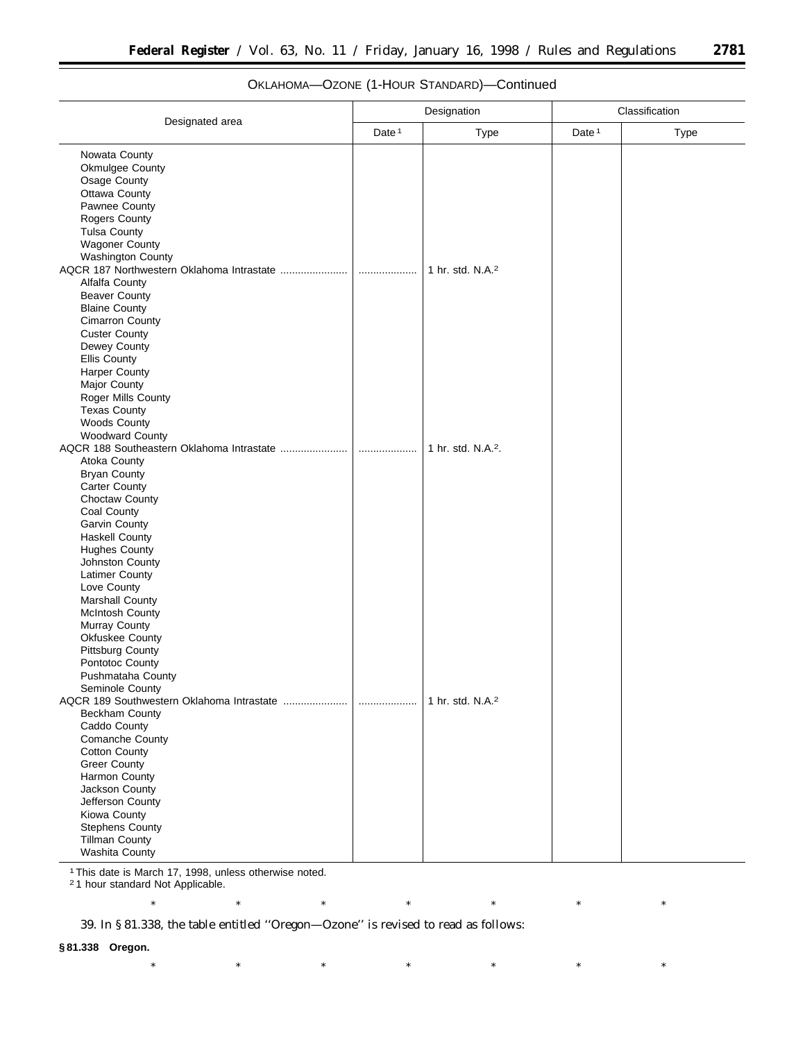OKLAHOMA—OZONE (1-HOUR STANDARD)—Continued

| Designated area | Designation | | Classification | |
|---|---|---|---|---|
| | Date [1] | Type | Date [1] | Type |
| Nowata County | | | | |
| Okmulgee County | | | | |
| Osage County | | | | |
| Ottawa County | | | | |
| Pawnee County | | | | |
| Rogers County | | | | |
| Tulsa County | | | | |
| Wagoner County | | | | |
| Washington County | | | | |
| AQCR 187 Northwestern Oklahoma Intrastate | ........ | 1 hr. std. N.A.[2] | | |
| Alfalfa County | | | | |
| Beaver County | | | | |
| Blaine County | | | | |
| Cimarron County | | | | |
| Custer County | | | | |
| Dewey County | | | | |
| Ellis County | | | | |
| Harper County | | | | |
| Major County | | | | |
| Roger Mills County | | | | |
| Texas County | | | | |
| Woods County | | | | |
| Woodward County | | | | |
| AQCR 188 Southeastern Oklahoma Intrastate | ........ | 1 hr. std. N.A.[2]. | | |
| Atoka County | | | | |
| Bryan County | | | | |
| Carter County | | | | |
| Choctaw County | | | | |
| Coal County | | | | |
| Garvin County | | | | |
| Haskell County | | | | |
| Hughes County | | | | |
| Johnston County | | | | |
| Latimer County | | | | |
| Love County | | | | |
| Marshall County | | | | |
| McIntosh County | | | | |
| Murray County | | | | |
| Okfuskee County | | | | |
| Pittsburg County | | | | |
| Pontotoc County | | | | |
| Pushmataha County | | | | |
| Seminole County | | | | |
| AQCR 189 Southwestern Oklahoma Intrastate | ........ | 1 hr. std. N.A.[2] | | |
| Beckham County | | | | |
| Caddo County | | | | |
| Comanche County | | | | |
| Cotton County | | | | |
| Greer County | | | | |
| Harmon County | | | | |
| Jackson County | | | | |
| Jefferson County | | | | |
| Kiowa County | | | | |
| Stephens County | | | | |
| Tillman County | | | | |
| Washita County | | | | |

[1] This date is March 17, 1998, unless otherwise noted.
[2] 1 hour standard Not Applicable.

\* \* \* \* \* \* \*

39. In § 81.338, the table entitled ''Oregon—Ozone'' is revised to read as follows:

**§ 81.338 Oregon.**

\* \* \* \* \* \* \*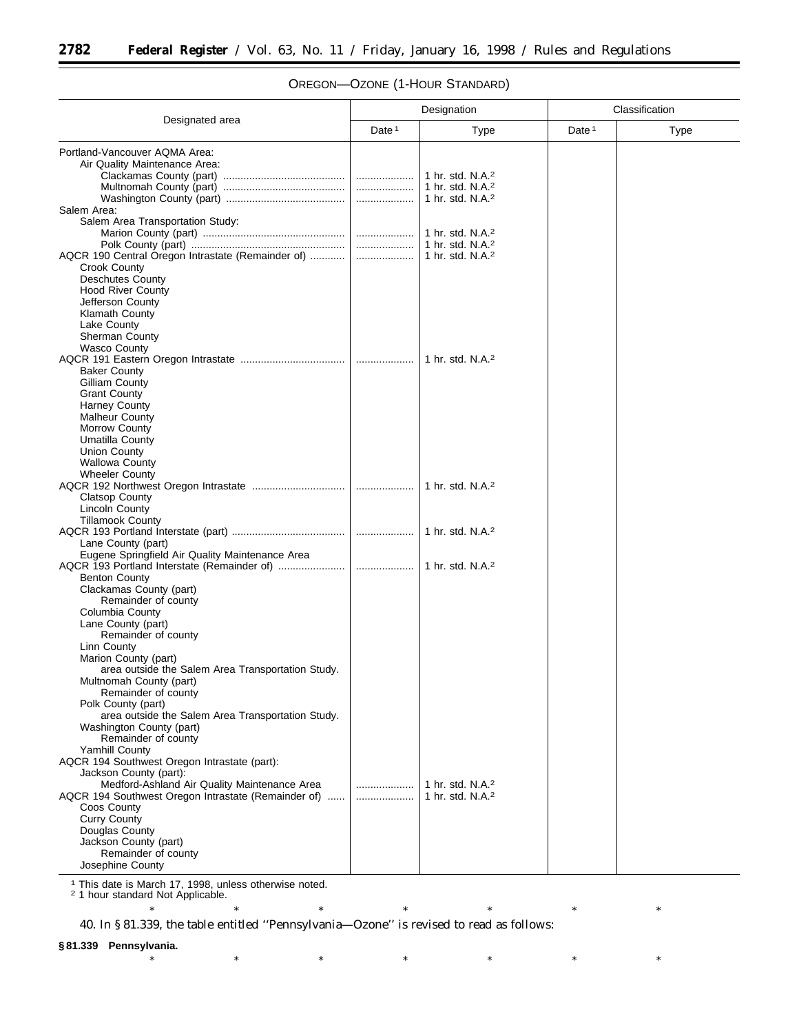OREGON—OZONE (1-HOUR STANDARD)

| Designated area | Designation | | Classification | |
|---|---|---|---|---|
| | Date [1] | Type | Date [1] | Type |
| Portland-Vancouver AQMA Area: | | | | |
| Air Quality Maintenance Area: | | | | |
| Clackamas County (part) | .................... | 1 hr. std. N.A.[2] | | |
| Multnomah County (part) | .................... | 1 hr. std. N.A.[2] | | |
| Washington County (part) | .................... | 1 hr. std. N.A.[2] | | |
| Salem Area: | | | | |
| Salem Area Transportation Study: | | | | |
| Marion County (part) | .................... | 1 hr. std. N.A.[2] | | |
| Polk County (part) | .................... | 1 hr. std. N.A.[2] | | |
| AQCR 190 Central Oregon Intrastate (Remainder of) | .................... | 1 hr. std. N.A.[2] | | |
| Crook County | | | | |
| Deschutes County | | | | |
| Hood River County | | | | |
| Jefferson County | | | | |
| Klamath County | | | | |
| Lake County | | | | |
| Sherman County | | | | |
| Wasco County | | | | |
| AQCR 191 Eastern Oregon Intrastate | .................... | 1 hr. std. N.A.[2] | | |
| Baker County | | | | |
| Gilliam County | | | | |
| Grant County | | | | |
| Harney County | | | | |
| Malheur County | | | | |
| Morrow County | | | | |
| Umatilla County | | | | |
| Union County | | | | |
| Wallowa County | | | | |
| Wheeler County | | | | |
| AQCR 192 Northwest Oregon Intrastate | .................... | 1 hr. std. N.A.[2] | | |
| Clatsop County | | | | |
| Lincoln County | | | | |
| Tillamook County | | | | |
| AQCR 193 Portland Interstate (part) | .................... | 1 hr. std. N.A.[2] | | |
| Lane County (part) | | | | |
| Eugene Springfield Air Quality Maintenance Area | | | | |
| AQCR 193 Portland Interstate (Remainder of) | .................... | 1 hr. std. N.A.[2] | | |
| Benton County | | | | |
| Clackamas County (part) | | | | |
| Remainder of county | | | | |
| Columbia County | | | | |
| Lane County (part) | | | | |
| Remainder of county | | | | |
| Linn County | | | | |
| Marion County (part) | | | | |
| area outside the Salem Area Transportation Study. | | | | |
| Multnomah County (part) | | | | |
| Remainder of county | | | | |
| Polk County (part) | | | | |
| area outside the Salem Area Transportation Study. | | | | |
| Washington County (part) | | | | |
| Remainder of county | | | | |
| Yamhill County | | | | |
| AQCR 194 Southwest Oregon Intrastate (part): | | | | |
| Jackson County (part): | | | | |
| Medford-Ashland Air Quality Maintenance Area | .................... | 1 hr. std. N.A.[2] | | |
| AQCR 194 Southwest Oregon Intrastate (Remainder of) | .................... | 1 hr. std. N.A.[2] | | |
| Coos County | | | | |
| Curry County | | | | |
| Douglas County | | | | |
| Jackson County (part) | | | | |
| Remainder of county | | | | |
| Josephine County | | | | |

[1] This date is March 17, 1998, unless otherwise noted.
[2] 1 hour standard Not Applicable.

\* \* \* \* \* \* \*

40. In § 81.339, the table entitled ''Pennsylvania—Ozone'' is revised to read as follows:

**§ 81.339 Pennsylvania.**

\* \* \* \* \* \* \*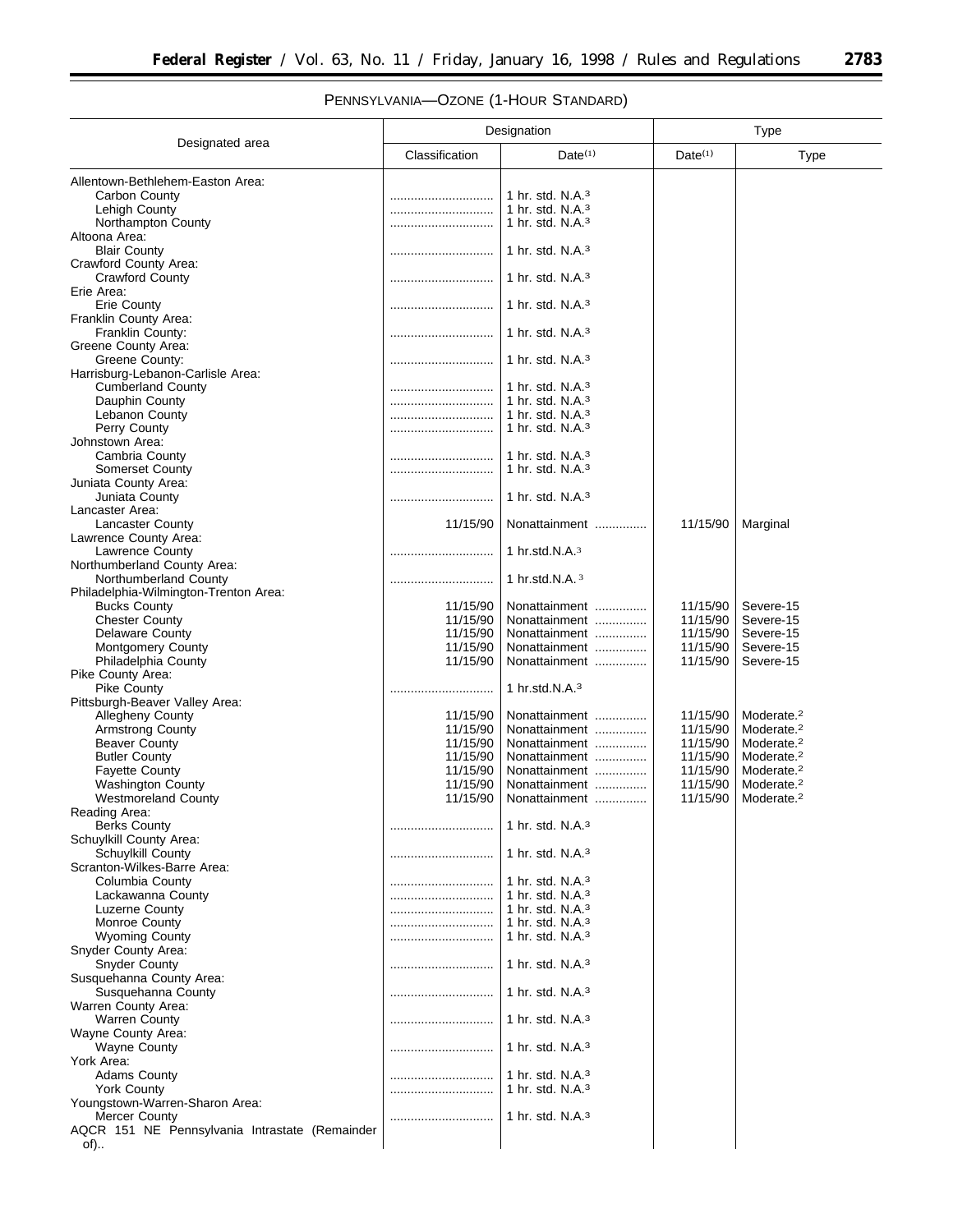PENNSYLVANIA—OZONE (1-HOUR STANDARD)

| Designated area | Designation | | Type | |
|---|---|---|---|---|
| | Classification | Date[(1)] | Date[(1)] | Type |
| Allentown-Bethlehem-Easton Area: | | | | |
| Carbon County | .............................. | 1 hr. std. N.A.[3] | | |
| Lehigh County | .............................. | 1 hr. std. N.A.[3] | | |
| Northampton County | .............................. | 1 hr. std. N.A.[3] | | |
| Altoona Area: | | | | |
| Blair County | .............................. | 1 hr. std. N.A.[3] | | |
| Crawford County Area: | | | | |
| Crawford County | .............................. | 1 hr. std. N.A.[3] | | |
| Erie Area: | | | | |
| Erie County | .............................. | 1 hr. std. N.A.[3] | | |
| Franklin County Area: | | | | |
| Franklin County: | .............................. | 1 hr. std. N.A.[3] | | |
| Greene County Area: | | | | |
| Greene County: | .............................. | 1 hr. std. N.A.[3] | | |
| Harrisburg-Lebanon-Carlisle Area: | | | | |
| Cumberland County | .............................. | 1 hr. std. N.A.[3] | | |
| Dauphin County | .............................. | 1 hr. std. N.A.[3] | | |
| Lebanon County | .............................. | 1 hr. std. N.A.[3] | | |
| Perry County | .............................. | 1 hr. std. N.A.[3] | | |
| Johnstown Area: | | | | |
| Cambria County | .............................. | 1 hr. std. N.A.[3] | | |
| Somerset County | .............................. | 1 hr. std. N.A.[3] | | |
| Juniata County Area: | | | | |
| Juniata County | .............................. | 1 hr. std. N.A.[3] | | |
| Lancaster Area: | | | | |
| Lancaster County | 11/15/90 | Nonattainment ............... | 11/15/90 | Marginal |
| Lawrence County Area: | | | | |
| Lawrence County | .............................. | 1 hr.std.N.A.[3] | | |
| Northumberland County Area: | | | | |
| Northumberland County | .............................. | 1 hr.std.N.A. [3] | | |
| Philadelphia-Wilmington-Trenton Area: | | | | |
| Bucks County | 11/15/90 | Nonattainment ............... | 11/15/90 | Severe-15 |
| Chester County | 11/15/90 | Nonattainment ............... | 11/15/90 | Severe-15 |
| Delaware County | 11/15/90 | Nonattainment ............... | 11/15/90 | Severe-15 |
| Montgomery County | 11/15/90 | Nonattainment ............... | 11/15/90 | Severe-15 |
| Philadelphia County | 11/15/90 | Nonattainment ............... | 11/15/90 | Severe-15 |
| Pike County Area: | | | | |
| Pike County | .............................. | 1 hr.std.N.A.[3] | | |
| Pittsburgh-Beaver Valley Area: | | | | |
| Allegheny County | 11/15/90 | Nonattainment ............... | 11/15/90 | Moderate.[2] |
| Armstrong County | 11/15/90 | Nonattainment ............... | 11/15/90 | Moderate.[2] |
| Beaver County | 11/15/90 | Nonattainment ............... | 11/15/90 | Moderate.[2] |
| Butler County | 11/15/90 | Nonattainment ............... | 11/15/90 | Moderate.[2] |
| Fayette County | 11/15/90 | Nonattainment ............... | 11/15/90 | Moderate.[2] |
| Washington County | 11/15/90 | Nonattainment ............... | 11/15/90 | Moderate.[2] |
| Westmoreland County | 11/15/90 | Nonattainment ............... | 11/15/90 | Moderate.[2] |
| Reading Area: | | | | |
| Berks County | .............................. | 1 hr. std. N.A.[3] | | |
| Schuylkill County Area: | | | | |
| Schuylkill County | .............................. | 1 hr. std. N.A.[3] | | |
| Scranton-Wilkes-Barre Area: | | | | |
| Columbia County | .............................. | 1 hr. std. N.A.[3] | | |
| Lackawanna County | .............................. | 1 hr. std. N.A.[3] | | |
| Luzerne County | .............................. | 1 hr. std. N.A.[3] | | |
| Monroe County | .............................. | 1 hr. std. N.A.[3] | | |
| Wyoming County | .............................. | 1 hr. std. N.A.[3] | | |
| Snyder County Area: | | | | |
| Snyder County | .............................. | 1 hr. std. N.A.[3] | | |
| Susquehanna County Area: | | | | |
| Susquehanna County | .............................. | 1 hr. std. N.A.[3] | | |
| Warren County Area: | | | | |
| Warren County | .............................. | 1 hr. std. N.A.[3] | | |
| Wayne County Area: | | | | |
| Wayne County | .............................. | 1 hr. std. N.A.[3] | | |
| York Area: | | | | |
| Adams County | .............................. | 1 hr. std. N.A.[3] | | |
| York County | .............................. | 1 hr. std. N.A.[3] | | |
| Youngstown-Warren-Sharon Area: | | | | |
| Mercer County | .............................. | 1 hr. std. N.A.[3] | | |
| AQCR 151 NE Pennsylvania Intrastate (Remainder of).. | | | | |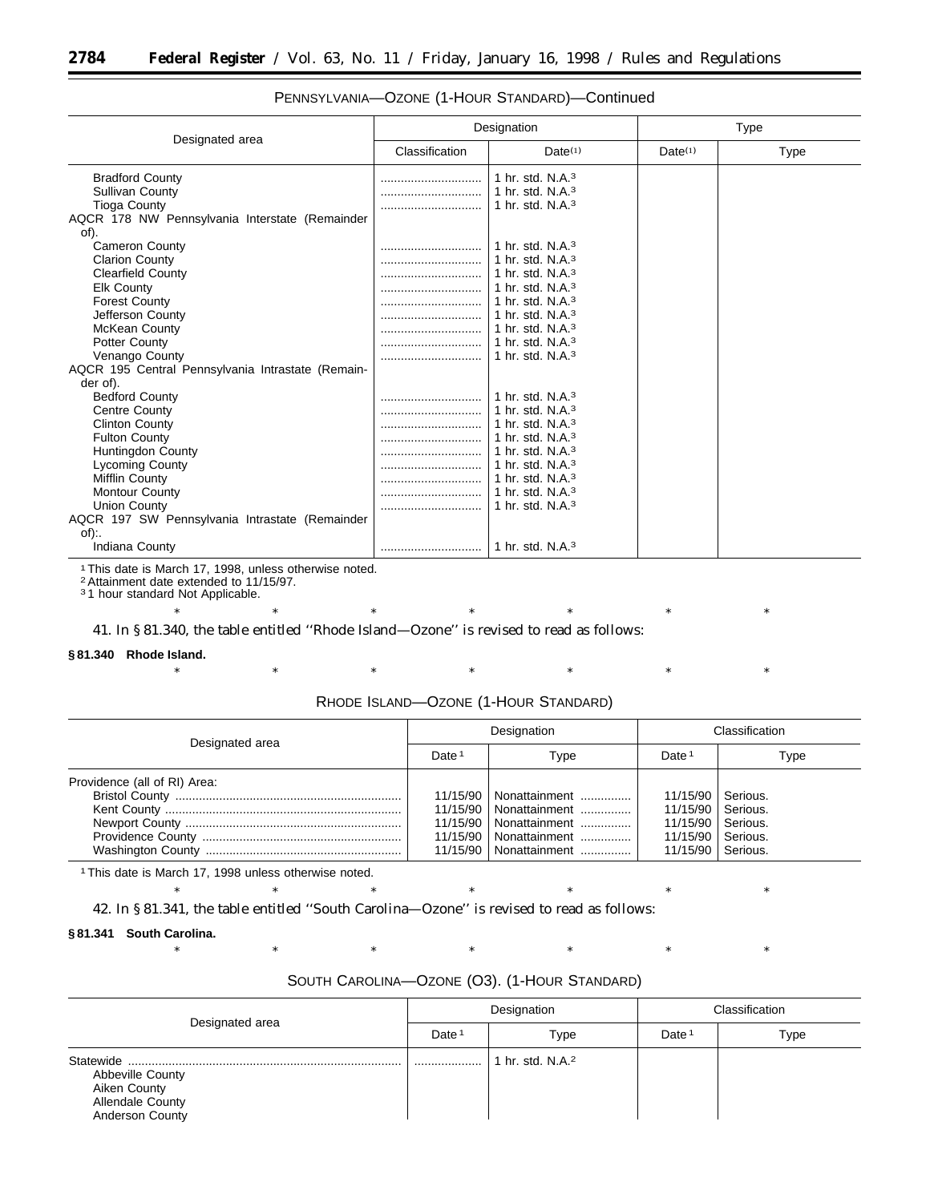PENNSYLVANIA—OZONE (1-HOUR STANDARD)—Continued

| Designated area | Designation | | Type | |
|---|---|---|---|---|
| | Classification | Date(1) | Date(1) | Type |
| Bradford County | ............................ | 1 hr. std. N.A.[3] | | |
| Sullivan County | ............................ | 1 hr. std. N.A.[3] | | |
| Tioga County | ............................ | 1 hr. std. N.A.[3] | | |
| AQCR 178 NW Pennsylvania Interstate (Remainder of). | | | | |
| Cameron County | ............................ | 1 hr. std. N.A.[3] | | |
| Clarion County | ............................ | 1 hr. std. N.A.[3] | | |
| Clearfield County | ............................ | 1 hr. std. N.A.[3] | | |
| Elk County | ............................ | 1 hr. std. N.A.[3] | | |
| Forest County | ............................ | 1 hr. std. N.A.[3] | | |
| Jefferson County | ............................ | 1 hr. std. N.A.[3] | | |
| McKean County | ............................ | 1 hr. std. N.A.[3] | | |
| Potter County | ............................ | 1 hr. std. N.A.[3] | | |
| Venango County | ............................ | 1 hr. std. N.A.[3] | | |
| AQCR 195 Central Pennsylvania Intrastate (Remainder of). | | | | |
| Bedford County | ............................ | 1 hr. std. N.A.[3] | | |
| Centre County | ............................ | 1 hr. std. N.A.[3] | | |
| Clinton County | ............................ | 1 hr. std. N.A.[3] | | |
| Fulton County | ............................ | 1 hr. std. N.A.[3] | | |
| Huntingdon County | ............................ | 1 hr. std. N.A.[3] | | |
| Lycoming County | ............................ | 1 hr. std. N.A.[3] | | |
| Mifflin County | ............................ | 1 hr. std. N.A.[3] | | |
| Montour County | ............................ | 1 hr. std. N.A.[3] | | |
| Union County | ............................ | 1 hr. std. N.A.[3] | | |
| AQCR 197 SW Pennsylvania Intrastate (Remainder of):. | | | | |
| Indiana County | ............................ | 1 hr. std. N.A.[3] | | |

[1] This date is March 17, 1998, unless otherwise noted.
[2] Attainment date extended to 11/15/97.
[3] 1 hour standard Not Applicable.

\* \* \* \* \* \* \*

41. In § 81.340, the table entitled ''Rhode Island—Ozone'' is revised to read as follows:

**§ 81.340 Rhode Island.**

\* \* \* \* \* \* \*

RHODE ISLAND—OZONE (1-HOUR STANDARD)

| Designated area | Designation | | Classification | |
|---|---|---|---|---|
| | Date [1] | Type | Date [1] | Type |
| Providence (all of RI) Area: | | | | |
| Bristol County ........................................................... | 11/15/90 | Nonattainment .............. | 11/15/90 | Serious. |
| Kent County ........................................................... | 11/15/90 | Nonattainment .............. | 11/15/90 | Serious. |
| Newport County ........................................................... | 11/15/90 | Nonattainment .............. | 11/15/90 | Serious. |
| Providence County ........................................................... | 11/15/90 | Nonattainment .............. | 11/15/90 | Serious. |
| Washington County ........................................................... | 11/15/90 | Nonattainment .............. | 11/15/90 | Serious. |

[1] This date is March 17, 1998 unless otherwise noted.

\* \* \* \* \* \* \*

42. In § 81.341, the table entitled ''South Carolina—Ozone'' is revised to read as follows:

**§ 81.341 South Carolina.**

\* \* \* \* \* \* \*

SOUTH CAROLINA—OZONE (O3). (1-HOUR STANDARD)

| Designated area | Designation | | Classification | |
|---|---|---|---|---|
| | Date [1] | Type | Date [1] | Type |
| Statewide ........................................................... | .................... | 1 hr. std. N.A.[2] | | |
| Abbeville County | | | | |
| Aiken County | | | | |
| Allendale County | | | | |
| Anderson County | | | | |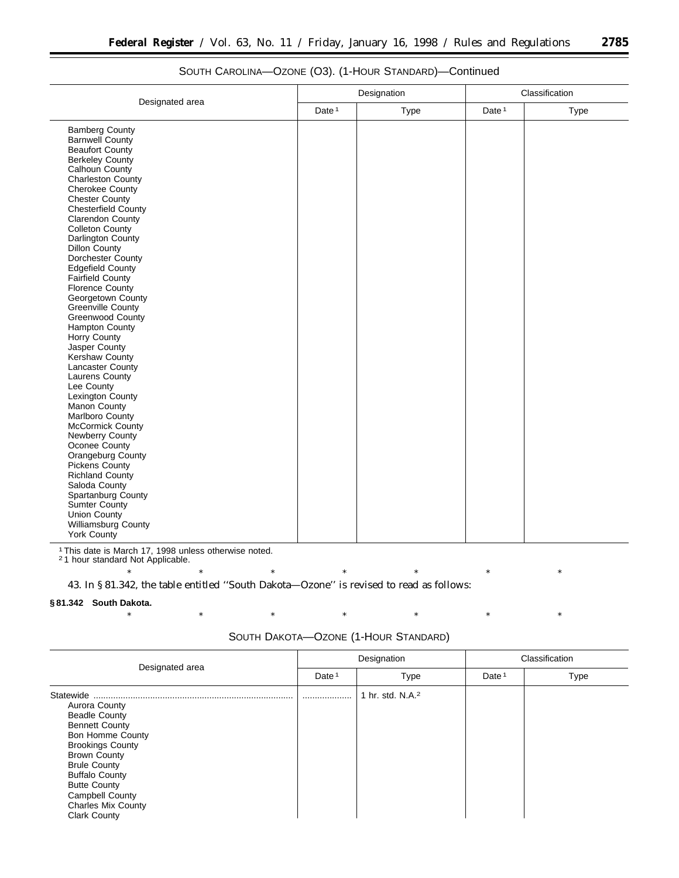SOUTH CAROLINA—OZONE (O3). (1-HOUR STANDARD)—Continued

| Designated area | Designation | | Classification | |
|---|---|---|---|---|
| | Date [1] | Type | Date [1] | Type |
| Bamberg County | | | | |
| Barnwell County | | | | |
| Beaufort County | | | | |
| Berkeley County | | | | |
| Calhoun County | | | | |
| Charleston County | | | | |
| Cherokee County | | | | |
| Chester County | | | | |
| Chesterfield County | | | | |
| Clarendon County | | | | |
| Colleton County | | | | |
| Darlington County | | | | |
| Dillon County | | | | |
| Dorchester County | | | | |
| Edgefield County | | | | |
| Fairfield County | | | | |
| Florence County | | | | |
| Georgetown County | | | | |
| Greenville County | | | | |
| Greenwood County | | | | |
| Hampton County | | | | |
| Horry County | | | | |
| Jasper County | | | | |
| Kershaw County | | | | |
| Lancaster County | | | | |
| Laurens County | | | | |
| Lee County | | | | |
| Lexington County | | | | |
| Manon County | | | | |
| Marlboro County | | | | |
| McCormick County | | | | |
| Newberry County | | | | |
| Oconee County | | | | |
| Orangeburg County | | | | |
| Pickens County | | | | |
| Richland County | | | | |
| Saloda County | | | | |
| Spartanburg County | | | | |
| Sumter County | | | | |
| Union County | | | | |
| Williamsburg County | | | | |
| York County | | | | |

[1] This date is March 17, 1998 unless otherwise noted.
[2] 1 hour standard Not Applicable.

\* \* \* \* \* \* \*

43. In § 81.342, the table entitled ''South Dakota—Ozone'' is revised to read as follows:

**§ 81.342 South Dakota.**

\* \* \* \* \* \* \*

SOUTH DAKOTA—OZONE (1-HOUR STANDARD)

| Designated area | Designation | | Classification | |
|---|---|---|---|---|
| | Date [1] | Type | Date [1] | Type |
| Statewide | .................... | 1 hr. std. N.A.[2] | | |
| Aurora County | | | | |
| Beadle County | | | | |
| Bennett County | | | | |
| Bon Homme County | | | | |
| Brookings County | | | | |
| Brown County | | | | |
| Brule County | | | | |
| Buffalo County | | | | |
| Butte County | | | | |
| Campbell County | | | | |
| Charles Mix County | | | | |
| Clark County | | | | |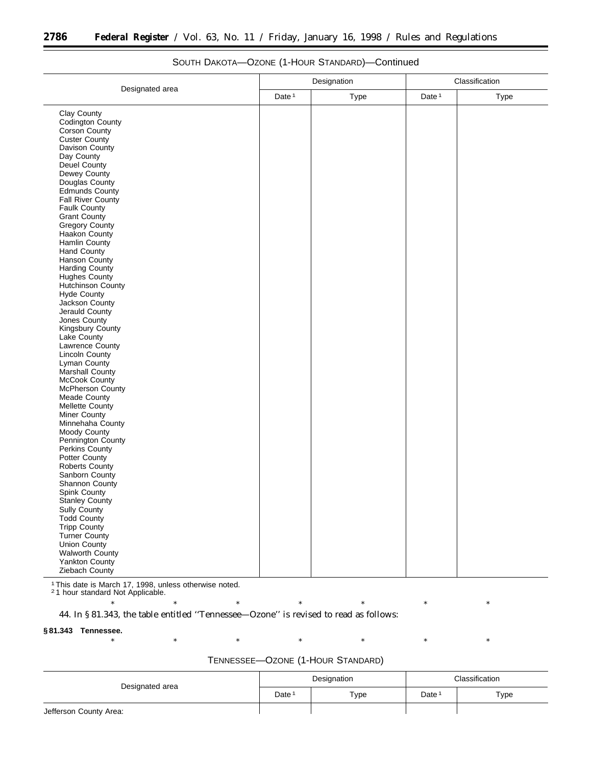SOUTH DAKOTA—OZONE (1-HOUR STANDARD)—Continued

| Designated area | Designation | | Classification | |
|---|---|---|---|---|
| | Date [1] | Type | Date [1] | Type |
| Clay County | | | | |
| Codington County | | | | |
| Corson County | | | | |
| Custer County | | | | |
| Davison County | | | | |
| Day County | | | | |
| Deuel County | | | | |
| Dewey County | | | | |
| Douglas County | | | | |
| Edmunds County | | | | |
| Fall River County | | | | |
| Faulk County | | | | |
| Grant County | | | | |
| Gregory County | | | | |
| Haakon County | | | | |
| Hamlin County | | | | |
| Hand County | | | | |
| Hanson County | | | | |
| Harding County | | | | |
| Hughes County | | | | |
| Hutchinson County | | | | |
| Hyde County | | | | |
| Jackson County | | | | |
| Jerauld County | | | | |
| Jones County | | | | |
| Kingsbury County | | | | |
| Lake County | | | | |
| Lawrence County | | | | |
| Lincoln County | | | | |
| Lyman County | | | | |
| Marshall County | | | | |
| McCook County | | | | |
| McPherson County | | | | |
| Meade County | | | | |
| Mellette County | | | | |
| Miner County | | | | |
| Minnehaha County | | | | |
| Moody County | | | | |
| Pennington County | | | | |
| Perkins County | | | | |
| Potter County | | | | |
| Roberts County | | | | |
| Sanborn County | | | | |
| Shannon County | | | | |
| Spink County | | | | |
| Stanley County | | | | |
| Sully County | | | | |
| Todd County | | | | |
| Tripp County | | | | |
| Turner County | | | | |
| Union County | | | | |
| Walworth County | | | | |
| Yankton County | | | | |
| Ziebach County | | | | |

[1] This date is March 17, 1998, unless otherwise noted.
[2] 1 hour standard Not Applicable.

* * * * * * *

44. In § 81.343, the table entitled ''Tennessee—Ozone'' is revised to read as follows:

**§ 81.343 Tennessee.**

* * * * * * *

TENNESSEE—OZONE (1-HOUR STANDARD)

| Designated area | Designation | | Classification | |
|---|---|---|---|---|
| | Date [1] | Type | Date [1] | Type |
| Jefferson County Area: | | | | |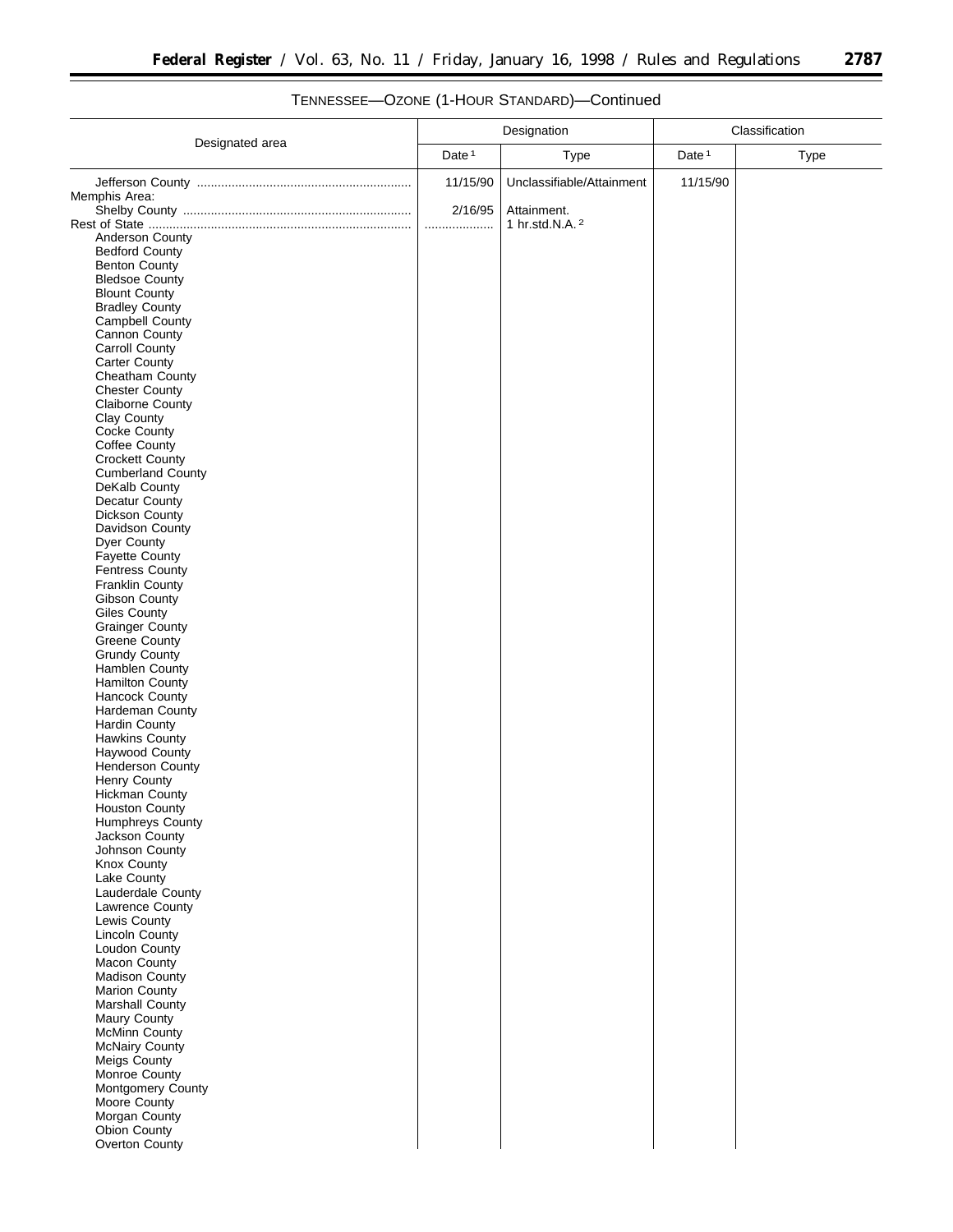TENNESSEE—OZONE (1-HOUR STANDARD)—Continued

| Designated area | Designation | | Classification | |
|---|---|---|---|---|
| | Date [1] | Type | Date [1] | Type |
| Jefferson County | 11/15/90 | Unclassifiable/Attainment | 11/15/90 | |
| Memphis Area: | | | | |
| Shelby County | 2/16/95 | Attainment. | | |
| Rest of State | .................... | 1 hr.std.N.A. [2] | | |
| Anderson County | | | | |
| Bedford County | | | | |
| Benton County | | | | |
| Bledsoe County | | | | |
| Blount County | | | | |
| Bradley County | | | | |
| Campbell County | | | | |
| Cannon County | | | | |
| Carroll County | | | | |
| Carter County | | | | |
| Cheatham County | | | | |
| Chester County | | | | |
| Claiborne County | | | | |
| Clay County | | | | |
| Cocke County | | | | |
| Coffee County | | | | |
| Crockett County | | | | |
| Cumberland County | | | | |
| DeKalb County | | | | |
| Decatur County | | | | |
| Dickson County | | | | |
| Davidson County | | | | |
| Dyer County | | | | |
| Fayette County | | | | |
| Fentress County | | | | |
| Franklin County | | | | |
| Gibson County | | | | |
| Giles County | | | | |
| Grainger County | | | | |
| Greene County | | | | |
| Grundy County | | | | |
| Hamblen County | | | | |
| Hamilton County | | | | |
| Hancock County | | | | |
| Hardeman County | | | | |
| Hardin County | | | | |
| Hawkins County | | | | |
| Haywood County | | | | |
| Henderson County | | | | |
| Henry County | | | | |
| Hickman County | | | | |
| Houston County | | | | |
| Humphreys County | | | | |
| Jackson County | | | | |
| Johnson County | | | | |
| Knox County | | | | |
| Lake County | | | | |
| Lauderdale County | | | | |
| Lawrence County | | | | |
| Lewis County | | | | |
| Lincoln County | | | | |
| Loudon County | | | | |
| Macon County | | | | |
| Madison County | | | | |
| Marion County | | | | |
| Marshall County | | | | |
| Maury County | | | | |
| McMinn County | | | | |
| McNairy County | | | | |
| Meigs County | | | | |
| Monroe County | | | | |
| Montgomery County | | | | |
| Moore County | | | | |
| Morgan County | | | | |
| Obion County | | | | |
| Overton County | | | | |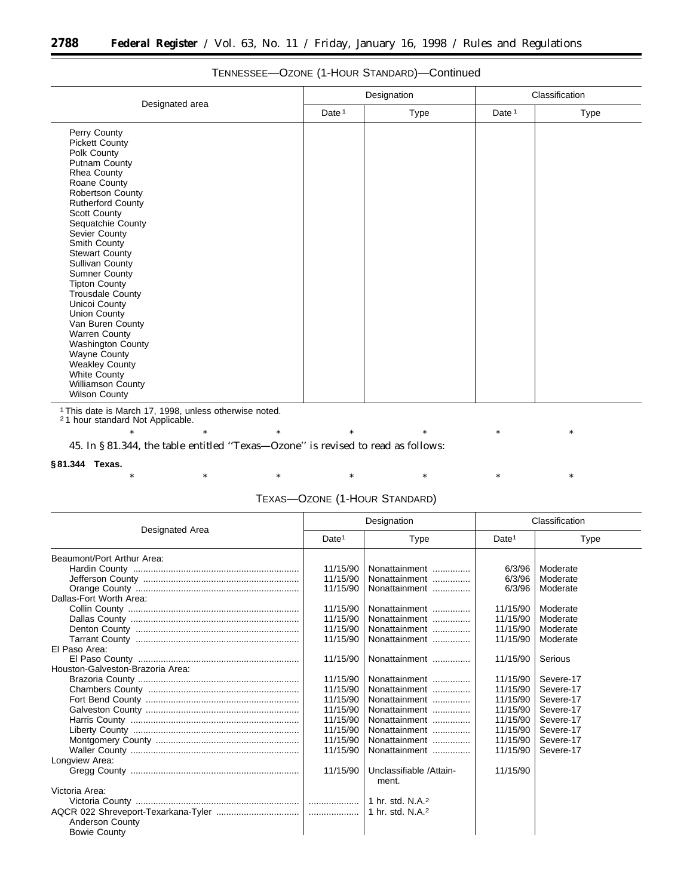TENNESSEE—OZONE (1-HOUR STANDARD)—Continued

| Designated area | Designation | | Classification | |
|---|---|---|---|---|
| | Date [1] | Type | Date [1] | Type |
| Perry County | | | | |
| Pickett County | | | | |
| Polk County | | | | |
| Putnam County | | | | |
| Rhea County | | | | |
| Roane County | | | | |
| Robertson County | | | | |
| Rutherford County | | | | |
| Scott County | | | | |
| Sequatchie County | | | | |
| Sevier County | | | | |
| Smith County | | | | |
| Stewart County | | | | |
| Sullivan County | | | | |
| Sumner County | | | | |
| Tipton County | | | | |
| Trousdale County | | | | |
| Unicoi County | | | | |
| Union County | | | | |
| Van Buren County | | | | |
| Warren County | | | | |
| Washington County | | | | |
| Wayne County | | | | |
| Weakley County | | | | |
| White County | | | | |
| Williamson County | | | | |
| Wilson County | | | | |

[1] This date is March 17, 1998, unless otherwise noted.
[2] 1 hour standard Not Applicable.

\* \* \* \* \* \* \*

45. In § 81.344, the table entitled ''Texas—Ozone'' is revised to read as follows:

**§ 81.344 Texas.**

\* \* \* \* \* \* \*

TEXAS—OZONE (1-HOUR STANDARD)

| Designated Area | Designation | | Classification | |
|---|---|---|---|---|
| | Date [1] | Type | Date [1] | Type |
| Beaumont/Port Arthur Area: | | | | |
| Hardin County | 11/15/90 | Nonattainment | 6/3/96 | Moderate |
| Jefferson County | 11/15/90 | Nonattainment | 6/3/96 | Moderate |
| Orange County | 11/15/90 | Nonattainment | 6/3/96 | Moderate |
| Dallas-Fort Worth Area: | | | | |
| Collin County | 11/15/90 | Nonattainment | 11/15/90 | Moderate |
| Dallas County | 11/15/90 | Nonattainment | 11/15/90 | Moderate |
| Denton County | 11/15/90 | Nonattainment | 11/15/90 | Moderate |
| Tarrant County | 11/15/90 | Nonattainment | 11/15/90 | Moderate |
| El Paso Area: | | | | |
| El Paso County | 11/15/90 | Nonattainment | 11/15/90 | Serious |
| Houston-Galveston-Brazoria Area: | | | | |
| Brazoria County | 11/15/90 | Nonattainment | 11/15/90 | Severe-17 |
| Chambers County | 11/15/90 | Nonattainment | 11/15/90 | Severe-17 |
| Fort Bend County | 11/15/90 | Nonattainment | 11/15/90 | Severe-17 |
| Galveston County | 11/15/90 | Nonattainment | 11/15/90 | Severe-17 |
| Harris County | 11/15/90 | Nonattainment | 11/15/90 | Severe-17 |
| Liberty County | 11/15/90 | Nonattainment | 11/15/90 | Severe-17 |
| Montgomery County | 11/15/90 | Nonattainment | 11/15/90 | Severe-17 |
| Waller County | 11/15/90 | Nonattainment | 11/15/90 | Severe-17 |
| Longview Area: | | | | |
| Gregg County | 11/15/90 | Unclassifiable /Attainment. | 11/15/90 | |
| Victoria Area: | | | | |
| Victoria County | .................... | 1 hr. std. N.A.[2] | | |
| AQCR 022 Shreveport-Texarkana-Tyler | .................... | 1 hr. std. N.A.[2] | | |
| Anderson County | | | | |
| Bowie County | | | | |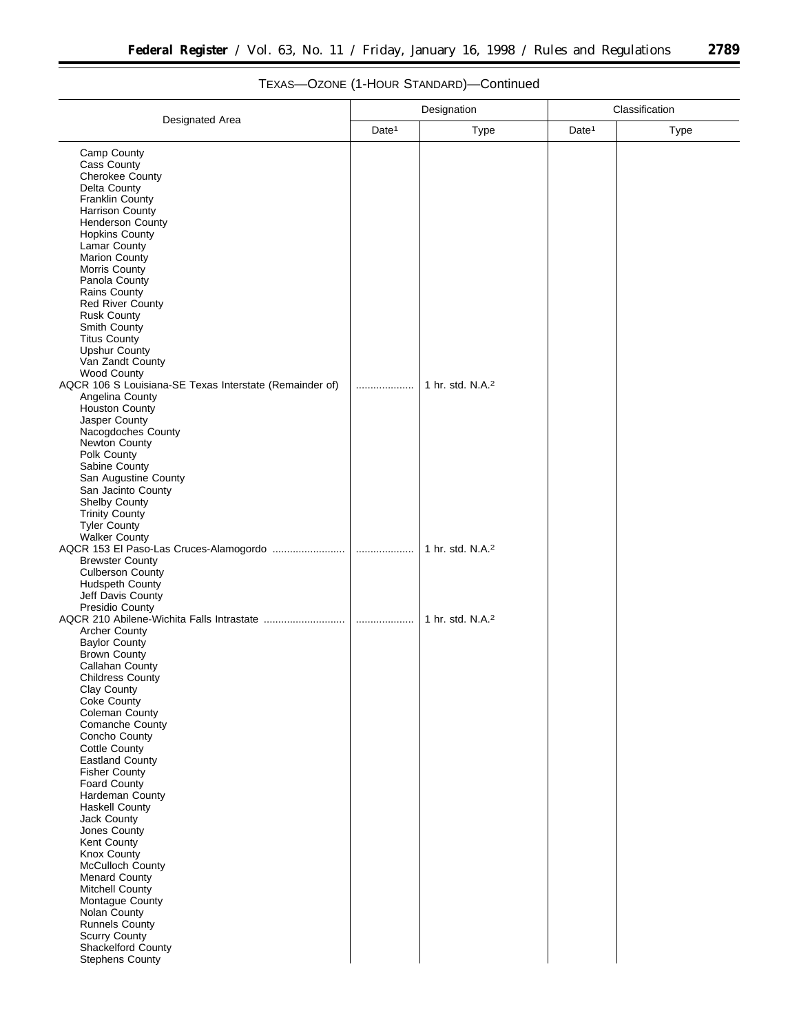TEXAS—OZONE (1-HOUR STANDARD)—Continued

| Designated Area | Designation | | Classification | |
|---|---|---|---|---|
| | Date[1] | Type | Date[1] | Type |
| Camp County | | | | |
| Cass County | | | | |
| Cherokee County | | | | |
| Delta County | | | | |
| Franklin County | | | | |
| Harrison County | | | | |
| Henderson County | | | | |
| Hopkins County | | | | |
| Lamar County | | | | |
| Marion County | | | | |
| Morris County | | | | |
| Panola County | | | | |
| Rains County | | | | |
| Red River County | | | | |
| Rusk County | | | | |
| Smith County | | | | |
| Titus County | | | | |
| Upshur County | | | | |
| Van Zandt County | | | | |
| Wood County | | | | |
| AQCR 106 S Louisiana-SE Texas Interstate (Remainder of) | .................... | 1 hr. std. N.A.[2] | | |
| Angelina County | | | | |
| Houston County | | | | |
| Jasper County | | | | |
| Nacogdoches County | | | | |
| Newton County | | | | |
| Polk County | | | | |
| Sabine County | | | | |
| San Augustine County | | | | |
| San Jacinto County | | | | |
| Shelby County | | | | |
| Trinity County | | | | |
| Tyler County | | | | |
| Walker County | | | | |
| AQCR 153 El Paso-Las Cruces-Alamogordo ......................... | .................... | 1 hr. std. N.A.[2] | | |
| Brewster County | | | | |
| Culberson County | | | | |
| Hudspeth County | | | | |
| Jeff Davis County | | | | |
| Presidio County | | | | |
| AQCR 210 Abilene-Wichita Falls Intrastate ............................ | .................... | 1 hr. std. N.A.[2] | | |
| Archer County | | | | |
| Baylor County | | | | |
| Brown County | | | | |
| Callahan County | | | | |
| Childress County | | | | |
| Clay County | | | | |
| Coke County | | | | |
| Coleman County | | | | |
| Comanche County | | | | |
| Concho County | | | | |
| Cottle County | | | | |
| Eastland County | | | | |
| Fisher County | | | | |
| Foard County | | | | |
| Hardeman County | | | | |
| Haskell County | | | | |
| Jack County | | | | |
| Jones County | | | | |
| Kent County | | | | |
| Knox County | | | | |
| McCulloch County | | | | |
| Menard County | | | | |
| Mitchell County | | | | |
| Montague County | | | | |
| Nolan County | | | | |
| Runnels County | | | | |
| Scurry County | | | | |
| Shackelford County | | | | |
| Stephens County | | | | |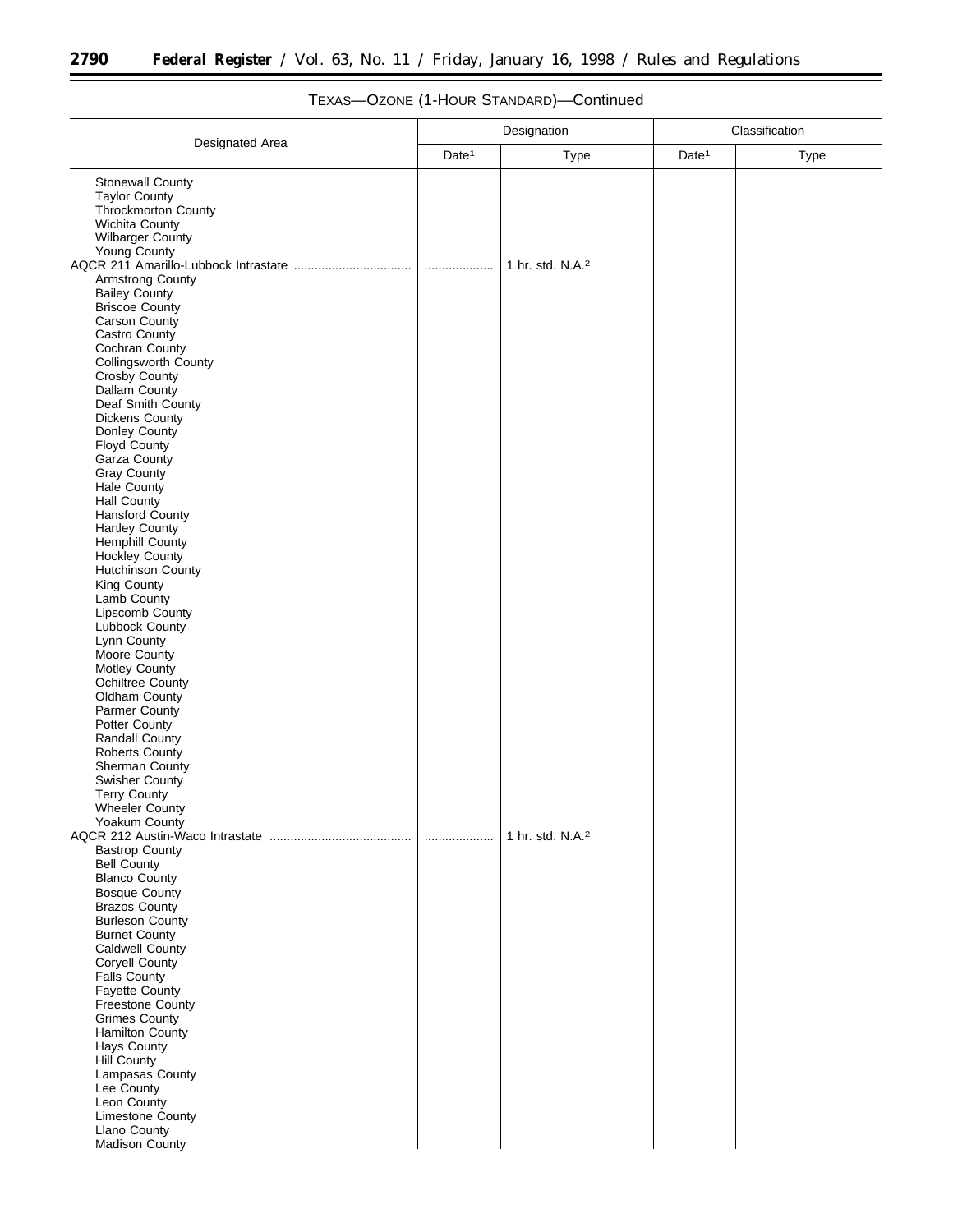TEXAS—OZONE (1-HOUR STANDARD)—Continued

| Designated Area | Designation | | Classification | |
|---|---|---|---|---|
| | Date[1] | Type | Date[1] | Type |
| Stonewall County | | | | |
| Taylor County | | | | |
| Throckmorton County | | | | |
| Wichita County | | | | |
| Wilbarger County | | | | |
| Young County | | | | |
| AQCR 211 Amarillo-Lubbock Intrastate | .................... | 1 hr. std. N.A.[2] | | |
| Armstrong County | | | | |
| Bailey County | | | | |
| Briscoe County | | | | |
| Carson County | | | | |
| Castro County | | | | |
| Cochran County | | | | |
| Collingsworth County | | | | |
| Crosby County | | | | |
| Dallam County | | | | |
| Deaf Smith County | | | | |
| Dickens County | | | | |
| Donley County | | | | |
| Floyd County | | | | |
| Garza County | | | | |
| Gray County | | | | |
| Hale County | | | | |
| Hall County | | | | |
| Hansford County | | | | |
| Hartley County | | | | |
| Hemphill County | | | | |
| Hockley County | | | | |
| Hutchinson County | | | | |
| King County | | | | |
| Lamb County | | | | |
| Lipscomb County | | | | |
| Lubbock County | | | | |
| Lynn County | | | | |
| Moore County | | | | |
| Motley County | | | | |
| Ochiltree County | | | | |
| Oldham County | | | | |
| Parmer County | | | | |
| Potter County | | | | |
| Randall County | | | | |
| Roberts County | | | | |
| Sherman County | | | | |
| Swisher County | | | | |
| Terry County | | | | |
| Wheeler County | | | | |
| Yoakum County | | | | |
| AQCR 212 Austin-Waco Intrastate | .................... | 1 hr. std. N.A.[2] | | |
| Bastrop County | | | | |
| Bell County | | | | |
| Blanco County | | | | |
| Bosque County | | | | |
| Brazos County | | | | |
| Burleson County | | | | |
| Burnet County | | | | |
| Caldwell County | | | | |
| Coryell County | | | | |
| Falls County | | | | |
| Fayette County | | | | |
| Freestone County | | | | |
| Grimes County | | | | |
| Hamilton County | | | | |
| Hays County | | | | |
| Hill County | | | | |
| Lampasas County | | | | |
| Lee County | | | | |
| Leon County | | | | |
| Limestone County | | | | |
| Llano County | | | | |
| Madison County | | | | |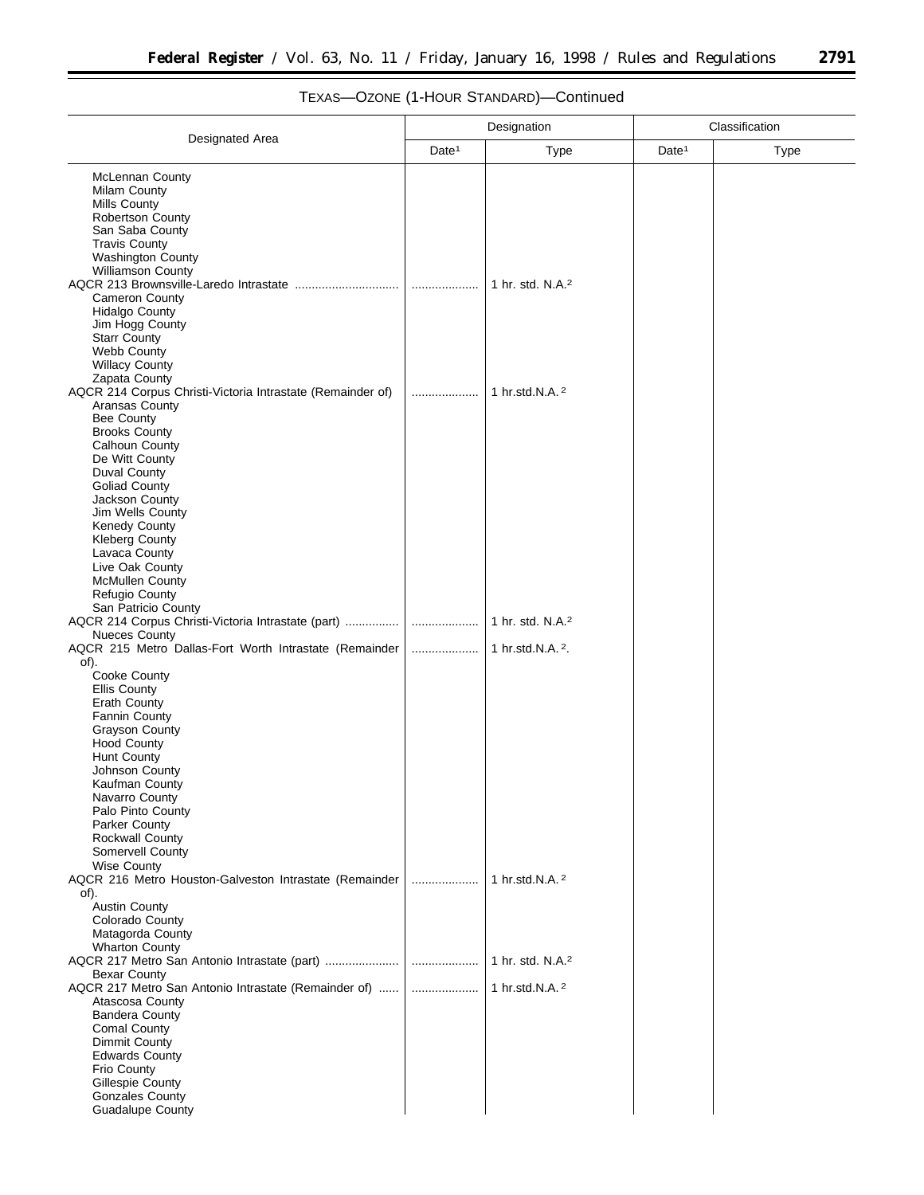TEXAS—OZONE (1-HOUR STANDARD)—Continued

| Designated Area | Designation | | Classification | |
|---|---|---|---|---|
| | Date[1] | Type | Date[1] | Type |
| McLennan County | | | | |
| Milam County | | | | |
| Mills County | | | | |
| Robertson County | | | | |
| San Saba County | | | | |
| Travis County | | | | |
| Washington County | | | | |
| Williamson County | | | | |
| AQCR 213 Brownsville-Laredo Intrastate | ................... | 1 hr. std. N.A.[2] | | |
| Cameron County | | | | |
| Hidalgo County | | | | |
| Jim Hogg County | | | | |
| Starr County | | | | |
| Webb County | | | | |
| Willacy County | | | | |
| Zapata County | | | | |
| AQCR 214 Corpus Christi-Victoria Intrastate (Remainder of) | ................... | 1 hr.std.N.A.[2] | | |
| Aransas County | | | | |
| Bee County | | | | |
| Brooks County | | | | |
| Calhoun County | | | | |
| De Witt County | | | | |
| Duval County | | | | |
| Goliad County | | | | |
| Jackson County | | | | |
| Jim Wells County | | | | |
| Kenedy County | | | | |
| Kleberg County | | | | |
| Lavaca County | | | | |
| Live Oak County | | | | |
| McMullen County | | | | |
| Refugio County | | | | |
| San Patricio County | | | | |
| AQCR 214 Corpus Christi-Victoria Intrastate (part) | ................... | 1 hr. std. N.A.[2] | | |
| Nueces County | | | | |
| AQCR 215 Metro Dallas-Fort Worth Intrastate (Remainder of). | ................... | 1 hr.std.N.A.[2]. | | |
| Cooke County | | | | |
| Ellis County | | | | |
| Erath County | | | | |
| Fannin County | | | | |
| Grayson County | | | | |
| Hood County | | | | |
| Hunt County | | | | |
| Johnson County | | | | |
| Kaufman County | | | | |
| Navarro County | | | | |
| Palo Pinto County | | | | |
| Parker County | | | | |
| Rockwall County | | | | |
| Somervell County | | | | |
| Wise County | | | | |
| AQCR 216 Metro Houston-Galveston Intrastate (Remainder of). | ................... | 1 hr.std.N.A.[2] | | |
| Austin County | | | | |
| Colorado County | | | | |
| Matagorda County | | | | |
| Wharton County | | | | |
| AQCR 217 Metro San Antonio Intrastate (part) | ................... | 1 hr. std. N.A.[2] | | |
| Bexar County | | | | |
| AQCR 217 Metro San Antonio Intrastate (Remainder of) | ................... | 1 hr.std.N.A.[2] | | |
| Atascosa County | | | | |
| Bandera County | | | | |
| Comal County | | | | |
| Dimmit County | | | | |
| Edwards County | | | | |
| Frio County | | | | |
| Gillespie County | | | | |
| Gonzales County | | | | |
| Guadalupe County | | | | |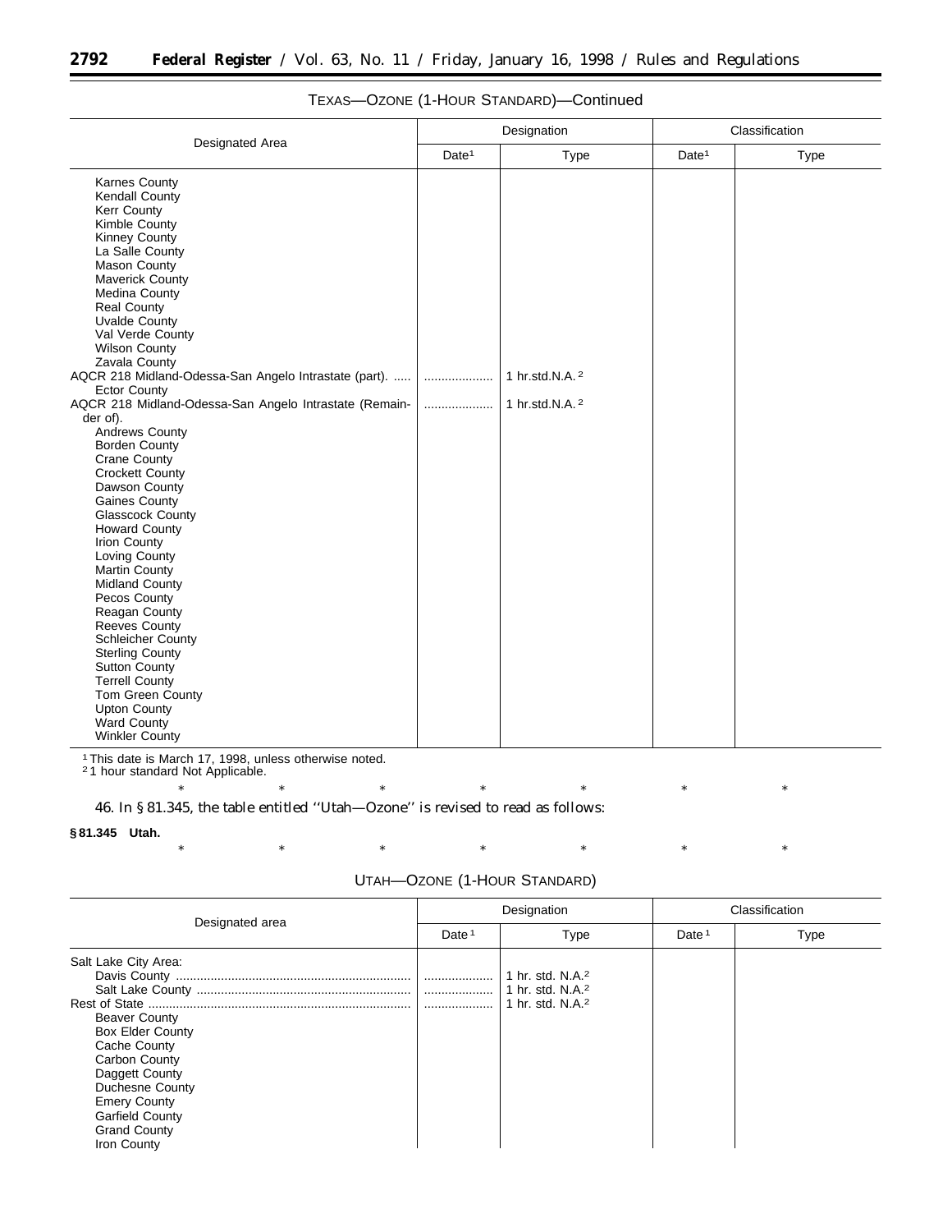TEXAS—OZONE (1-HOUR STANDARD)—Continued

| Designated Area | Designation | | Classification | |
|---|---|---|---|---|
| | Date[1] | Type | Date[1] | Type |
| Karnes County | | | | |
| Kendall County | | | | |
| Kerr County | | | | |
| Kimble County | | | | |
| Kinney County | | | | |
| La Salle County | | | | |
| Mason County | | | | |
| Maverick County | | | | |
| Medina County | | | | |
| Real County | | | | |
| Uvalde County | | | | |
| Val Verde County | | | | |
| Wilson County | | | | |
| Zavala County | | | | |
| AQCR 218 Midland-Odessa-San Angelo Intrastate (part). | .................... | 1 hr.std.N.A. [2] | | |
| Ector County | | | | |
| AQCR 218 Midland-Odessa-San Angelo Intrastate (Remainder of). | .................... | 1 hr.std.N.A. [2] | | |
| Andrews County | | | | |
| Borden County | | | | |
| Crane County | | | | |
| Crockett County | | | | |
| Dawson County | | | | |
| Gaines County | | | | |
| Glasscock County | | | | |
| Howard County | | | | |
| Irion County | | | | |
| Loving County | | | | |
| Martin County | | | | |
| Midland County | | | | |
| Pecos County | | | | |
| Reagan County | | | | |
| Reeves County | | | | |
| Schleicher County | | | | |
| Sterling County | | | | |
| Sutton County | | | | |
| Terrell County | | | | |
| Tom Green County | | | | |
| Upton County | | | | |
| Ward County | | | | |
| Winkler County | | | | |

[1] This date is March 17, 1998, unless otherwise noted.
[2] 1 hour standard Not Applicable.

\* \* \* \* \* \* \*

46. In § 81.345, the table entitled "Utah—Ozone" is revised to read as follows:

**§ 81.345 Utah.**

\* \* \* \* \* \* \*

UTAH—OZONE (1-HOUR STANDARD)

| Designated area | Designation | | Classification | |
|---|---|---|---|---|
| | Date [1] | Type | Date [1] | Type |
| Salt Lake City Area: | | | | |
| Davis County | .................... | 1 hr. std. N.A.[2] | | |
| Salt Lake County | .................... | 1 hr. std. N.A.[2] | | |
| Rest of State | .................... | 1 hr. std. N.A.[2] | | |
| Beaver County | | | | |
| Box Elder County | | | | |
| Cache County | | | | |
| Carbon County | | | | |
| Daggett County | | | | |
| Duchesne County | | | | |
| Emery County | | | | |
| Garfield County | | | | |
| Grand County | | | | |
| Iron County | | | | |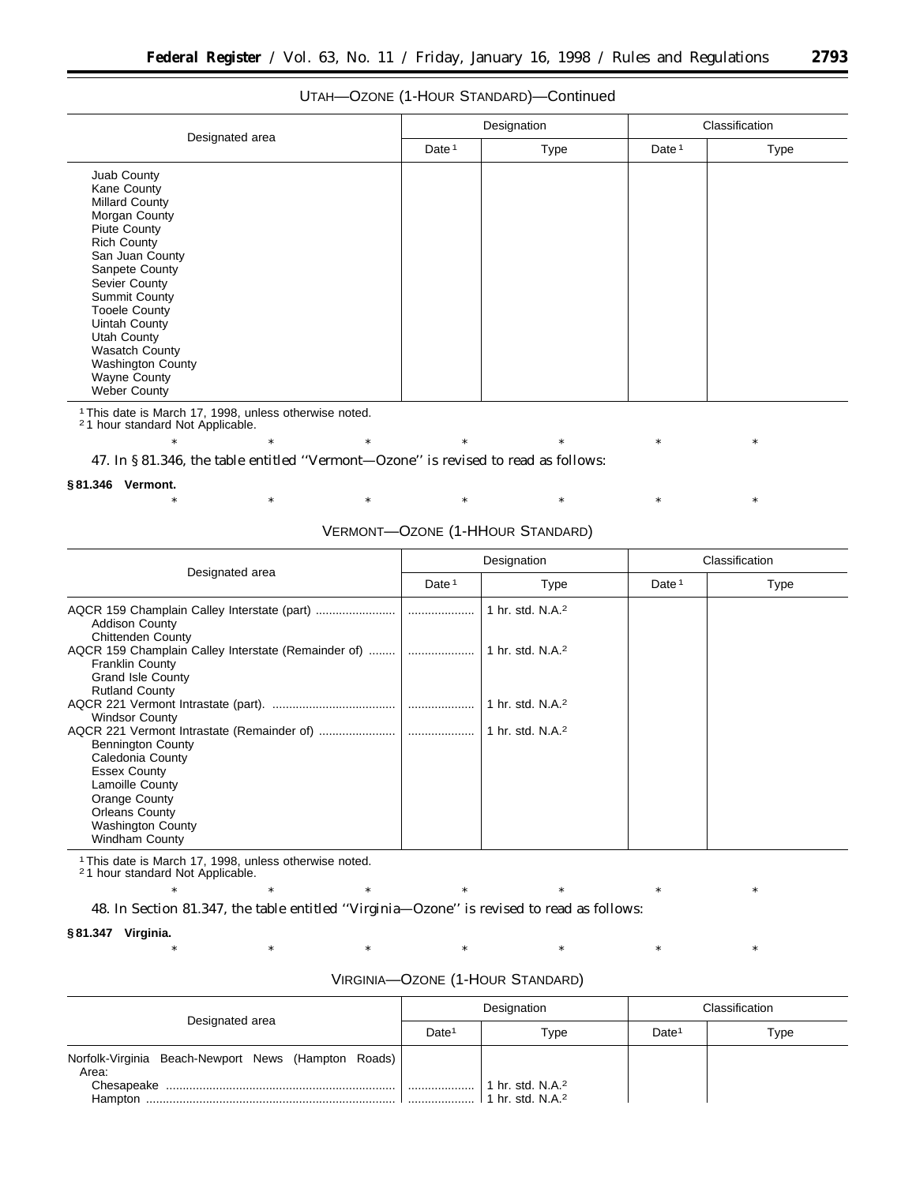UTAH—OZONE (1-HOUR STANDARD)—Continued

| Designated area | Designation | | Classification | |
|---|---|---|---|---|
| | Date [1] | Type | Date [1] | Type |
| Juab County | | | | |
| Kane County | | | | |
| Millard County | | | | |
| Morgan County | | | | |
| Piute County | | | | |
| Rich County | | | | |
| San Juan County | | | | |
| Sanpete County | | | | |
| Sevier County | | | | |
| Summit County | | | | |
| Tooele County | | | | |
| Uintah County | | | | |
| Utah County | | | | |
| Wasatch County | | | | |
| Washington County | | | | |
| Wayne County | | | | |
| Weber County | | | | |

[1] This date is March 17, 1998, unless otherwise noted.
[2] 1 hour standard Not Applicable.

\* \* \* \* \* \* \*

47. In § 81.346, the table entitled ''Vermont—Ozone'' is revised to read as follows:

**§ 81.346 Vermont.**

\* \* \* \* \* \* \*

VERMONT—OZONE (1-HHOUR STANDARD)

| Designated area | Designation | | Classification | |
|---|---|---|---|---|
| | Date [1] | Type | Date [1] | Type |
| AQCR 159 Champlain Calley Interstate (part) | .................... | 1 hr. std. N.A.[2] | | |
| Addison County | | | | |
| Chittenden County | | | | |
| AQCR 159 Champlain Calley Interstate (Remainder of) | .................... | 1 hr. std. N.A.[2] | | |
| Franklin County | | | | |
| Grand Isle County | | | | |
| Rutland County | | | | |
| AQCR 221 Vermont Intrastate (part). | .................... | 1 hr. std. N.A.[2] | | |
| Windsor County | | | | |
| AQCR 221 Vermont Intrastate (Remainder of) | .................... | 1 hr. std. N.A.[2] | | |
| Bennington County | | | | |
| Caledonia County | | | | |
| Essex County | | | | |
| Lamoille County | | | | |
| Orange County | | | | |
| Orleans County | | | | |
| Washington County | | | | |
| Windham County | | | | |

[1] This date is March 17, 1998, unless otherwise noted.
[2] 1 hour standard Not Applicable.

\* \* \* \* \* \* \*

48. In Section 81.347, the table entitled ''Virginia—Ozone'' is revised to read as follows:

**§ 81.347 Virginia.**

\* \* \* \* \* \* \*

VIRGINIA—OZONE (1-HOUR STANDARD)

| Designated area | Designation | | Classification | |
|---|---|---|---|---|
| | Date[1] | Type | Date[1] | Type |
| Norfolk-Virginia Beach-Newport News (Hampton Roads) Area: | | | | |
| Chesapeake | .................... | 1 hr. std. N.A.[2] | | |
| Hampton | .................... | 1 hr. std. N.A.[2] | | |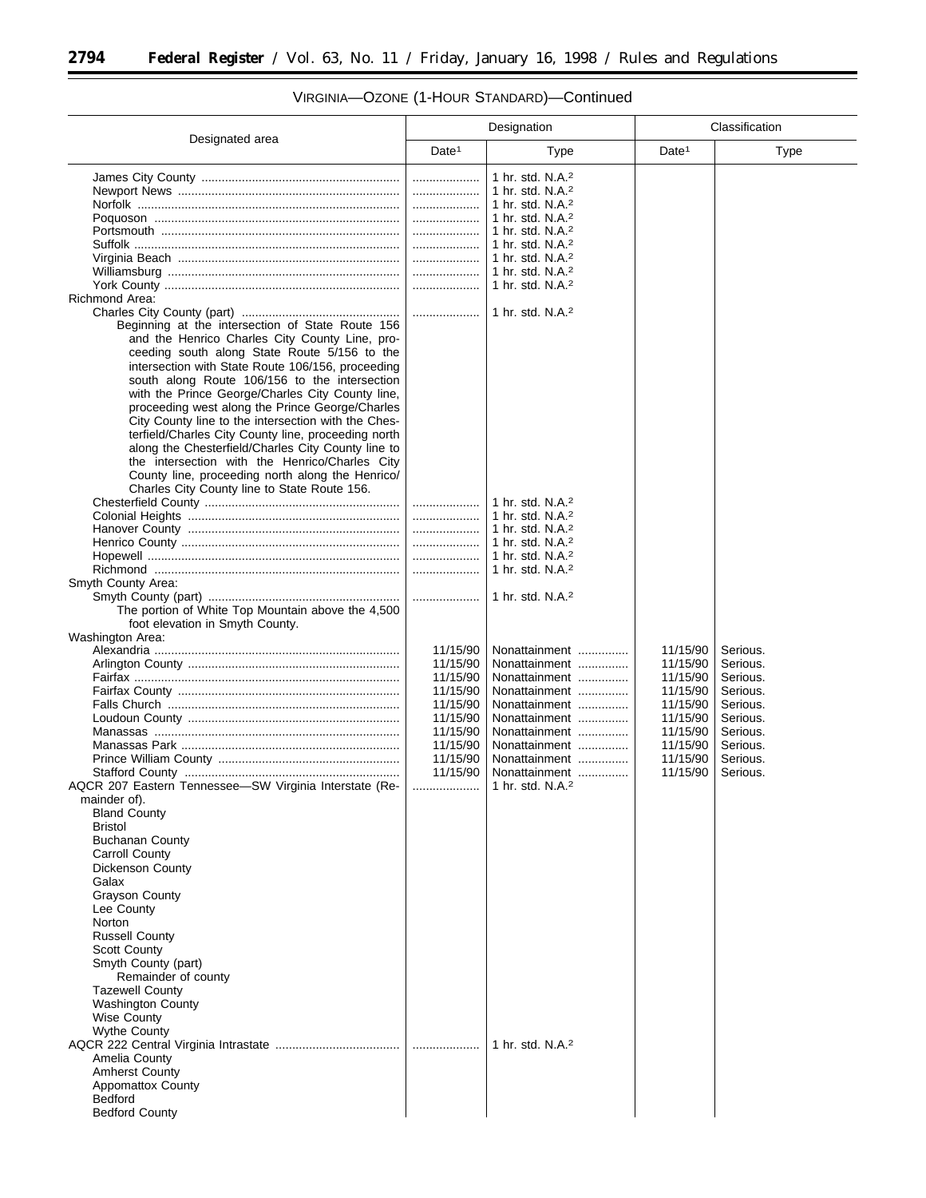## VIRGINIA—OZONE (1-HOUR STANDARD)—Continued

| Designated area | Designation | | Classification | |
|---|---|---|---|---|
| | Date[1] | Type | Date[1] | Type |
| James City County | | 1 hr. std. N.A.[2] | | |
| Newport News | | 1 hr. std. N.A.[2] | | |
| Norfolk | | 1 hr. std. N.A.[2] | | |
| Poquoson | | 1 hr. std. N.A.[2] | | |
| Portsmouth | | 1 hr. std. N.A.[2] | | |
| Suffolk | | 1 hr. std. N.A.[2] | | |
| Virginia Beach | | 1 hr. std. N.A.[2] | | |
| Williamsburg | | 1 hr. std. N.A.[2] | | |
| York County | | 1 hr. std. N.A.[2] | | |
| Richmond Area: | | | | |
| Charles City County (part) | | 1 hr. std. N.A.[2] | | |
| Beginning at the intersection of State Route 156 and the Henrico Charles City County Line, proceeding south along State Route 5/156 to the intersection with State Route 106/156, proceeding south along Route 106/156 to the intersection with the Prince George/Charles City County line, proceeding west along the Prince George/Charles City County line to the intersection with the Chesterfield/Charles City County line, proceeding north along the Chesterfield/Charles City County line to the intersection with the Henrico/Charles City County line, proceeding north along the Henrico/Charles City County line to State Route 156. | | | | |
| Chesterfield County | | 1 hr. std. N.A.[2] | | |
| Colonial Heights | | 1 hr. std. N.A.[2] | | |
| Hanover County | | 1 hr. std. N.A.[2] | | |
| Henrico County | | 1 hr. std. N.A.[2] | | |
| Hopewell | | 1 hr. std. N.A.[2] | | |
| Richmond | | 1 hr. std. N.A.[2] | | |
| Smyth County Area: | | | | |
| Smyth County (part) | | 1 hr. std. N.A.[2] | | |
| The portion of White Top Mountain above the 4,500 foot elevation in Smyth County. | | | | |
| Washington Area: | | | | |
| Alexandria | 11/15/90 | Nonattainment | 11/15/90 | Serious. |
| Arlington County | 11/15/90 | Nonattainment | 11/15/90 | Serious. |
| Fairfax | 11/15/90 | Nonattainment | 11/15/90 | Serious. |
| Fairfax County | 11/15/90 | Nonattainment | 11/15/90 | Serious. |
| Falls Church | 11/15/90 | Nonattainment | 11/15/90 | Serious. |
| Loudoun County | 11/15/90 | Nonattainment | 11/15/90 | Serious. |
| Manassas | 11/15/90 | Nonattainment | 11/15/90 | Serious. |
| Manassas Park | 11/15/90 | Nonattainment | 11/15/90 | Serious. |
| Prince William County | 11/15/90 | Nonattainment | 11/15/90 | Serious. |
| Stafford County | 11/15/90 | Nonattainment | 11/15/90 | Serious. |
| AQCR 207 Eastern Tennessee—SW Virginia Interstate (Remainder of). | | 1 hr. std. N.A.[2] | | |
| Bland County | | | | |
| Bristol | | | | |
| Buchanan County | | | | |
| Carroll County | | | | |
| Dickenson County | | | | |
| Galax | | | | |
| Grayson County | | | | |
| Lee County | | | | |
| Norton | | | | |
| Russell County | | | | |
| Scott County | | | | |
| Smyth County (part) | | | | |
| Remainder of county | | | | |
| Tazewell County | | | | |
| Washington County | | | | |
| Wise County | | | | |
| Wythe County | | | | |
| AQCR 222 Central Virginia Intrastate | | 1 hr. std. N.A.[2] | | |
| Amelia County | | | | |
| Amherst County | | | | |
| Appomattox County | | | | |
| Bedford | | | | |
| Bedford County | | | | |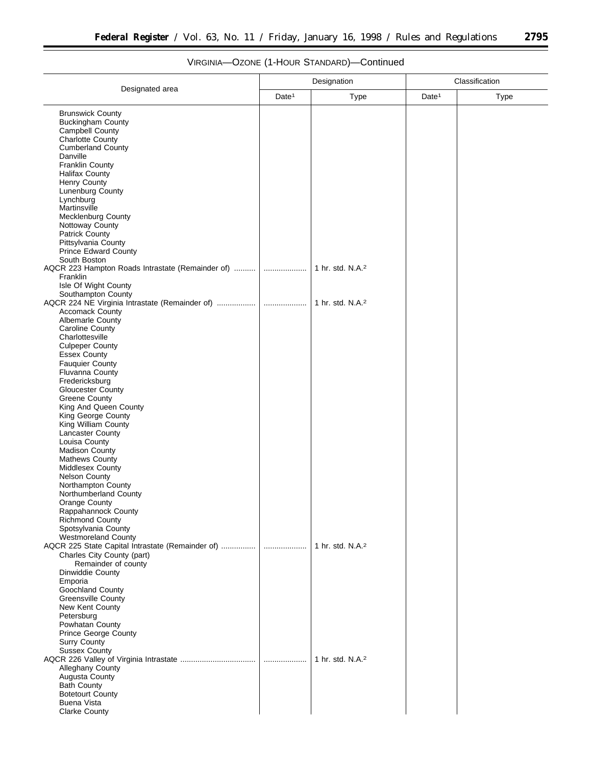VIRGINIA—OZONE (1-HOUR STANDARD)—Continued

| Designated area | Designation | | Classification | |
|---|---|---|---|---|
| | Date[1] | Type | Date[1] | Type |
| Brunswick County | | | | |
| Buckingham County | | | | |
| Campbell County | | | | |
| Charlotte County | | | | |
| Cumberland County | | | | |
| Danville | | | | |
| Franklin County | | | | |
| Halifax County | | | | |
| Henry County | | | | |
| Lunenburg County | | | | |
| Lynchburg | | | | |
| Martinsville | | | | |
| Mecklenburg County | | | | |
| Nottoway County | | | | |
| Patrick County | | | | |
| Pittsylvania County | | | | |
| Prince Edward County | | | | |
| South Boston | | | | |
| AQCR 223 Hampton Roads Intrastate (Remainder of) .......... | .................... | 1 hr. std. N.A.[2] | | |
| Franklin | | | | |
| Isle Of Wight County | | | | |
| Southampton County | | | | |
| AQCR 224 NE Virginia Intrastate (Remainder of) .................. | .................... | 1 hr. std. N.A.[2] | | |
| Accomack County | | | | |
| Albemarle County | | | | |
| Caroline County | | | | |
| Charlottesville | | | | |
| Culpeper County | | | | |
| Essex County | | | | |
| Fauquier County | | | | |
| Fluvanna County | | | | |
| Fredericksburg | | | | |
| Gloucester County | | | | |
| Greene County | | | | |
| King And Queen County | | | | |
| King George County | | | | |
| King William County | | | | |
| Lancaster County | | | | |
| Louisa County | | | | |
| Madison County | | | | |
| Mathews County | | | | |
| Middlesex County | | | | |
| Nelson County | | | | |
| Northampton County | | | | |
| Northumberland County | | | | |
| Orange County | | | | |
| Rappahannock County | | | | |
| Richmond County | | | | |
| Spotsylvania County | | | | |
| Westmoreland County | | | | |
| AQCR 225 State Capital Intrastate (Remainder of) ................ | .................... | 1 hr. std. N.A.[2] | | |
| Charles City County (part) | | | | |
| Remainder of county | | | | |
| Dinwiddie County | | | | |
| Emporia | | | | |
| Goochland County | | | | |
| Greensville County | | | | |
| New Kent County | | | | |
| Petersburg | | | | |
| Powhatan County | | | | |
| Prince George County | | | | |
| Surry County | | | | |
| Sussex County | | | | |
| AQCR 226 Valley of Virginia Intrastate ................................... | .................... | 1 hr. std. N.A.[2] | | |
| Alleghany County | | | | |
| Augusta County | | | | |
| Bath County | | | | |
| Botetourt County | | | | |
| Buena Vista | | | | |
| Clarke County | | | | |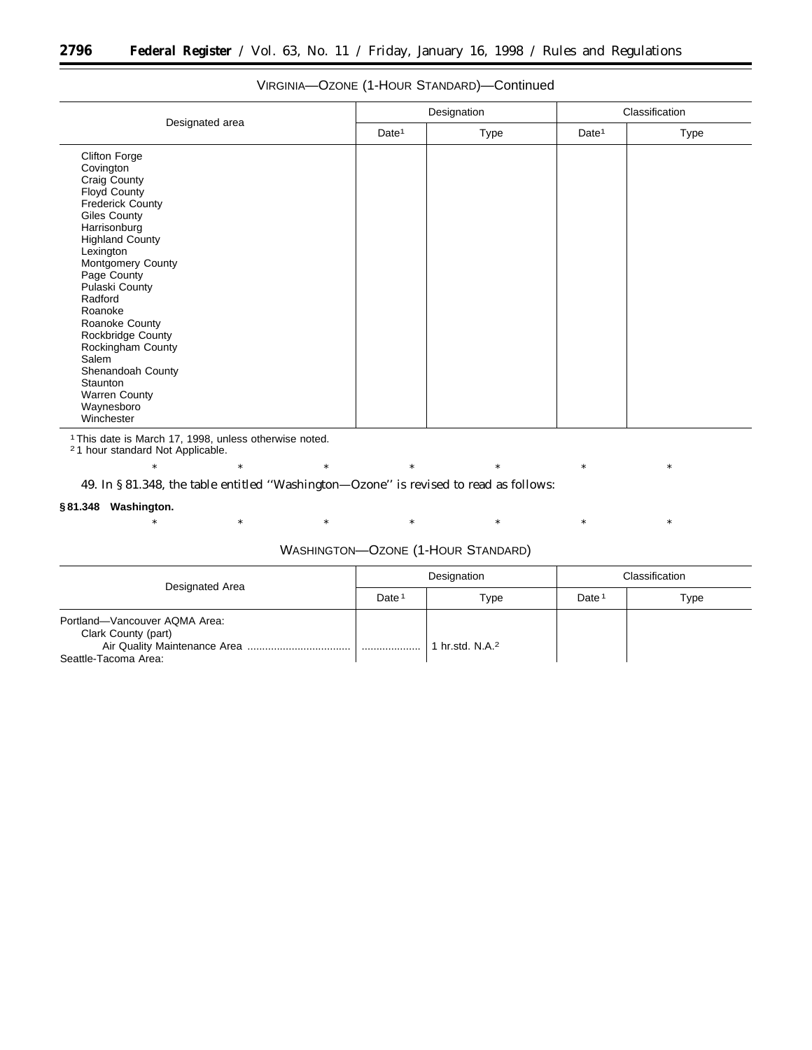VIRGINIA—OZONE (1-HOUR STANDARD)—Continued

| Designated area | Designation | | Classification | |
|---|---|---|---|---|
| | Date[1] | Type | Date[1] | Type |
| Clifton Forge | | | | |
| Covington | | | | |
| Craig County | | | | |
| Floyd County | | | | |
| Frederick County | | | | |
| Giles County | | | | |
| Harrisonburg | | | | |
| Highland County | | | | |
| Lexington | | | | |
| Montgomery County | | | | |
| Page County | | | | |
| Pulaski County | | | | |
| Radford | | | | |
| Roanoke | | | | |
| Roanoke County | | | | |
| Rockbridge County | | | | |
| Rockingham County | | | | |
| Salem | | | | |
| Shenandoah County | | | | |
| Staunton | | | | |
| Warren County | | | | |
| Waynesboro | | | | |
| Winchester | | | | |

[1] This date is March 17, 1998, unless otherwise noted.
[2] 1 hour standard Not Applicable.

\* \* \* \* \* \* \*

49. In § 81.348, the table entitled ''Washington—Ozone'' is revised to read as follows:

**§ 81.348 Washington.**

\* \* \* \* \* \* \*

WASHINGTON—OZONE (1-HOUR STANDARD)

| Designated Area | Designation | | Classification | |
|---|---|---|---|---|
| | Date[1] | Type | Date[1] | Type |
| Portland—Vancouver AQMA Area: | | | | |
| Clark County (part) | | | | |
| Air Quality Maintenance Area | | 1 hr.std. N.A.[2] | | |
| Seattle-Tacoma Area: | | | | |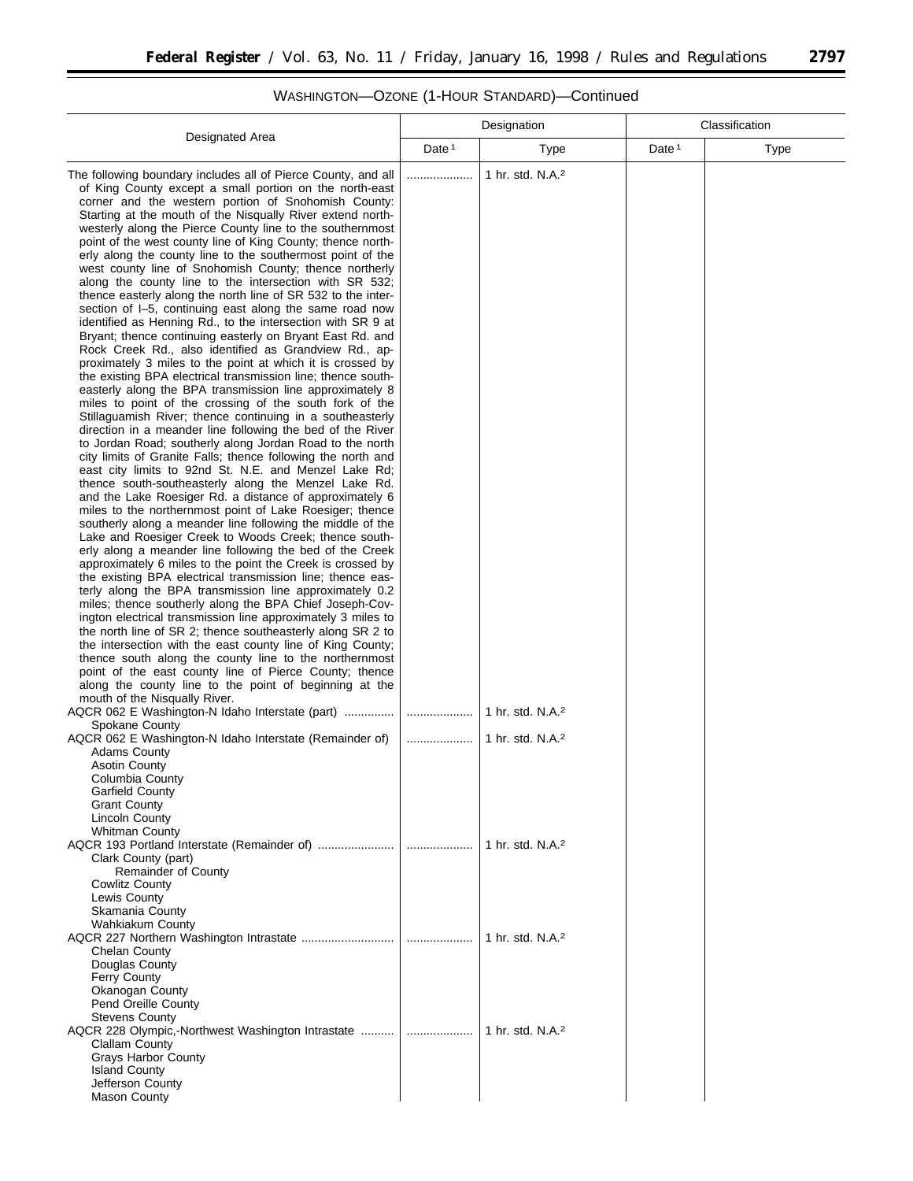## WASHINGTON—OZONE (1-HOUR STANDARD)—Continued

| Designated Area | Designation | | Classification | |
|---|---|---|---|---|
| | Date [1] | Type | Date [1] | Type |
| The following boundary includes all of Pierce County, and all of King County except a small portion on the north-east corner and the western portion of Snohomish County: Starting at the mouth of the Nisqually River extend north-westerly along the Pierce County line to the southernmost point of the west county line of King County; thence northerly along the county line to the southermost point of the west county line of Snohomish County; thence northerly along the county line to the intersection with SR 532; thence easterly along the north line of SR 532 to the intersection of I–5, continuing east along the same road now identified as Henning Rd., to the intersection with SR 9 at Bryant; thence continuing easterly on Bryant East Rd. and Rock Creek Rd., also identified as Grandview Rd., approximately 3 miles to the point at which it is crossed by the existing BPA electrical transmission line; thence south-easterly along the BPA transmission line approximately 8 miles to point of the crossing of the south fork of the Stillaguamish River; thence continuing in a southeasterly direction in a meander line following the bed of the River to Jordan Road; southerly along Jordan Road to the north city limits of Granite Falls; thence following the north and east city limits to 92nd St. N.E. and Menzel Lake Rd; thence south-southeasterly along the Menzel Lake Rd. and the Lake Roesiger Rd. a distance of approximately 6 miles to the northernmost point of Lake Roesiger; thence southerly along a meander line following the middle of the Lake and Roesiger Creek to Woods Creek; thence southerly along a meander line following the bed of the Creek approximately 6 miles to the point the Creek is crossed by the existing BPA electrical transmission line; thence easterly along the BPA transmission line approximately 0.2 miles; thence southerly along the BPA Chief Joseph-Covington electrical transmission line approximately 3 miles to the north line of SR 2; thence southeasterly along SR 2 to the intersection with the east county line of King County; thence south along the county line to the northernmost point of the east county line of Pierce County; thence along the county line to the point of beginning at the mouth of the Nisqually River. | .................... | 1 hr. std. N.A.[2] | | |
| AQCR 062 E Washington-N Idaho Interstate (part) ............... <br>Spokane County | .................... | 1 hr. std. N.A.[2] | | |
| AQCR 062 E Washington-N Idaho Interstate (Remainder of) <br>Adams County <br>Asotin County <br>Columbia County <br>Garfield County <br>Grant County <br>Lincoln County <br>Whitman County | .................... | 1 hr. std. N.A.[2] | | |
| AQCR 193 Portland Interstate (Remainder of) ....................... <br>Clark County (part) <br>Remainder of County <br>Cowlitz County <br>Lewis County <br>Skamania County <br>Wahkiakum County | .................... | 1 hr. std. N.A.[2] | | |
| AQCR 227 Northern Washington Intrastate ............................ <br>Chelan County <br>Douglas County <br>Ferry County <br>Okanogan County <br>Pend Oreille County <br>Stevens County | .................... | 1 hr. std. N.A.[2] | | |
| AQCR 228 Olympic,-Northwest Washington Intrastate .......... <br>Clallam County <br>Grays Harbor County <br>Island County <br>Jefferson County <br>Mason County | .................... | 1 hr. std. N.A.[2] | | |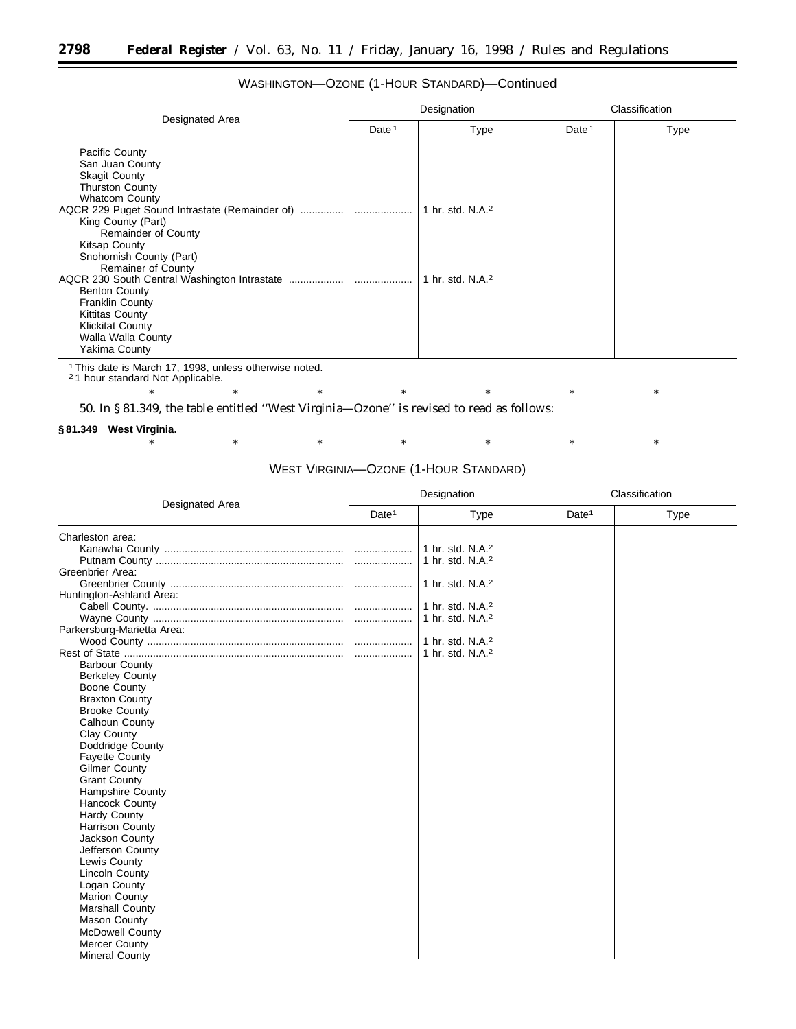WASHINGTON—OZONE (1-HOUR STANDARD)—Continued

| Designated Area | Designation | | Classification | |
|---|---|---|---|---|
| | Date [1] | Type | Date [1] | Type |
| Pacific County | | | | |
| San Juan County | | | | |
| Skagit County | | | | |
| Thurston County | | | | |
| Whatcom County | | | | |
| AQCR 229 Puget Sound Intrastate (Remainder of) | .................... | 1 hr. std. N.A.[2] | | |
| King County (Part) | | | | |
| Remainder of County | | | | |
| Kitsap County | | | | |
| Snohomish County (Part) | | | | |
| Remainer of County | | | | |
| AQCR 230 South Central Washington Intrastate | .................... | 1 hr. std. N.A.[2] | | |
| Benton County | | | | |
| Franklin County | | | | |
| Kittitas County | | | | |
| Klickitat County | | | | |
| Walla Walla County | | | | |
| Yakima County | | | | |

[1] This date is March 17, 1998, unless otherwise noted.
[2] 1 hour standard Not Applicable.

\* \* \* \* \* \* \*

50. In § 81.349, the table entitled ''West Virginia—Ozone'' is revised to read as follows:

**§ 81.349 West Virginia.**

\* \* \* \* \* \* \*

WEST VIRGINIA—OZONE (1-HOUR STANDARD)

| Designated Area | Designation | | Classification | |
|---|---|---|---|---|
| | Date[1] | Type | Date[1] | Type |
| Charleston area: | | | | |
| Kanawha County | .................... | 1 hr. std. N.A.[2] | | |
| Putnam County | .................... | 1 hr. std. N.A.[2] | | |
| Greenbrier Area: | | | | |
| Greenbrier County | .................... | 1 hr. std. N.A.[2] | | |
| Huntington-Ashland Area: | | | | |
| Cabell County. | .................... | 1 hr. std. N.A.[2] | | |
| Wayne County | .................... | 1 hr. std. N.A.[2] | | |
| Parkersburg-Marietta Area: | | | | |
| Wood County | .................... | 1 hr. std. N.A.[2] | | |
| Rest of State | .................... | 1 hr. std. N.A.[2] | | |
| Barbour County | | | | |
| Berkeley County | | | | |
| Boone County | | | | |
| Braxton County | | | | |
| Brooke County | | | | |
| Calhoun County | | | | |
| Clay County | | | | |
| Doddridge County | | | | |
| Fayette County | | | | |
| Gilmer County | | | | |
| Grant County | | | | |
| Hampshire County | | | | |
| Hancock County | | | | |
| Hardy County | | | | |
| Harrison County | | | | |
| Jackson County | | | | |
| Jefferson County | | | | |
| Lewis County | | | | |
| Lincoln County | | | | |
| Logan County | | | | |
| Marion County | | | | |
| Marshall County | | | | |
| Mason County | | | | |
| McDowell County | | | | |
| Mercer County | | | | |
| Mineral County | | | | |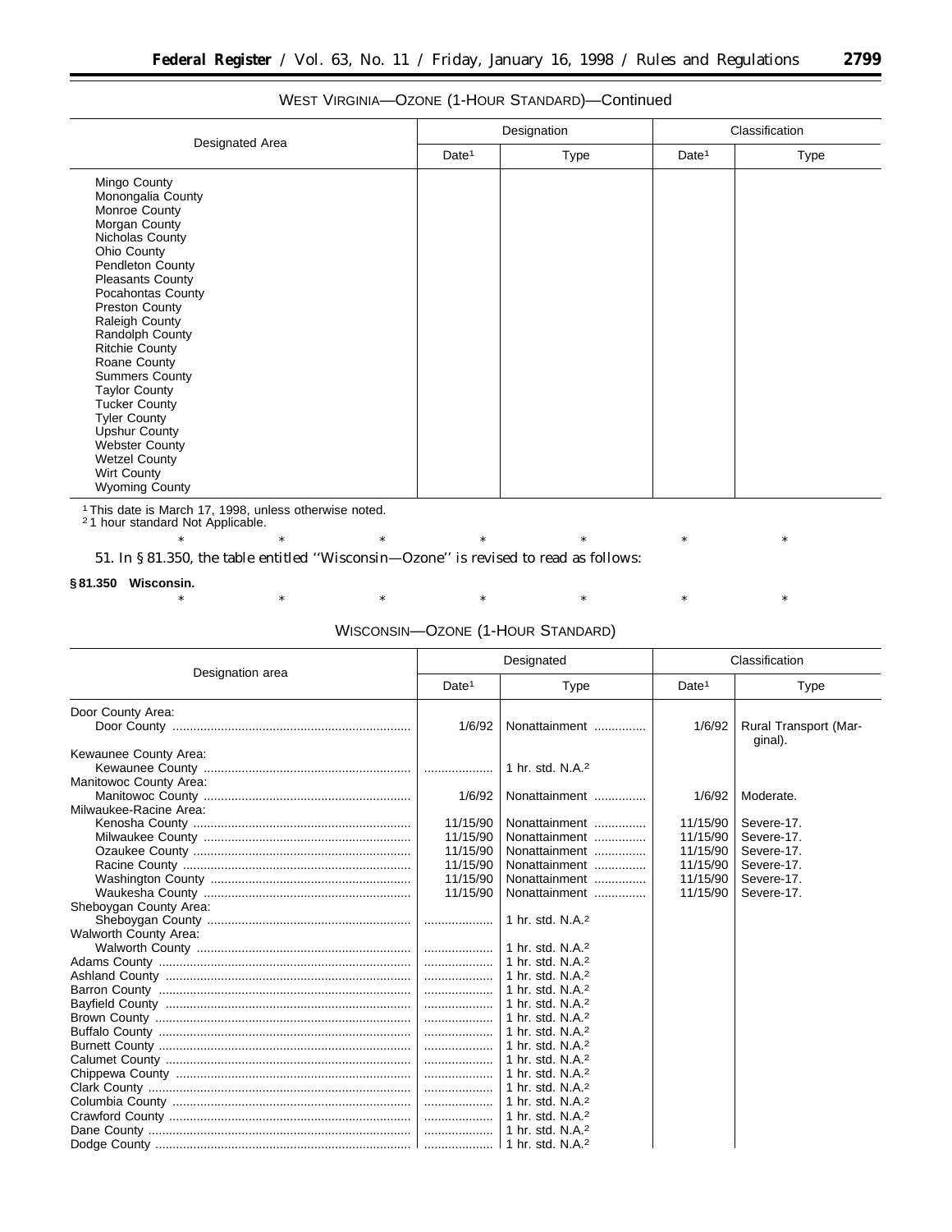WEST VIRGINIA—OZONE (1-HOUR STANDARD)—Continued

| Designated Area | Designation | | Classification | |
|---|---|---|---|---|
| | Date[1] | Type | Date[1] | Type |
| Mingo County | | | | |
| Monongalia County | | | | |
| Monroe County | | | | |
| Morgan County | | | | |
| Nicholas County | | | | |
| Ohio County | | | | |
| Pendleton County | | | | |
| Pleasants County | | | | |
| Pocahontas County | | | | |
| Preston County | | | | |
| Raleigh County | | | | |
| Randolph County | | | | |
| Ritchie County | | | | |
| Roane County | | | | |
| Summers County | | | | |
| Taylor County | | | | |
| Tucker County | | | | |
| Tyler County | | | | |
| Upshur County | | | | |
| Webster County | | | | |
| Wetzel County | | | | |
| Wirt County | | | | |
| Wyoming County | | | | |

[1] This date is March 17, 1998, unless otherwise noted.
[2] 1 hour standard Not Applicable.

\* \* \* \* \* \* \*

51. In § 81.350, the table entitled ''Wisconsin—Ozone'' is revised to read as follows:

**§ 81.350 Wisconsin.**

\* \* \* \* \* \* \*

WISCONSIN—OZONE (1-HOUR STANDARD)

| Designation area | Designated | | Classification | |
|---|---|---|---|---|
| | Date[1] | Type | Date[1] | Type |
| Door County Area: | | | | |
| Door County | 1/6/92 | Nonattainment | 1/6/92 | Rural Transport (Marginal). |
| Kewaunee County Area: | | | | |
| Kewaunee County | | 1 hr. std. N.A.[2] | | |
| Manitowoc County Area: | | | | |
| Manitowoc County | 1/6/92 | Nonattainment | 1/6/92 | Moderate. |
| Milwaukee-Racine Area: | | | | |
| Kenosha County | 11/15/90 | Nonattainment | 11/15/90 | Severe-17. |
| Milwaukee County | 11/15/90 | Nonattainment | 11/15/90 | Severe-17. |
| Ozaukee County | 11/15/90 | Nonattainment | 11/15/90 | Severe-17. |
| Racine County | 11/15/90 | Nonattainment | 11/15/90 | Severe-17. |
| Washington County | 11/15/90 | Nonattainment | 11/15/90 | Severe-17. |
| Waukesha County | 11/15/90 | Nonattainment | 11/15/90 | Severe-17. |
| Sheboygan County Area: | | | | |
| Sheboygan County | | 1 hr. std. N.A.[2] | | |
| Walworth County Area: | | | | |
| Walworth County | | 1 hr. std. N.A.[2] | | |
| Adams County | | 1 hr. std. N.A.[2] | | |
| Ashland County | | 1 hr. std. N.A.[2] | | |
| Barron County | | 1 hr. std. N.A.[2] | | |
| Bayfield County | | 1 hr. std. N.A.[2] | | |
| Brown County | | 1 hr. std. N.A.[2] | | |
| Buffalo County | | 1 hr. std. N.A.[2] | | |
| Burnett County | | 1 hr. std. N.A.[2] | | |
| Calumet County | | 1 hr. std. N.A.[2] | | |
| Chippewa County | | 1 hr. std. N.A.[2] | | |
| Clark County | | 1 hr. std. N.A.[2] | | |
| Columbia County | | 1 hr. std. N.A.[2] | | |
| Crawford County | | 1 hr. std. N.A.[2] | | |
| Dane County | | 1 hr. std. N.A.[2] | | |
| Dodge County | | 1 hr. std. N.A.[2] | | |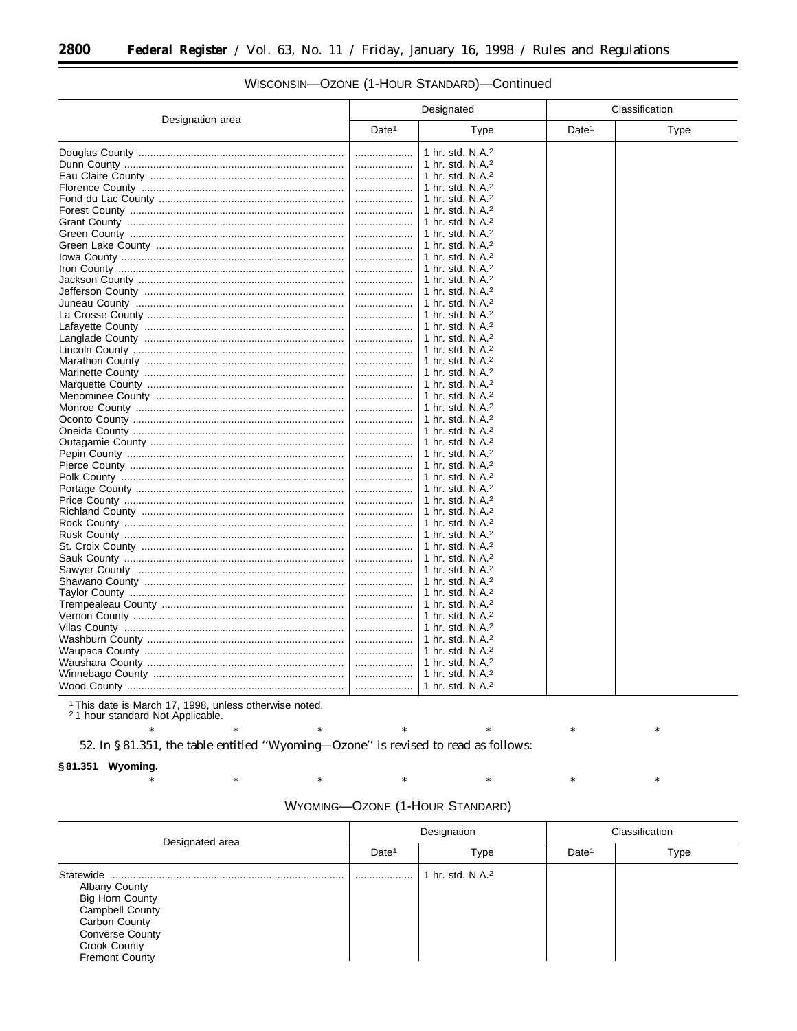WISCONSIN—OZONE (1-HOUR STANDARD)—Continued

| Designation area | Designated | | Classification | |
|---|---|---|---|---|
| | Date[1] | Type | Date[1] | Type |
| Douglas County | .................... | 1 hr. std. N.A.[2] | | |
| Dunn County | .................... | 1 hr. std. N.A.[2] | | |
| Eau Claire County | .................... | 1 hr. std. N.A.[2] | | |
| Florence County | .................... | 1 hr. std. N.A.[2] | | |
| Fond du Lac County | .................... | 1 hr. std. N.A.[2] | | |
| Forest County | .................... | 1 hr. std. N.A.[2] | | |
| Grant County | .................... | 1 hr. std. N.A.[2] | | |
| Green County | .................... | 1 hr. std. N.A.[2] | | |
| Green Lake County | .................... | 1 hr. std. N.A.[2] | | |
| Iowa County | .................... | 1 hr. std. N.A.[2] | | |
| Iron County | .................... | 1 hr. std. N.A.[2] | | |
| Jackson County | .................... | 1 hr. std. N.A.[2] | | |
| Jefferson County | .................... | 1 hr. std. N.A.[2] | | |
| Juneau County | .................... | 1 hr. std. N.A.[2] | | |
| La Crosse County | .................... | 1 hr. std. N.A.[2] | | |
| Lafayette County | .................... | 1 hr. std. N.A.[2] | | |
| Langlade County | .................... | 1 hr. std. N.A.[2] | | |
| Lincoln County | .................... | 1 hr. std. N.A.[2] | | |
| Marathon County | .................... | 1 hr. std. N.A.[2] | | |
| Marinette County | .................... | 1 hr. std. N.A.[2] | | |
| Marquette County | .................... | 1 hr. std. N.A.[2] | | |
| Menominee County | .................... | 1 hr. std. N.A.[2] | | |
| Monroe County | .................... | 1 hr. std. N.A.[2] | | |
| Oconto County | .................... | 1 hr. std. N.A.[2] | | |
| Oneida County | .................... | 1 hr. std. N.A.[2] | | |
| Outagamie County | .................... | 1 hr. std. N.A.[2] | | |
| Pepin County | .................... | 1 hr. std. N.A.[2] | | |
| Pierce County | .................... | 1 hr. std. N.A.[2] | | |
| Polk County | .................... | 1 hr. std. N.A.[2] | | |
| Portage County | .................... | 1 hr. std. N.A.[2] | | |
| Price County | .................... | 1 hr. std. N.A.[2] | | |
| Richland County | .................... | 1 hr. std. N.A.[2] | | |
| Rock County | .................... | 1 hr. std. N.A.[2] | | |
| Rusk County | .................... | 1 hr. std. N.A.[2] | | |
| St. Croix County | .................... | 1 hr. std. N.A.[2] | | |
| Sauk County | .................... | 1 hr. std. N.A.[2] | | |
| Sawyer County | .................... | 1 hr. std. N.A.[2] | | |
| Shawano County | .................... | 1 hr. std. N.A.[2] | | |
| Taylor County | .................... | 1 hr. std. N.A.[2] | | |
| Trempealeau County | .................... | 1 hr. std. N.A.[2] | | |
| Vernon County | .................... | 1 hr. std. N.A.[2] | | |
| Vilas County | .................... | 1 hr. std. N.A.[2] | | |
| Washburn County | .................... | 1 hr. std. N.A.[2] | | |
| Waupaca County | .................... | 1 hr. std. N.A.[2] | | |
| Waushara County | .................... | 1 hr. std. N.A.[2] | | |
| Winnebago County | .................... | 1 hr. std. N.A.[2] | | |
| Wood County | .................... | 1 hr. std. N.A.[2] | | |

[1] This date is March 17, 1998, unless otherwise noted.
[2] 1 hour standard Not Applicable.

\* \* \* \* \* \* \*

52. In § 81.351, the table entitled ''Wyoming—Ozone'' is revised to read as follows:

**§ 81.351 Wyoming.**

\* \* \* \* \* \* \*

WYOMING—OZONE (1-HOUR STANDARD)

| Designated area | Designation | | Classification | |
|---|---|---|---|---|
| | Date[1] | Type | Date[1] | Type |
| Statewide | .................... | 1 hr. std. N.A.[2] | | |
| Albany County | | | | |
| Big Horn County | | | | |
| Campbell County | | | | |
| Carbon County | | | | |
| Converse County | | | | |
| Crook County | | | | |
| Fremont County | | | | |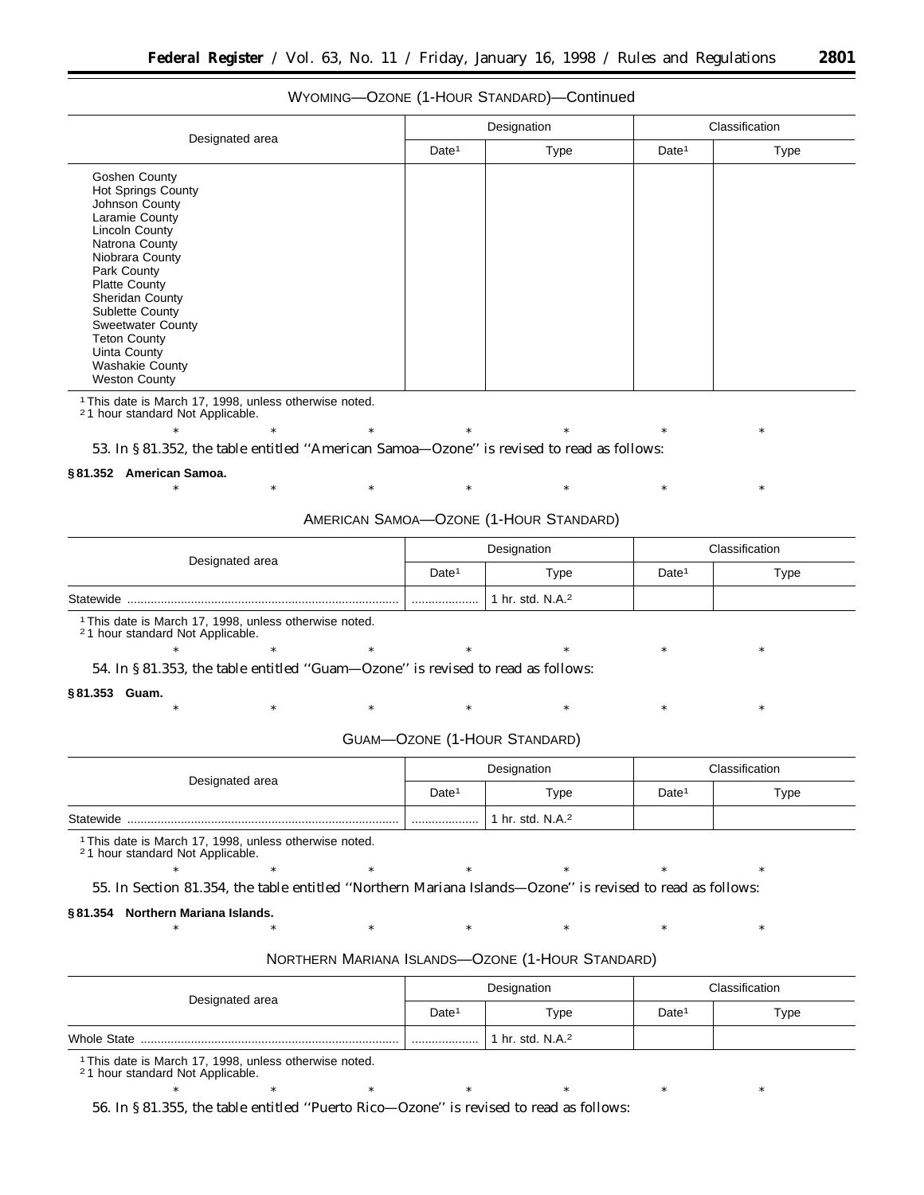WYOMING—OZONE (1-HOUR STANDARD)—Continued

| Designated area | Designation | | Classification | |
|---|---|---|---|---|
| | Date[1] | Type | Date[1] | Type |
| Goshen County<br>Hot Springs County<br>Johnson County<br>Laramie County<br>Lincoln County<br>Natrona County<br>Niobrara County<br>Park County<br>Platte County<br>Sheridan County<br>Sublette County<br>Sweetwater County<br>Teton County<br>Uinta County<br>Washakie County<br>Weston County | | | | |

[1] This date is March 17, 1998, unless otherwise noted.
[2] 1 hour standard Not Applicable.

\* \* \* \* \* \* \*

53. In § 81.352, the table entitled ''American Samoa—Ozone'' is revised to read as follows:

**§ 81.352 American Samoa.**

\* \* \* \* \* \* \*

AMERICAN SAMOA—OZONE (1-HOUR STANDARD)

| Designated area | Designation | | Classification | |
|---|---|---|---|---|
| | Date[1] | Type | Date[1] | Type |
| Statewide | .................... | 1 hr. std. N.A.[2] | | |

[1] This date is March 17, 1998, unless otherwise noted.
[2] 1 hour standard Not Applicable.

\* \* \* \* \* \* \*

54. In § 81.353, the table entitled ''Guam—Ozone'' is revised to read as follows:

**§ 81.353 Guam.**

\* \* \* \* \* \* \*

GUAM—OZONE (1-HOUR STANDARD)

| Designated area | Designation | | Classification | |
|---|---|---|---|---|
| | Date[1] | Type | Date[1] | Type |
| Statewide | .................... | 1 hr. std. N.A.[2] | | |

[1] This date is March 17, 1998, unless otherwise noted.
[2] 1 hour standard Not Applicable.

\* \* \* \* \* \* \*

55. In Section 81.354, the table entitled ''Northern Mariana Islands—Ozone'' is revised to read as follows:

**§ 81.354 Northern Mariana Islands.**

\* \* \* \* \* \* \*

NORTHERN MARIANA ISLANDS—OZONE (1-HOUR STANDARD)

| Designated area | Designation | | Classification | |
|---|---|---|---|---|
| | Date[1] | Type | Date[1] | Type |
| Whole State | .................... | 1 hr. std. N.A.[2] | | |

[1] This date is March 17, 1998, unless otherwise noted.
[2] 1 hour standard Not Applicable.

\* \* \* \* \* \* \*

56. In § 81.355, the table entitled ''Puerto Rico—Ozone'' is revised to read as follows: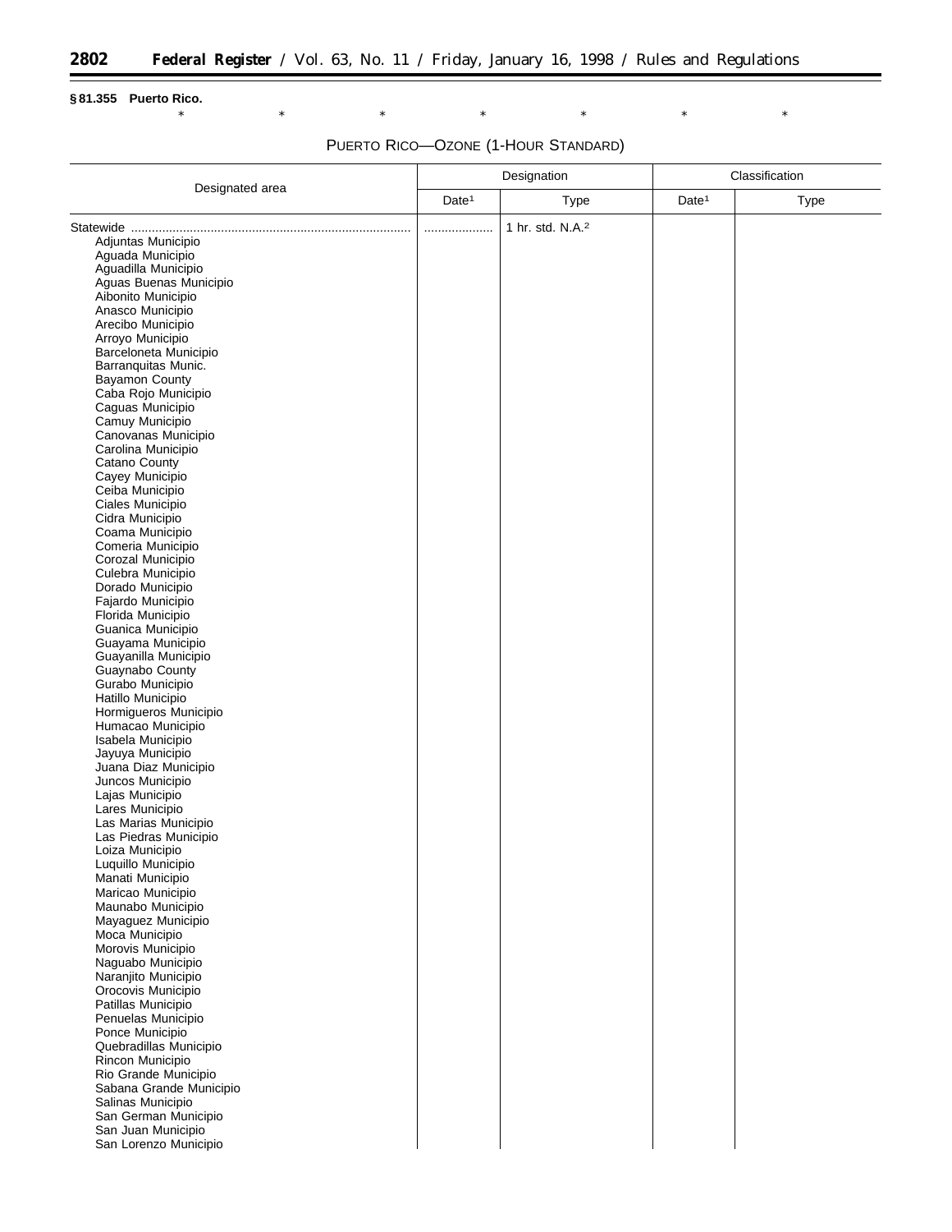**§ 81.355 Puerto Rico.**

\* \* \* \* \* \* \*

PUERTO RICO—OZONE (1-HOUR STANDARD)

| Designated area | Designation | | Classification | |
|---|---|---|---|---|
| | Date[1] | Type | Date[1] | Type |
| Statewide | ..................... | 1 hr. std. N.A.[2] | | |
| Adjuntas Municipio | | | | |
| Aguada Municipio | | | | |
| Aguadilla Municipio | | | | |
| Aguas Buenas Municipio | | | | |
| Aibonito Municipio | | | | |
| Anasco Municipio | | | | |
| Arecibo Municipio | | | | |
| Arroyo Municipio | | | | |
| Barceloneta Municipio | | | | |
| Barranquitas Munic. | | | | |
| Bayamon County | | | | |
| Caba Rojo Municipio | | | | |
| Caguas Municipio | | | | |
| Camuy Municipio | | | | |
| Canovanas Municipio | | | | |
| Carolina Municipio | | | | |
| Catano County | | | | |
| Cayey Municipio | | | | |
| Ceiba Municipio | | | | |
| Ciales Municipio | | | | |
| Cidra Municipio | | | | |
| Coama Municipio | | | | |
| Comeria Municipio | | | | |
| Corozal Municipio | | | | |
| Culebra Municipio | | | | |
| Dorado Municipio | | | | |
| Fajardo Municipio | | | | |
| Florida Municipio | | | | |
| Guanica Municipio | | | | |
| Guayama Municipio | | | | |
| Guayanilla Municipio | | | | |
| Guaynabo County | | | | |
| Gurabo Municipio | | | | |
| Hatillo Municipio | | | | |
| Hormigueros Municipio | | | | |
| Humacao Municipio | | | | |
| Isabela Municipio | | | | |
| Jayuya Municipio | | | | |
| Juana Diaz Municipio | | | | |
| Juncos Municipio | | | | |
| Lajas Municipio | | | | |
| Lares Municipio | | | | |
| Las Marias Municipio | | | | |
| Las Piedras Municipio | | | | |
| Loiza Municipio | | | | |
| Luquillo Municipio | | | | |
| Manati Municipio | | | | |
| Maricao Municipio | | | | |
| Maunabo Municipio | | | | |
| Mayaguez Municipio | | | | |
| Moca Municipio | | | | |
| Morovis Municipio | | | | |
| Naguabo Municipio | | | | |
| Naranjito Municipio | | | | |
| Orocovis Municipio | | | | |
| Patillas Municipio | | | | |
| Penuelas Municipio | | | | |
| Ponce Municipio | | | | |
| Quebradillas Municipio | | | | |
| Rincon Municipio | | | | |
| Rio Grande Municipio | | | | |
| Sabana Grande Municipio | | | | |
| Salinas Municipio | | | | |
| San German Municipio | | | | |
| San Juan Municipio | | | | |
| San Lorenzo Municipio | | | | |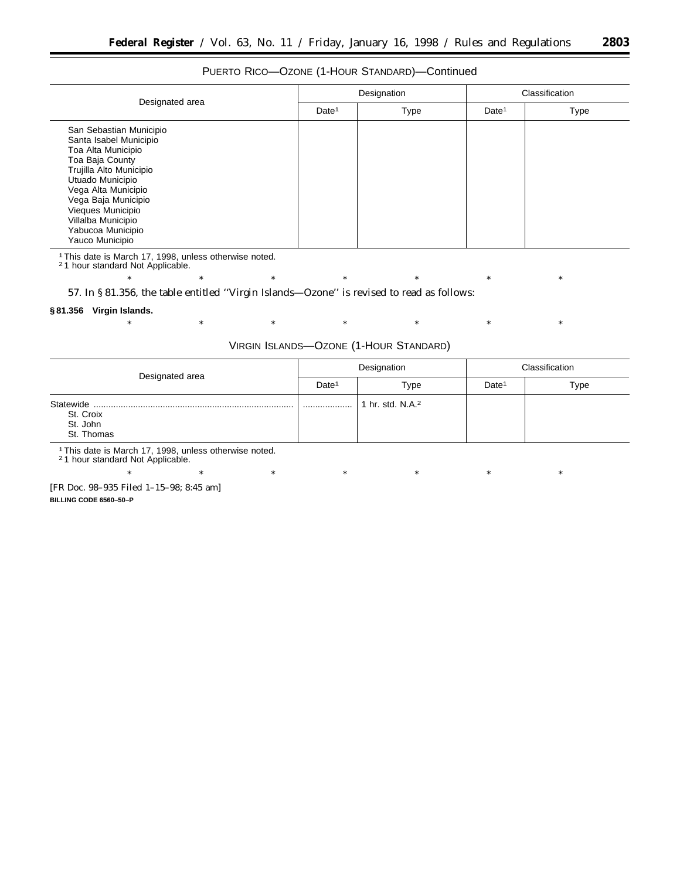PUERTO RICO—OZONE (1-HOUR STANDARD)—Continued

| Designated area | Designation | | Classification | |
|---|---|---|---|---|
| | Date[1] | Type | Date[1] | Type |
| San Sebastian Municipio<br>Santa Isabel Municipio<br>Toa Alta Municipio<br>Toa Baja County<br>Trujilla Alto Municipio<br>Utuado Municipio<br>Vega Alta Municipio<br>Vega Baja Municipio<br>Vieques Municipio<br>Villalba Municipio<br>Yabucoa Municipio<br>Yauco Municipio | | | | |

[1] This date is March 17, 1998, unless otherwise noted.
[2] 1 hour standard Not Applicable.

\* \* \* \* \* \* \*

57. In § 81.356, the table entitled ''Virgin Islands—Ozone'' is revised to read as follows:

**§ 81.356 Virgin Islands.**

\* \* \* \* \* \* \*

VIRGIN ISLANDS—OZONE (1-HOUR STANDARD)

| Designated area | Designation | | Classification | |
|---|---|---|---|---|
| | Date[1] | Type | Date[1] | Type |
| Statewide ................................................................................<br>St. Croix<br>St. John<br>St. Thomas | .................... | 1 hr. std. N.A.[2] | | |

[1] This date is March 17, 1998, unless otherwise noted.
[2] 1 hour standard Not Applicable.

\* \* \* \* \* \* \*

[FR Doc. 98–935 Filed 1–15–98; 8:45 am]

**BILLING CODE 6560–50–P**